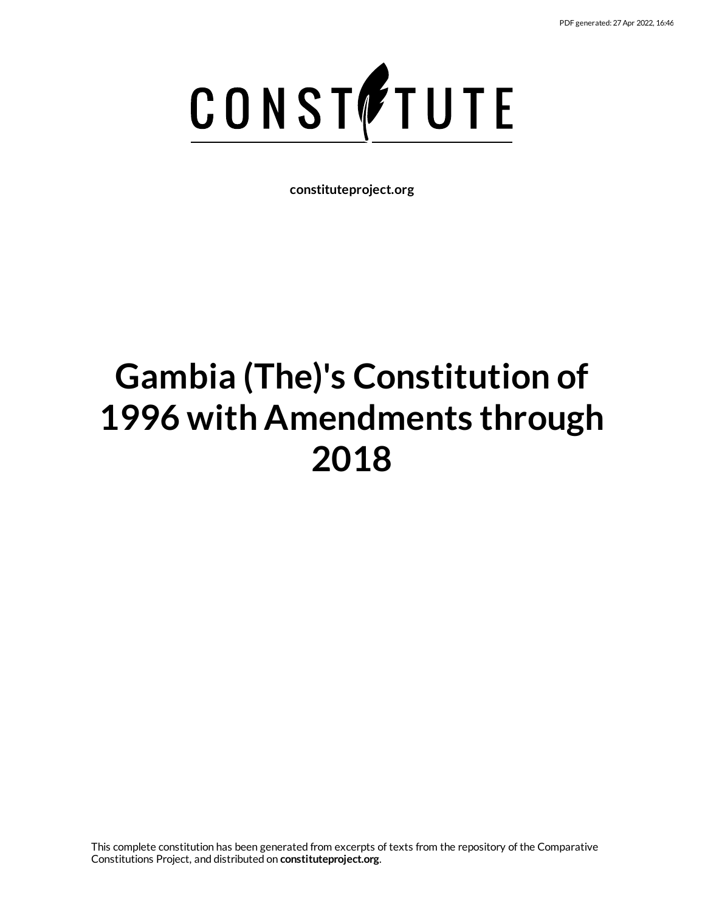CONSTITUTE

**constituteproject.org**

# Gambia (The)'s Constitution of 1996 with Amendments through 2018

This complete constitution has been generated from excerpts of texts from the repository of the Comparative Constitutions Project, and distributed on **constituteproject.org**.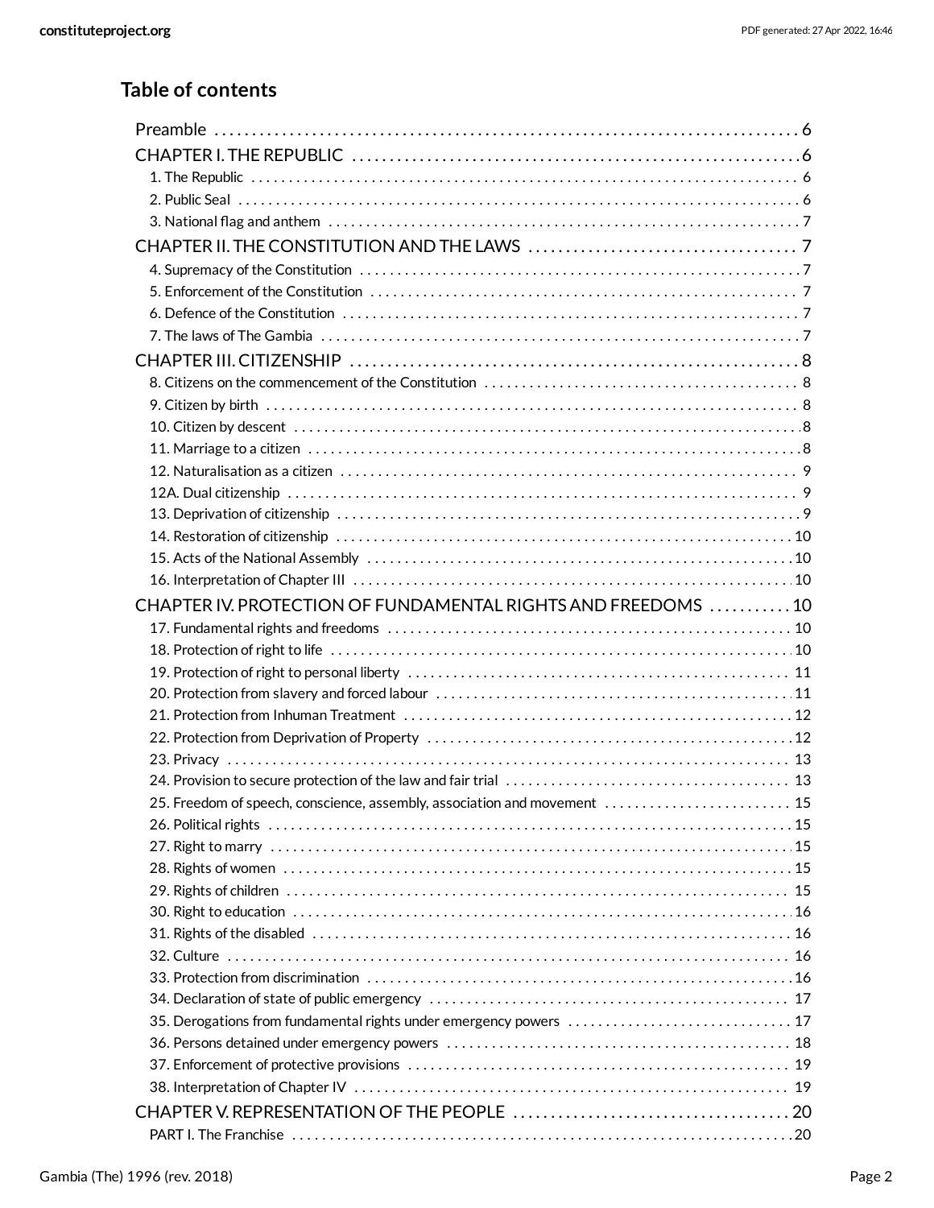## Table of contents

- Preamble . . . 6
- CHAPTER I. THE REPUBLIC . . . 6
  - 1. The Republic . . . 6
  - 2. Public Seal . . . 6
  - 3. National flag and anthem . . . 7
- CHAPTER II. THE CONSTITUTION AND THE LAWS . . . 7
  - 4. Supremacy of the Constitution . . . 7
  - 5. Enforcement of the Constitution . . . 7
  - 6. Defence of the Constitution . . . 7
  - 7. The laws of The Gambia . . . 7
- CHAPTER III. CITIZENSHIP . . . 8
  - 8. Citizens on the commencement of the Constitution . . . 8
  - 9. Citizen by birth . . . 8
  - 10. Citizen by descent . . . 8
  - 11. Marriage to a citizen . . . 8
  - 12. Naturalisation as a citizen . . . 9
  - 12A. Dual citizenship . . . 9
  - 13. Deprivation of citizenship . . . 9
  - 14. Restoration of citizenship . . . 10
  - 15. Acts of the National Assembly . . . 10
  - 16. Interpretation of Chapter III . . . 10
- CHAPTER IV. PROTECTION OF FUNDAMENTAL RIGHTS AND FREEDOMS . . . 10
  - 17. Fundamental rights and freedoms . . . 10
  - 18. Protection of right to life . . . 10
  - 19. Protection of right to personal liberty . . . 11
  - 20. Protection from slavery and forced labour . . . 11
  - 21. Protection from Inhuman Treatment . . . 12
  - 22. Protection from Deprivation of Property . . . 12
  - 23. Privacy . . . 13
  - 24. Provision to secure protection of the law and fair trial . . . 13
  - 25. Freedom of speech, conscience, assembly, association and movement . . . 15
  - 26. Political rights . . . 15
  - 27. Right to marry . . . 15
  - 28. Rights of women . . . 15
  - 29. Rights of children . . . 15
  - 30. Right to education . . . 16
  - 31. Rights of the disabled . . . 16
  - 32. Culture . . . 16
  - 33. Protection from discrimination . . . 16
  - 34. Declaration of state of public emergency . . . 17
  - 35. Derogations from fundamental rights under emergency powers . . . 17
  - 36. Persons detained under emergency powers . . . 18
  - 37. Enforcement of protective provisions . . . 19
  - 38. Interpretation of Chapter IV . . . 19
- CHAPTER V. REPRESENTATION OF THE PEOPLE . . . 20
  - PART I. The Franchise . . . 20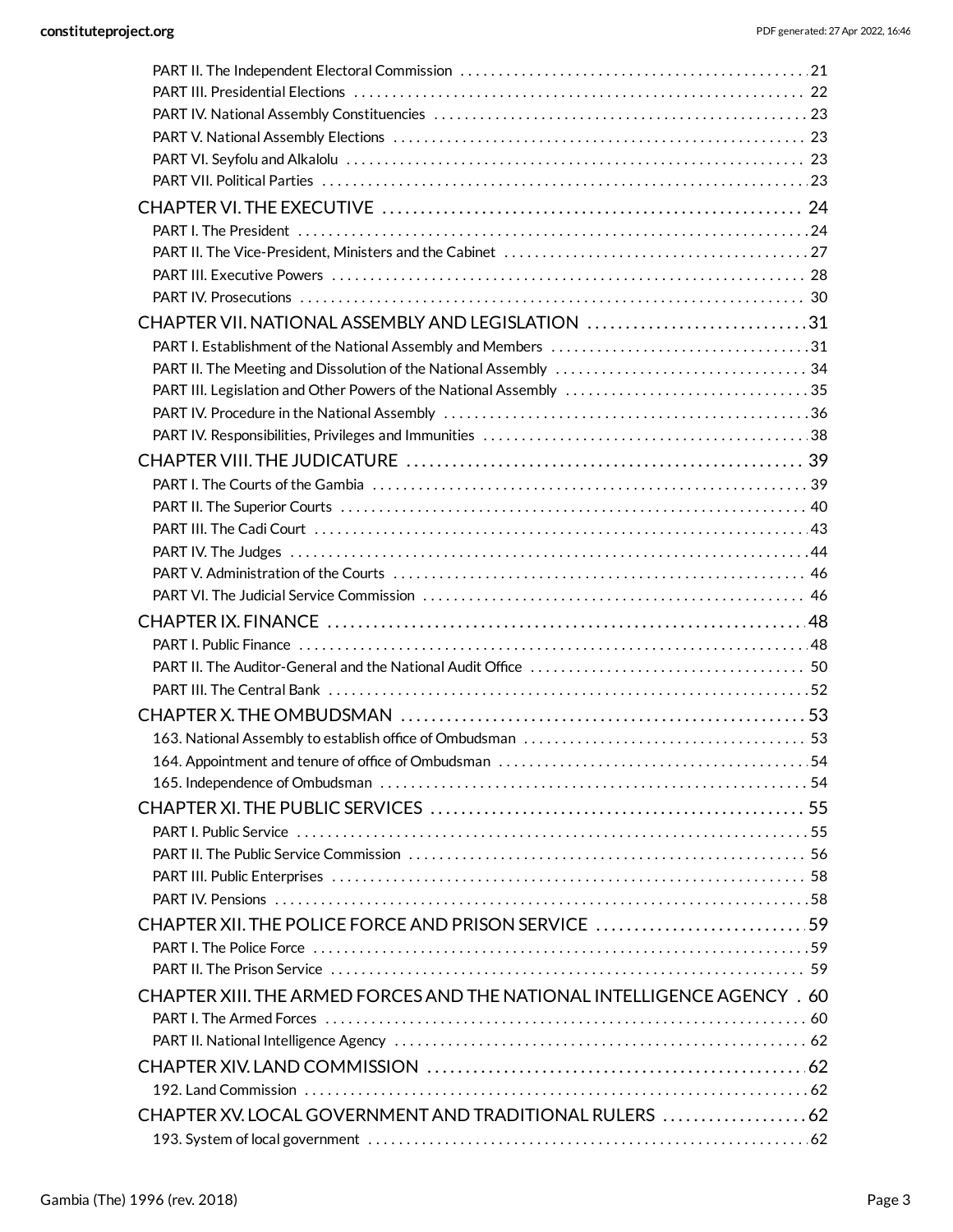PART II. The Independent Electoral Commission . . . . . . . . . . 21
PART III. Presidential Elections . . . . . . . . . . 22
PART IV. National Assembly Constituencies . . . . . . . . . . 23
PART V. National Assembly Elections . . . . . . . . . . 23
PART VI. Seyfolu and Alkalolu . . . . . . . . . . 23
PART VII. Political Parties . . . . . . . . . . 23

CHAPTER VI. THE EXECUTIVE . . . . . . . . . . 24
PART I. The President . . . . . . . . . . 24
PART II. The Vice-President, Ministers and the Cabinet . . . . . . . . . . 27
PART III. Executive Powers . . . . . . . . . . 28
PART IV. Prosecutions . . . . . . . . . . 30

CHAPTER VII. NATIONAL ASSEMBLY AND LEGISLATION . . . . . . . . . . 31
PART I. Establishment of the National Assembly and Members . . . . . . . . . . 31
PART II. The Meeting and Dissolution of the National Assembly . . . . . . . . . . 34
PART III. Legislation and Other Powers of the National Assembly . . . . . . . . . . 35
PART IV. Procedure in the National Assembly . . . . . . . . . . 36
PART IV. Responsibilities, Privileges and Immunities . . . . . . . . . . 38

CHAPTER VIII. THE JUDICATURE . . . . . . . . . . 39
PART I. The Courts of the Gambia . . . . . . . . . . 39
PART II. The Superior Courts . . . . . . . . . . 40
PART III. The Cadi Court . . . . . . . . . . 43
PART IV. The Judges . . . . . . . . . . 44
PART V. Administration of the Courts . . . . . . . . . . 46
PART VI. The Judicial Service Commission . . . . . . . . . . 46

CHAPTER IX. FINANCE . . . . . . . . . . 48
PART I. Public Finance . . . . . . . . . . 48
PART II. The Auditor-General and the National Audit Office . . . . . . . . . . 50
PART III. The Central Bank . . . . . . . . . . 52

CHAPTER X. THE OMBUDSMAN . . . . . . . . . . 53
163. National Assembly to establish office of Ombudsman . . . . . . . . . . 53
164. Appointment and tenure of office of Ombudsman . . . . . . . . . . 54
165. Independence of Ombudsman . . . . . . . . . . 54

CHAPTER XI. THE PUBLIC SERVICES . . . . . . . . . . 55
PART I. Public Service . . . . . . . . . . 55
PART II. The Public Service Commission . . . . . . . . . . 56
PART III. Public Enterprises . . . . . . . . . . 58
PART IV. Pensions . . . . . . . . . . 58

CHAPTER XII. THE POLICE FORCE AND PRISON SERVICE . . . . . . . . . . 59
PART I. The Police Force . . . . . . . . . . 59
PART II. The Prison Service . . . . . . . . . . 59

CHAPTER XIII. THE ARMED FORCES AND THE NATIONAL INTELLIGENCE AGENCY . . 60
PART I. The Armed Forces . . . . . . . . . . 60
PART II. National Intelligence Agency . . . . . . . . . . 62

CHAPTER XIV. LAND COMMISSION . . . . . . . . . . 62
192. Land Commission . . . . . . . . . . 62

CHAPTER XV. LOCAL GOVERNMENT AND TRADITIONAL RULERS . . . . . . . . . . 62
193. System of local government . . . . . . . . . . 62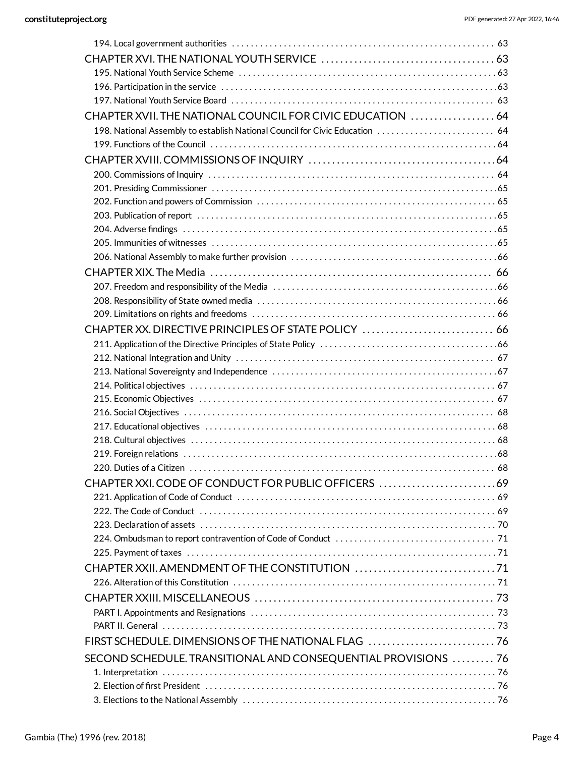194. Local government authorities . . . . . 63

CHAPTER XVI. THE NATIONAL YOUTH SERVICE . . . . . 63

195. National Youth Service Scheme . . . . . 63

196. Participation in the service . . . . . 63

197. National Youth Service Board . . . . . 63

CHAPTER XVII. THE NATIONAL COUNCIL FOR CIVIC EDUCATION . . . . . 64

198. National Assembly to establish National Council for Civic Education . . . . . 64

199. Functions of the Council . . . . . 64

CHAPTER XVIII. COMMISSIONS OF INQUIRY . . . . . 64

200. Commissions of Inquiry . . . . . 64

201. Presiding Commissioner . . . . . 65

202. Function and powers of Commission . . . . . 65

203. Publication of report . . . . . 65

204. Adverse findings . . . . . 65

205. Immunities of witnesses . . . . . 65

206. National Assembly to make further provision . . . . . 66

CHAPTER XIX. The Media . . . . . 66

207. Freedom and responsibility of the Media . . . . . 66

208. Responsibility of State owned media . . . . . 66

209. Limitations on rights and freedoms . . . . . 66

CHAPTER XX. DIRECTIVE PRINCIPLES OF STATE POLICY . . . . . 66

211. Application of the Directive Principles of State Policy . . . . . 66

212. National Integration and Unity . . . . . 67

213. National Sovereignty and Independence . . . . . 67

214. Political objectives . . . . . 67

215. Economic Objectives . . . . . 67

216. Social Objectives . . . . . 68

217. Educational objectives . . . . . 68

218. Cultural objectives . . . . . 68

219. Foreign relations . . . . . 68

220. Duties of a Citizen . . . . . 68

CHAPTER XXI. CODE OF CONDUCT FOR PUBLIC OFFICERS . . . . . 69

221. Application of Code of Conduct . . . . . 69

222. The Code of Conduct . . . . . 69

223. Declaration of assets . . . . . 70

224. Ombudsman to report contravention of Code of Conduct . . . . . 71

225. Payment of taxes . . . . . 71

CHAPTER XXII. AMENDMENT OF THE CONSTITUTION . . . . . 71

226. Alteration of this Constitution . . . . . 71

CHAPTER XXIII. MISCELLANEOUS . . . . . 73

PART I. Appointments and Resignations . . . . . 73

PART II. General . . . . . 73

FIRST SCHEDULE. DIMENSIONS OF THE NATIONAL FLAG . . . . . 76

SECOND SCHEDULE. TRANSITIONAL AND CONSEQUENTIAL PROVISIONS . . . . . 76

1. Interpretation . . . . . 76

2. Election of first President . . . . . 76

3. Elections to the National Assembly . . . . . 76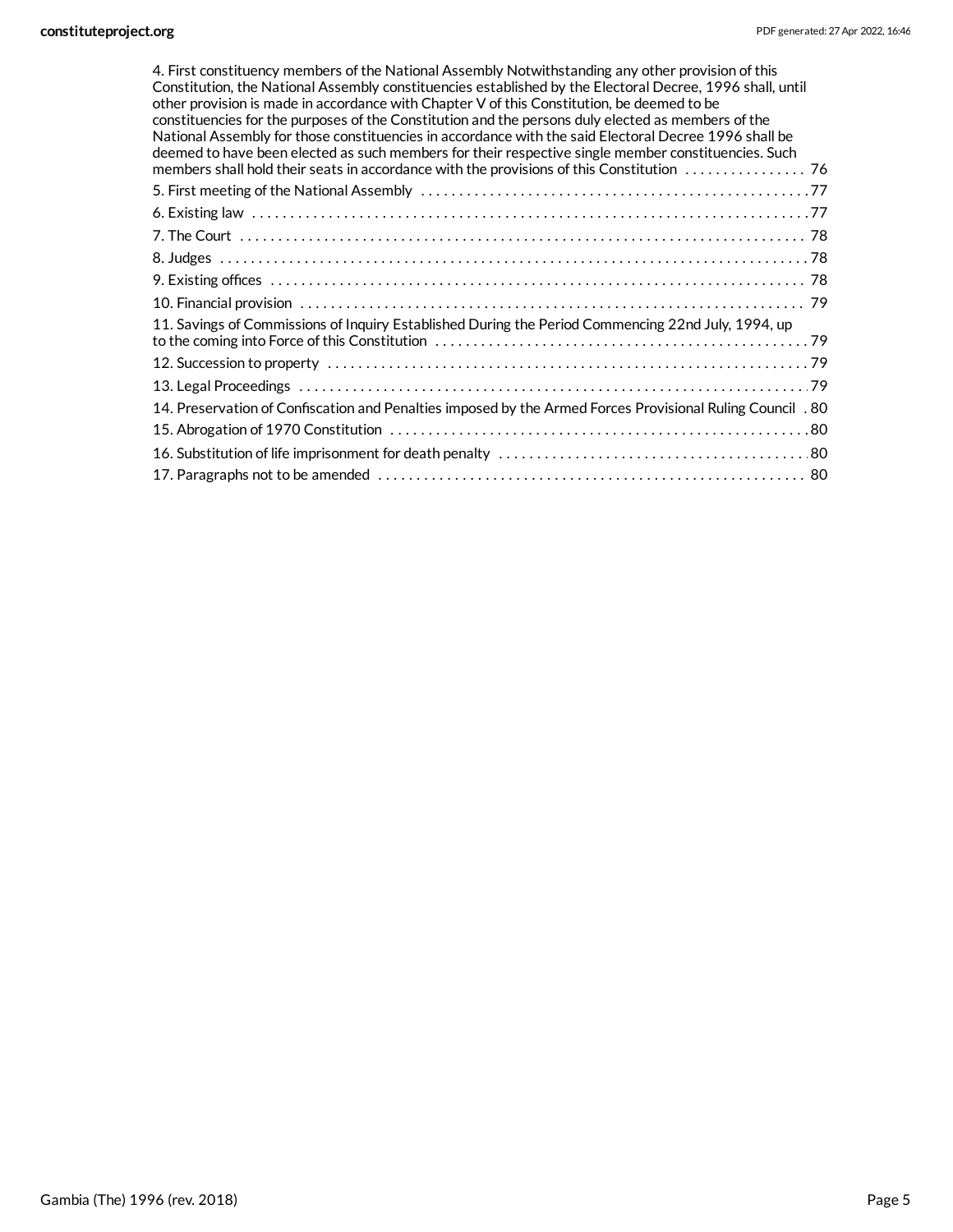4. First constituency members of the National Assembly Notwithstanding any other provision of this Constitution, the National Assembly constituencies established by the Electoral Decree, 1996 shall, until other provision is made in accordance with Chapter V of this Constitution, be deemed to be constituencies for the purposes of the Constitution and the persons duly elected as members of the National Assembly for those constituencies in accordance with the said Electoral Decree 1996 shall be deemed to have been elected as such members for their respective single member constituencies. Such members shall hold their seats in accordance with the provisions of this Constitution . . . . . . . . . . . . . . . . 76

5. First meeting of the National Assembly . . . . . . . . . . . . . . . . . . . . . . . . . . . . . . . . . . . . . . . . . . . . . . . . . . . 77

6. Existing law . . . . . . . . . . . . . . . . . . . . . . . . . . . . . . . . . . . . . . . . . . . . . . . . . . . . . . . . . . . . . . . . . . . . . . . . . . 77

7. The Court . . . . . . . . . . . . . . . . . . . . . . . . . . . . . . . . . . . . . . . . . . . . . . . . . . . . . . . . . . . . . . . . . . . . . . . . . . . 78

8. Judges . . . . . . . . . . . . . . . . . . . . . . . . . . . . . . . . . . . . . . . . . . . . . . . . . . . . . . . . . . . . . . . . . . . . . . . . . . . . . . 78

9. Existing offices . . . . . . . . . . . . . . . . . . . . . . . . . . . . . . . . . . . . . . . . . . . . . . . . . . . . . . . . . . . . . . . . . . . . . . 78

10. Financial provision . . . . . . . . . . . . . . . . . . . . . . . . . . . . . . . . . . . . . . . . . . . . . . . . . . . . . . . . . . . . . . . . . . 79

11. Savings of Commissions of Inquiry Established During the Period Commencing 22nd July, 1994, up to the coming into Force of this Constitution . . . . . . . . . . . . . . . . . . . . . . . . . . . . . . . . . . . . . . . . . . . . . . . . . 79

12. Succession to property . . . . . . . . . . . . . . . . . . . . . . . . . . . . . . . . . . . . . . . . . . . . . . . . . . . . . . . . . . . . . . . 79

13. Legal Proceedings . . . . . . . . . . . . . . . . . . . . . . . . . . . . . . . . . . . . . . . . . . . . . . . . . . . . . . . . . . . . . . . . . . . 79

14. Preservation of Confiscation and Penalties imposed by the Armed Forces Provisional Ruling Council . 80

15. Abrogation of 1970 Constitution . . . . . . . . . . . . . . . . . . . . . . . . . . . . . . . . . . . . . . . . . . . . . . . . . . . . . . 80

16. Substitution of life imprisonment for death penalty . . . . . . . . . . . . . . . . . . . . . . . . . . . . . . . . . . . . . . . . . 80

17. Paragraphs not to be amended . . . . . . . . . . . . . . . . . . . . . . . . . . . . . . . . . . . . . . . . . . . . . . . . . . . . . . . 80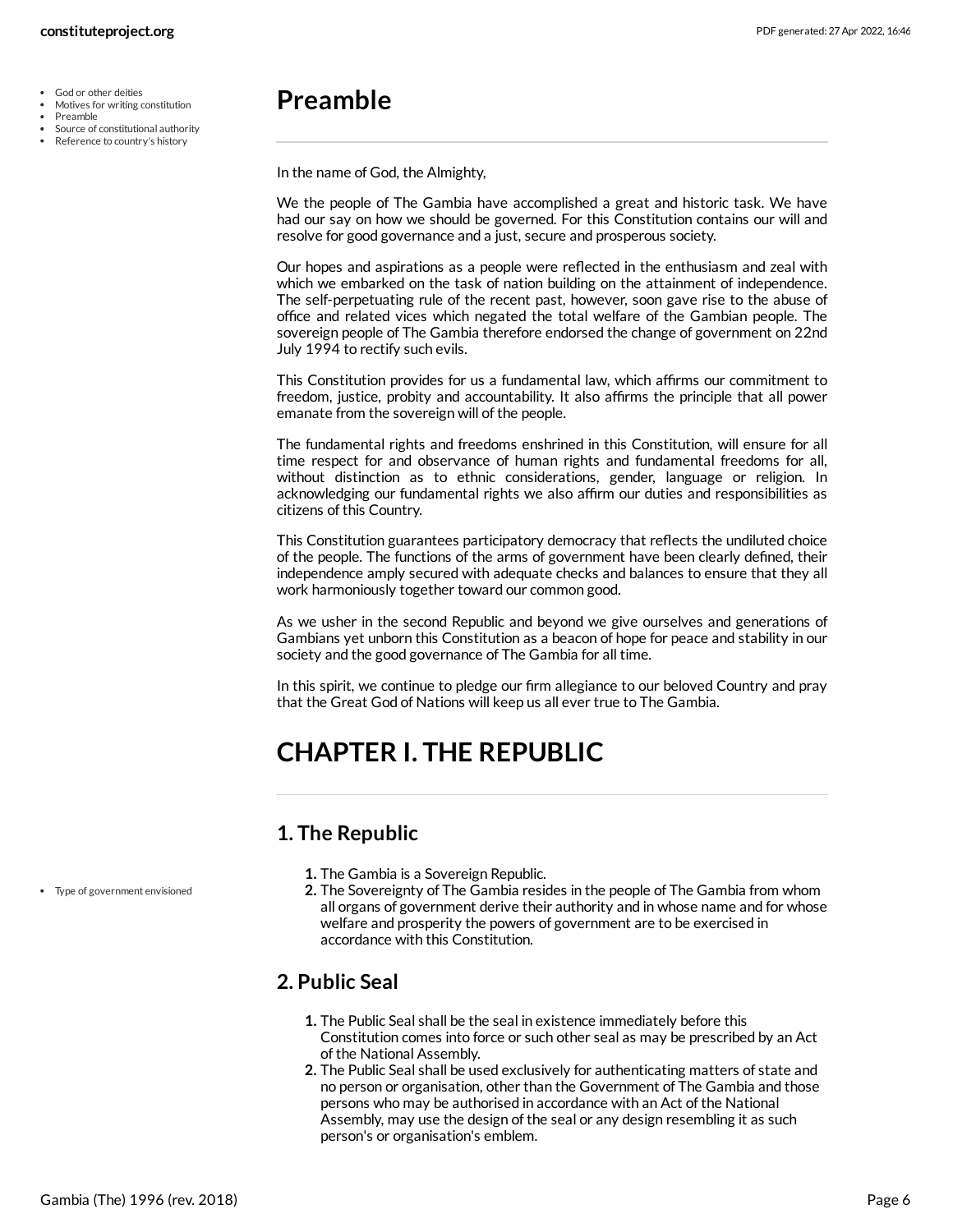## Preamble

In the name of God, the Almighty,

We the people of The Gambia have accomplished a great and historic task. We have had our say on how we should be governed. For this Constitution contains our will and resolve for good governance and a just, secure and prosperous society.

Our hopes and aspirations as a people were reflected in the enthusiasm and zeal with which we embarked on the task of nation building on the attainment of independence. The self-perpetuating rule of the recent past, however, soon gave rise to the abuse of office and related vices which negated the total welfare of the Gambian people. The sovereign people of The Gambia therefore endorsed the change of government on 22nd July 1994 to rectify such evils.

This Constitution provides for us a fundamental law, which affirms our commitment to freedom, justice, probity and accountability. It also affirms the principle that all power emanate from the sovereign will of the people.

The fundamental rights and freedoms enshrined in this Constitution, will ensure for all time respect for and observance of human rights and fundamental freedoms for all, without distinction as to ethnic considerations, gender, language or religion. In acknowledging our fundamental rights we also affirm our duties and responsibilities as citizens of this Country.

This Constitution guarantees participatory democracy that reflects the undiluted choice of the people. The functions of the arms of government have been clearly defined, their independence amply secured with adequate checks and balances to ensure that they all work harmoniously together toward our common good.

As we usher in the second Republic and beyond we give ourselves and generations of Gambians yet unborn this Constitution as a beacon of hope for peace and stability in our society and the good governance of The Gambia for all time.

In this spirit, we continue to pledge our firm allegiance to our beloved Country and pray that the Great God of Nations will keep us all ever true to The Gambia.

# CHAPTER I. THE REPUBLIC

### 1. The Republic

1. The Gambia is a Sovereign Republic.
2. The Sovereignty of The Gambia resides in the people of The Gambia from whom all organs of government derive their authority and in whose name and for whose welfare and prosperity the powers of government are to be exercised in accordance with this Constitution.

### 2. Public Seal

1. The Public Seal shall be the seal in existence immediately before this Constitution comes into force or such other seal as may be prescribed by an Act of the National Assembly.
2. The Public Seal shall be used exclusively for authenticating matters of state and no person or organisation, other than the Government of The Gambia and those persons who may be authorised in accordance with an Act of the National Assembly, may use the design of the seal or any design resembling it as such person's or organisation's emblem.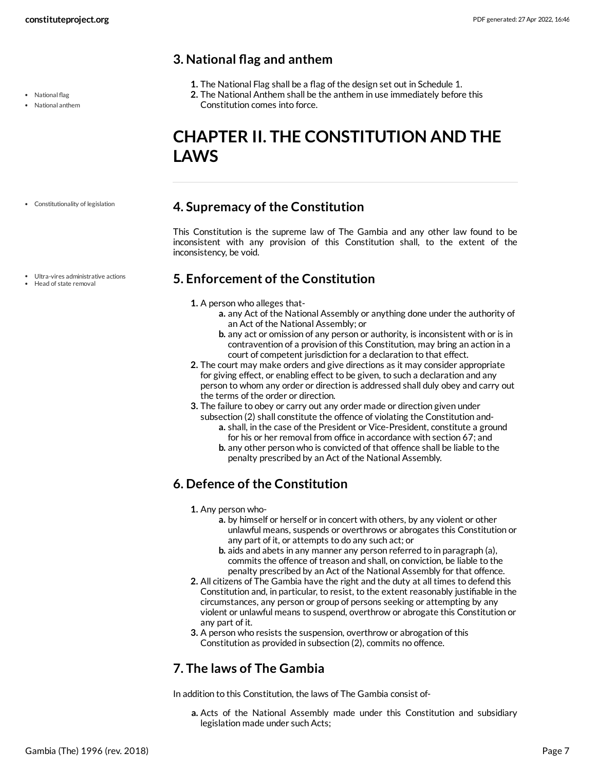## 3. National flag and anthem

- National flag
- National anthem

1. The National Flag shall be a flag of the design set out in Schedule 1.
2. The National Anthem shall be the anthem in use immediately before this Constitution comes into force.

# CHAPTER II. THE CONSTITUTION AND THE LAWS

- Constitutionality of legislation

## 4. Supremacy of the Constitution

This Constitution is the supreme law of The Gambia and any other law found to be inconsistent with any provision of this Constitution shall, to the extent of the inconsistency, be void.

- Ultra-vires administrative actions
- Head of state removal

## 5. Enforcement of the Constitution

1. A person who alleges that-
   a. any Act of the National Assembly or anything done under the authority of an Act of the National Assembly; or
   b. any act or omission of any person or authority, is inconsistent with or is in contravention of a provision of this Constitution, may bring an action in a court of competent jurisdiction for a declaration to that effect.
2. The court may make orders and give directions as it may consider appropriate for giving effect, or enabling effect to be given, to such a declaration and any person to whom any order or direction is addressed shall duly obey and carry out the terms of the order or direction.
3. The failure to obey or carry out any order made or direction given under subsection (2) shall constitute the offence of violating the Constitution and-
   a. shall, in the case of the President or Vice-President, constitute a ground for his or her removal from office in accordance with section 67; and
   b. any other person who is convicted of that offence shall be liable to the penalty prescribed by an Act of the National Assembly.

## 6. Defence of the Constitution

1. Any person who-
   a. by himself or herself or in concert with others, by any violent or other unlawful means, suspends or overthrows or abrogates this Constitution or any part of it, or attempts to do any such act; or
   b. aids and abets in any manner any person referred to in paragraph (a), commits the offence of treason and shall, on conviction, be liable to the penalty prescribed by an Act of the National Assembly for that offence.
2. All citizens of The Gambia have the right and the duty at all times to defend this Constitution and, in particular, to resist, to the extent reasonably justifiable in the circumstances, any person or group of persons seeking or attempting by any violent or unlawful means to suspend, overthrow or abrogate this Constitution or any part of it.
3. A person who resists the suspension, overthrow or abrogation of this Constitution as provided in subsection (2), commits no offence.

## 7. The laws of The Gambia

In addition to this Constitution, the laws of The Gambia consist of-

a. Acts of the National Assembly made under this Constitution and subsidiary legislation made under such Acts;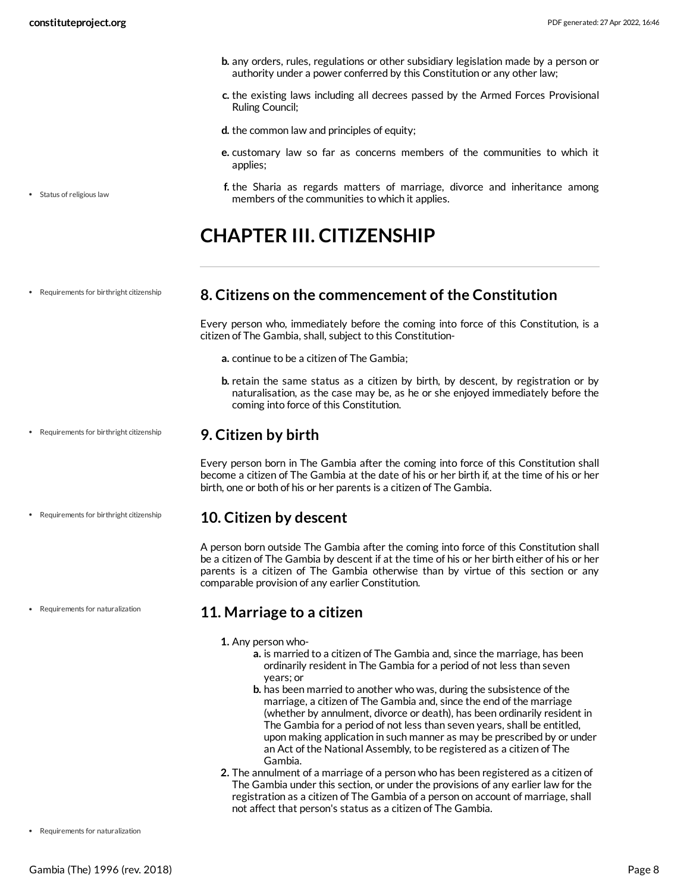b. any orders, rules, regulations or other subsidiary legislation made by a person or authority under a power conferred by this Constitution or any other law;

c. the existing laws including all decrees passed by the Armed Forces Provisional Ruling Council;

d. the common law and principles of equity;

e. customary law so far as concerns members of the communities to which it applies;

f. the Sharia as regards matters of marriage, divorce and inheritance among members of the communities to which it applies.

# CHAPTER III. CITIZENSHIP

## 8. Citizens on the commencement of the Constitution

Every person who, immediately before the coming into force of this Constitution, is a citizen of The Gambia, shall, subject to this Constitution-

a. continue to be a citizen of The Gambia;

b. retain the same status as a citizen by birth, by descent, by registration or by naturalisation, as the case may be, as he or she enjoyed immediately before the coming into force of this Constitution.

## 9. Citizen by birth

Every person born in The Gambia after the coming into force of this Constitution shall become a citizen of The Gambia at the date of his or her birth if, at the time of his or her birth, one or both of his or her parents is a citizen of The Gambia.

## 10. Citizen by descent

A person born outside The Gambia after the coming into force of this Constitution shall be a citizen of The Gambia by descent if at the time of his or her birth either of his or her parents is a citizen of The Gambia otherwise than by virtue of this section or any comparable provision of any earlier Constitution.

## 11. Marriage to a citizen

1. Any person who-
   a. is married to a citizen of The Gambia and, since the marriage, has been ordinarily resident in The Gambia for a period of not less than seven years; or
   b. has been married to another who was, during the subsistence of the marriage, a citizen of The Gambia and, since the end of the marriage (whether by annulment, divorce or death), has been ordinarily resident in The Gambia for a period of not less than seven years, shall be entitled, upon making application in such manner as may be prescribed by or under an Act of the National Assembly, to be registered as a citizen of The Gambia.
2. The annulment of a marriage of a person who has been registered as a citizen of The Gambia under this section, or under the provisions of any earlier law for the registration as a citizen of The Gambia of a person on account of marriage, shall not affect that person's status as a citizen of The Gambia.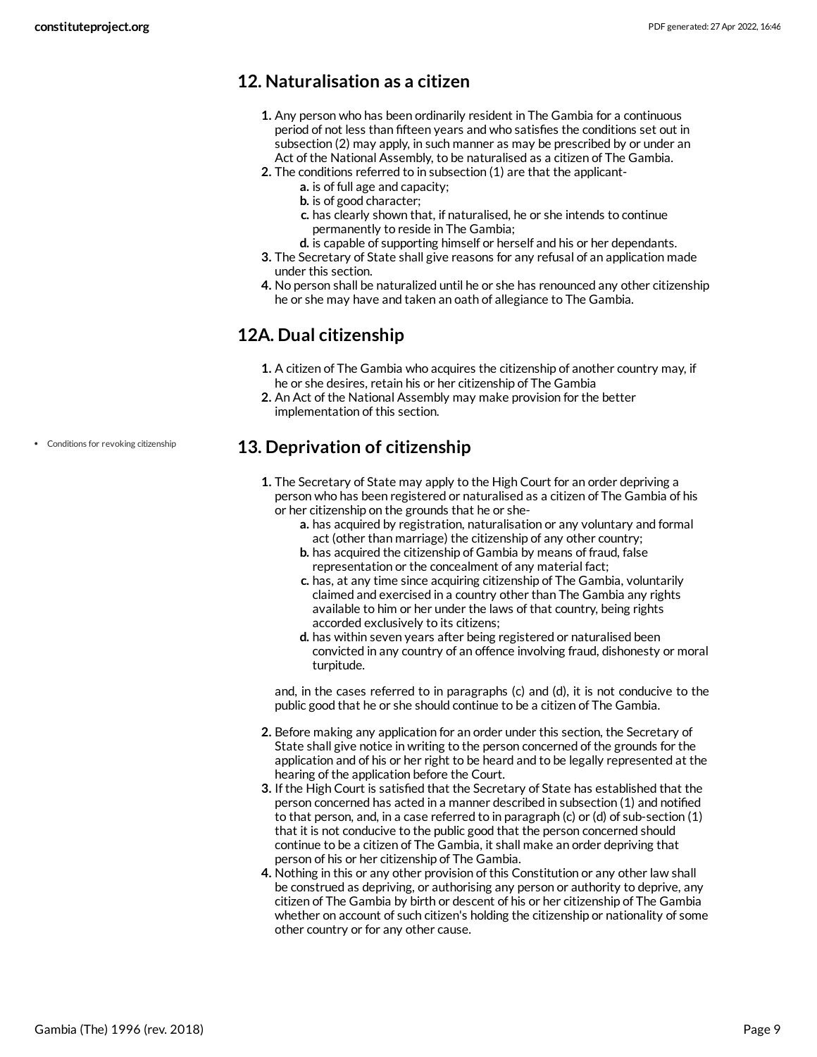## 12. Naturalisation as a citizen

1. Any person who has been ordinarily resident in The Gambia for a continuous period of not less than fifteen years and who satisfies the conditions set out in subsection (2) may apply, in such manner as may be prescribed by or under an Act of the National Assembly, to be naturalised as a citizen of The Gambia.
2. The conditions referred to in subsection (1) are that the applicant-
    a. is of full age and capacity;
    b. is of good character;
    c. has clearly shown that, if naturalised, he or she intends to continue permanently to reside in The Gambia;
    d. is capable of supporting himself or herself and his or her dependants.
3. The Secretary of State shall give reasons for any refusal of an application made under this section.
4. No person shall be naturalized until he or she has renounced any other citizenship he or she may have and taken an oath of allegiance to The Gambia.

## 12A. Dual citizenship

1. A citizen of The Gambia who acquires the citizenship of another country may, if he or she desires, retain his or her citizenship of The Gambia
2. An Act of the National Assembly may make provision for the better implementation of this section.

- Conditions for revoking citizenship

## 13. Deprivation of citizenship

1. The Secretary of State may apply to the High Court for an order depriving a person who has been registered or naturalised as a citizen of The Gambia of his or her citizenship on the grounds that he or she-
    a. has acquired by registration, naturalisation or any voluntary and formal act (other than marriage) the citizenship of any other country;
    b. has acquired the citizenship of Gambia by means of fraud, false representation or the concealment of any material fact;
    c. has, at any time since acquiring citizenship of The Gambia, voluntarily claimed and exercised in a country other than The Gambia any rights available to him or her under the laws of that country, being rights accorded exclusively to its citizens;
    d. has within seven years after being registered or naturalised been convicted in any country of an offence involving fraud, dishonesty or moral turpitude.

    and, in the cases referred to in paragraphs (c) and (d), it is not conducive to the public good that he or she should continue to be a citizen of The Gambia.
2. Before making any application for an order under this section, the Secretary of State shall give notice in writing to the person concerned of the grounds for the application and of his or her right to be heard and to be legally represented at the hearing of the application before the Court.
3. If the High Court is satisfied that the Secretary of State has established that the person concerned has acted in a manner described in subsection (1) and notified to that person, and, in a case referred to in paragraph (c) or (d) of sub-section (1) that it is not conducive to the public good that the person concerned should continue to be a citizen of The Gambia, it shall make an order depriving that person of his or her citizenship of The Gambia.
4. Nothing in this or any other provision of this Constitution or any other law shall be construed as depriving, or authorising any person or authority to deprive, any citizen of The Gambia by birth or descent of his or her citizenship of The Gambia whether on account of such citizen's holding the citizenship or nationality of some other country or for any other cause.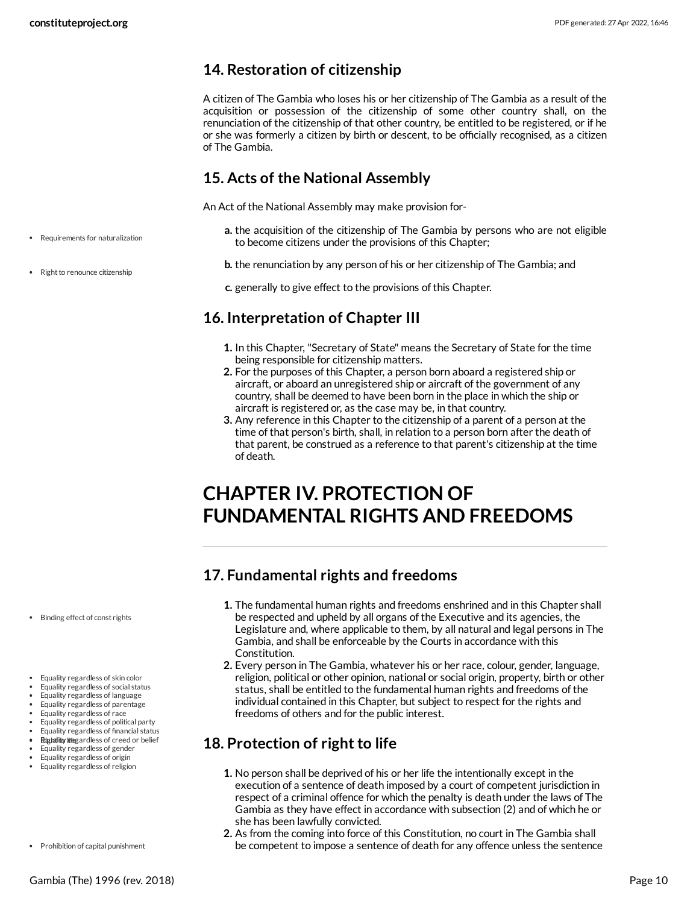## 14. Restoration of citizenship

A citizen of The Gambia who loses his or her citizenship of The Gambia as a result of the acquisition or possession of the citizenship of some other country shall, on the renunciation of the citizenship of that other country, be entitled to be registered, or if he or she was formerly a citizen by birth or descent, to be officially recognised, as a citizen of The Gambia.

## 15. Acts of the National Assembly

An Act of the National Assembly may make provision for-

- **a.** the acquisition of the citizenship of The Gambia by persons who are not eligible to become citizens under the provisions of this Chapter;
- **b.** the renunciation by any person of his or her citizenship of The Gambia; and
- **c.** generally to give effect to the provisions of this Chapter.

## 16. Interpretation of Chapter III

1. In this Chapter, "Secretary of State" means the Secretary of State for the time being responsible for citizenship matters.
2. For the purposes of this Chapter, a person born aboard a registered ship or aircraft, or aboard an unregistered ship or aircraft of the government of any country, shall be deemed to have been born in the place in which the ship or aircraft is registered or, as the case may be, in that country.
3. Any reference in this Chapter to the citizenship of a parent of a person at the time of that person's birth, shall, in relation to a person born after the death of that parent, be construed as a reference to that parent's citizenship at the time of death.

# CHAPTER IV. PROTECTION OF FUNDAMENTAL RIGHTS AND FREEDOMS

## 17. Fundamental rights and freedoms

1. The fundamental human rights and freedoms enshrined and in this Chapter shall be respected and upheld by all organs of the Executive and its agencies, the Legislature and, where applicable to them, by all natural and legal persons in The Gambia, and shall be enforceable by the Courts in accordance with this Constitution.
2. Every person in The Gambia, whatever his or her race, colour, gender, language, religion, political or other opinion, national or social origin, property, birth or other status, shall be entitled to the fundamental human rights and freedoms of the individual contained in this Chapter, but subject to respect for the rights and freedoms of others and for the public interest.

## 18. Protection of right to life

1. No person shall be deprived of his or her life the intentionally except in the execution of a sentence of death imposed by a court of competent jurisdiction in respect of a criminal offence for which the penalty is death under the laws of The Gambia as they have effect in accordance with subsection (2) and of which he or she has been lawfully convicted.
2. As from the coming into force of this Constitution, no court in The Gambia shall be competent to impose a sentence of death for any offence unless the sentence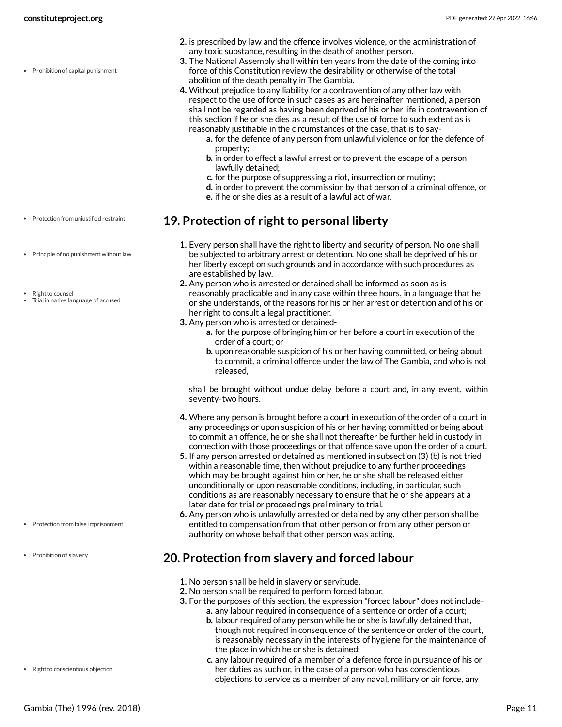2. is prescribed by law and the offence involves violence, or the administration of any toxic substance, resulting in the death of another person.
3. The National Assembly shall within ten years from the date of the coming into force of this Constitution review the desirability or otherwise of the total abolition of the death penalty in The Gambia.
4. Without prejudice to any liability for a contravention of any other law with respect to the use of force in such cases as are hereinafter mentioned, a person shall not be regarded as having been deprived of his or her life in contravention of this section if he or she dies as a result of the use of force to such extent as is reasonably justifiable in the circumstances of the case, that is to say-
   a. for the defence of any person from unlawful violence or for the defence of property;
   b. in order to effect a lawful arrest or to prevent the escape of a person lawfully detained;
   c. for the purpose of suppressing a riot, insurrection or mutiny;
   d. in order to prevent the commission by that person of a criminal offence, or
   e. if he or she dies as a result of a lawful act of war.

## 19. Protection of right to personal liberty

1. Every person shall have the right to liberty and security of person. No one shall be subjected to arbitrary arrest or detention. No one shall be deprived of his or her liberty except on such grounds and in accordance with such procedures as are established by law.
2. Any person who is arrested or detained shall be informed as soon as is reasonably practicable and in any case within three hours, in a language that he or she understands, of the reasons for his or her arrest or detention and of his or her right to consult a legal practitioner.
3. Any person who is arrested or detained-
   a. for the purpose of bringing him or her before a court in execution of the order of a court; or
   b. upon reasonable suspicion of his or her having committed, or being about to commit, a criminal offence under the law of The Gambia, and who is not released,

   shall be brought without undue delay before a court and, in any event, within seventy-two hours.
4. Where any person is brought before a court in execution of the order of a court in any proceedings or upon suspicion of his or her having committed or being about to commit an offence, he or she shall not thereafter be further held in custody in connection with those proceedings or that offence save upon the order of a court.
5. If any person arrested or detained as mentioned in subsection (3) (b) is not tried within a reasonable time, then without prejudice to any further proceedings which may be brought against him or her, he or she shall be released either unconditionally or upon reasonable conditions, including, in particular, such conditions as are reasonably necessary to ensure that he or she appears at a later date for trial or proceedings preliminary to trial.
6. Any person who is unlawfully arrested or detained by any other person shall be entitled to compensation from that other person or from any other person or authority on whose behalf that other person was acting.

## 20. Protection from slavery and forced labour

1. No person shall be held in slavery or servitude.
2. No person shall be required to perform forced labour.
3. For the purposes of this section, the expression "forced labour" does not include-
   a. any labour required in consequence of a sentence or order of a court;
   b. labour required of any person while he or she is lawfully detained that, though not required in consequence of the sentence or order of the court, is reasonably necessary in the interests of hygiene for the maintenance of the place in which he or she is detained;
   c. any labour required of a member of a defence force in pursuance of his or her duties as such or, in the case of a person who has conscientious objections to service as a member of any naval, military or air force, any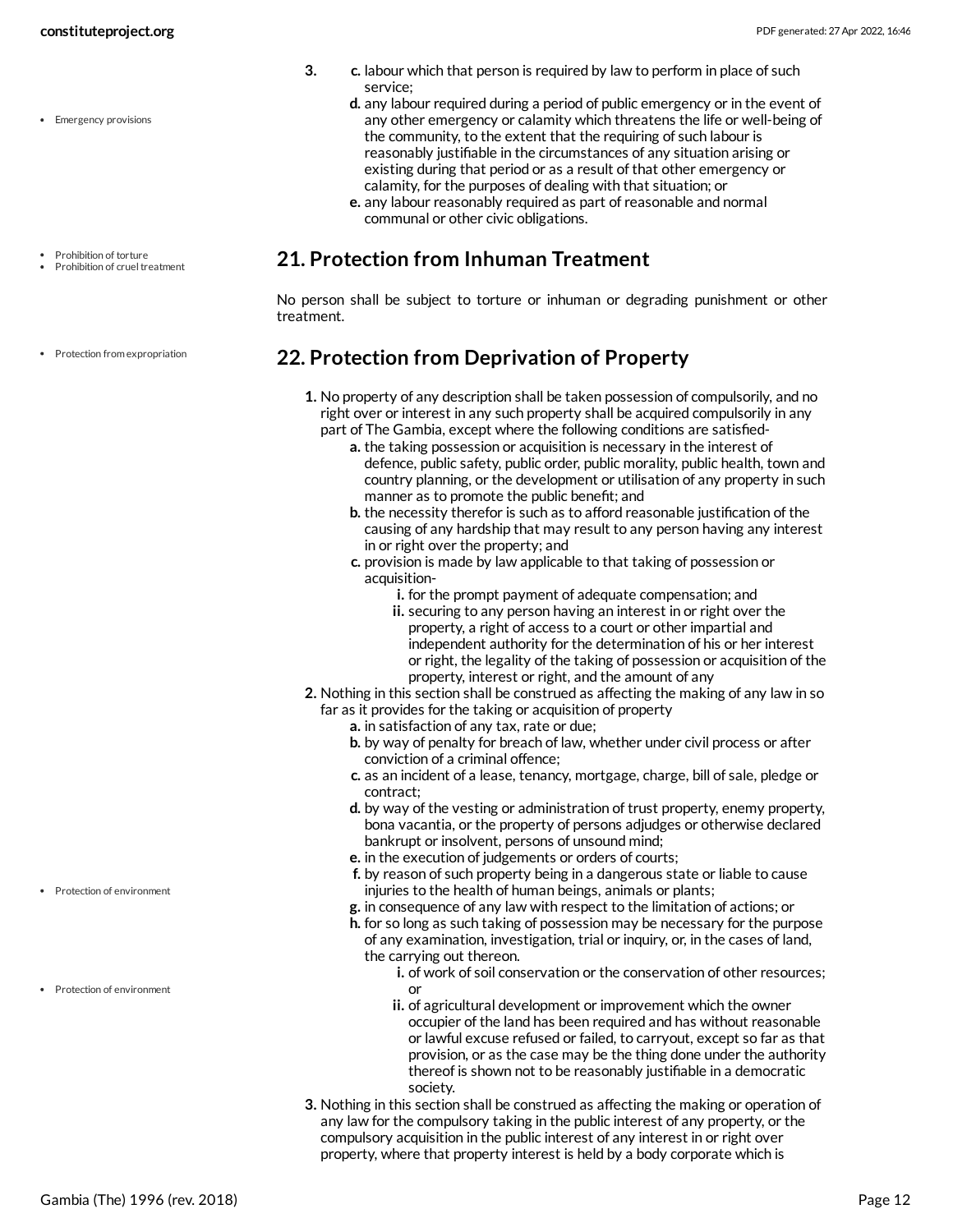3.
   c. labour which that person is required by law to perform in place of such service;
   d. any labour required during a period of public emergency or in the event of any other emergency or calamity which threatens the life or well-being of the community, to the extent that the requiring of such labour is reasonably justifiable in the circumstances of any situation arising or existing during that period or as a result of that other emergency or calamity, for the purposes of dealing with that situation; or
   e. any labour reasonably required as part of reasonable and normal communal or other civic obligations.

## 21. Protection from Inhuman Treatment

No person shall be subject to torture or inhuman or degrading punishment or other treatment.

## 22. Protection from Deprivation of Property

1. No property of any description shall be taken possession of compulsorily, and no right over or interest in any such property shall be acquired compulsorily in any part of The Gambia, except where the following conditions are satisfied-
   a. the taking possession or acquisition is necessary in the interest of defence, public safety, public order, public morality, public health, town and country planning, or the development or utilisation of any property in such manner as to promote the public benefit; and
   b. the necessity therefor is such as to afford reasonable justification of the causing of any hardship that may result to any person having any interest in or right over the property; and
   c. provision is made by law applicable to that taking of possession or acquisition-
      i. for the prompt payment of adequate compensation; and
      ii. securing to any person having an interest in or right over the property, a right of access to a court or other impartial and independent authority for the determination of his or her interest or right, the legality of the taking of possession or acquisition of the property, interest or right, and the amount of any
2. Nothing in this section shall be construed as affecting the making of any law in so far as it provides for the taking or acquisition of property
   a. in satisfaction of any tax, rate or due;
   b. by way of penalty for breach of law, whether under civil process or after conviction of a criminal offence;
   c. as an incident of a lease, tenancy, mortgage, charge, bill of sale, pledge or contract;
   d. by way of the vesting or administration of trust property, enemy property, bona vacantia, or the property of persons adjudges or otherwise declared bankrupt or insolvent, persons of unsound mind;
   e. in the execution of judgements or orders of courts;
   f. by reason of such property being in a dangerous state or liable to cause injuries to the health of human beings, animals or plants;
   g. in consequence of any law with respect to the limitation of actions; or
   h. for so long as such taking of possession may be necessary for the purpose of any examination, investigation, trial or inquiry, or, in the cases of land, the carrying out thereon.
      i. of work of soil conservation or the conservation of other resources; or
      ii. of agricultural development or improvement which the owner occupier of the land has been required and has without reasonable or lawful excuse refused or failed, to carryout, except so far as that provision, or as the case may be the thing done under the authority thereof is shown not to be reasonably justifiable in a democratic society.
3. Nothing in this section shall be construed as affecting the making or operation of any law for the compulsory taking in the public interest of any property, or the compulsory acquisition in the public interest of any interest in or right over property, where that property interest is held by a body corporate which is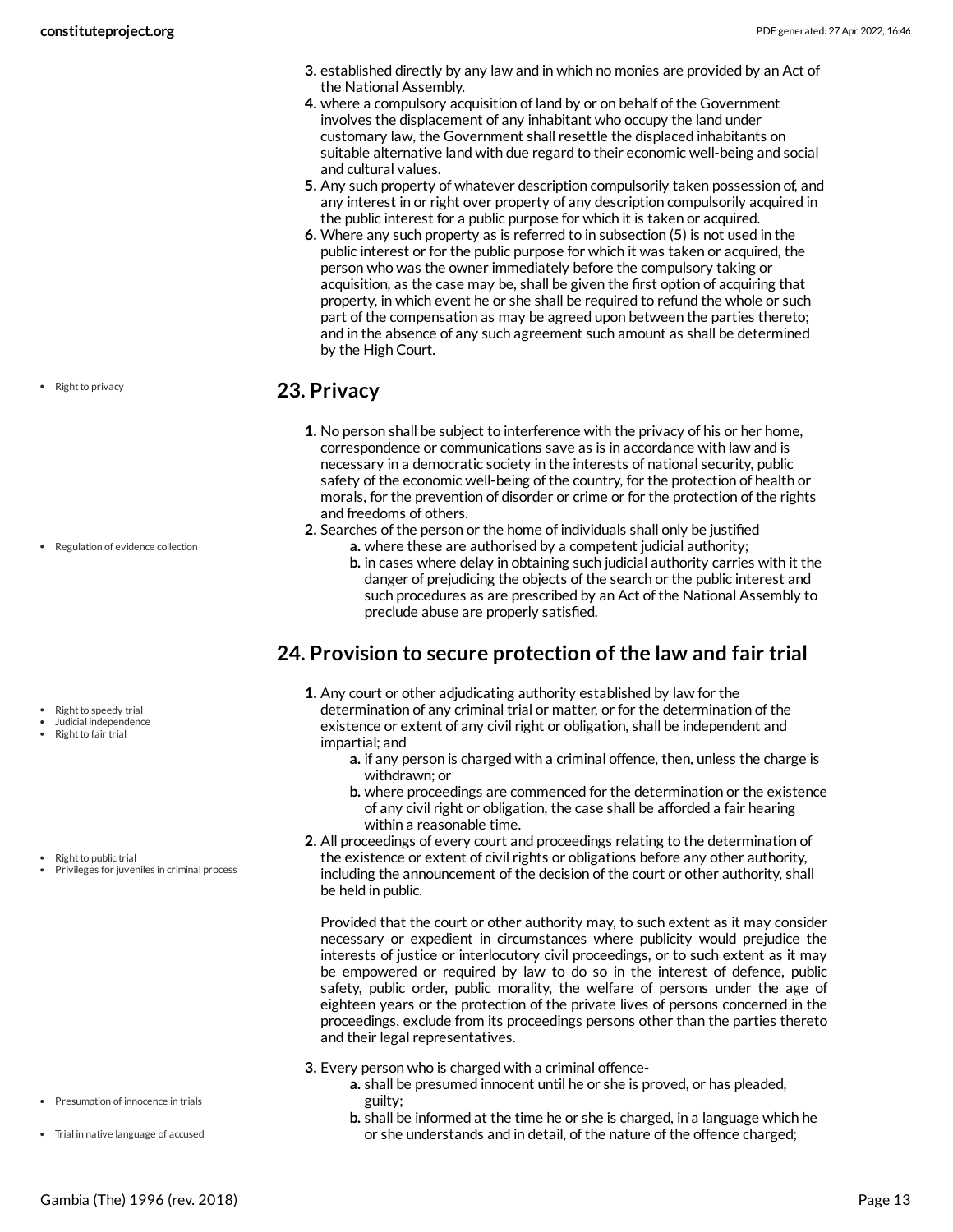3. established directly by any law and in which no monies are provided by an Act of the National Assembly.
4. where a compulsory acquisition of land by or on behalf of the Government involves the displacement of any inhabitant who occupy the land under customary law, the Government shall resettle the displaced inhabitants on suitable alternative land with due regard to their economic well-being and social and cultural values.
5. Any such property of whatever description compulsorily taken possession of, and any interest in or right over property of any description compulsorily acquired in the public interest for a public purpose for which it is taken or acquired.
6. Where any such property as is referred to in subsection (5) is not used in the public interest or for the public purpose for which it was taken or acquired, the person who was the owner immediately before the compulsory taking or acquisition, as the case may be, shall be given the first option of acquiring that property, in which event he or she shall be required to refund the whole or such part of the compensation as may be agreed upon between the parties thereto; and in the absence of any such agreement such amount as shall be determined by the High Court.

- Right to privacy

## 23. Privacy

1. No person shall be subject to interference with the privacy of his or her home, correspondence or communications save as is in accordance with law and is necessary in a democratic society in the interests of national security, public safety of the economic well-being of the country, for the protection of health or morals, for the prevention of disorder or crime or for the protection of the rights and freedoms of others.
2. Searches of the person or the home of individuals shall only be justified
   a. where these are authorised by a competent judicial authority;
   b. in cases where delay in obtaining such judicial authority carries with it the danger of prejudicing the objects of the search or the public interest and such procedures as are prescribed by an Act of the National Assembly to preclude abuse are properly satisfied.

- Regulation of evidence collection

## 24. Provision to secure protection of the law and fair trial

- Right to speedy trial
- Judicial independence
- Right to fair trial

1. Any court or other adjudicating authority established by law for the determination of any criminal trial or matter, or for the determination of the existence or extent of any civil right or obligation, shall be independent and impartial; and
   a. if any person is charged with a criminal offence, then, unless the charge is withdrawn; or
   b. where proceedings are commenced for the determination or the existence of any civil right or obligation, the case shall be afforded a fair hearing within a reasonable time.

- Right to public trial
- Privileges for juveniles in criminal process

2. All proceedings of every court and proceedings relating to the determination of the existence or extent of civil rights or obligations before any other authority, including the announcement of the decision of the court or other authority, shall be held in public.

   Provided that the court or other authority may, to such extent as it may consider necessary or expedient in circumstances where publicity would prejudice the interests of justice or interlocutory civil proceedings, or to such extent as it may be empowered or required by law to do so in the interest of defence, public safety, public order, public morality, the welfare of persons under the age of eighteen years or the protection of the private lives of persons concerned in the proceedings, exclude from its proceedings persons other than the parties thereto and their legal representatives.

3. Every person who is charged with a criminal offence-
   a. shall be presumed innocent until he or she is proved, or has pleaded, guilty;
   b. shall be informed at the time he or she is charged, in a language which he or she understands and in detail, of the nature of the offence charged;

- Presumption of innocence in trials
- Trial in native language of accused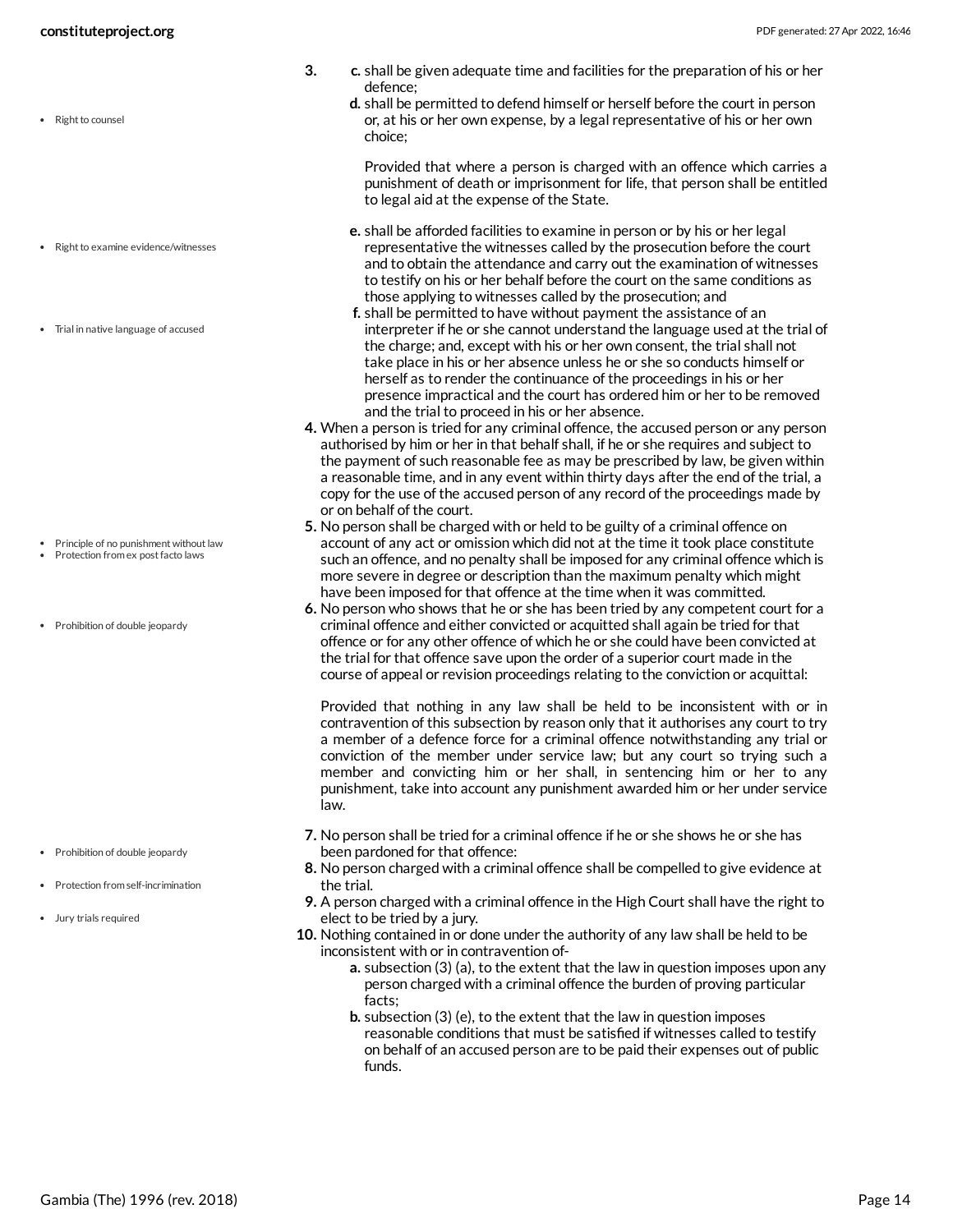3. 
   c. shall be given adequate time and facilities for the preparation of his or her defence;
   d. shall be permitted to defend himself or herself before the court in person or, at his or her own expense, by a legal representative of his or her own choice;

      Provided that where a person is charged with an offence which carries a punishment of death or imprisonment for life, that person shall be entitled to legal aid at the expense of the State.

   e. shall be afforded facilities to examine in person or by his or her legal representative the witnesses called by the prosecution before the court and to obtain the attendance and carry out the examination of witnesses to testify on his or her behalf before the court on the same conditions as those applying to witnesses called by the prosecution; and
   f. shall be permitted to have without payment the assistance of an interpreter if he or she cannot understand the language used at the trial of the charge; and, except with his or her own consent, the trial shall not take place in his or her absence unless he or she so conducts himself or herself as to render the continuance of the proceedings in his or her presence impractical and the court has ordered him or her to be removed and the trial to proceed in his or her absence.
4. When a person is tried for any criminal offence, the accused person or any person authorised by him or her in that behalf shall, if he or she requires and subject to the payment of such reasonable fee as may be prescribed by law, be given within a reasonable time, and in any event within thirty days after the end of the trial, a copy for the use of the accused person of any record of the proceedings made by or on behalf of the court.
5. No person shall be charged with or held to be guilty of a criminal offence on account of any act or omission which did not at the time it took place constitute such an offence, and no penalty shall be imposed for any criminal offence which is more severe in degree or description than the maximum penalty which might have been imposed for that offence at the time when it was committed.
6. No person who shows that he or she has been tried by any competent court for a criminal offence and either convicted or acquitted shall again be tried for that offence or for any other offence of which he or she could have been convicted at the trial for that offence save upon the order of a superior court made in the course of appeal or revision proceedings relating to the conviction or acquittal:

   Provided that nothing in any law shall be held to be inconsistent with or in contravention of this subsection by reason only that it authorises any court to try a member of a defence force for a criminal offence notwithstanding any trial or conviction of the member under service law; but any court so trying such a member and convicting him or her shall, in sentencing him or her to any punishment, take into account any punishment awarded him or her under service law.

7. No person shall be tried for a criminal offence if he or she shows he or she has been pardoned for that offence:
8. No person charged with a criminal offence shall be compelled to give evidence at the trial.
9. A person charged with a criminal offence in the High Court shall have the right to elect to be tried by a jury.
10. Nothing contained in or done under the authority of any law shall be held to be inconsistent with or in contravention of-
    a. subsection (3) (a), to the extent that the law in question imposes upon any person charged with a criminal offence the burden of proving particular facts;
    b. subsection (3) (e), to the extent that the law in question imposes reasonable conditions that must be satisfied if witnesses called to testify on behalf of an accused person are to be paid their expenses out of public funds.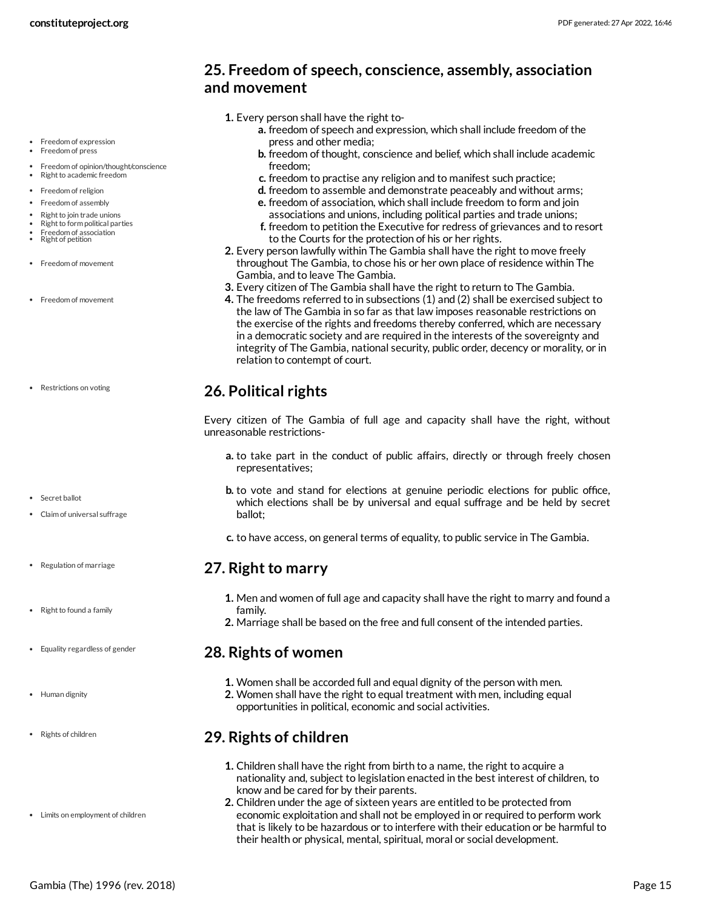## 25. Freedom of speech, conscience, assembly, association and movement

1. Every person shall have the right to-
   a. freedom of speech and expression, which shall include freedom of the press and other media;
   b. freedom of thought, conscience and belief, which shall include academic freedom;
   c. freedom to practise any religion and to manifest such practice;
   d. freedom to assemble and demonstrate peaceably and without arms;
   e. freedom of association, which shall include freedom to form and join associations and unions, including political parties and trade unions;
   f. freedom to petition the Executive for redress of grievances and to resort to the Courts for the protection of his or her rights.
2. Every person lawfully within The Gambia shall have the right to move freely throughout The Gambia, to chose his or her own place of residence within The Gambia, and to leave The Gambia.
3. Every citizen of The Gambia shall have the right to return to The Gambia.
4. The freedoms referred to in subsections (1) and (2) shall be exercised subject to the law of The Gambia in so far as that law imposes reasonable restrictions on the exercise of the rights and freedoms thereby conferred, which are necessary in a democratic society and are required in the interests of the sovereignty and integrity of The Gambia, national security, public order, decency or morality, or in relation to contempt of court.

## 26. Political rights

Every citizen of The Gambia of full age and capacity shall have the right, without unreasonable restrictions-

a. to take part in the conduct of public affairs, directly or through freely chosen representatives;

b. to vote and stand for elections at genuine periodic elections for public office, which elections shall be by universal and equal suffrage and be held by secret ballot;

c. to have access, on general terms of equality, to public service in The Gambia.

## 27. Right to marry

1. Men and women of full age and capacity shall have the right to marry and found a family.
2. Marriage shall be based on the free and full consent of the intended parties.

## 28. Rights of women

1. Women shall be accorded full and equal dignity of the person with men.
2. Women shall have the right to equal treatment with men, including equal opportunities in political, economic and social activities.

## 29. Rights of children

1. Children shall have the right from birth to a name, the right to acquire a nationality and, subject to legislation enacted in the best interest of children, to know and be cared for by their parents.
2. Children under the age of sixteen years are entitled to be protected from economic exploitation and shall not be employed in or required to perform work that is likely to be hazardous or to interfere with their education or be harmful to their health or physical, mental, spiritual, moral or social development.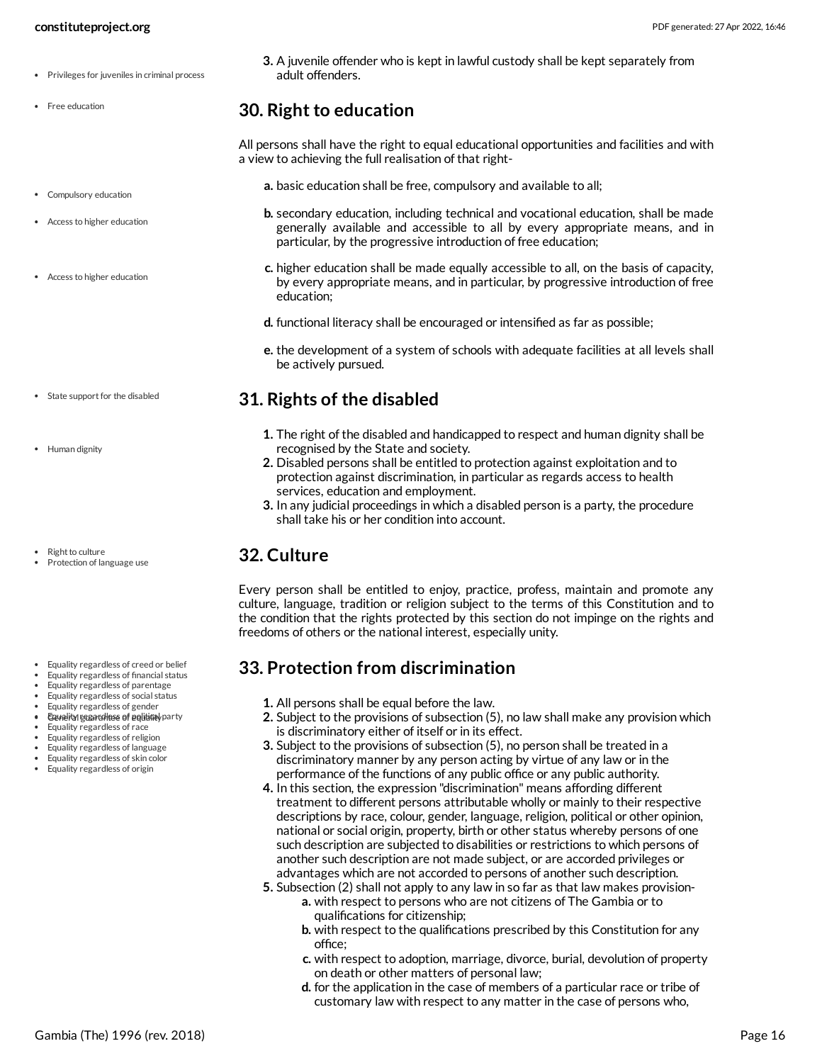3. A juvenile offender who is kept in lawful custody shall be kept separately from adult offenders.

## 30. Right to education

All persons shall have the right to equal educational opportunities and facilities and with a view to achieving the full realisation of that right-

a. basic education shall be free, compulsory and available to all;

b. secondary education, including technical and vocational education, shall be made generally available and accessible to all by every appropriate means, and in particular, by the progressive introduction of free education;

c. higher education shall be made equally accessible to all, on the basis of capacity, by every appropriate means, and in particular, by progressive introduction of free education;

d. functional literacy shall be encouraged or intensified as far as possible;

e. the development of a system of schools with adequate facilities at all levels shall be actively pursued.

## 31. Rights of the disabled

1. The right of the disabled and handicapped to respect and human dignity shall be recognised by the State and society.
2. Disabled persons shall be entitled to protection against exploitation and to protection against discrimination, in particular as regards access to health services, education and employment.
3. In any judicial proceedings in which a disabled person is a party, the procedure shall take his or her condition into account.

## 32. Culture

Every person shall be entitled to enjoy, practice, profess, maintain and promote any culture, language, tradition or religion subject to the terms of this Constitution and to the condition that the rights protected by this section do not impinge on the rights and freedoms of others or the national interest, especially unity.

## 33. Protection from discrimination

1. All persons shall be equal before the law.
2. Subject to the provisions of subsection (5), no law shall make any provision which is discriminatory either of itself or in its effect.
3. Subject to the provisions of subsection (5), no person shall be treated in a discriminatory manner by any person acting by virtue of any law or in the performance of the functions of any public office or any public authority.
4. In this section, the expression "discrimination" means affording different treatment to different persons attributable wholly or mainly to their respective descriptions by race, colour, gender, language, religion, political or other opinion, national or social origin, property, birth or other status whereby persons of one such description are subjected to disabilities or restrictions to which persons of another such description are not made subject, or are accorded privileges or advantages which are not accorded to persons of another such description.
5. Subsection (2) shall not apply to any law in so far as that law makes provision-
    a. with respect to persons who are not citizens of The Gambia or to qualifications for citizenship;
    b. with respect to the qualifications prescribed by this Constitution for any office;
    c. with respect to adoption, marriage, divorce, burial, devolution of property on death or other matters of personal law;
    d. for the application in the case of members of a particular race or tribe of customary law with respect to any matter in the case of persons who,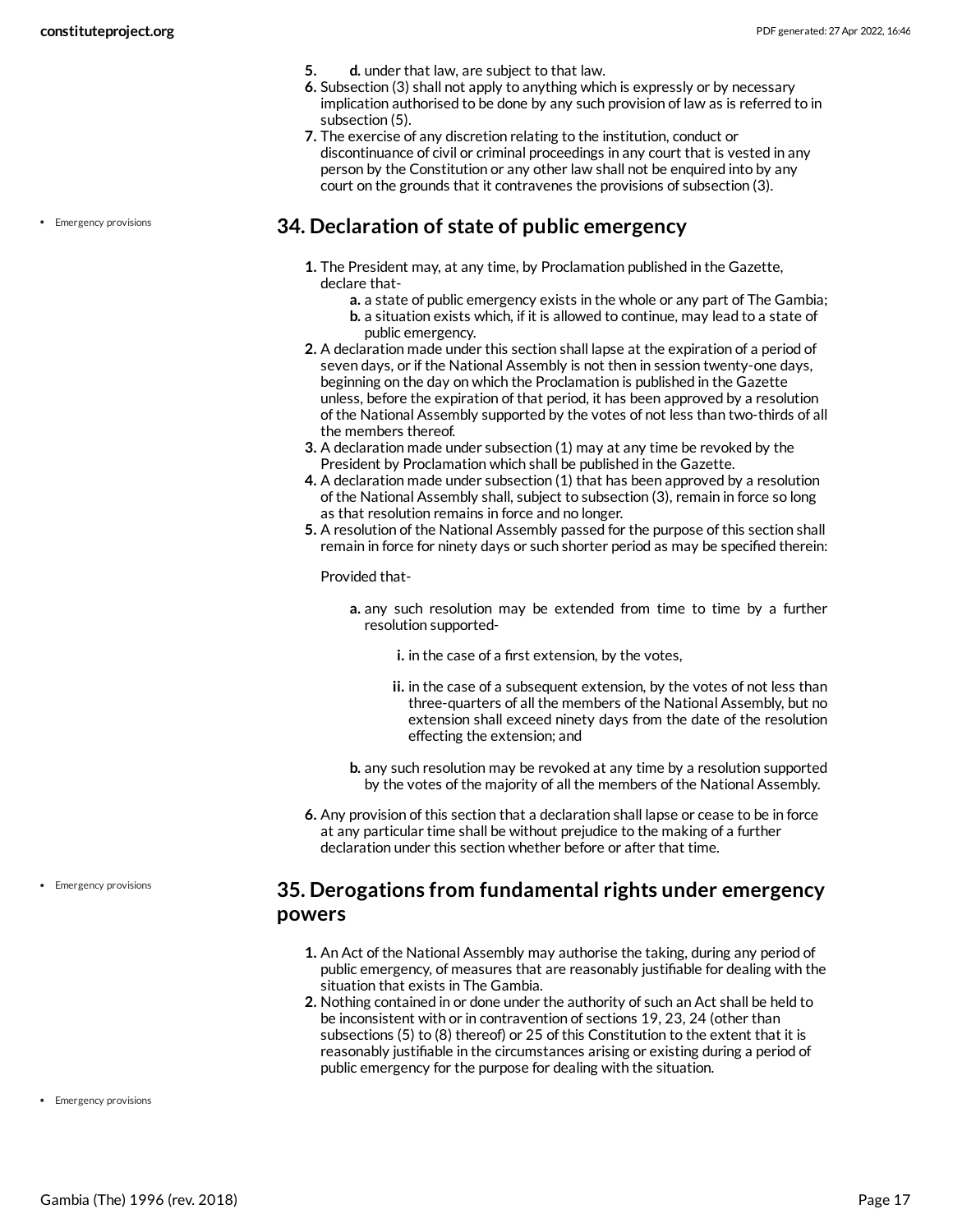5. d. under that law, are subject to that law.
6. Subsection (3) shall not apply to anything which is expressly or by necessary implication authorised to be done by any such provision of law as is referred to in subsection (5).
7. The exercise of any discretion relating to the institution, conduct or discontinuance of civil or criminal proceedings in any court that is vested in any person by the Constitution or any other law shall not be enquired into by any court on the grounds that it contravenes the provisions of subsection (3).

- Emergency provisions

## 34. Declaration of state of public emergency

1. The President may, at any time, by Proclamation published in the Gazette, declare that-
   a. a state of public emergency exists in the whole or any part of The Gambia;
   b. a situation exists which, if it is allowed to continue, may lead to a state of public emergency.
2. A declaration made under this section shall lapse at the expiration of a period of seven days, or if the National Assembly is not then in session twenty-one days, beginning on the day on which the Proclamation is published in the Gazette unless, before the expiration of that period, it has been approved by a resolution of the National Assembly supported by the votes of not less than two-thirds of all the members thereof.
3. A declaration made under subsection (1) may at any time be revoked by the President by Proclamation which shall be published in the Gazette.
4. A declaration made under subsection (1) that has been approved by a resolution of the National Assembly shall, subject to subsection (3), remain in force so long as that resolution remains in force and no longer.
5. A resolution of the National Assembly passed for the purpose of this section shall remain in force for ninety days or such shorter period as may be specified therein:

   Provided that-

   a. any such resolution may be extended from time to time by a further resolution supported-

      i. in the case of a first extension, by the votes,

      ii. in the case of a subsequent extension, by the votes of not less than three-quarters of all the members of the National Assembly, but no extension shall exceed ninety days from the date of the resolution effecting the extension; and

   b. any such resolution may be revoked at any time by a resolution supported by the votes of the majority of all the members of the National Assembly.

6. Any provision of this section that a declaration shall lapse or cease to be in force at any particular time shall be without prejudice to the making of a further declaration under this section whether before or after that time.

- Emergency provisions

## 35. Derogations from fundamental rights under emergency powers

1. An Act of the National Assembly may authorise the taking, during any period of public emergency, of measures that are reasonably justifiable for dealing with the situation that exists in The Gambia.
2. Nothing contained in or done under the authority of such an Act shall be held to be inconsistent with or in contravention of sections 19, 23, 24 (other than subsections (5) to (8) thereof) or 25 of this Constitution to the extent that it is reasonably justifiable in the circumstances arising or existing during a period of public emergency for the purpose for dealing with the situation.

- Emergency provisions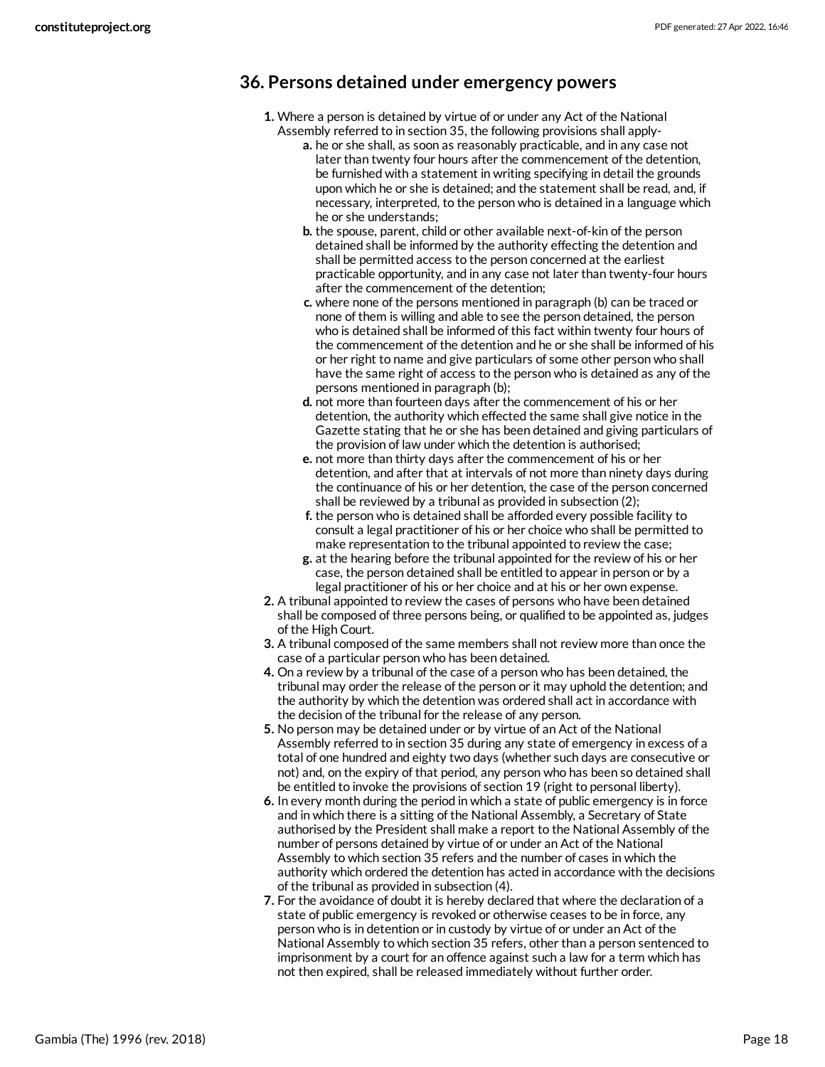## 36. Persons detained under emergency powers

1. Where a person is detained by virtue of or under any Act of the National Assembly referred to in section 35, the following provisions shall apply-
   a. he or she shall, as soon as reasonably practicable, and in any case not later than twenty four hours after the commencement of the detention, be furnished with a statement in writing specifying in detail the grounds upon which he or she is detained; and the statement shall be read, and, if necessary, interpreted, to the person who is detained in a language which he or she understands;
   b. the spouse, parent, child or other available next-of-kin of the person detained shall be informed by the authority effecting the detention and shall be permitted access to the person concerned at the earliest practicable opportunity, and in any case not later than twenty-four hours after the commencement of the detention;
   c. where none of the persons mentioned in paragraph (b) can be traced or none of them is willing and able to see the person detained, the person who is detained shall be informed of this fact within twenty four hours of the commencement of the detention and he or she shall be informed of his or her right to name and give particulars of some other person who shall have the same right of access to the person who is detained as any of the persons mentioned in paragraph (b);
   d. not more than fourteen days after the commencement of his or her detention, the authority which effected the same shall give notice in the Gazette stating that he or she has been detained and giving particulars of the provision of law under which the detention is authorised;
   e. not more than thirty days after the commencement of his or her detention, and after that at intervals of not more than ninety days during the continuance of his or her detention, the case of the person concerned shall be reviewed by a tribunal as provided in subsection (2);
   f. the person who is detained shall be afforded every possible facility to consult a legal practitioner of his or her choice who shall be permitted to make representation to the tribunal appointed to review the case;
   g. at the hearing before the tribunal appointed for the review of his or her case, the person detained shall be entitled to appear in person or by a legal practitioner of his or her choice and at his or her own expense.
2. A tribunal appointed to review the cases of persons who have been detained shall be composed of three persons being, or qualified to be appointed as, judges of the High Court.
3. A tribunal composed of the same members shall not review more than once the case of a particular person who has been detained.
4. On a review by a tribunal of the case of a person who has been detained, the tribunal may order the release of the person or it may uphold the detention; and the authority by which the detention was ordered shall act in accordance with the decision of the tribunal for the release of any person.
5. No person may be detained under or by virtue of an Act of the National Assembly referred to in section 35 during any state of emergency in excess of a total of one hundred and eighty two days (whether such days are consecutive or not) and, on the expiry of that period, any person who has been so detained shall be entitled to invoke the provisions of section 19 (right to personal liberty).
6. In every month during the period in which a state of public emergency is in force and in which there is a sitting of the National Assembly, a Secretary of State authorised by the President shall make a report to the National Assembly of the number of persons detained by virtue of or under an Act of the National Assembly to which section 35 refers and the number of cases in which the authority which ordered the detention has acted in accordance with the decisions of the tribunal as provided in subsection (4).
7. For the avoidance of doubt it is hereby declared that where the declaration of a state of public emergency is revoked or otherwise ceases to be in force, any person who is in detention or in custody by virtue of or under an Act of the National Assembly to which section 35 refers, other than a person sentenced to imprisonment by a court for an offence against such a law for a term which has not then expired, shall be released immediately without further order.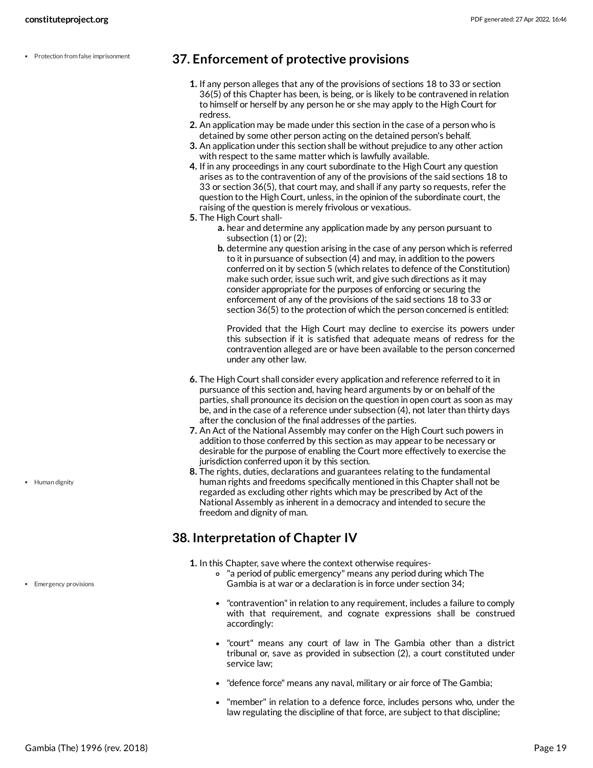• Protection from false imprisonment

## 37. Enforcement of protective provisions

1. If any person alleges that any of the provisions of sections 18 to 33 or section 36(5) of this Chapter has been, is being, or is likely to be contravened in relation to himself or herself by any person he or she may apply to the High Court for redress.
2. An application may be made under this section in the case of a person who is detained by some other person acting on the detained person's behalf.
3. An application under this section shall be without prejudice to any other action with respect to the same matter which is lawfully available.
4. If in any proceedings in any court subordinate to the High Court any question arises as to the contravention of any of the provisions of the said sections 18 to 33 or section 36(5), that court may, and shall if any party so requests, refer the question to the High Court, unless, in the opinion of the subordinate court, the raising of the question is merely frivolous or vexatious.
5. The High Court shall-
   a. hear and determine any application made by any person pursuant to subsection (1) or (2);
   b. determine any question arising in the case of any person which is referred to it in pursuance of subsection (4) and may, in addition to the powers conferred on it by section 5 (which relates to defence of the Constitution) make such order, issue such writ, and give such directions as it may consider appropriate for the purposes of enforcing or securing the enforcement of any of the provisions of the said sections 18 to 33 or section 36(5) to the protection of which the person concerned is entitled:

      Provided that the High Court may decline to exercise its powers under this subsection if it is satisfied that adequate means of redress for the contravention alleged are or have been available to the person concerned under any other law.
6. The High Court shall consider every application and reference referred to it in pursuance of this section and, having heard arguments by or on behalf of the parties, shall pronounce its decision on the question in open court as soon as may be, and in the case of a reference under subsection (4), not later than thirty days after the conclusion of the final addresses of the parties.
7. An Act of the National Assembly may confer on the High Court such powers in addition to those conferred by this section as may appear to be necessary or desirable for the purpose of enabling the Court more effectively to exercise the jurisdiction conferred upon it by this section.
8. The rights, duties, declarations and guarantees relating to the fundamental human rights and freedoms specifically mentioned in this Chapter shall not be regarded as excluding other rights which may be prescribed by Act of the National Assembly as inherent in a democracy and intended to secure the freedom and dignity of man.

• Human dignity

## 38. Interpretation of Chapter IV

1. In this Chapter, save where the context otherwise requires-
   - "a period of public emergency" means any period during which The Gambia is at war or a declaration is in force under section 34;
   - "contravention" in relation to any requirement, includes a failure to comply with that requirement, and cognate expressions shall be construed accordingly:
   - "court" means any court of law in The Gambia other than a district tribunal or, save as provided in subsection (2), a court constituted under service law;
   - "defence force" means any naval, military or air force of The Gambia;
   - "member" in relation to a defence force, includes persons who, under the law regulating the discipline of that force, are subject to that discipline;

• Emergency provisions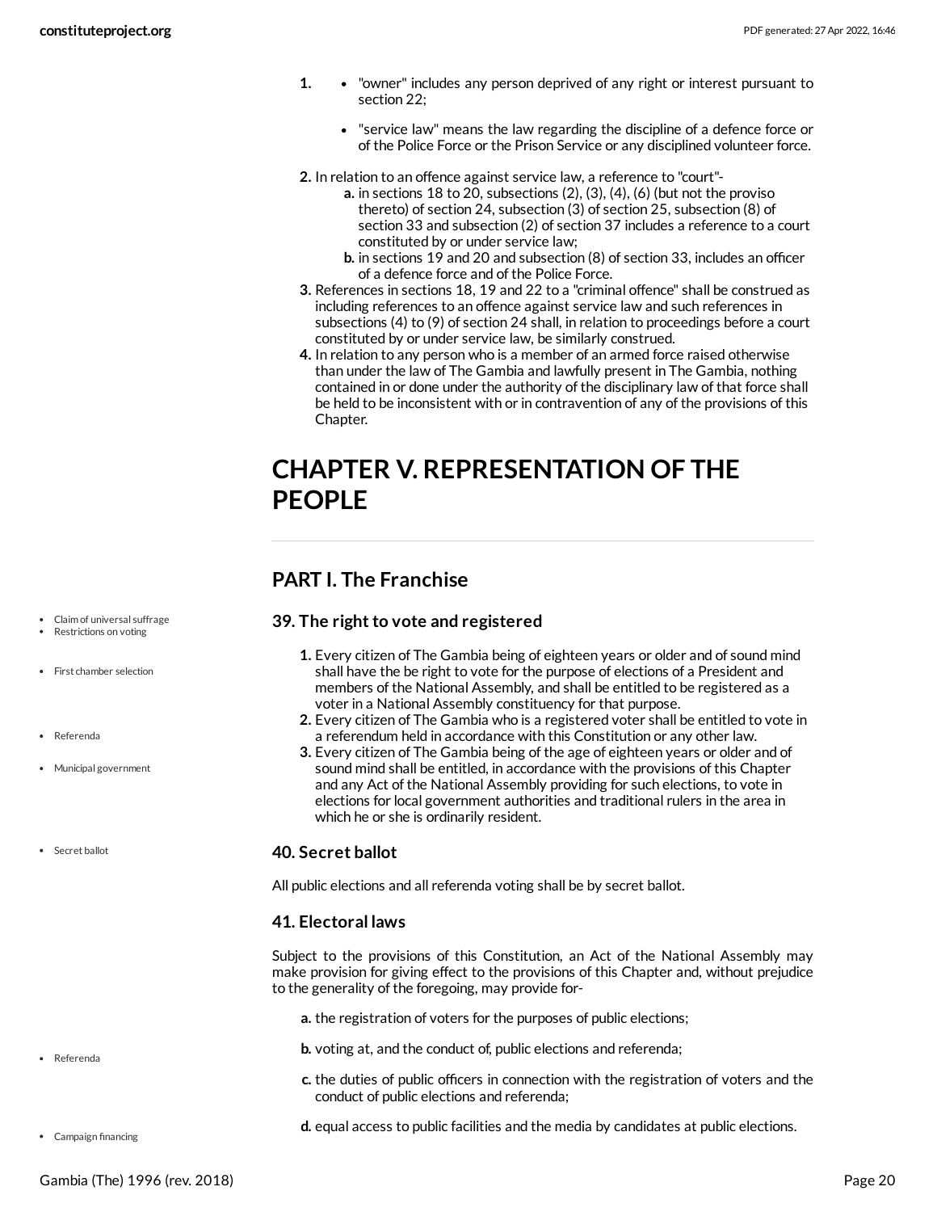1. - "owner" includes any person deprived of any right or interest pursuant to section 22;

   - "service law" means the law regarding the discipline of a defence force or of the Police Force or the Prison Service or any disciplined volunteer force.

2. In relation to an offence against service law, a reference to "court"-
   a. in sections 18 to 20, subsections (2), (3), (4), (6) (but not the proviso thereto) of section 24, subsection (3) of section 25, subsection (8) of section 33 and subsection (2) of section 37 includes a reference to a court constituted by or under service law;
   b. in sections 19 and 20 and subsection (8) of section 33, includes an officer of a defence force and of the Police Force.
3. References in sections 18, 19 and 22 to a "criminal offence" shall be construed as including references to an offence against service law and such references in subsections (4) to (9) of section 24 shall, in relation to proceedings before a court constituted by or under service law, be similarly construed.
4. In relation to any person who is a member of an armed force raised otherwise than under the law of The Gambia and lawfully present in The Gambia, nothing contained in or done under the authority of the disciplinary law of that force shall be held to be inconsistent with or in contravention of any of the provisions of this Chapter.

# CHAPTER V. REPRESENTATION OF THE PEOPLE

## PART I. The Franchise

### 39. The right to vote and registered

1. Every citizen of The Gambia being of eighteen years or older and of sound mind shall have the be right to vote for the purpose of elections of a President and members of the National Assembly, and shall be entitled to be registered as a voter in a National Assembly constituency for that purpose.
2. Every citizen of The Gambia who is a registered voter shall be entitled to vote in a referendum held in accordance with this Constitution or any other law.
3. Every citizen of The Gambia being of the age of eighteen years or older and of sound mind shall be entitled, in accordance with the provisions of this Chapter and any Act of the National Assembly providing for such elections, to vote in elections for local government authorities and traditional rulers in the area in which he or she is ordinarily resident.

### 40. Secret ballot

All public elections and all referenda voting shall be by secret ballot.

### 41. Electoral laws

Subject to the provisions of this Constitution, an Act of the National Assembly may make provision for giving effect to the provisions of this Chapter and, without prejudice to the generality of the foregoing, may provide for-

a. the registration of voters for the purposes of public elections;

b. voting at, and the conduct of, public elections and referenda;

c. the duties of public officers in connection with the registration of voters and the conduct of public elections and referenda;

d. equal access to public facilities and the media by candidates at public elections.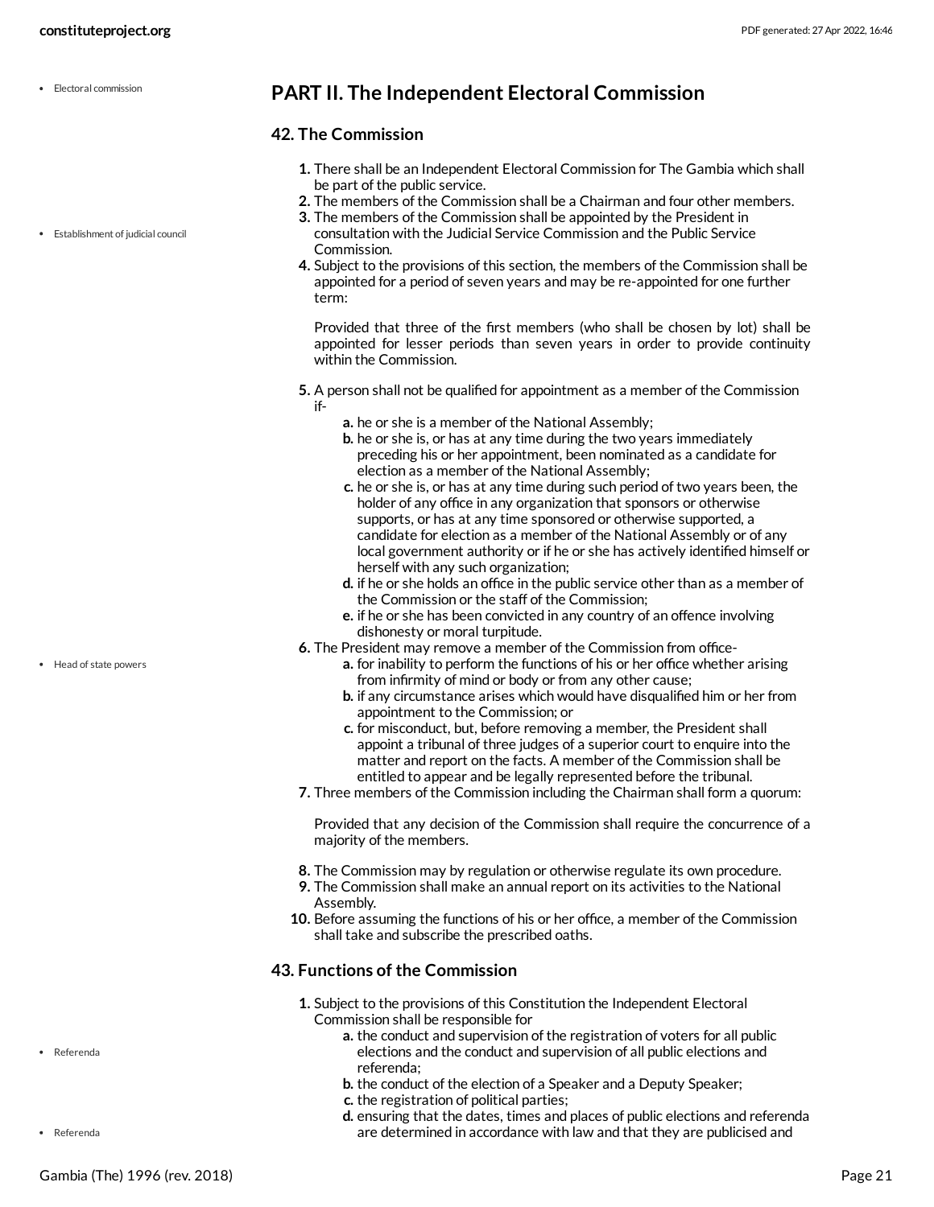## PART II. The Independent Electoral Commission

### 42. The Commission

1. There shall be an Independent Electoral Commission for The Gambia which shall be part of the public service.
2. The members of the Commission shall be a Chairman and four other members.
3. The members of the Commission shall be appointed by the President in consultation with the Judicial Service Commission and the Public Service Commission.
4. Subject to the provisions of this section, the members of the Commission shall be appointed for a period of seven years and may be re-appointed for one further term:

   Provided that three of the first members (who shall be chosen by lot) shall be appointed for lesser periods than seven years in order to provide continuity within the Commission.

5. A person shall not be qualified for appointment as a member of the Commission if-
   a. he or she is a member of the National Assembly;
   b. he or she is, or has at any time during the two years immediately preceding his or her appointment, been nominated as a candidate for election as a member of the National Assembly;
   c. he or she is, or has at any time during such period of two years been, the holder of any office in any organization that sponsors or otherwise supports, or has at any time sponsored or otherwise supported, a candidate for election as a member of the National Assembly or of any local government authority or if he or she has actively identified himself or herself with any such organization;
   d. if he or she holds an office in the public service other than as a member of the Commission or the staff of the Commission;
   e. if he or she has been convicted in any country of an offence involving dishonesty or moral turpitude.
6. The President may remove a member of the Commission from office-
   a. for inability to perform the functions of his or her office whether arising from infirmity of mind or body or from any other cause;
   b. if any circumstance arises which would have disqualified him or her from appointment to the Commission; or
   c. for misconduct, but, before removing a member, the President shall appoint a tribunal of three judges of a superior court to enquire into the matter and report on the facts. A member of the Commission shall be entitled to appear and be legally represented before the tribunal.
7. Three members of the Commission including the Chairman shall form a quorum:

   Provided that any decision of the Commission shall require the concurrence of a majority of the members.

8. The Commission may by regulation or otherwise regulate its own procedure.
9. The Commission shall make an annual report on its activities to the National Assembly.
10. Before assuming the functions of his or her office, a member of the Commission shall take and subscribe the prescribed oaths.

### 43. Functions of the Commission

1. Subject to the provisions of this Constitution the Independent Electoral Commission shall be responsible for
   a. the conduct and supervision of the registration of voters for all public elections and the conduct and supervision of all public elections and referenda;
   b. the conduct of the election of a Speaker and a Deputy Speaker;
   c. the registration of political parties;
   d. ensuring that the dates, times and places of public elections and referenda are determined in accordance with law and that they are publicised and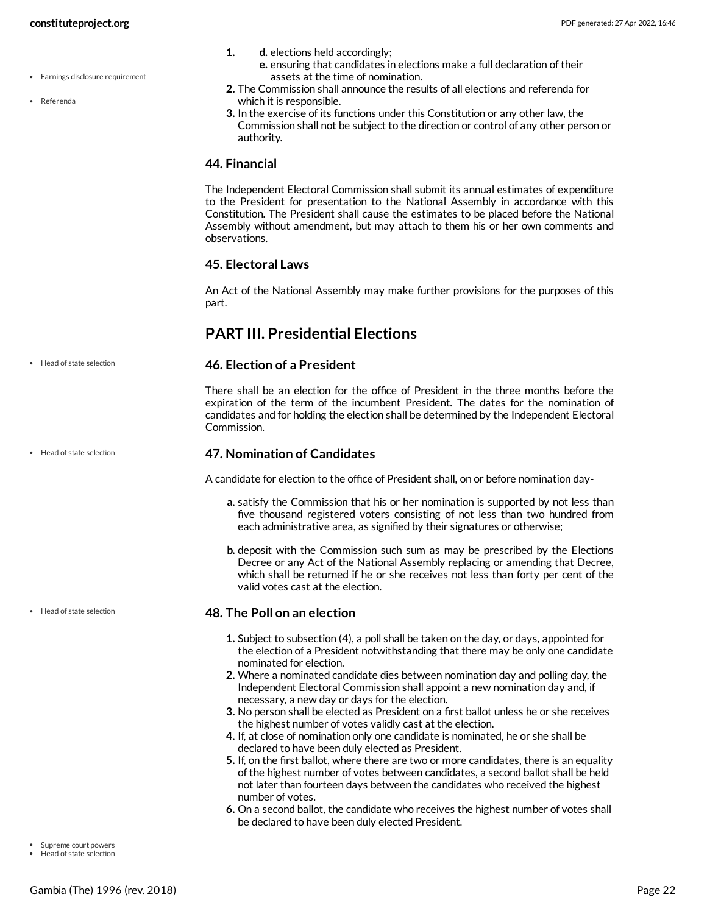1. d. elections held accordingly;
   e. ensuring that candidates in elections make a full declaration of their assets at the time of nomination.
2. The Commission shall announce the results of all elections and referenda for which it is responsible.
3. In the exercise of its functions under this Constitution or any other law, the Commission shall not be subject to the direction or control of any other person or authority.

### 44. Financial

The Independent Electoral Commission shall submit its annual estimates of expenditure to the President for presentation to the National Assembly in accordance with this Constitution. The President shall cause the estimates to be placed before the National Assembly without amendment, but may attach to them his or her own comments and observations.

### 45. Electoral Laws

An Act of the National Assembly may make further provisions for the purposes of this part.

## PART III. Presidential Elections

### 46. Election of a President

There shall be an election for the office of President in the three months before the expiration of the term of the incumbent President. The dates for the nomination of candidates and for holding the election shall be determined by the Independent Electoral Commission.

### 47. Nomination of Candidates

A candidate for election to the office of President shall, on or before nomination day-

a. satisfy the Commission that his or her nomination is supported by not less than five thousand registered voters consisting of not less than two hundred from each administrative area, as signified by their signatures or otherwise;

b. deposit with the Commission such sum as may be prescribed by the Elections Decree or any Act of the National Assembly replacing or amending that Decree, which shall be returned if he or she receives not less than forty per cent of the valid votes cast at the election.

### 48. The Poll on an election

1. Subject to subsection (4), a poll shall be taken on the day, or days, appointed for the election of a President notwithstanding that there may be only one candidate nominated for election.
2. Where a nominated candidate dies between nomination day and polling day, the Independent Electoral Commission shall appoint a new nomination day and, if necessary, a new day or days for the election.
3. No person shall be elected as President on a first ballot unless he or she receives the highest number of votes validly cast at the election.
4. If, at close of nomination only one candidate is nominated, he or she shall be declared to have been duly elected as President.
5. If, on the first ballot, where there are two or more candidates, there is an equality of the highest number of votes between candidates, a second ballot shall be held not later than fourteen days between the candidates who received the highest number of votes.
6. On a second ballot, the candidate who receives the highest number of votes shall be declared to have been duly elected President.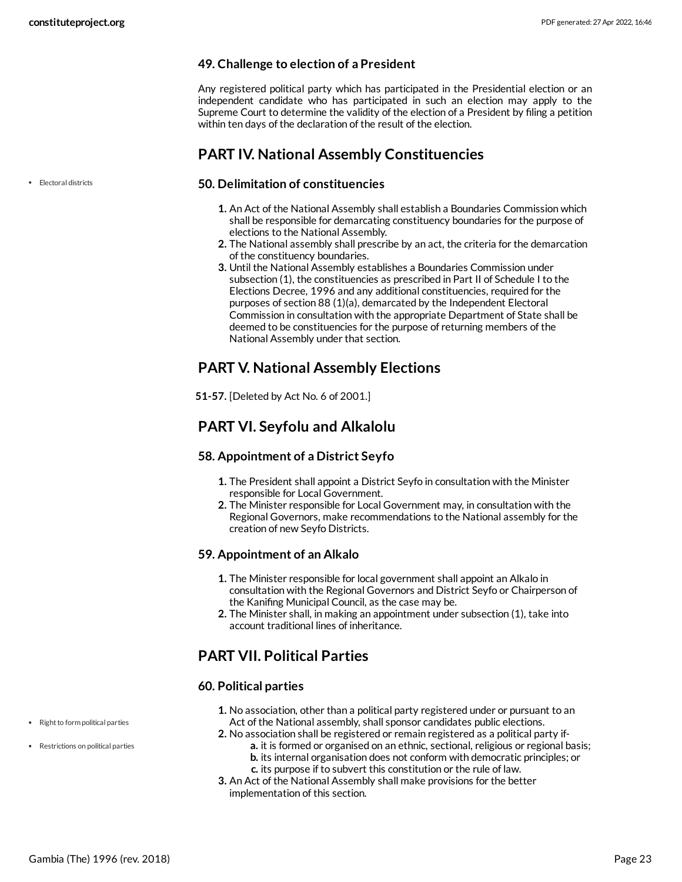### 49. Challenge to election of a President

Any registered political party which has participated in the Presidential election or an independent candidate who has participated in such an election may apply to the Supreme Court to determine the validity of the election of a President by filing a petition within ten days of the declaration of the result of the election.

## PART IV. National Assembly Constituencies

- Electoral districts

### 50. Delimitation of constituencies

1. An Act of the National Assembly shall establish a Boundaries Commission which shall be responsible for demarcating constituency boundaries for the purpose of elections to the National Assembly.
2. The National assembly shall prescribe by an act, the criteria for the demarcation of the constituency boundaries.
3. Until the National Assembly establishes a Boundaries Commission under subsection (1), the constituencies as prescribed in Part II of Schedule I to the Elections Decree, 1996 and any additional constituencies, required for the purposes of section 88 (1)(a), demarcated by the Independent Electoral Commission in consultation with the appropriate Department of State shall be deemed to be constituencies for the purpose of returning members of the National Assembly under that section.

## PART V. National Assembly Elections

**51-57.** [Deleted by Act No. 6 of 2001.]

## PART VI. Seyfolu and Alkalolu

### 58. Appointment of a District Seyfo

1. The President shall appoint a District Seyfo in consultation with the Minister responsible for Local Government.
2. The Minister responsible for Local Government may, in consultation with the Regional Governors, make recommendations to the National assembly for the creation of new Seyfo Districts.

### 59. Appointment of an Alkalo

1. The Minister responsible for local government shall appoint an Alkalo in consultation with the Regional Governors and District Seyfo or Chairperson of the Kanifing Municipal Council, as the case may be.
2. The Minister shall, in making an appointment under subsection (1), take into account traditional lines of inheritance.

## PART VII. Political Parties

### 60. Political parties

- Right to form political parties
- Restrictions on political parties

1. No association, other than a political party registered under or pursuant to an Act of the National assembly, shall sponsor candidates public elections.
2. No association shall be registered or remain registered as a political party if-
   - **a.** it is formed or organised on an ethnic, sectional, religious or regional basis;
   - **b.** its internal organisation does not conform with democratic principles; or
   - **c.** its purpose if to subvert this constitution or the rule of law.
3. An Act of the National Assembly shall make provisions for the better implementation of this section.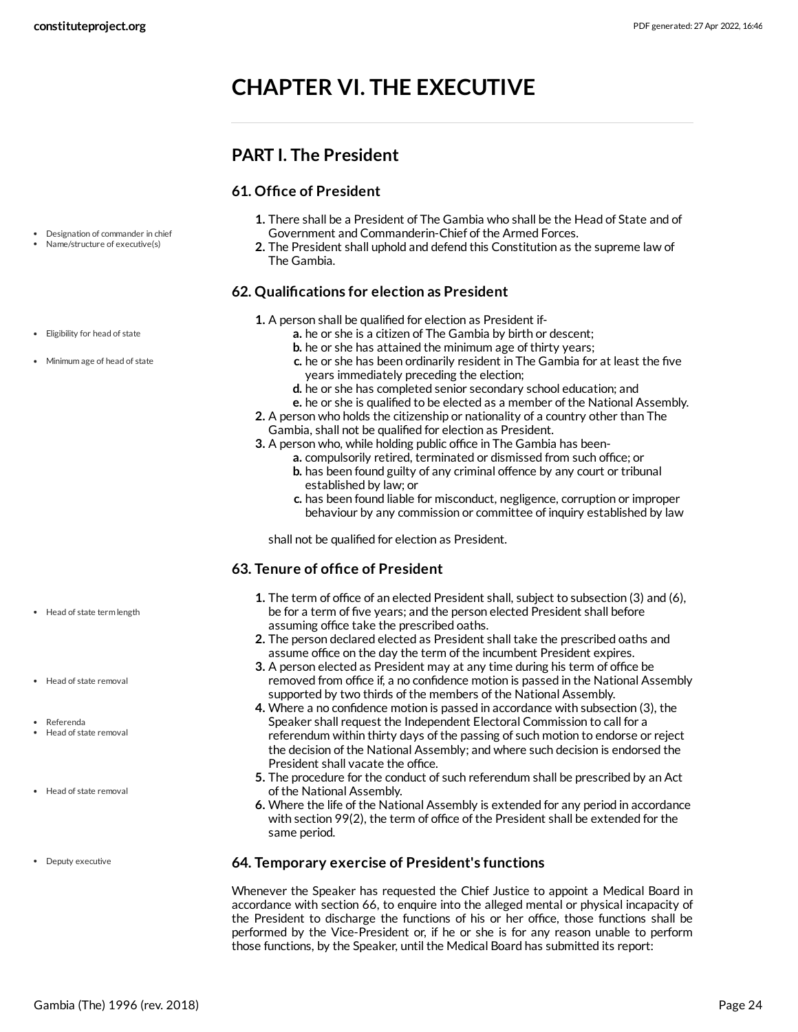# CHAPTER VI. THE EXECUTIVE

## PART I. The President

### 61. Office of President

1. There shall be a President of The Gambia who shall be the Head of State and of Government and Commanderin-Chief of the Armed Forces.
2. The President shall uphold and defend this Constitution as the supreme law of The Gambia.

### 62. Qualifications for election as President

1. A person shall be qualified for election as President if-
   a. he or she is a citizen of The Gambia by birth or descent;
   b. he or she has attained the minimum age of thirty years;
   c. he or she has been ordinarily resident in The Gambia for at least the five years immediately preceding the election;
   d. he or she has completed senior secondary school education; and
   e. he or she is qualified to be elected as a member of the National Assembly.
2. A person who holds the citizenship or nationality of a country other than The Gambia, shall not be qualified for election as President.
3. A person who, while holding public office in The Gambia has been-
   a. compulsorily retired, terminated or dismissed from such office; or
   b. has been found guilty of any criminal offence by any court or tribunal established by law; or
   c. has been found liable for misconduct, negligence, corruption or improper behaviour by any commission or committee of inquiry established by law

   shall not be qualified for election as President.

### 63. Tenure of office of President

1. The term of office of an elected President shall, subject to subsection (3) and (6), be for a term of five years; and the person elected President shall before assuming office take the prescribed oaths.
2. The person declared elected as President shall take the prescribed oaths and assume office on the day the term of the incumbent President expires.
3. A person elected as President may at any time during his term of office be removed from office if, a no confidence motion is passed in the National Assembly supported by two thirds of the members of the National Assembly.
4. Where a no confidence motion is passed in accordance with subsection (3), the Speaker shall request the Independent Electoral Commission to call for a referendum within thirty days of the passing of such motion to endorse or reject the decision of the National Assembly; and where such decision is endorsed the President shall vacate the office.
5. The procedure for the conduct of such referendum shall be prescribed by an Act of the National Assembly.
6. Where the life of the National Assembly is extended for any period in accordance with section 99(2), the term of office of the President shall be extended for the same period.

### 64. Temporary exercise of President's functions

Whenever the Speaker has requested the Chief Justice to appoint a Medical Board in accordance with section 66, to enquire into the alleged mental or physical incapacity of the President to discharge the functions of his or her office, those functions shall be performed by the Vice-President or, if he or she is for any reason unable to perform those functions, by the Speaker, until the Medical Board has submitted its report: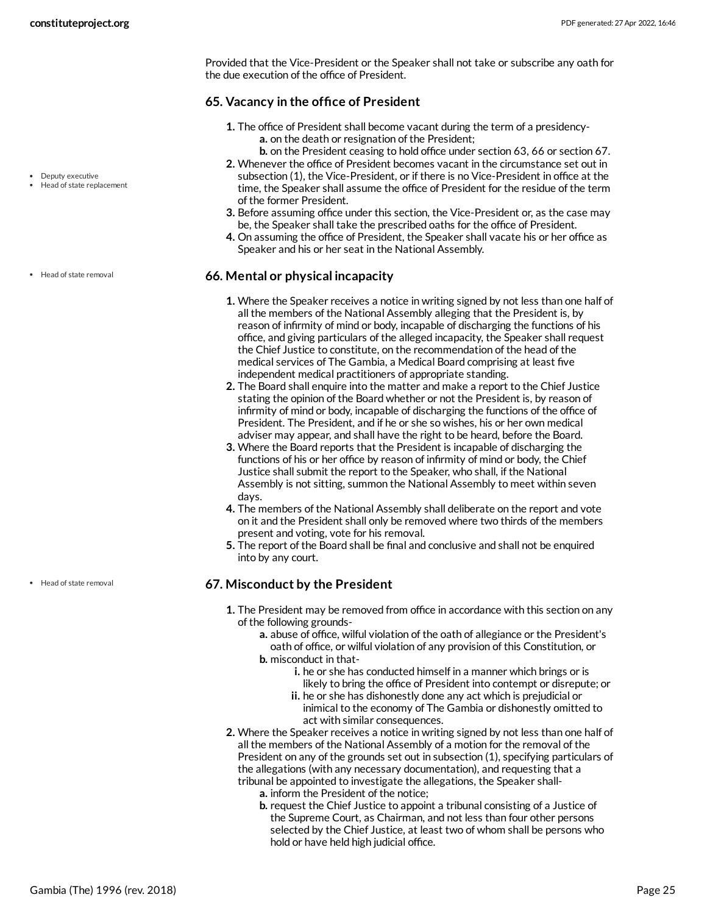Provided that the Vice-President or the Speaker shall not take or subscribe any oath for the due execution of the office of President.

## 65. Vacancy in the office of President

- Deputy executive
- Head of state replacement

1. The office of President shall become vacant during the term of a presidency-
   a. on the death or resignation of the President;
   b. on the President ceasing to hold office under section 63, 66 or section 67.
2. Whenever the office of President becomes vacant in the circumstance set out in subsection (1), the Vice-President, or if there is no Vice-President in office at the time, the Speaker shall assume the office of President for the residue of the term of the former President.
3. Before assuming office under this section, the Vice-President or, as the case may be, the Speaker shall take the prescribed oaths for the office of President.
4. On assuming the office of President, the Speaker shall vacate his or her office as Speaker and his or her seat in the National Assembly.

## 66. Mental or physical incapacity

- Head of state removal

1. Where the Speaker receives a notice in writing signed by not less than one half of all the members of the National Assembly alleging that the President is, by reason of infirmity of mind or body, incapable of discharging the functions of his office, and giving particulars of the alleged incapacity, the Speaker shall request the Chief Justice to constitute, on the recommendation of the head of the medical services of The Gambia, a Medical Board comprising at least five independent medical practitioners of appropriate standing.
2. The Board shall enquire into the matter and make a report to the Chief Justice stating the opinion of the Board whether or not the President is, by reason of infirmity of mind or body, incapable of discharging the functions of the office of President. The President, and if he or she so wishes, his or her own medical adviser may appear, and shall have the right to be heard, before the Board.
3. Where the Board reports that the President is incapable of discharging the functions of his or her office by reason of infirmity of mind or body, the Chief Justice shall submit the report to the Speaker, who shall, if the National Assembly is not sitting, summon the National Assembly to meet within seven days.
4. The members of the National Assembly shall deliberate on the report and vote on it and the President shall only be removed where two thirds of the members present and voting, vote for his removal.
5. The report of the Board shall be final and conclusive and shall not be enquired into by any court.

## 67. Misconduct by the President

- Head of state removal

1. The President may be removed from office in accordance with this section on any of the following grounds-
   a. abuse of office, wilful violation of the oath of allegiance or the President's oath of office, or wilful violation of any provision of this Constitution, or
   b. misconduct in that-
      i. he or she has conducted himself in a manner which brings or is likely to bring the office of President into contempt or disrepute; or
      ii. he or she has dishonestly done any act which is prejudicial or inimical to the economy of The Gambia or dishonestly omitted to act with similar consequences.
2. Where the Speaker receives a notice in writing signed by not less than one half of all the members of the National Assembly of a motion for the removal of the President on any of the grounds set out in subsection (1), specifying particulars of the allegations (with any necessary documentation), and requesting that a tribunal be appointed to investigate the allegations, the Speaker shall-
   a. inform the President of the notice;
   b. request the Chief Justice to appoint a tribunal consisting of a Justice of the Supreme Court, as Chairman, and not less than four other persons selected by the Chief Justice, at least two of whom shall be persons who hold or have held high judicial office.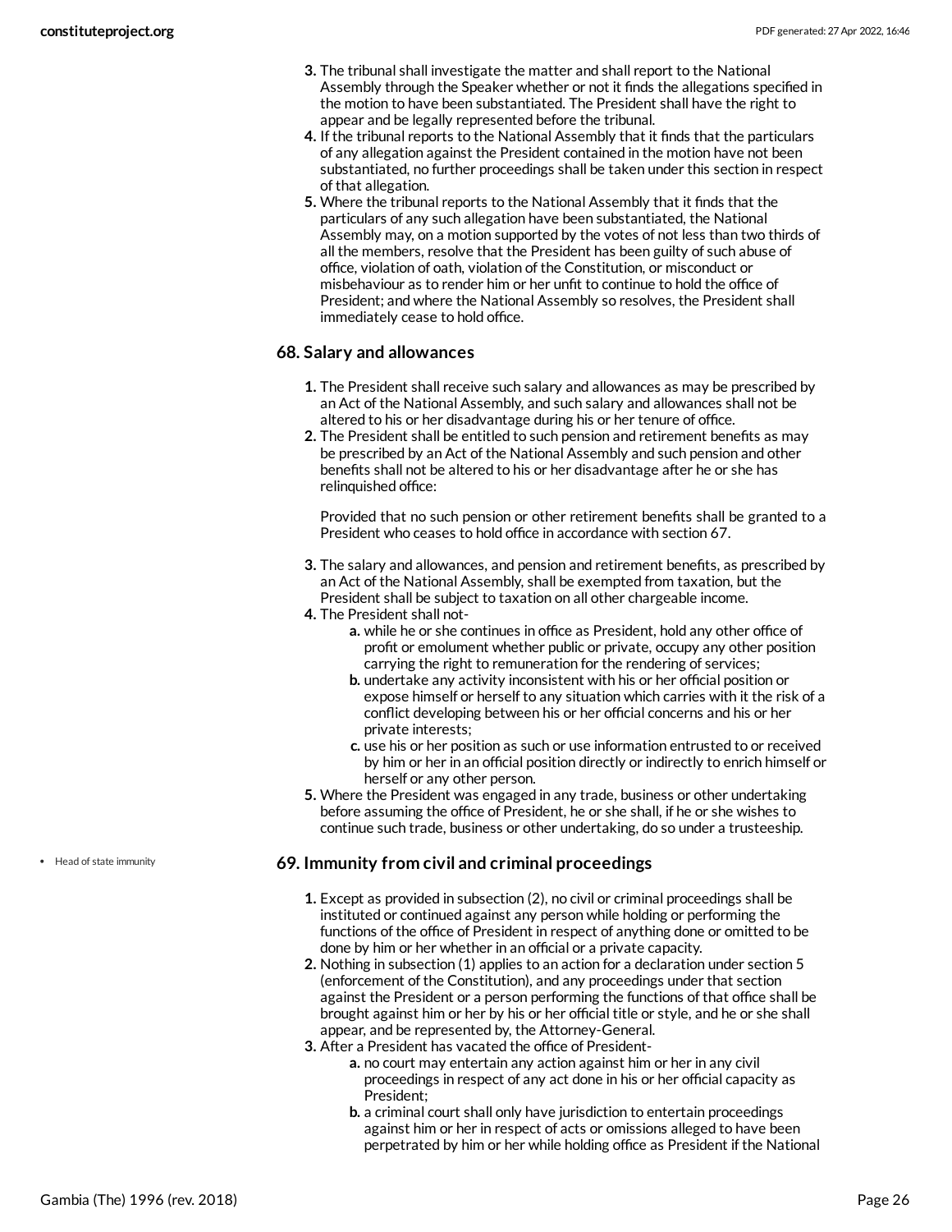3. The tribunal shall investigate the matter and shall report to the National Assembly through the Speaker whether or not it finds the allegations specified in the motion to have been substantiated. The President shall have the right to appear and be legally represented before the tribunal.
4. If the tribunal reports to the National Assembly that it finds that the particulars of any allegation against the President contained in the motion have not been substantiated, no further proceedings shall be taken under this section in respect of that allegation.
5. Where the tribunal reports to the National Assembly that it finds that the particulars of any such allegation have been substantiated, the National Assembly may, on a motion supported by the votes of not less than two thirds of all the members, resolve that the President has been guilty of such abuse of office, violation of oath, violation of the Constitution, or misconduct or misbehaviour as to render him or her unfit to continue to hold the office of President; and where the National Assembly so resolves, the President shall immediately cease to hold office.

### 68. Salary and allowances

1. The President shall receive such salary and allowances as may be prescribed by an Act of the National Assembly, and such salary and allowances shall not be altered to his or her disadvantage during his or her tenure of office.
2. The President shall be entitled to such pension and retirement benefits as may be prescribed by an Act of the National Assembly and such pension and other benefits shall not be altered to his or her disadvantage after he or she has relinquished office:

   Provided that no such pension or other retirement benefits shall be granted to a President who ceases to hold office in accordance with section 67.

3. The salary and allowances, and pension and retirement benefits, as prescribed by an Act of the National Assembly, shall be exempted from taxation, but the President shall be subject to taxation on all other chargeable income.
4. The President shall not-
   a. while he or she continues in office as President, hold any other office of profit or emolument whether public or private, occupy any other position carrying the right to remuneration for the rendering of services;
   b. undertake any activity inconsistent with his or her official position or expose himself or herself to any situation which carries with it the risk of a conflict developing between his or her official concerns and his or her private interests;
   c. use his or her position as such or use information entrusted to or received by him or her in an official position directly or indirectly to enrich himself or herself or any other person.
5. Where the President was engaged in any trade, business or other undertaking before assuming the office of President, he or she shall, if he or she wishes to continue such trade, business or other undertaking, do so under a trusteeship.

- Head of state immunity

### 69. Immunity from civil and criminal proceedings

1. Except as provided in subsection (2), no civil or criminal proceedings shall be instituted or continued against any person while holding or performing the functions of the office of President in respect of anything done or omitted to be done by him or her whether in an official or a private capacity.
2. Nothing in subsection (1) applies to an action for a declaration under section 5 (enforcement of the Constitution), and any proceedings under that section against the President or a person performing the functions of that office shall be brought against him or her by his or her official title or style, and he or she shall appear, and be represented by, the Attorney-General.
3. After a President has vacated the office of President-
   a. no court may entertain any action against him or her in any civil proceedings in respect of any act done in his or her official capacity as President;
   b. a criminal court shall only have jurisdiction to entertain proceedings against him or her in respect of acts or omissions alleged to have been perpetrated by him or her while holding office as President if the National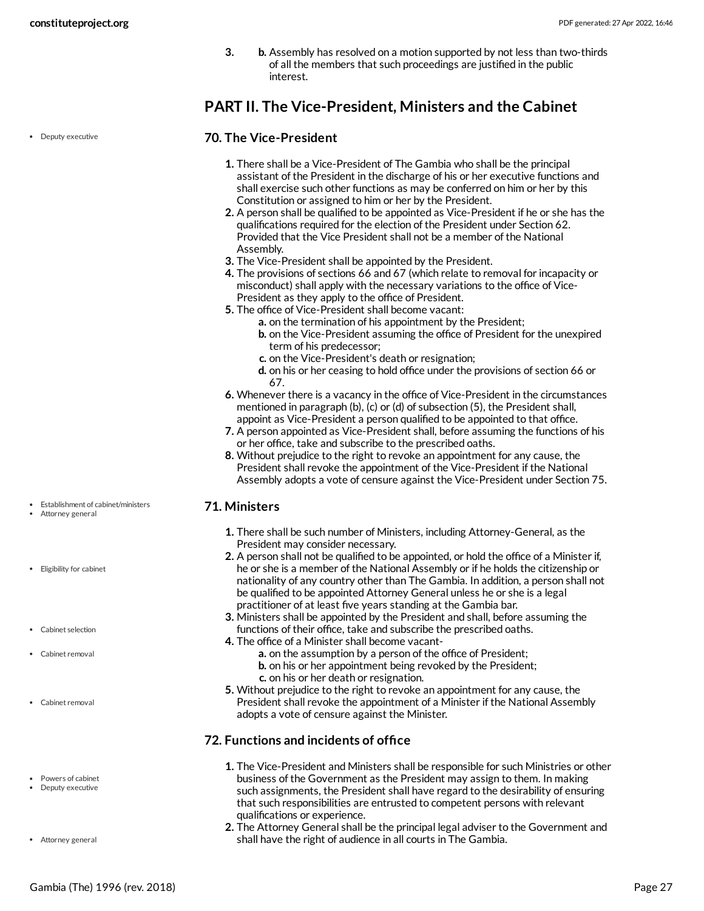3\. b. Assembly has resolved on a motion supported by not less than two-thirds of all the members that such proceedings are justified in the public interest.

## PART II. The Vice-President, Ministers and the Cabinet

- Deputy executive

### 70. The Vice-President

1. There shall be a Vice-President of The Gambia who shall be the principal assistant of the President in the discharge of his or her executive functions and shall exercise such other functions as may be conferred on him or her by this Constitution or assigned to him or her by the President.
2. A person shall be qualified to be appointed as Vice-President if he or she has the qualifications required for the election of the President under Section 62. Provided that the Vice President shall not be a member of the National Assembly.
3. The Vice-President shall be appointed by the President.
4. The provisions of sections 66 and 67 (which relate to removal for incapacity or misconduct) shall apply with the necessary variations to the office of Vice-President as they apply to the office of President.
5. The office of Vice-President shall become vacant:
    a. on the termination of his appointment by the President;
    b. on the Vice-President assuming the office of President for the unexpired term of his predecessor;
    c. on the Vice-President's death or resignation;
    d. on his or her ceasing to hold office under the provisions of section 66 or 67.
6. Whenever there is a vacancy in the office of Vice-President in the circumstances mentioned in paragraph (b), (c) or (d) of subsection (5), the President shall, appoint as Vice-President a person qualified to be appointed to that office.
7. A person appointed as Vice-President shall, before assuming the functions of his or her office, take and subscribe to the prescribed oaths.
8. Without prejudice to the right to revoke an appointment for any cause, the President shall revoke the appointment of the Vice-President if the National Assembly adopts a vote of censure against the Vice-President under Section 75.

- Establishment of cabinet/ministers
- Attorney general

### 71. Ministers

1. There shall be such number of Ministers, including Attorney-General, as the President may consider necessary.
2. A person shall not be qualified to be appointed, or hold the office of a Minister if, he or she is a member of the National Assembly or if he holds the citizenship or nationality of any country other than The Gambia. In addition, a person shall not be qualified to be appointed Attorney General unless he or she is a legal practitioner of at least five years standing at the Gambia bar.
3. Ministers shall be appointed by the President and shall, before assuming the functions of their office, take and subscribe the prescribed oaths.
4. The office of a Minister shall become vacant-
    a. on the assumption by a person of the office of President;
    b. on his or her appointment being revoked by the President;
    c. on his or her death or resignation.
5. Without prejudice to the right to revoke an appointment for any cause, the President shall revoke the appointment of a Minister if the National Assembly adopts a vote of censure against the Minister.

- Eligibility for cabinet
- Cabinet selection
- Cabinet removal
- Cabinet removal

### 72. Functions and incidents of office

1. The Vice-President and Ministers shall be responsible for such Ministries or other business of the Government as the President may assign to them. In making such assignments, the President shall have regard to the desirability of ensuring that such responsibilities are entrusted to competent persons with relevant qualifications or experience.
2. The Attorney General shall be the principal legal adviser to the Government and shall have the right of audience in all courts in The Gambia.

- Powers of cabinet
- Deputy executive
- Attorney general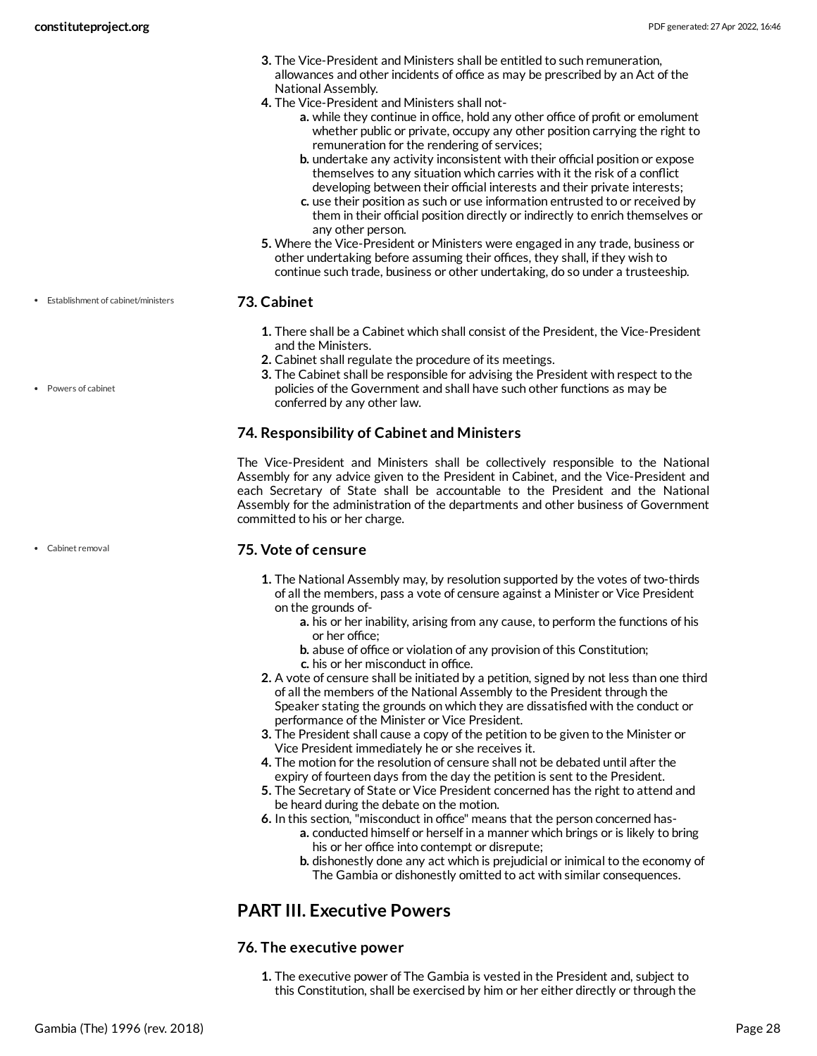3. The Vice-President and Ministers shall be entitled to such remuneration, allowances and other incidents of office as may be prescribed by an Act of the National Assembly.
4. The Vice-President and Ministers shall not-
   a. while they continue in office, hold any other office of profit or emolument whether public or private, occupy any other position carrying the right to remuneration for the rendering of services;
   b. undertake any activity inconsistent with their official position or expose themselves to any situation which carries with it the risk of a conflict developing between their official interests and their private interests;
   c. use their position as such or use information entrusted to or received by them in their official position directly or indirectly to enrich themselves or any other person.
5. Where the Vice-President or Ministers were engaged in any trade, business or other undertaking before assuming their offices, they shall, if they wish to continue such trade, business or other undertaking, do so under a trusteeship.

- Establishment of cabinet/ministers

### 73. Cabinet

1. There shall be a Cabinet which shall consist of the President, the Vice-President and the Ministers.
2. Cabinet shall regulate the procedure of its meetings.
3. The Cabinet shall be responsible for advising the President with respect to the policies of the Government and shall have such other functions as may be conferred by any other law.

- Powers of cabinet

### 74. Responsibility of Cabinet and Ministers

The Vice-President and Ministers shall be collectively responsible to the National Assembly for any advice given to the President in Cabinet, and the Vice-President and each Secretary of State shall be accountable to the President and the National Assembly for the administration of the departments and other business of Government committed to his or her charge.

- Cabinet removal

### 75. Vote of censure

1. The National Assembly may, by resolution supported by the votes of two-thirds of all the members, pass a vote of censure against a Minister or Vice President on the grounds of-
   a. his or her inability, arising from any cause, to perform the functions of his or her office;
   b. abuse of office or violation of any provision of this Constitution;
   c. his or her misconduct in office.
2. A vote of censure shall be initiated by a petition, signed by not less than one third of all the members of the National Assembly to the President through the Speaker stating the grounds on which they are dissatisfied with the conduct or performance of the Minister or Vice President.
3. The President shall cause a copy of the petition to be given to the Minister or Vice President immediately he or she receives it.
4. The motion for the resolution of censure shall not be debated until after the expiry of fourteen days from the day the petition is sent to the President.
5. The Secretary of State or Vice President concerned has the right to attend and be heard during the debate on the motion.
6. In this section, "misconduct in office" means that the person concerned has-
   a. conducted himself or herself in a manner which brings or is likely to bring his or her office into contempt or disrepute;
   b. dishonestly done any act which is prejudicial or inimical to the economy of The Gambia or dishonestly omitted to act with similar consequences.

## PART III. Executive Powers

### 76. The executive power

1. The executive power of The Gambia is vested in the President and, subject to this Constitution, shall be exercised by him or her either directly or through the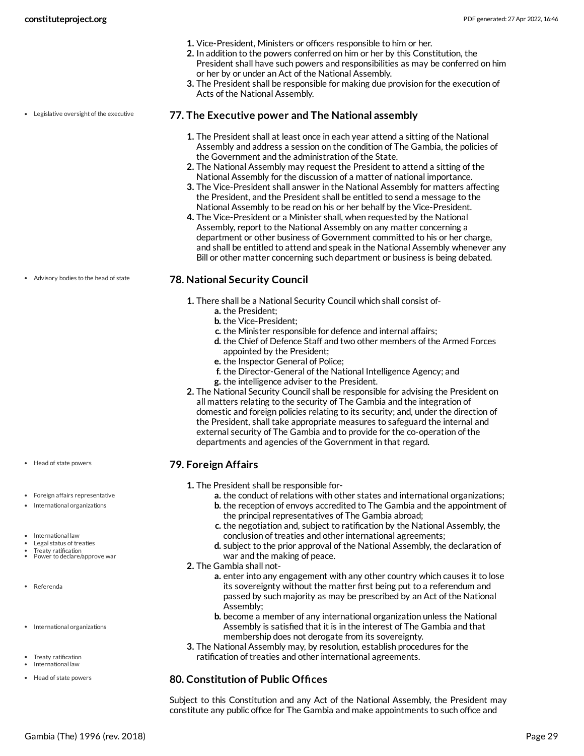1. Vice-President, Ministers or officers responsible to him or her.
2. In addition to the powers conferred on him or her by this Constitution, the President shall have such powers and responsibilities as may be conferred on him or her by or under an Act of the National Assembly.
3. The President shall be responsible for making due provision for the execution of Acts of the National Assembly.

- Legislative oversight of the executive

## 77. The Executive power and The National assembly

1. The President shall at least once in each year attend a sitting of the National Assembly and address a session on the condition of The Gambia, the policies of the Government and the administration of the State.
2. The National Assembly may request the President to attend a sitting of the National Assembly for the discussion of a matter of national importance.
3. The Vice-President shall answer in the National Assembly for matters affecting the President, and the President shall be entitled to send a message to the National Assembly to be read on his or her behalf by the Vice-President.
4. The Vice-President or a Minister shall, when requested by the National Assembly, report to the National Assembly on any matter concerning a department or other business of Government committed to his or her charge, and shall be entitled to attend and speak in the National Assembly whenever any Bill or other matter concerning such department or business is being debated.

- Advisory bodies to the head of state

## 78. National Security Council

1. There shall be a National Security Council which shall consist of-
    a. the President;
    b. the Vice-President;
    c. the Minister responsible for defence and internal affairs;
    d. the Chief of Defence Staff and two other members of the Armed Forces appointed by the President;
    e. the Inspector General of Police;
    f. the Director-General of the National Intelligence Agency; and
    g. the intelligence adviser to the President.
2. The National Security Council shall be responsible for advising the President on all matters relating to the security of The Gambia and the integration of domestic and foreign policies relating to its security; and, under the direction of the President, shall take appropriate measures to safeguard the internal and external security of The Gambia and to provide for the co-operation of the departments and agencies of the Government in that regard.

- Head of state powers

## 79. Foreign Affairs

- Foreign affairs representative
- International organizations
- International law
- Legal status of treaties
- Treaty ratification
- Power to declare/approve war

1. The President shall be responsible for-
    a. the conduct of relations with other states and international organizations;
    b. the reception of envoys accredited to The Gambia and the appointment of the principal representatives of The Gambia abroad;
    c. the negotiation and, subject to ratification by the National Assembly, the conclusion of treaties and other international agreements;
    d. subject to the prior approval of the National Assembly, the declaration of war and the making of peace.
2. The Gambia shall not-
    a. enter into any engagement with any other country which causes it to lose its sovereignty without the matter first being put to a referendum and passed by such majority as may be prescribed by an Act of the National Assembly;
    b. become a member of any international organization unless the National Assembly is satisfied that it is in the interest of The Gambia and that membership does not derogate from its sovereignty.
3. The National Assembly may, by resolution, establish procedures for the ratification of treaties and other international agreements.

- Referenda
- International organizations
- Treaty ratification
- International law

- Head of state powers

## 80. Constitution of Public Offices

Subject to this Constitution and any Act of the National Assembly, the President may constitute any public office for The Gambia and make appointments to such office and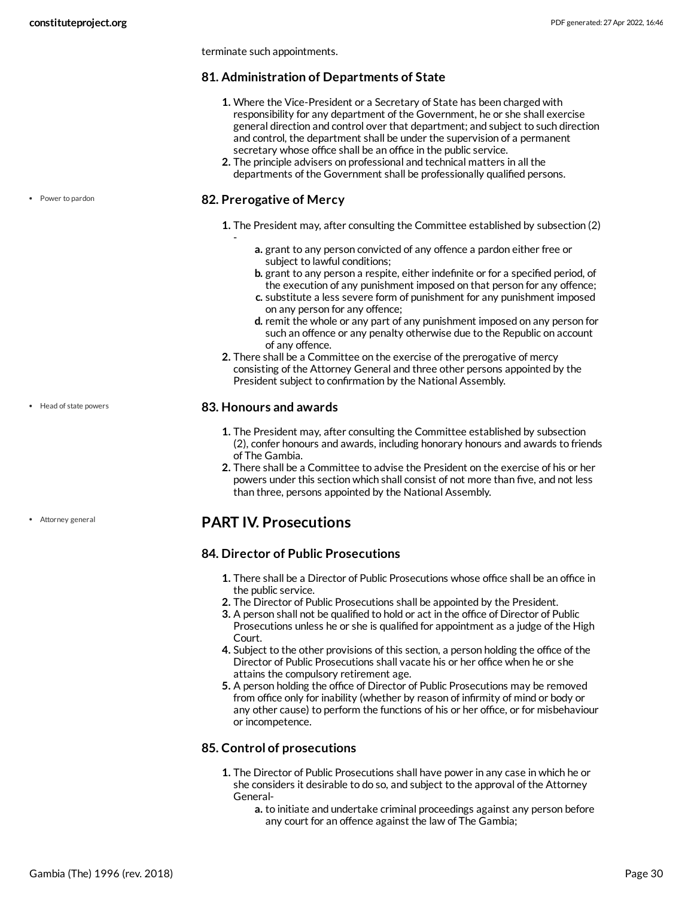terminate such appointments.

### 81. Administration of Departments of State

1. Where the Vice-President or a Secretary of State has been charged with responsibility for any department of the Government, he or she shall exercise general direction and control over that department; and subject to such direction and control, the department shall be under the supervision of a permanent secretary whose office shall be an office in the public service.
2. The principle advisers on professional and technical matters in all the departments of the Government shall be professionally qualified persons.

- Power to pardon

### 82. Prerogative of Mercy

1. The President may, after consulting the Committee established by subsection (2) -
   - a. grant to any person convicted of any offence a pardon either free or subject to lawful conditions;
   - b. grant to any person a respite, either indefinite or for a specified period, of the execution of any punishment imposed on that person for any offence;
   - c. substitute a less severe form of punishment for any punishment imposed on any person for any offence;
   - d. remit the whole or any part of any punishment imposed on any person for such an offence or any penalty otherwise due to the Republic on account of any offence.
2. There shall be a Committee on the exercise of the prerogative of mercy consisting of the Attorney General and three other persons appointed by the President subject to confirmation by the National Assembly.

- Head of state powers

### 83. Honours and awards

1. The President may, after consulting the Committee established by subsection (2), confer honours and awards, including honorary honours and awards to friends of The Gambia.
2. There shall be a Committee to advise the President on the exercise of his or her powers under this section which shall consist of not more than five, and not less than three, persons appointed by the National Assembly.

- Attorney general

## PART IV. Prosecutions

### 84. Director of Public Prosecutions

1. There shall be a Director of Public Prosecutions whose office shall be an office in the public service.
2. The Director of Public Prosecutions shall be appointed by the President.
3. A person shall not be qualified to hold or act in the office of Director of Public Prosecutions unless he or she is qualified for appointment as a judge of the High Court.
4. Subject to the other provisions of this section, a person holding the office of the Director of Public Prosecutions shall vacate his or her office when he or she attains the compulsory retirement age.
5. A person holding the office of Director of Public Prosecutions may be removed from office only for inability (whether by reason of infirmity of mind or body or any other cause) to perform the functions of his or her office, or for misbehaviour or incompetence.

### 85. Control of prosecutions

1. The Director of Public Prosecutions shall have power in any case in which he or she considers it desirable to do so, and subject to the approval of the Attorney General-
   - a. to initiate and undertake criminal proceedings against any person before any court for an offence against the law of The Gambia;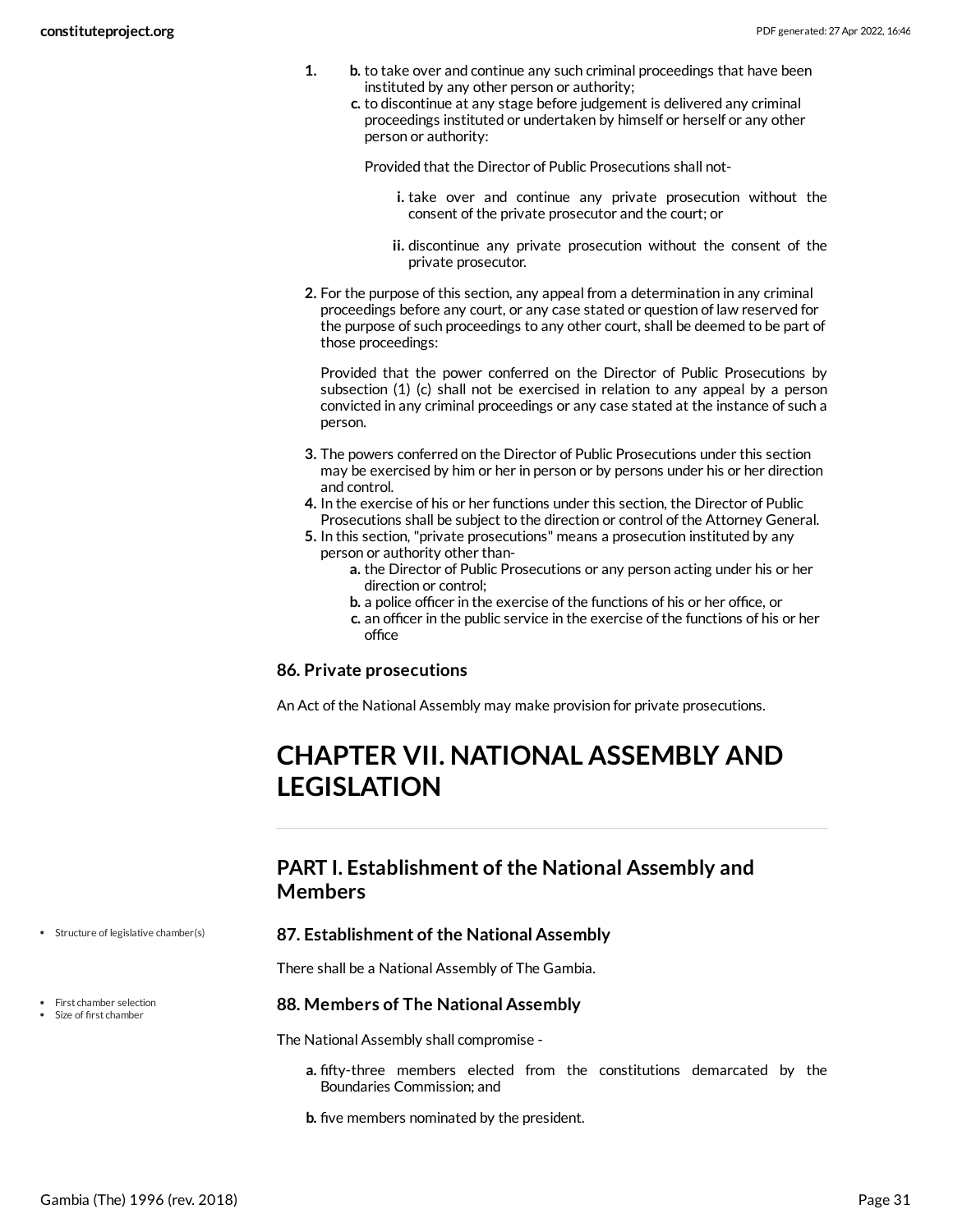1. b. to take over and continue any such criminal proceedings that have been instituted by any other person or authority;
   c. to discontinue at any stage before judgement is delivered any criminal proceedings instituted or undertaken by himself or herself or any other person or authority:

   Provided that the Director of Public Prosecutions shall not-

   i. take over and continue any private prosecution without the consent of the private prosecutor and the court; or

   ii. discontinue any private prosecution without the consent of the private prosecutor.

2. For the purpose of this section, any appeal from a determination in any criminal proceedings before any court, or any case stated or question of law reserved for the purpose of such proceedings to any other court, shall be deemed to be part of those proceedings:

   Provided that the power conferred on the Director of Public Prosecutions by subsection (1) (c) shall not be exercised in relation to any appeal by a person convicted in any criminal proceedings or any case stated at the instance of such a person.

3. The powers conferred on the Director of Public Prosecutions under this section may be exercised by him or her in person or by persons under his or her direction and control.
4. In the exercise of his or her functions under this section, the Director of Public Prosecutions shall be subject to the direction or control of the Attorney General.
5. In this section, "private prosecutions" means a prosecution instituted by any person or authority other than-
   a. the Director of Public Prosecutions or any person acting under his or her direction or control;
   b. a police officer in the exercise of the functions of his or her office, or
   c. an officer in the public service in the exercise of the functions of his or her office

### 86. Private prosecutions

An Act of the National Assembly may make provision for private prosecutions.

# CHAPTER VII. NATIONAL ASSEMBLY AND LEGISLATION

## PART I. Establishment of the National Assembly and Members

- Structure of legislative chamber(s)

### 87. Establishment of the National Assembly

There shall be a National Assembly of The Gambia.

- First chamber selection
- Size of first chamber

### 88. Members of The National Assembly

The National Assembly shall compromise -

a. fifty-three members elected from the constitutions demarcated by the Boundaries Commission; and

b. five members nominated by the president.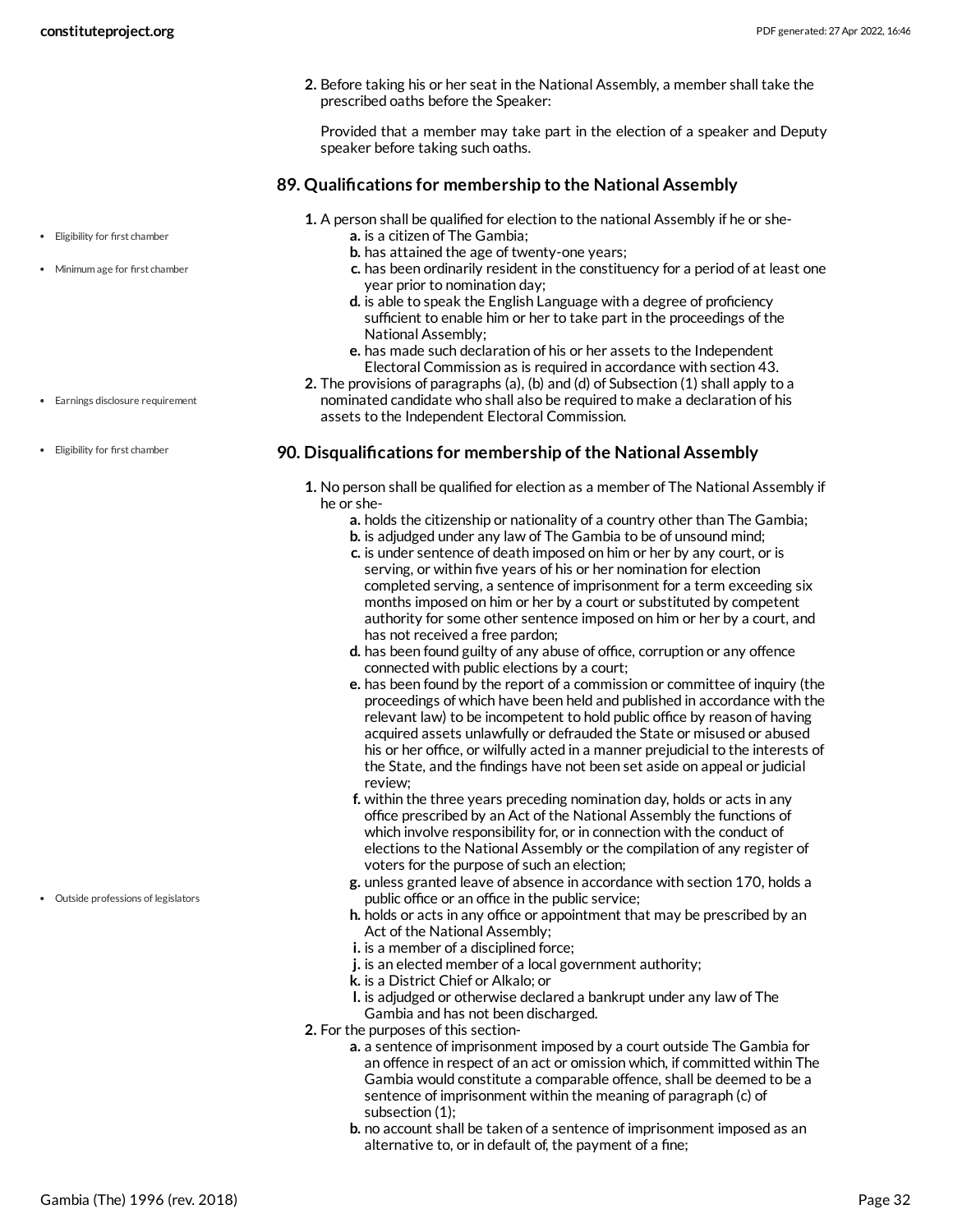2. Before taking his or her seat in the National Assembly, a member shall take the prescribed oaths before the Speaker:

   Provided that a member may take part in the election of a speaker and Deputy speaker before taking such oaths.

## 89. Qualifications for membership to the National Assembly

- Eligibility for first chamber
- Minimum age for first chamber

1. A person shall be qualified for election to the national Assembly if he or she-
   a. is a citizen of The Gambia;
   b. has attained the age of twenty-one years;
   c. has been ordinarily resident in the constituency for a period of at least one year prior to nomination day;
   d. is able to speak the English Language with a degree of proficiency sufficient to enable him or her to take part in the proceedings of the National Assembly;
   e. has made such declaration of his or her assets to the Independent Electoral Commission as is required in accordance with section 43.
2. The provisions of paragraphs (a), (b) and (d) of Subsection (1) shall apply to a nominated candidate who shall also be required to make a declaration of his assets to the Independent Electoral Commission.

- Earnings disclosure requirement
- Eligibility for first chamber

## 90. Disqualifications for membership of the National Assembly

1. No person shall be qualified for election as a member of The National Assembly if he or she-
   a. holds the citizenship or nationality of a country other than The Gambia;
   b. is adjudged under any law of The Gambia to be of unsound mind;
   c. is under sentence of death imposed on him or her by any court, or is serving, or within five years of his or her nomination for election completed serving, a sentence of imprisonment for a term exceeding six months imposed on him or her by a court or substituted by competent authority for some other sentence imposed on him or her by a court, and has not received a free pardon;
   d. has been found guilty of any abuse of office, corruption or any offence connected with public elections by a court;
   e. has been found by the report of a commission or committee of inquiry (the proceedings of which have been held and published in accordance with the relevant law) to be incompetent to hold public office by reason of having acquired assets unlawfully or defrauded the State or misused or abused his or her office, or wilfully acted in a manner prejudicial to the interests of the State, and the findings have not been set aside on appeal or judicial review;
   f. within the three years preceding nomination day, holds or acts in any office prescribed by an Act of the National Assembly the functions of which involve responsibility for, or in connection with the conduct of elections to the National Assembly or the compilation of any register of voters for the purpose of such an election;
   g. unless granted leave of absence in accordance with section 170, holds a public office or an office in the public service;
   h. holds or acts in any office or appointment that may be prescribed by an Act of the National Assembly;
   i. is a member of a disciplined force;
   j. is an elected member of a local government authority;
   k. is a District Chief or Alkalo; or
   l. is adjudged or otherwise declared a bankrupt under any law of The Gambia and has not been discharged.
2. For the purposes of this section-
   a. a sentence of imprisonment imposed by a court outside The Gambia for an offence in respect of an act or omission which, if committed within The Gambia would constitute a comparable offence, shall be deemed to be a sentence of imprisonment within the meaning of paragraph (c) of subsection (1);
   b. no account shall be taken of a sentence of imprisonment imposed as an alternative to, or in default of, the payment of a fine;

- Outside professions of legislators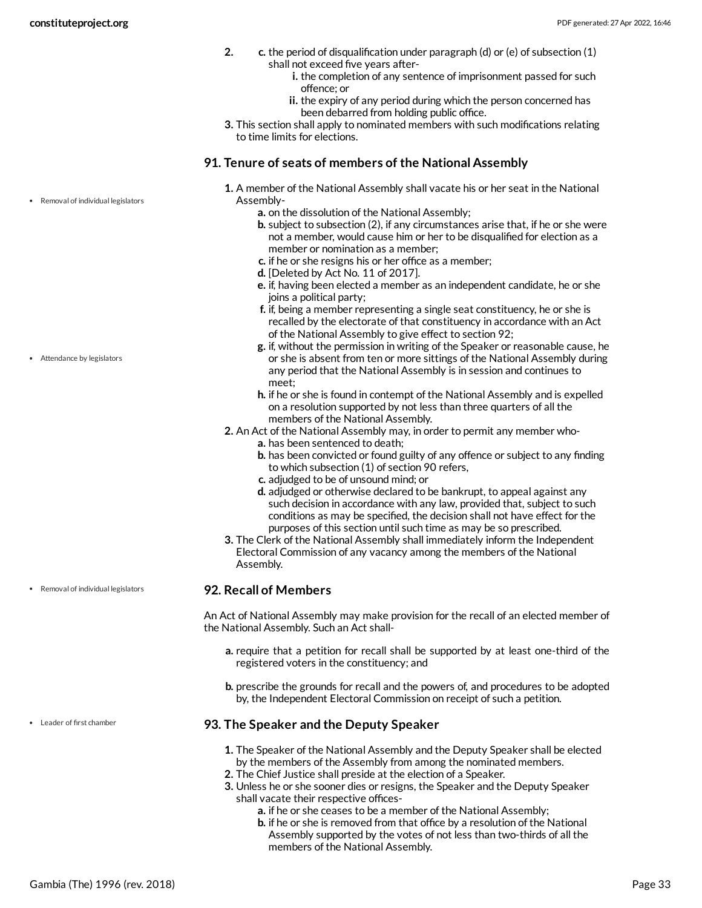2. c. the period of disqualification under paragraph (d) or (e) of subsection (1) shall not exceed five years after-
    i. the completion of any sentence of imprisonment passed for such offence; or
    ii. the expiry of any period during which the person concerned has been debarred from holding public office.
3. This section shall apply to nominated members with such modifications relating to time limits for elections.

### 91. Tenure of seats of members of the National Assembly

- Removal of individual legislators
- Attendance by legislators

1. A member of the National Assembly shall vacate his or her seat in the National Assembly-
    a. on the dissolution of the National Assembly;
    b. subject to subsection (2), if any circumstances arise that, if he or she were not a member, would cause him or her to be disqualified for election as a member or nomination as a member;
    c. if he or she resigns his or her office as a member;
    d. [Deleted by Act No. 11 of 2017].
    e. if, having been elected a member as an independent candidate, he or she joins a political party;
    f. if, being a member representing a single seat constituency, he or she is recalled by the electorate of that constituency in accordance with an Act of the National Assembly to give effect to section 92;
    g. if, without the permission in writing of the Speaker or reasonable cause, he or she is absent from ten or more sittings of the National Assembly during any period that the National Assembly is in session and continues to meet;
    h. if he or she is found in contempt of the National Assembly and is expelled on a resolution supported by not less than three quarters of all the members of the National Assembly.
2. An Act of the National Assembly may, in order to permit any member who-
    a. has been sentenced to death;
    b. has been convicted or found guilty of any offence or subject to any finding to which subsection (1) of section 90 refers,
    c. adjudged to be of unsound mind; or
    d. adjudged or otherwise declared to be bankrupt, to appeal against any such decision in accordance with any law, provided that, subject to such conditions as may be specified, the decision shall not have effect for the purposes of this section until such time as may be so prescribed.
3. The Clerk of the National Assembly shall immediately inform the Independent Electoral Commission of any vacancy among the members of the National Assembly.

### 92. Recall of Members

- Removal of individual legislators

An Act of National Assembly may make provision for the recall of an elected member of the National Assembly. Such an Act shall-

a. require that a petition for recall shall be supported by at least one-third of the registered voters in the constituency; and

b. prescribe the grounds for recall and the powers of, and procedures to be adopted by, the Independent Electoral Commission on receipt of such a petition.

### 93. The Speaker and the Deputy Speaker

- Leader of first chamber

1. The Speaker of the National Assembly and the Deputy Speaker shall be elected by the members of the Assembly from among the nominated members.
2. The Chief Justice shall preside at the election of a Speaker.
3. Unless he or she sooner dies or resigns, the Speaker and the Deputy Speaker shall vacate their respective offices-
    a. if he or she ceases to be a member of the National Assembly;
    b. if he or she is removed from that office by a resolution of the National Assembly supported by the votes of not less than two-thirds of all the members of the National Assembly.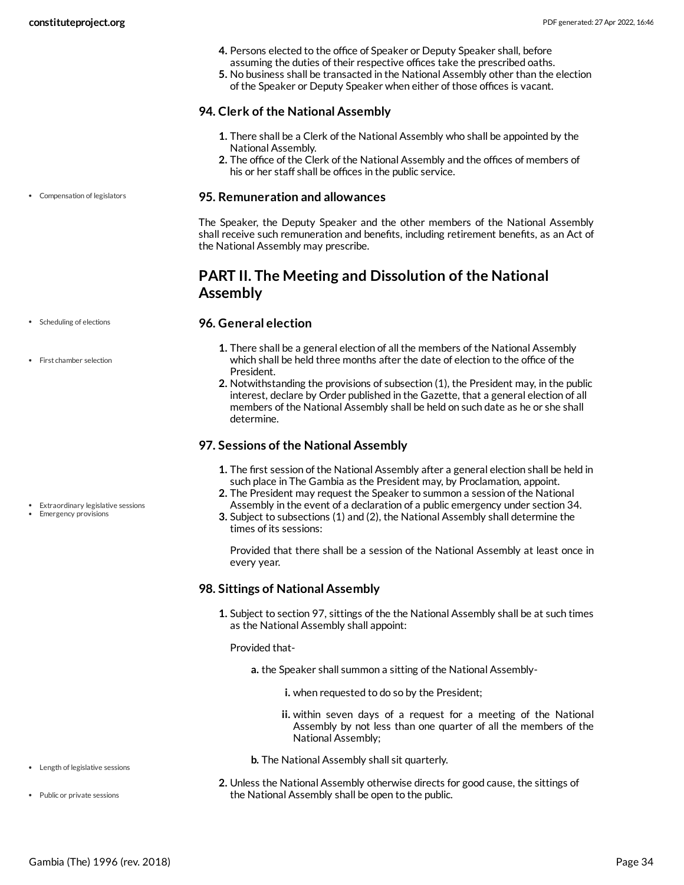4. Persons elected to the office of Speaker or Deputy Speaker shall, before assuming the duties of their respective offices take the prescribed oaths.
5. No business shall be transacted in the National Assembly other than the election of the Speaker or Deputy Speaker when either of those offices is vacant.

### 94. Clerk of the National Assembly

1. There shall be a Clerk of the National Assembly who shall be appointed by the National Assembly.
2. The office of the Clerk of the National Assembly and the offices of members of his or her staff shall be offices in the public service.

- Compensation of legislators

### 95. Remuneration and allowances

The Speaker, the Deputy Speaker and the other members of the National Assembly shall receive such remuneration and benefits, including retirement benefits, as an Act of the National Assembly may prescribe.

## PART II. The Meeting and Dissolution of the National Assembly

- Scheduling of elections
- First chamber selection

### 96. General election

1. There shall be a general election of all the members of the National Assembly which shall be held three months after the date of election to the office of the President.
2. Notwithstanding the provisions of subsection (1), the President may, in the public interest, declare by Order published in the Gazette, that a general election of all members of the National Assembly shall be held on such date as he or she shall determine.

### 97. Sessions of the National Assembly

- Extraordinary legislative sessions
- Emergency provisions

1. The first session of the National Assembly after a general election shall be held in such place in The Gambia as the President may, by Proclamation, appoint.
2. The President may request the Speaker to summon a session of the National Assembly in the event of a declaration of a public emergency under section 34.
3. Subject to subsections (1) and (2), the National Assembly shall determine the times of its sessions:

   Provided that there shall be a session of the National Assembly at least once in every year.

### 98. Sittings of National Assembly

1. Subject to section 97, sittings of the the National Assembly shall be at such times as the National Assembly shall appoint:

   Provided that-

   a. the Speaker shall summon a sitting of the National Assembly-

      i. when requested to do so by the President;

      ii. within seven days of a request for a meeting of the National Assembly by not less than one quarter of all the members of the National Assembly;

   b. The National Assembly shall sit quarterly.

- Length of legislative sessions
- Public or private sessions

2. Unless the National Assembly otherwise directs for good cause, the sittings of the National Assembly shall be open to the public.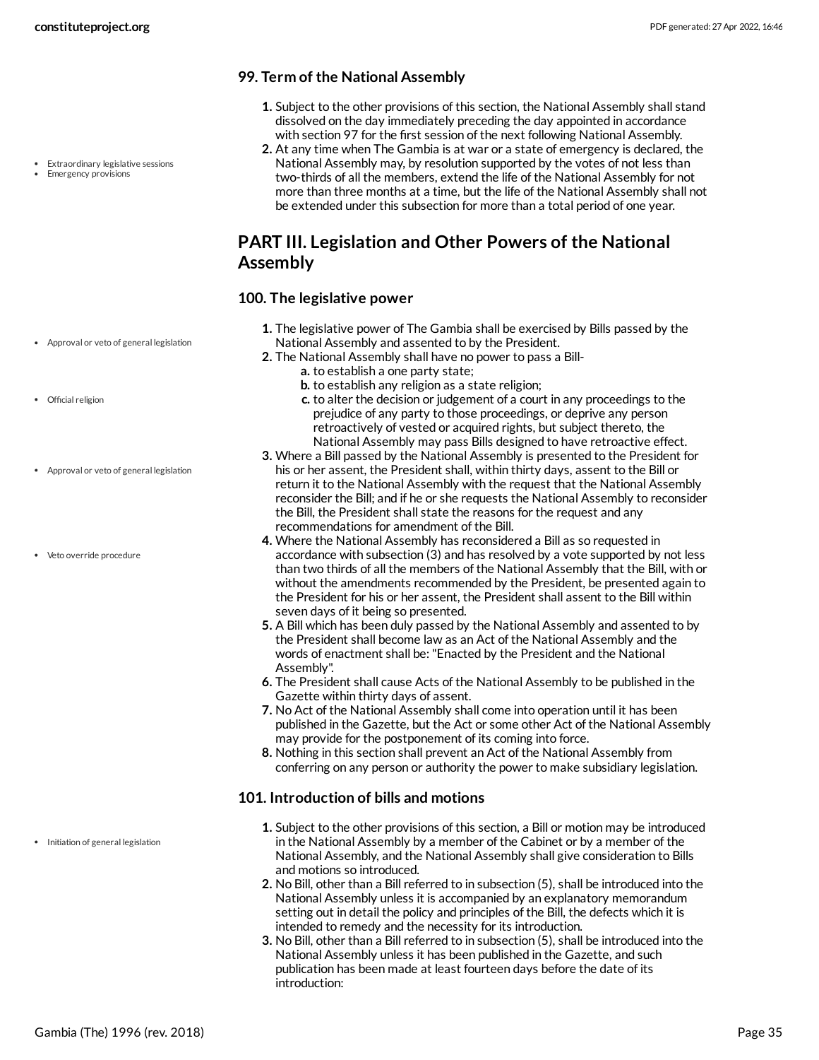### 99. Term of the National Assembly

1. Subject to the other provisions of this section, the National Assembly shall stand dissolved on the day immediately preceding the day appointed in accordance with section 97 for the first session of the next following National Assembly.
2. At any time when The Gambia is at war or a state of emergency is declared, the National Assembly may, by resolution supported by the votes of not less than two-thirds of all the members, extend the life of the National Assembly for not more than three months at a time, but the life of the National Assembly shall not be extended under this subsection for more than a total period of one year.

- Extraordinary legislative sessions
- Emergency provisions

## PART III. Legislation and Other Powers of the National Assembly

### 100. The legislative power

- Approval or veto of general legislation

1. The legislative power of The Gambia shall be exercised by Bills passed by the National Assembly and assented to by the President.
2. The National Assembly shall have no power to pass a Bill-
   a. to establish a one party state;
   b. to establish any religion as a state religion;
   c. to alter the decision or judgement of a court in any proceedings to the prejudice of any party to those proceedings, or deprive any person retroactively of vested or acquired rights, but subject thereto, the National Assembly may pass Bills designed to have retroactive effect.

- Official religion

3. Where a Bill passed by the National Assembly is presented to the President for his or her assent, the President shall, within thirty days, assent to the Bill or return it to the National Assembly with the request that the National Assembly reconsider the Bill; and if he or she requests the National Assembly to reconsider the Bill, the President shall state the reasons for the request and any recommendations for amendment of the Bill.

- Approval or veto of general legislation

4. Where the National Assembly has reconsidered a Bill as so requested in accordance with subsection (3) and has resolved by a vote supported by not less than two thirds of all the members of the National Assembly that the Bill, with or without the amendments recommended by the President, be presented again to the President for his or her assent, the President shall assent to the Bill within seven days of it being so presented.

- Veto override procedure

5. A Bill which has been duly passed by the National Assembly and assented to by the President shall become law as an Act of the National Assembly and the words of enactment shall be: "Enacted by the President and the National Assembly".
6. The President shall cause Acts of the National Assembly to be published in the Gazette within thirty days of assent.
7. No Act of the National Assembly shall come into operation until it has been published in the Gazette, but the Act or some other Act of the National Assembly may provide for the postponement of its coming into force.
8. Nothing in this section shall prevent an Act of the National Assembly from conferring on any person or authority the power to make subsidiary legislation.

### 101. Introduction of bills and motions

- Initiation of general legislation

1. Subject to the other provisions of this section, a Bill or motion may be introduced in the National Assembly by a member of the Cabinet or by a member of the National Assembly, and the National Assembly shall give consideration to Bills and motions so introduced.
2. No Bill, other than a Bill referred to in subsection (5), shall be introduced into the National Assembly unless it is accompanied by an explanatory memorandum setting out in detail the policy and principles of the Bill, the defects which it is intended to remedy and the necessity for its introduction.
3. No Bill, other than a Bill referred to in subsection (5), shall be introduced into the National Assembly unless it has been published in the Gazette, and such publication has been made at least fourteen days before the date of its introduction: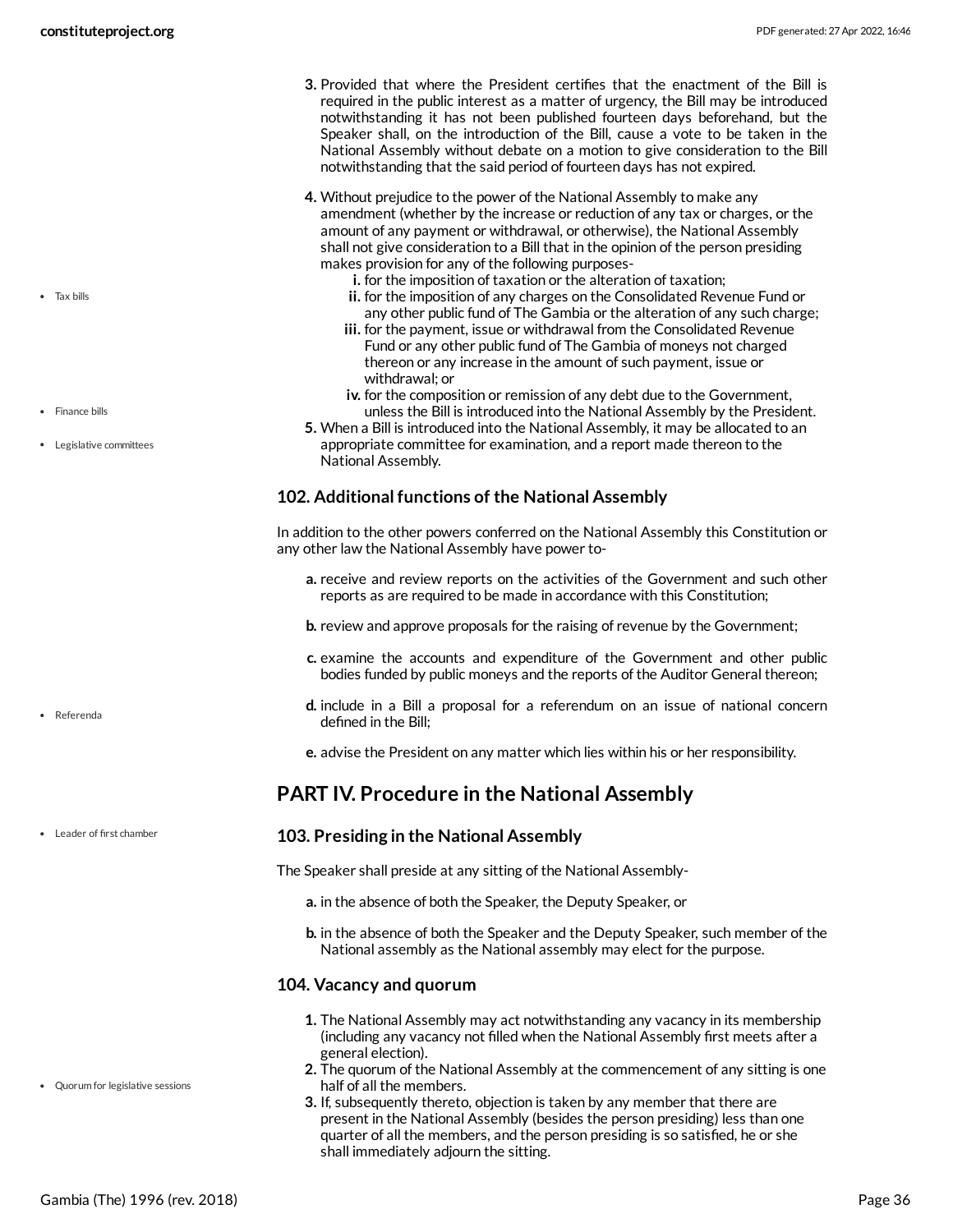3. Provided that where the President certifies that the enactment of the Bill is required in the public interest as a matter of urgency, the Bill may be introduced notwithstanding it has not been published fourteen days beforehand, but the Speaker shall, on the introduction of the Bill, cause a vote to be taken in the National Assembly without debate on a motion to give consideration to the Bill notwithstanding that the said period of fourteen days has not expired.

4. Without prejudice to the power of the National Assembly to make any amendment (whether by the increase or reduction of any tax or charges, or the amount of any payment or withdrawal, or otherwise), the National Assembly shall not give consideration to a Bill that in the opinion of the person presiding makes provision for any of the following purposes-
   - i. for the imposition of taxation or the alteration of taxation;
   - ii. for the imposition of any charges on the Consolidated Revenue Fund or any other public fund of The Gambia or the alteration of any such charge;
   - iii. for the payment, issue or withdrawal from the Consolidated Revenue Fund or any other public fund of The Gambia of moneys not charged thereon or any increase in the amount of such payment, issue or withdrawal; or
   - iv. for the composition or remission of any debt due to the Government,

   unless the Bill is introduced into the National Assembly by the President.

5. When a Bill is introduced into the National Assembly, it may be allocated to an appropriate committee for examination, and a report made thereon to the National Assembly.

- Tax bills
- Finance bills
- Legislative committees

### 102. Additional functions of the National Assembly

In addition to the other powers conferred on the National Assembly this Constitution or any other law the National Assembly have power to-

- a. receive and review reports on the activities of the Government and such other reports as are required to be made in accordance with this Constitution;
- b. review and approve proposals for the raising of revenue by the Government;
- c. examine the accounts and expenditure of the Government and other public bodies funded by public moneys and the reports of the Auditor General thereon;
- d. include in a Bill a proposal for a referendum on an issue of national concern defined in the Bill;
- e. advise the President on any matter which lies within his or her responsibility.

- Referenda

## PART IV. Procedure in the National Assembly

### 103. Presiding in the National Assembly

- Leader of first chamber

The Speaker shall preside at any sitting of the National Assembly-

- a. in the absence of both the Speaker, the Deputy Speaker, or
- b. in the absence of both the Speaker and the Deputy Speaker, such member of the National assembly as the National assembly may elect for the purpose.

### 104. Vacancy and quorum

1. The National Assembly may act notwithstanding any vacancy in its membership (including any vacancy not filled when the National Assembly first meets after a general election).
2. The quorum of the National Assembly at the commencement of any sitting is one half of all the members.
3. If, subsequently thereto, objection is taken by any member that there are present in the National Assembly (besides the person presiding) less than one quarter of all the members, and the person presiding is so satisfied, he or she shall immediately adjourn the sitting.

- Quorum for legislative sessions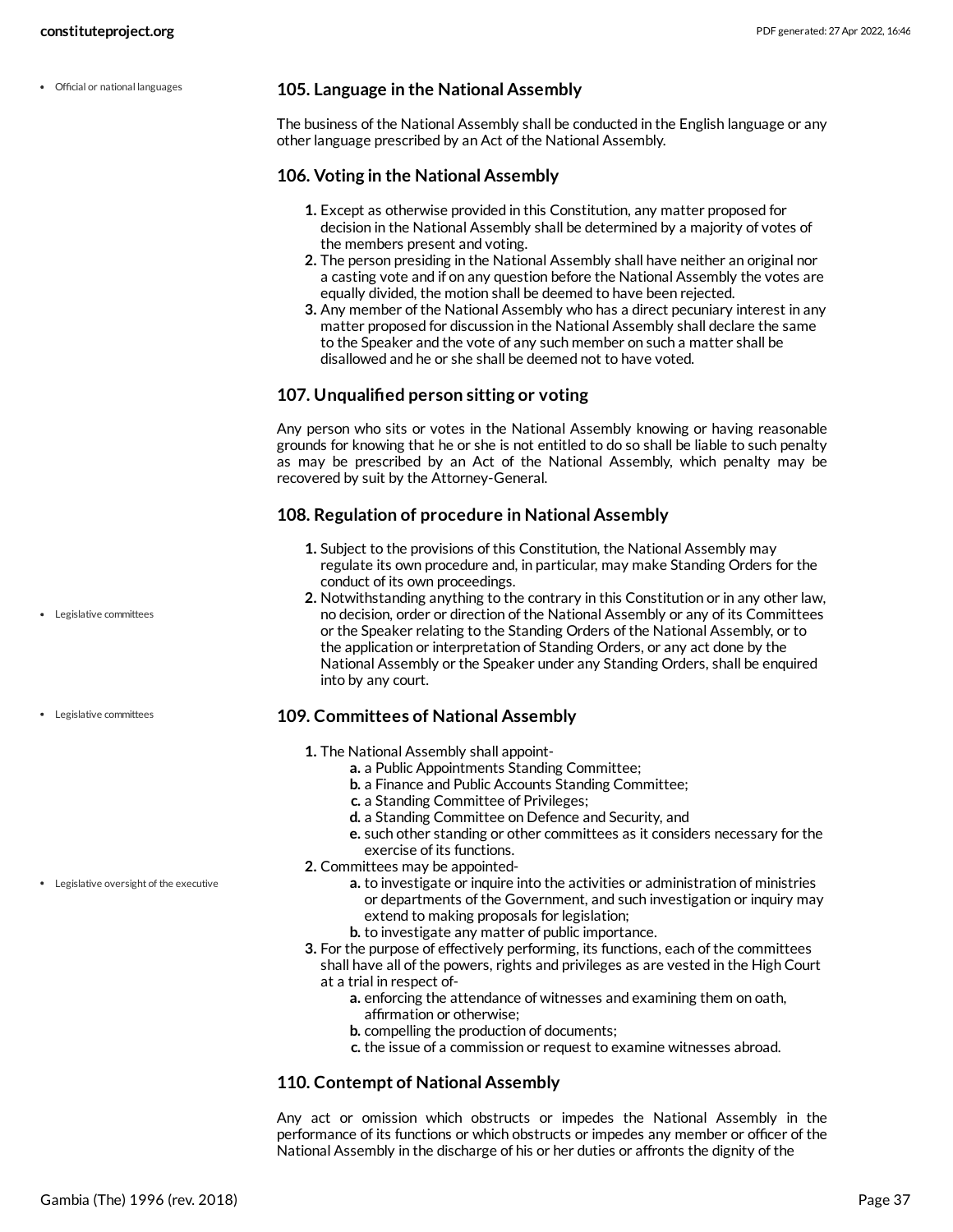### 105. Language in the National Assembly

The business of the National Assembly shall be conducted in the English language or any other language prescribed by an Act of the National Assembly.

### 106. Voting in the National Assembly

1. Except as otherwise provided in this Constitution, any matter proposed for decision in the National Assembly shall be determined by a majority of votes of the members present and voting.
2. The person presiding in the National Assembly shall have neither an original nor a casting vote and if on any question before the National Assembly the votes are equally divided, the motion shall be deemed to have been rejected.
3. Any member of the National Assembly who has a direct pecuniary interest in any matter proposed for discussion in the National Assembly shall declare the same to the Speaker and the vote of any such member on such a matter shall be disallowed and he or she shall be deemed not to have voted.

### 107. Unqualified person sitting or voting

Any person who sits or votes in the National Assembly knowing or having reasonable grounds for knowing that he or she is not entitled to do so shall be liable to such penalty as may be prescribed by an Act of the National Assembly, which penalty may be recovered by suit by the Attorney-General.

### 108. Regulation of procedure in National Assembly

1. Subject to the provisions of this Constitution, the National Assembly may regulate its own procedure and, in particular, may make Standing Orders for the conduct of its own proceedings.
2. Notwithstanding anything to the contrary in this Constitution or in any other law, no decision, order or direction of the National Assembly or any of its Committees or the Speaker relating to the Standing Orders of the National Assembly, or to the application or interpretation of Standing Orders, or any act done by the National Assembly or the Speaker under any Standing Orders, shall be enquired into by any court.

### 109. Committees of National Assembly

1. The National Assembly shall appoint-
   a. a Public Appointments Standing Committee;
   b. a Finance and Public Accounts Standing Committee;
   c. a Standing Committee of Privileges;
   d. a Standing Committee on Defence and Security, and
   e. such other standing or other committees as it considers necessary for the exercise of its functions.
2. Committees may be appointed-
   a. to investigate or inquire into the activities or administration of ministries or departments of the Government, and such investigation or inquiry may extend to making proposals for legislation;
   b. to investigate any matter of public importance.
3. For the purpose of effectively performing, its functions, each of the committees shall have all of the powers, rights and privileges as are vested in the High Court at a trial in respect of-
   a. enforcing the attendance of witnesses and examining them on oath, affirmation or otherwise;
   b. compelling the production of documents;
   c. the issue of a commission or request to examine witnesses abroad.

### 110. Contempt of National Assembly

Any act or omission which obstructs or impedes the National Assembly in the performance of its functions or which obstructs or impedes any member or officer of the National Assembly in the discharge of his or her duties or affronts the dignity of the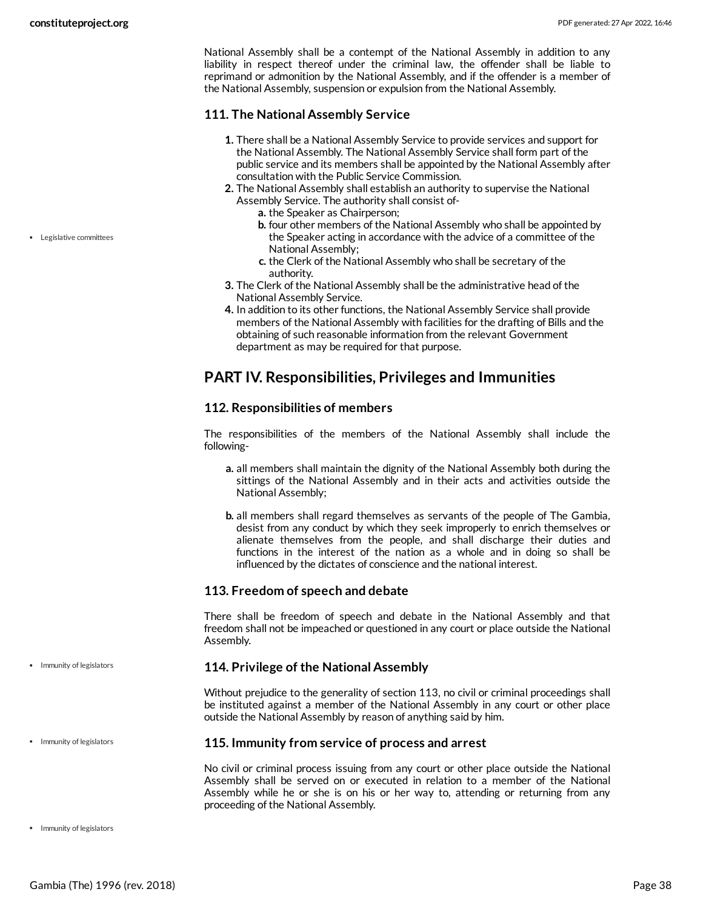National Assembly shall be a contempt of the National Assembly in addition to any liability in respect thereof under the criminal law, the offender shall be liable to reprimand or admonition by the National Assembly, and if the offender is a member of the National Assembly, suspension or expulsion from the National Assembly.

### 111. The National Assembly Service

1. There shall be a National Assembly Service to provide services and support for the National Assembly. The National Assembly Service shall form part of the public service and its members shall be appointed by the National Assembly after consultation with the Public Service Commission.
2. The National Assembly shall establish an authority to supervise the National Assembly Service. The authority shall consist of-
   - a. the Speaker as Chairperson;
   - b. four other members of the National Assembly who shall be appointed by the Speaker acting in accordance with the advice of a committee of the National Assembly;
   - c. the Clerk of the National Assembly who shall be secretary of the authority.
3. The Clerk of the National Assembly shall be the administrative head of the National Assembly Service.
4. In addition to its other functions, the National Assembly Service shall provide members of the National Assembly with facilities for the drafting of Bills and the obtaining of such reasonable information from the relevant Government department as may be required for that purpose.

## PART IV. Responsibilities, Privileges and Immunities

### 112. Responsibilities of members

The responsibilities of the members of the National Assembly shall include the following-

- a. all members shall maintain the dignity of the National Assembly both during the sittings of the National Assembly and in their acts and activities outside the National Assembly;
- b. all members shall regard themselves as servants of the people of The Gambia, desist from any conduct by which they seek improperly to enrich themselves or alienate themselves from the people, and shall discharge their duties and functions in the interest of the nation as a whole and in doing so shall be influenced by the dictates of conscience and the national interest.

### 113. Freedom of speech and debate

There shall be freedom of speech and debate in the National Assembly and that freedom shall not be impeached or questioned in any court or place outside the National Assembly.

### 114. Privilege of the National Assembly

Without prejudice to the generality of section 113, no civil or criminal proceedings shall be instituted against a member of the National Assembly in any court or other place outside the National Assembly by reason of anything said by him.

### 115. Immunity from service of process and arrest

No civil or criminal process issuing from any court or other place outside the National Assembly shall be served on or executed in relation to a member of the National Assembly while he or she is on his or her way to, attending or returning from any proceeding of the National Assembly.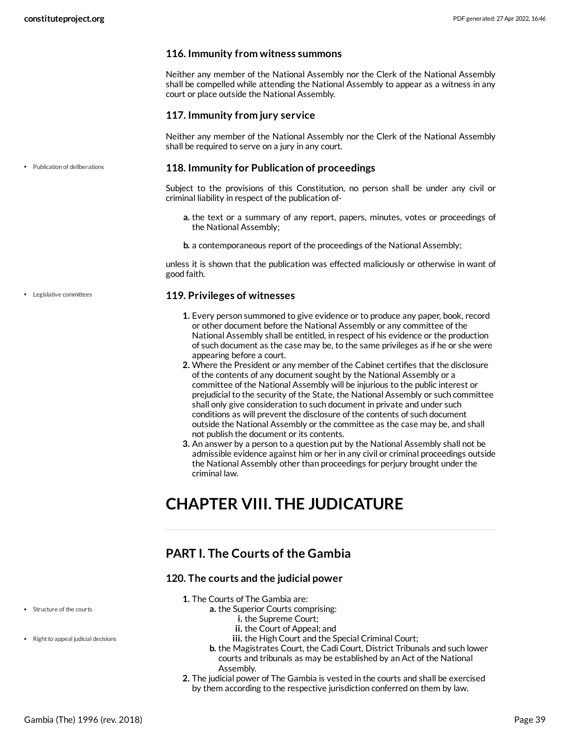### 116. Immunity from witness summons

Neither any member of the National Assembly nor the Clerk of the National Assembly shall be compelled while attending the National Assembly to appear as a witness in any court or place outside the National Assembly.

### 117. Immunity from jury service

Neither any member of the National Assembly nor the Clerk of the National Assembly shall be required to serve on a jury in any court.

- Publication of deliberations

### 118. Immunity for Publication of proceedings

Subject to the provisions of this Constitution, no person shall be under any civil or criminal liability in respect of the publication of-

a. the text or a summary of any report, papers, minutes, votes or proceedings of the National Assembly;

b. a contemporaneous report of the proceedings of the National Assembly;

unless it is shown that the publication was effected maliciously or otherwise in want of good faith.

- Legislative committees

### 119. Privileges of witnesses

1. Every person summoned to give evidence or to produce any paper, book, record or other document before the National Assembly or any committee of the National Assembly shall be entitled, in respect of his evidence or the production of such document as the case may be, to the same privileges as if he or she were appearing before a court.
2. Where the President or any member of the Cabinet certifies that the disclosure of the contents of any document sought by the National Assembly or a committee of the National Assembly will be injurious to the public interest or prejudicial to the security of the State, the National Assembly or such committee shall only give consideration to such document in private and under such conditions as will prevent the disclosure of the contents of such document outside the National Assembly or the committee as the case may be, and shall not publish the document or its contents.
3. An answer by a person to a question put by the National Assembly shall not be admissible evidence against him or her in any civil or criminal proceedings outside the National Assembly other than proceedings for perjury brought under the criminal law.

# CHAPTER VIII. THE JUDICATURE

## PART I. The Courts of the Gambia

### 120. The courts and the judicial power

- Structure of the courts
- Right to appeal judicial decisions

1. The Courts of The Gambia are:
   a. the Superior Courts comprising:
      i. the Supreme Court;
      ii. the Court of Appeal; and
      iii. the High Court and the Special Criminal Court;
   b. the Magistrates Court, the Cadi Court, District Tribunals and such lower courts and tribunals as may be established by an Act of the National Assembly.
2. The judicial power of The Gambia is vested in the courts and shall be exercised by them according to the respective jurisdiction conferred on them by law.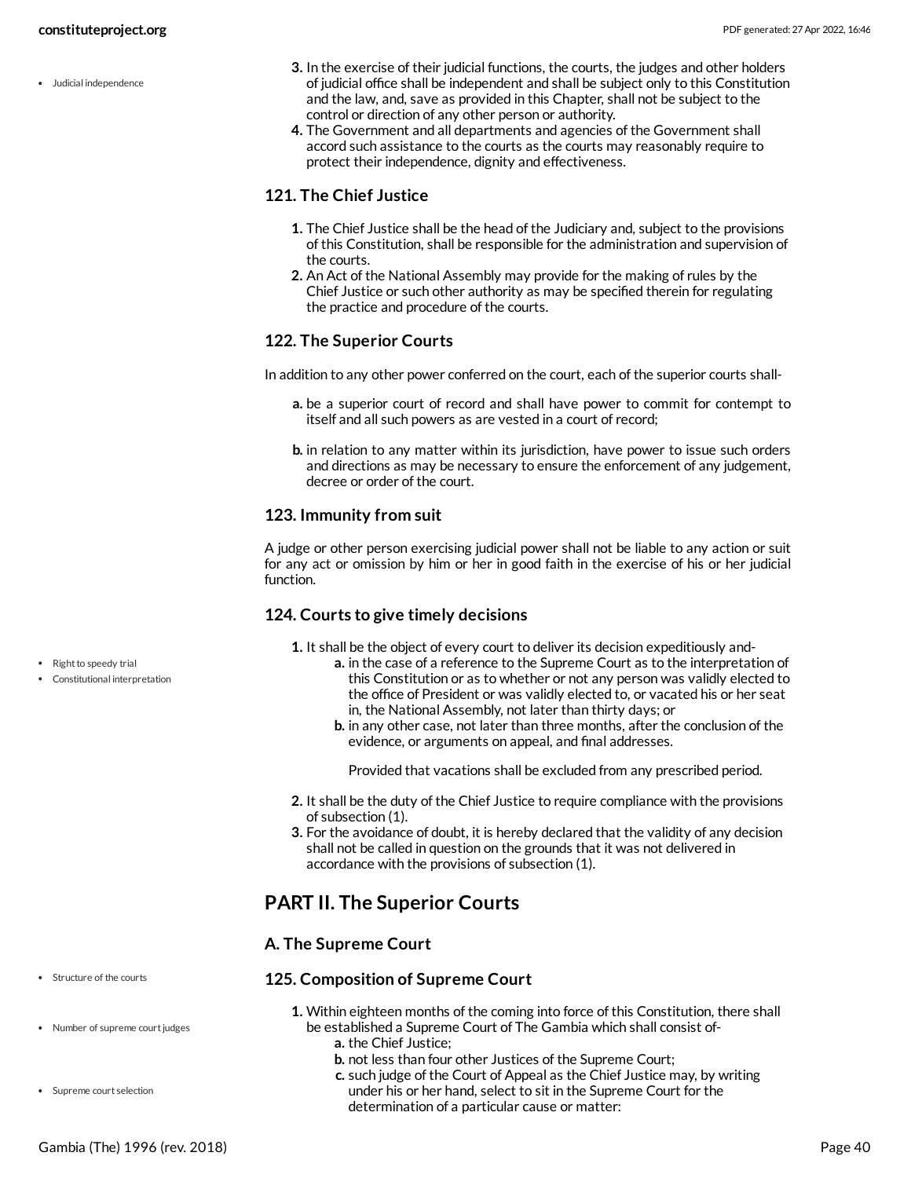3. In the exercise of their judicial functions, the courts, the judges and other holders of judicial office shall be independent and shall be subject only to this Constitution and the law, and, save as provided in this Chapter, shall not be subject to the control or direction of any other person or authority.
4. The Government and all departments and agencies of the Government shall accord such assistance to the courts as the courts may reasonably require to protect their independence, dignity and effectiveness.

### 121. The Chief Justice

1. The Chief Justice shall be the head of the Judiciary and, subject to the provisions of this Constitution, shall be responsible for the administration and supervision of the courts.
2. An Act of the National Assembly may provide for the making of rules by the Chief Justice or such other authority as may be specified therein for regulating the practice and procedure of the courts.

### 122. The Superior Courts

In addition to any other power conferred on the court, each of the superior courts shall-

a. be a superior court of record and shall have power to commit for contempt to itself and all such powers as are vested in a court of record;

b. in relation to any matter within its jurisdiction, have power to issue such orders and directions as may be necessary to ensure the enforcement of any judgement, decree or order of the court.

### 123. Immunity from suit

A judge or other person exercising judicial power shall not be liable to any action or suit for any act or omission by him or her in good faith in the exercise of his or her judicial function.

### 124. Courts to give timely decisions

1. It shall be the object of every court to deliver its decision expeditiously and-
   a. in the case of a reference to the Supreme Court as to the interpretation of this Constitution or as to whether or not any person was validly elected to the office of President or was validly elected to, or vacated his or her seat in, the National Assembly, not later than thirty days; or
   b. in any other case, not later than three months, after the conclusion of the evidence, or arguments on appeal, and final addresses.

   Provided that vacations shall be excluded from any prescribed period.

2. It shall be the duty of the Chief Justice to require compliance with the provisions of subsection (1).
3. For the avoidance of doubt, it is hereby declared that the validity of any decision shall not be called in question on the grounds that it was not delivered in accordance with the provisions of subsection (1).

## PART II. The Superior Courts

### A. The Supreme Court

### 125. Composition of Supreme Court

1. Within eighteen months of the coming into force of this Constitution, there shall be established a Supreme Court of The Gambia which shall consist of-
   a. the Chief Justice;
   b. not less than four other Justices of the Supreme Court;
   c. such judge of the Court of Appeal as the Chief Justice may, by writing under his or her hand, select to sit in the Supreme Court for the determination of a particular cause or matter: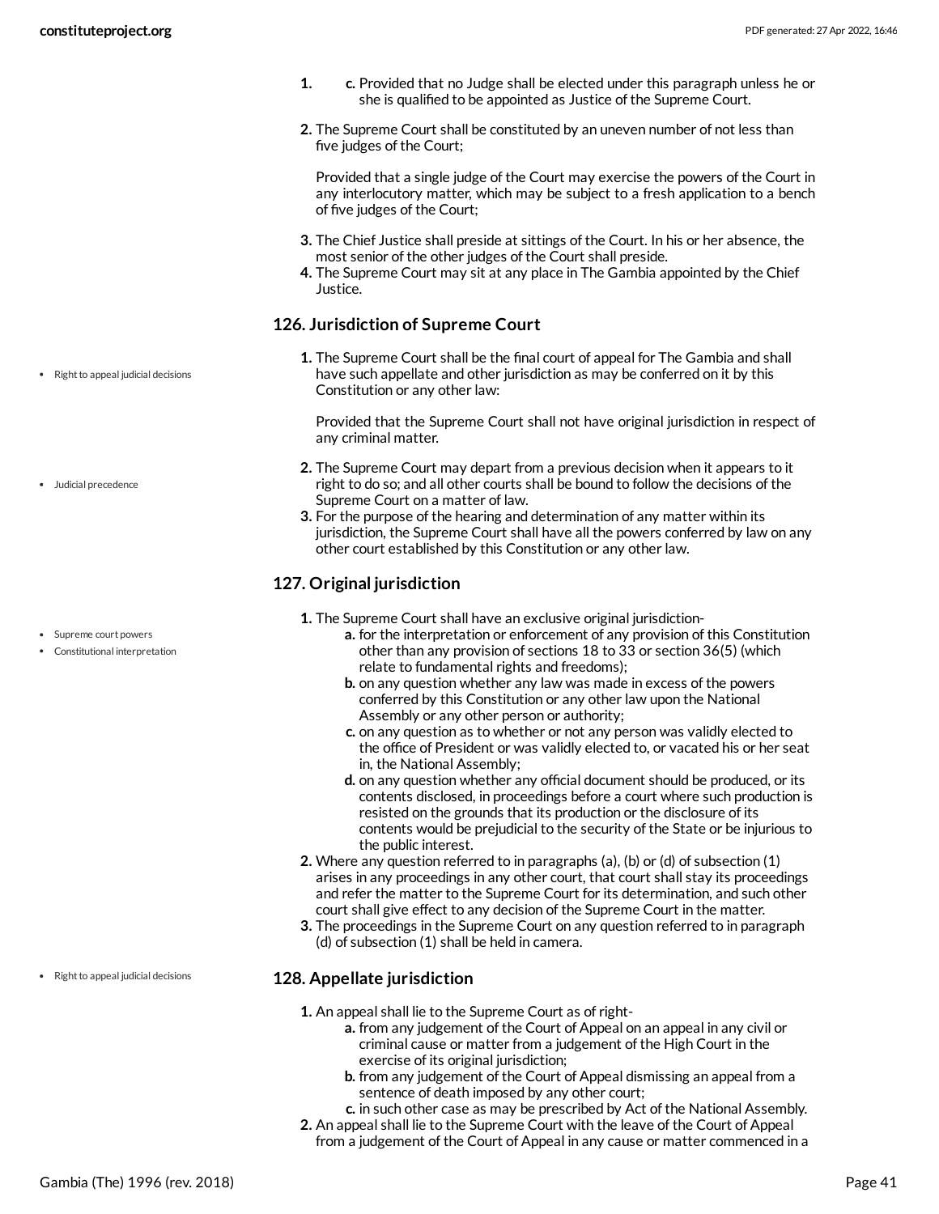1. c. Provided that no Judge shall be elected under this paragraph unless he or she is qualified to be appointed as Justice of the Supreme Court.

2. The Supreme Court shall be constituted by an uneven number of not less than five judges of the Court;

   Provided that a single judge of the Court may exercise the powers of the Court in any interlocutory matter, which may be subject to a fresh application to a bench of five judges of the Court;

3. The Chief Justice shall preside at sittings of the Court. In his or her absence, the most senior of the other judges of the Court shall preside.
4. The Supreme Court may sit at any place in The Gambia appointed by the Chief Justice.

## 126. Jurisdiction of Supreme Court

- Right to appeal judicial decisions

1. The Supreme Court shall be the final court of appeal for The Gambia and shall have such appellate and other jurisdiction as may be conferred on it by this Constitution or any other law:

   Provided that the Supreme Court shall not have original jurisdiction in respect of any criminal matter.

- Judicial precedence

2. The Supreme Court may depart from a previous decision when it appears to it right to do so; and all other courts shall be bound to follow the decisions of the Supreme Court on a matter of law.
3. For the purpose of the hearing and determination of any matter within its jurisdiction, the Supreme Court shall have all the powers conferred by law on any other court established by this Constitution or any other law.

## 127. Original jurisdiction

- Supreme court powers
- Constitutional interpretation

1. The Supreme Court shall have an exclusive original jurisdiction-
   a. for the interpretation or enforcement of any provision of this Constitution other than any provision of sections 18 to 33 or section 36(5) (which relate to fundamental rights and freedoms);
   b. on any question whether any law was made in excess of the powers conferred by this Constitution or any other law upon the National Assembly or any other person or authority;
   c. on any question as to whether or not any person was validly elected to the office of President or was validly elected to, or vacated his or her seat in, the National Assembly;
   d. on any question whether any official document should be produced, or its contents disclosed, in proceedings before a court where such production is resisted on the grounds that its production or the disclosure of its contents would be prejudicial to the security of the State or be injurious to the public interest.
2. Where any question referred to in paragraphs (a), (b) or (d) of subsection (1) arises in any proceedings in any other court, that court shall stay its proceedings and refer the matter to the Supreme Court for its determination, and such other court shall give effect to any decision of the Supreme Court in the matter.
3. The proceedings in the Supreme Court on any question referred to in paragraph (d) of subsection (1) shall be held in camera.

## 128. Appellate jurisdiction

- Right to appeal judicial decisions

1. An appeal shall lie to the Supreme Court as of right-
   a. from any judgement of the Court of Appeal on an appeal in any civil or criminal cause or matter from a judgement of the High Court in the exercise of its original jurisdiction;
   b. from any judgement of the Court of Appeal dismissing an appeal from a sentence of death imposed by any other court;
   c. in such other case as may be prescribed by Act of the National Assembly.
2. An appeal shall lie to the Supreme Court with the leave of the Court of Appeal from a judgement of the Court of Appeal in any cause or matter commenced in a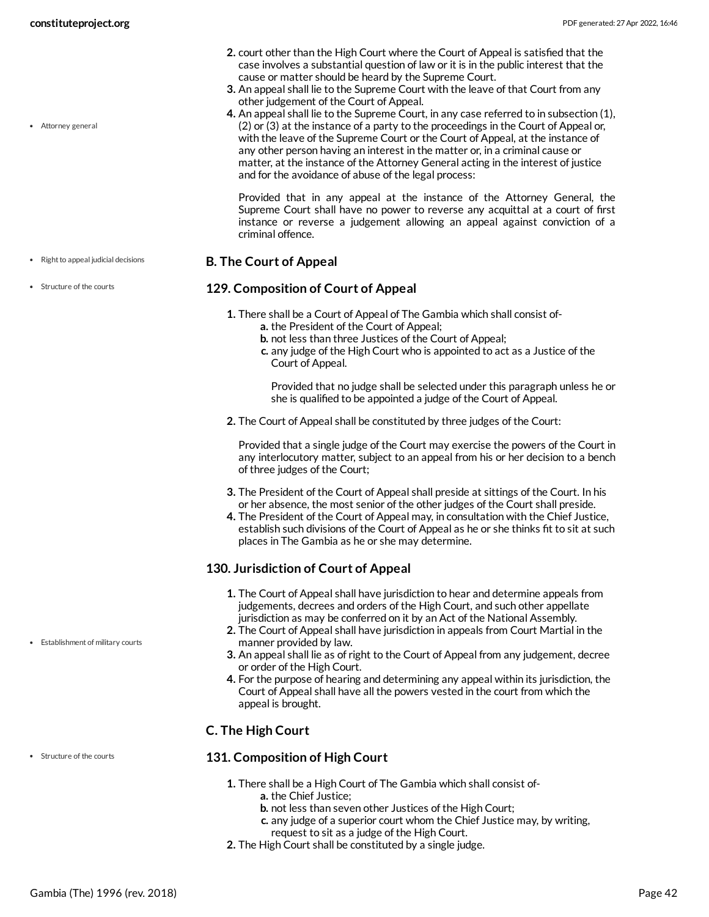2. court other than the High Court where the Court of Appeal is satisfied that the case involves a substantial question of law or it is in the public interest that the cause or matter should be heard by the Supreme Court.
3. An appeal shall lie to the Supreme Court with the leave of that Court from any other judgement of the Court of Appeal.
4. An appeal shall lie to the Supreme Court, in any case referred to in subsection (1), (2) or (3) at the instance of a party to the proceedings in the Court of Appeal or, with the leave of the Supreme Court or the Court of Appeal, at the instance of any other person having an interest in the matter or, in a criminal cause or matter, at the instance of the Attorney General acting in the interest of justice and for the avoidance of abuse of the legal process:

   Provided that in any appeal at the instance of the Attorney General, the Supreme Court shall have no power to reverse any acquittal at a court of first instance or reverse a judgement allowing an appeal against conviction of a criminal offence.

- Attorney general

### B. The Court of Appeal

- Right to appeal judicial decisions
- Structure of the courts

### 129. Composition of Court of Appeal

1. There shall be a Court of Appeal of The Gambia which shall consist of-
   a. the President of the Court of Appeal;
   b. not less than three Justices of the Court of Appeal;
   c. any judge of the High Court who is appointed to act as a Justice of the Court of Appeal.

      Provided that no judge shall be selected under this paragraph unless he or she is qualified to be appointed a judge of the Court of Appeal.
2. The Court of Appeal shall be constituted by three judges of the Court:

   Provided that a single judge of the Court may exercise the powers of the Court in any interlocutory matter, subject to an appeal from his or her decision to a bench of three judges of the Court;
3. The President of the Court of Appeal shall preside at sittings of the Court. In his or her absence, the most senior of the other judges of the Court shall preside.
4. The President of the Court of Appeal may, in consultation with the Chief Justice, establish such divisions of the Court of Appeal as he or she thinks fit to sit at such places in The Gambia as he or she may determine.

### 130. Jurisdiction of Court of Appeal

1. The Court of Appeal shall have jurisdiction to hear and determine appeals from judgements, decrees and orders of the High Court, and such other appellate jurisdiction as may be conferred on it by an Act of the National Assembly.
2. The Court of Appeal shall have jurisdiction in appeals from Court Martial in the manner provided by law.
3. An appeal shall lie as of right to the Court of Appeal from any judgement, decree or order of the High Court.
4. For the purpose of hearing and determining any appeal within its jurisdiction, the Court of Appeal shall have all the powers vested in the court from which the appeal is brought.

- Establishment of military courts

### C. The High Court

- Structure of the courts

### 131. Composition of High Court

1. There shall be a High Court of The Gambia which shall consist of-
   a. the Chief Justice;
   b. not less than seven other Justices of the High Court;
   c. any judge of a superior court whom the Chief Justice may, by writing, request to sit as a judge of the High Court.
2. The High Court shall be constituted by a single judge.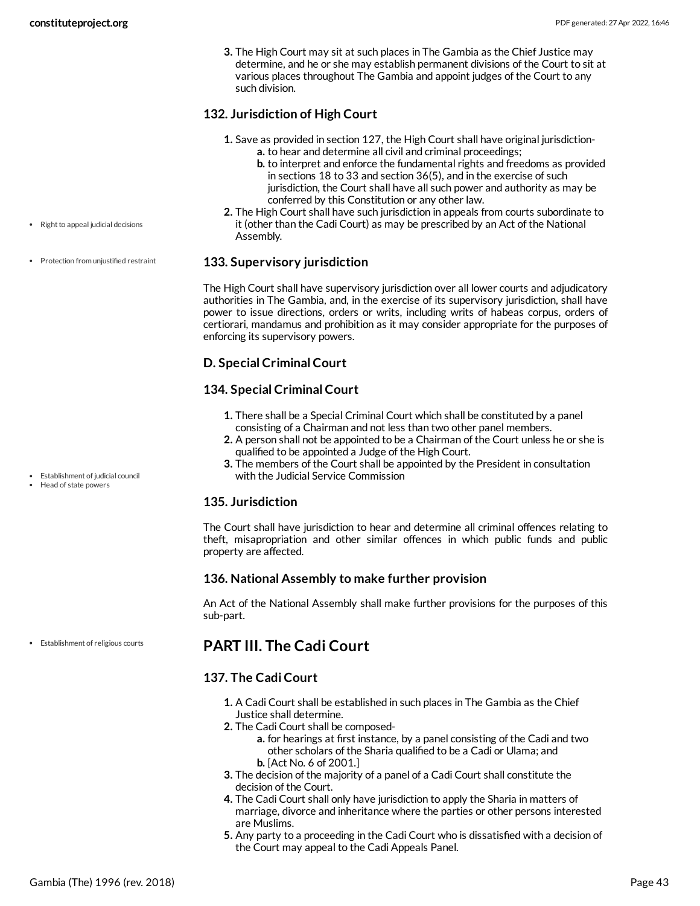3. The High Court may sit at such places in The Gambia as the Chief Justice may determine, and he or she may establish permanent divisions of the Court to sit at various places throughout The Gambia and appoint judges of the Court to any such division.

### 132. Jurisdiction of High Court

1. Save as provided in section 127, the High Court shall have original jurisdiction-
   a. to hear and determine all civil and criminal proceedings;
   b. to interpret and enforce the fundamental rights and freedoms as provided in sections 18 to 33 and section 36(5), and in the exercise of such jurisdiction, the Court shall have all such power and authority as may be conferred by this Constitution or any other law.
2. The High Court shall have such jurisdiction in appeals from courts subordinate to it (other than the Cadi Court) as may be prescribed by an Act of the National Assembly.

- Right to appeal judicial decisions
- Protection from unjustified restraint

### 133. Supervisory jurisdiction

The High Court shall have supervisory jurisdiction over all lower courts and adjudicatory authorities in The Gambia, and, in the exercise of its supervisory jurisdiction, shall have power to issue directions, orders or writs, including writs of habeas corpus, orders of certiorari, mandamus and prohibition as it may consider appropriate for the purposes of enforcing its supervisory powers.

### D. Special Criminal Court

### 134. Special Criminal Court

1. There shall be a Special Criminal Court which shall be constituted by a panel consisting of a Chairman and not less than two other panel members.
2. A person shall not be appointed to be a Chairman of the Court unless he or she is qualified to be appointed a Judge of the High Court.
3. The members of the Court shall be appointed by the President in consultation with the Judicial Service Commission

- Establishment of judicial council
- Head of state powers

### 135. Jurisdiction

The Court shall have jurisdiction to hear and determine all criminal offences relating to theft, misappropriation and other similar offences in which public funds and public property are affected.

### 136. National Assembly to make further provision

An Act of the National Assembly shall make further provisions for the purposes of this sub-part.

- Establishment of religious courts

## PART III. The Cadi Court

### 137. The Cadi Court

1. A Cadi Court shall be established in such places in The Gambia as the Chief Justice shall determine.
2. The Cadi Court shall be composed-
   a. for hearings at first instance, by a panel consisting of the Cadi and two other scholars of the Sharia qualified to be a Cadi or Ulama; and
   b. [Act No. 6 of 2001.]
3. The decision of the majority of a panel of a Cadi Court shall constitute the decision of the Court.
4. The Cadi Court shall only have jurisdiction to apply the Sharia in matters of marriage, divorce and inheritance where the parties or other persons interested are Muslims.
5. Any party to a proceeding in the Cadi Court who is dissatisfied with a decision of the Court may appeal to the Cadi Appeals Panel.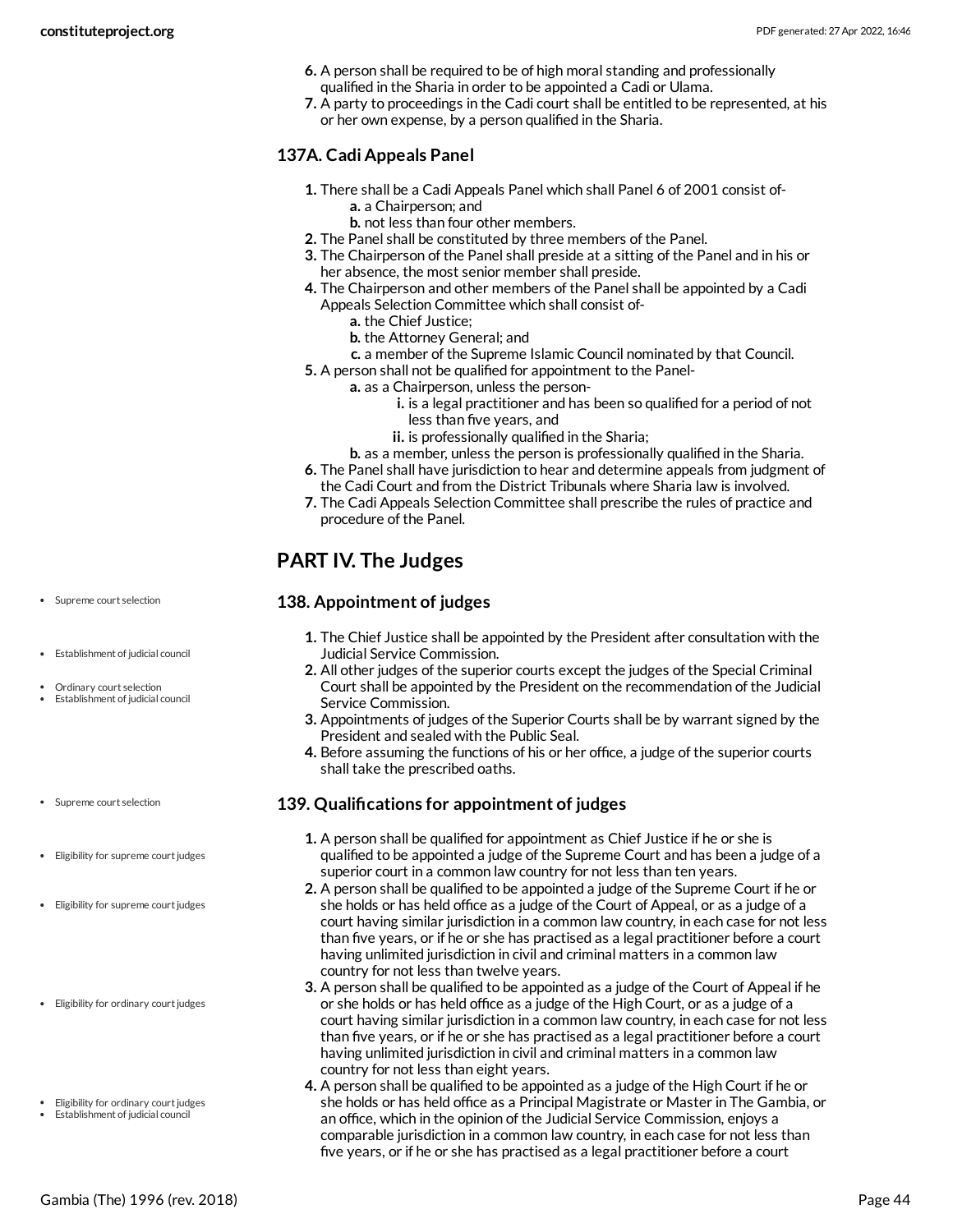6. A person shall be required to be of high moral standing and professionally qualified in the Sharia in order to be appointed a Cadi or Ulama.
7. A party to proceedings in the Cadi court shall be entitled to be represented, at his or her own expense, by a person qualified in the Sharia.

### 137A. Cadi Appeals Panel

1. There shall be a Cadi Appeals Panel which shall Panel 6 of 2001 consist of-
    a. a Chairperson; and
    b. not less than four other members.
2. The Panel shall be constituted by three members of the Panel.
3. The Chairperson of the Panel shall preside at a sitting of the Panel and in his or her absence, the most senior member shall preside.
4. The Chairperson and other members of the Panel shall be appointed by a Cadi Appeals Selection Committee which shall consist of-
    a. the Chief Justice;
    b. the Attorney General; and
    c. a member of the Supreme Islamic Council nominated by that Council.
5. A person shall not be qualified for appointment to the Panel-
    a. as a Chairperson, unless the person-
        i. is a legal practitioner and has been so qualified for a period of not less than five years, and
        ii. is professionally qualified in the Sharia;
    b. as a member, unless the person is professionally qualified in the Sharia.
6. The Panel shall have jurisdiction to hear and determine appeals from judgment of the Cadi Court and from the District Tribunals where Sharia law is involved.
7. The Cadi Appeals Selection Committee shall prescribe the rules of practice and procedure of the Panel.

## PART IV. The Judges

### 138. Appointment of judges

- Supreme court selection
- Establishment of judicial council
- Ordinary court selection
- Establishment of judicial council

1. The Chief Justice shall be appointed by the President after consultation with the Judicial Service Commission.
2. All other judges of the superior courts except the judges of the Special Criminal Court shall be appointed by the President on the recommendation of the Judicial Service Commission.
3. Appointments of judges of the Superior Courts shall be by warrant signed by the President and sealed with the Public Seal.
4. Before assuming the functions of his or her office, a judge of the superior courts shall take the prescribed oaths.

### 139. Qualifications for appointment of judges

- Supreme court selection
- Eligibility for supreme court judges
- Eligibility for supreme court judges
- Eligibility for ordinary court judges
- Eligibility for ordinary court judges
- Establishment of judicial council

1. A person shall be qualified for appointment as Chief Justice if he or she is qualified to be appointed a judge of the Supreme Court and has been a judge of a superior court in a common law country for not less than ten years.
2. A person shall be qualified to be appointed a judge of the Supreme Court if he or she holds or has held office as a judge of the Court of Appeal, or as a judge of a court having similar jurisdiction in a common law country, in each case for not less than five years, or if he or she has practised as a legal practitioner before a court having unlimited jurisdiction in civil and criminal matters in a common law country for not less than twelve years.
3. A person shall be qualified to be appointed as a judge of the Court of Appeal if he or she holds or has held office as a judge of the High Court, or as a judge of a court having similar jurisdiction in a common law country, in each case for not less than five years, or if he or she has practised as a legal practitioner before a court having unlimited jurisdiction in civil and criminal matters in a common law country for not less than eight years.
4. A person shall be qualified to be appointed as a judge of the High Court if he or she holds or has held office as a Principal Magistrate or Master in The Gambia, or an office, which in the opinion of the Judicial Service Commission, enjoys a comparable jurisdiction in a common law country, in each case for not less than five years, or if he or she has practised as a legal practitioner before a court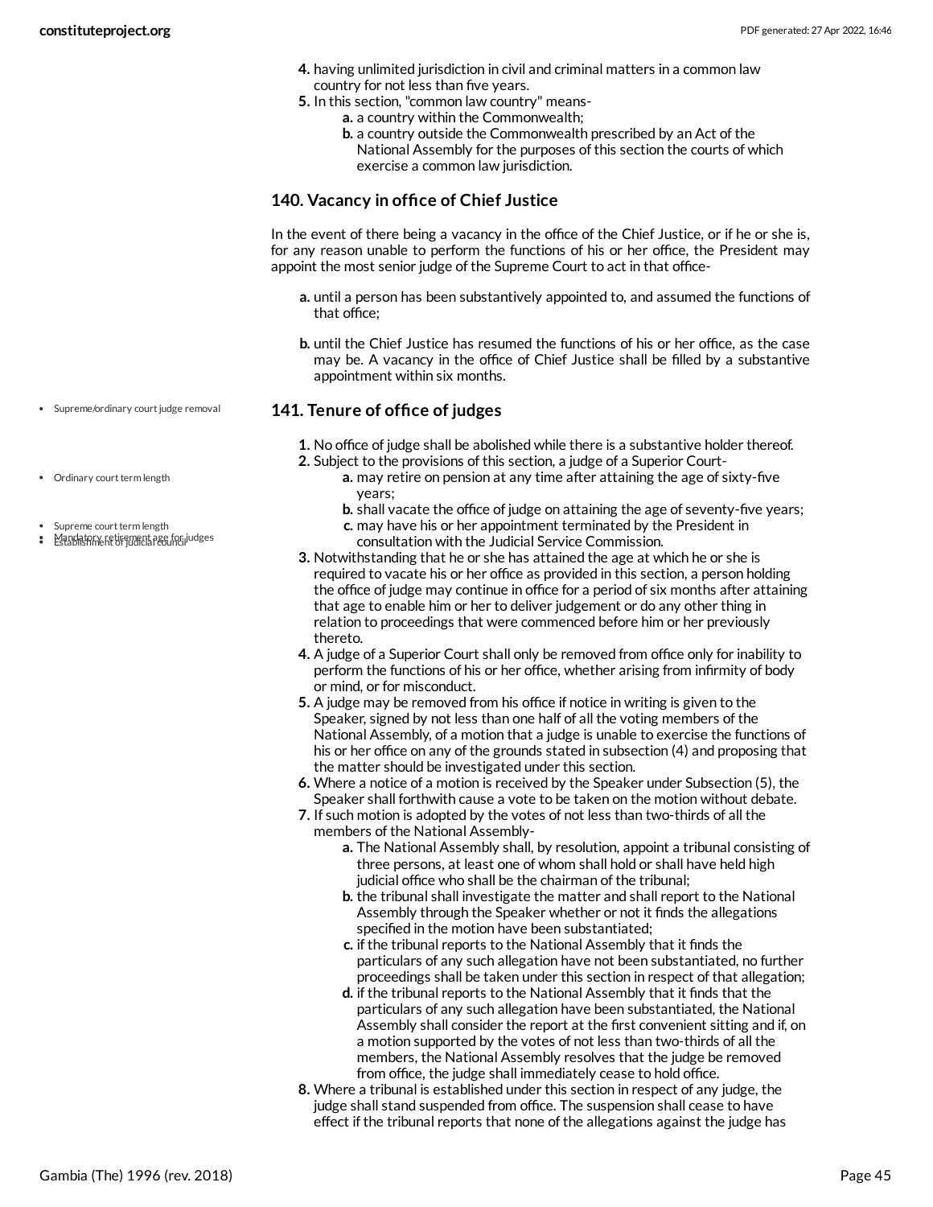4. having unlimited jurisdiction in civil and criminal matters in a common law country for not less than five years.
5. In this section, "common law country" means-
    a. a country within the Commonwealth;
    b. a country outside the Commonwealth prescribed by an Act of the National Assembly for the purposes of this section the courts of which exercise a common law jurisdiction.

### 140. Vacancy in office of Chief Justice

In the event of there being a vacancy in the office of the Chief Justice, or if he or she is, for any reason unable to perform the functions of his or her office, the President may appoint the most senior judge of the Supreme Court to act in that office-

a. until a person has been substantively appointed to, and assumed the functions of that office;

b. until the Chief Justice has resumed the functions of his or her office, as the case may be. A vacancy in the office of Chief Justice shall be filled by a substantive appointment within six months.

### 141. Tenure of office of judges

- Supreme/ordinary court judge removal
- Ordinary court term length
- Supreme court term length
- Mandatory retirement age for judges
- Establishment of judicial council

1. No office of judge shall be abolished while there is a substantive holder thereof.
2. Subject to the provisions of this section, a judge of a Superior Court-
    a. may retire on pension at any time after attaining the age of sixty-five years;
    b. shall vacate the office of judge on attaining the age of seventy-five years;
    c. may have his or her appointment terminated by the President in consultation with the Judicial Service Commission.
3. Notwithstanding that he or she has attained the age at which he or she is required to vacate his or her office as provided in this section, a person holding the office of judge may continue in office for a period of six months after attaining that age to enable him or her to deliver judgement or do any other thing in relation to proceedings that were commenced before him or her previously thereto.
4. A judge of a Superior Court shall only be removed from office only for inability to perform the functions of his or her office, whether arising from infirmity of body or mind, or for misconduct.
5. A judge may be removed from his office if notice in writing is given to the Speaker, signed by not less than one half of all the voting members of the National Assembly, of a motion that a judge is unable to exercise the functions of his or her office on any of the grounds stated in subsection (4) and proposing that the matter should be investigated under this section.
6. Where a notice of a motion is received by the Speaker under Subsection (5), the Speaker shall forthwith cause a vote to be taken on the motion without debate.
7. If such motion is adopted by the votes of not less than two-thirds of all the members of the National Assembly-
    a. The National Assembly shall, by resolution, appoint a tribunal consisting of three persons, at least one of whom shall hold or shall have held high judicial office who shall be the chairman of the tribunal;
    b. the tribunal shall investigate the matter and shall report to the National Assembly through the Speaker whether or not it finds the allegations specified in the motion have been substantiated;
    c. if the tribunal reports to the National Assembly that it finds the particulars of any such allegation have not been substantiated, no further proceedings shall be taken under this section in respect of that allegation;
    d. if the tribunal reports to the National Assembly that it finds that the particulars of any such allegation have been substantiated, the National Assembly shall consider the report at the first convenient sitting and if, on a motion supported by the votes of not less than two-thirds of all the members, the National Assembly resolves that the judge be removed from office, the judge shall immediately cease to hold office.
8. Where a tribunal is established under this section in respect of any judge, the judge shall stand suspended from office. The suspension shall cease to have effect if the tribunal reports that none of the allegations against the judge has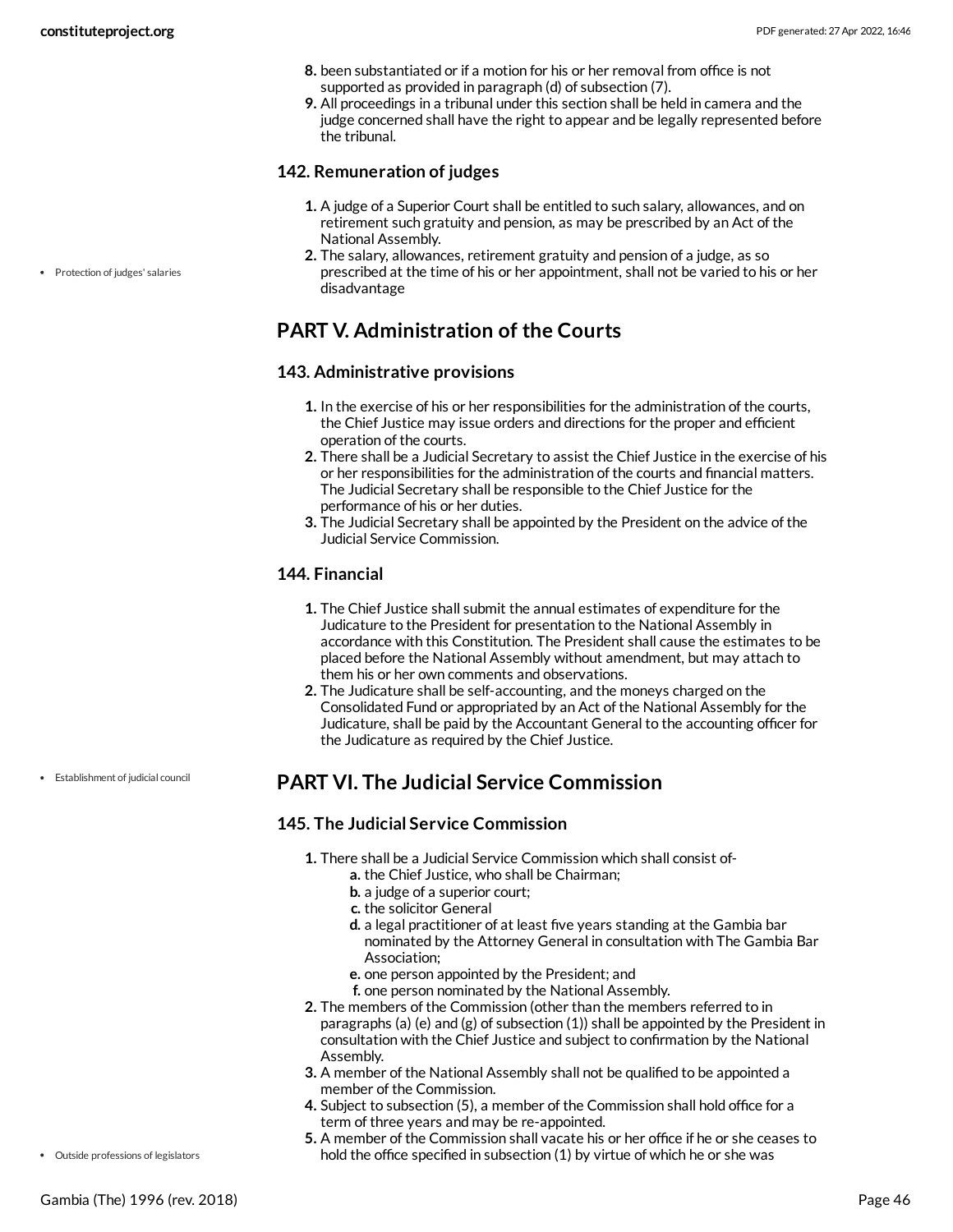8. been substantiated or if a motion for his or her removal from office is not supported as provided in paragraph (d) of subsection (7).
9. All proceedings in a tribunal under this section shall be held in camera and the judge concerned shall have the right to appear and be legally represented before the tribunal.

### 142. Remuneration of judges

1. A judge of a Superior Court shall be entitled to such salary, allowances, and on retirement such gratuity and pension, as may be prescribed by an Act of the National Assembly.
2. The salary, allowances, retirement gratuity and pension of a judge, as so prescribed at the time of his or her appointment, shall not be varied to his or her disadvantage

- Protection of judges' salaries

## PART V. Administration of the Courts

### 143. Administrative provisions

1. In the exercise of his or her responsibilities for the administration of the courts, the Chief Justice may issue orders and directions for the proper and efficient operation of the courts.
2. There shall be a Judicial Secretary to assist the Chief Justice in the exercise of his or her responsibilities for the administration of the courts and financial matters. The Judicial Secretary shall be responsible to the Chief Justice for the performance of his or her duties.
3. The Judicial Secretary shall be appointed by the President on the advice of the Judicial Service Commission.

### 144. Financial

1. The Chief Justice shall submit the annual estimates of expenditure for the Judicature to the President for presentation to the National Assembly in accordance with this Constitution. The President shall cause the estimates to be placed before the National Assembly without amendment, but may attach to them his or her own comments and observations.
2. The Judicature shall be self-accounting, and the moneys charged on the Consolidated Fund or appropriated by an Act of the National Assembly for the Judicature, shall be paid by the Accountant General to the accounting officer for the Judicature as required by the Chief Justice.

- Establishment of judicial council

## PART VI. The Judicial Service Commission

### 145. The Judicial Service Commission

1. There shall be a Judicial Service Commission which shall consist of-
   a. the Chief Justice, who shall be Chairman;
   b. a judge of a superior court;
   c. the solicitor General
   d. a legal practitioner of at least five years standing at the Gambia bar nominated by the Attorney General in consultation with The Gambia Bar Association;
   e. one person appointed by the President; and
   f. one person nominated by the National Assembly.
2. The members of the Commission (other than the members referred to in paragraphs (a) (e) and (g) of subsection (1)) shall be appointed by the President in consultation with the Chief Justice and subject to confirmation by the National Assembly.
3. A member of the National Assembly shall not be qualified to be appointed a member of the Commission.
4. Subject to subsection (5), a member of the Commission shall hold office for a term of three years and may be re-appointed.
5. A member of the Commission shall vacate his or her office if he or she ceases to hold the office specified in subsection (1) by virtue of which he or she was

- Outside professions of legislators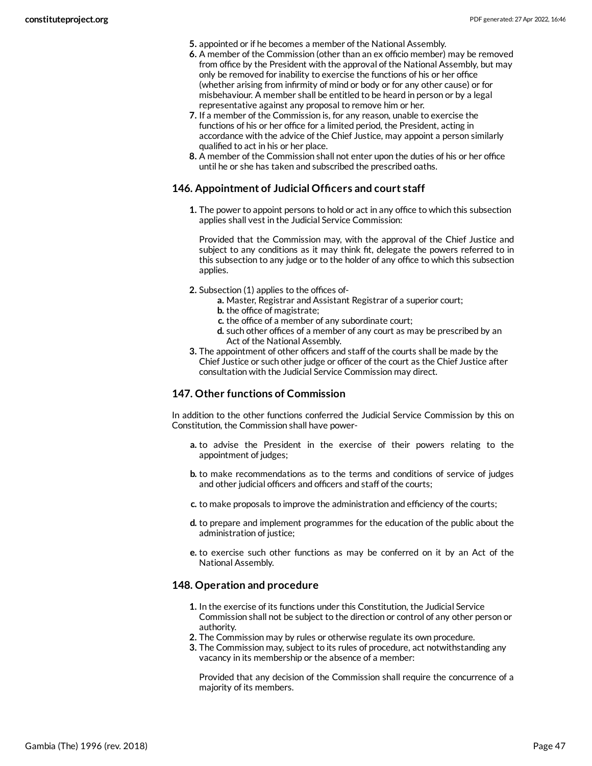5. appointed or if he becomes a member of the National Assembly.
6. A member of the Commission (other than an ex officio member) may be removed from office by the President with the approval of the National Assembly, but may only be removed for inability to exercise the functions of his or her office (whether arising from infirmity of mind or body or for any other cause) or for misbehaviour. A member shall be entitled to be heard in person or by a legal representative against any proposal to remove him or her.
7. If a member of the Commission is, for any reason, unable to exercise the functions of his or her office for a limited period, the President, acting in accordance with the advice of the Chief Justice, may appoint a person similarly qualified to act in his or her place.
8. A member of the Commission shall not enter upon the duties of his or her office until he or she has taken and subscribed the prescribed oaths.

### 146. Appointment of Judicial Officers and court staff

1. The power to appoint persons to hold or act in any office to which this subsection applies shall vest in the Judicial Service Commission:

   Provided that the Commission may, with the approval of the Chief Justice and subject to any conditions as it may think fit, delegate the powers referred to in this subsection to any judge or to the holder of any office to which this subsection applies.

2. Subsection (1) applies to the offices of-
   a. Master, Registrar and Assistant Registrar of a superior court;
   b. the office of magistrate;
   c. the office of a member of any subordinate court;
   d. such other offices of a member of any court as may be prescribed by an Act of the National Assembly.
3. The appointment of other officers and staff of the courts shall be made by the Chief Justice or such other judge or officer of the court as the Chief Justice after consultation with the Judicial Service Commission may direct.

### 147. Other functions of Commission

In addition to the other functions conferred the Judicial Service Commission by this on Constitution, the Commission shall have power-

a. to advise the President in the exercise of their powers relating to the appointment of judges;

b. to make recommendations as to the terms and conditions of service of judges and other judicial officers and officers and staff of the courts;

c. to make proposals to improve the administration and efficiency of the courts;

d. to prepare and implement programmes for the education of the public about the administration of justice;

e. to exercise such other functions as may be conferred on it by an Act of the National Assembly.

### 148. Operation and procedure

1. In the exercise of its functions under this Constitution, the Judicial Service Commission shall not be subject to the direction or control of any other person or authority.
2. The Commission may by rules or otherwise regulate its own procedure.
3. The Commission may, subject to its rules of procedure, act notwithstanding any vacancy in its membership or the absence of a member:

   Provided that any decision of the Commission shall require the concurrence of a majority of its members.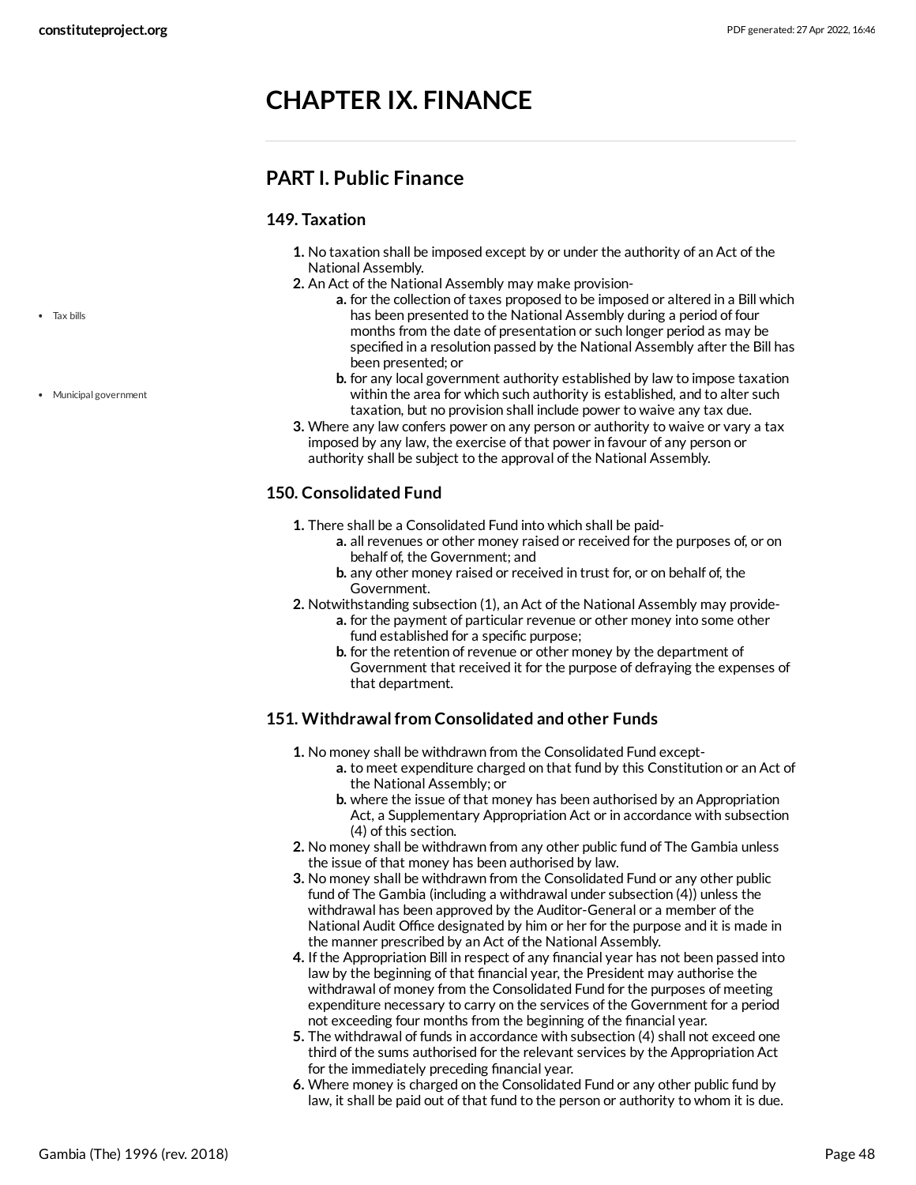# CHAPTER IX. FINANCE

## PART I. Public Finance

### 149. Taxation

1. No taxation shall be imposed except by or under the authority of an Act of the National Assembly.
2. An Act of the National Assembly may make provision-
   - **a.** for the collection of taxes proposed to be imposed or altered in a Bill which has been presented to the National Assembly during a period of four months from the date of presentation or such longer period as may be specified in a resolution passed by the National Assembly after the Bill has been presented; or
   - **b.** for any local government authority established by law to impose taxation within the area for which such authority is established, and to alter such taxation, but no provision shall include power to waive any tax due.
3. Where any law confers power on any person or authority to waive or vary a tax imposed by any law, the exercise of that power in favour of any person or authority shall be subject to the approval of the National Assembly.

- Tax bills
- Municipal government

### 150. Consolidated Fund

1. There shall be a Consolidated Fund into which shall be paid-
   - **a.** all revenues or other money raised or received for the purposes of, or on behalf of, the Government; and
   - **b.** any other money raised or received in trust for, or on behalf of, the Government.
2. Notwithstanding subsection (1), an Act of the National Assembly may provide-
   - **a.** for the payment of particular revenue or other money into some other fund established for a specific purpose;
   - **b.** for the retention of revenue or other money by the department of Government that received it for the purpose of defraying the expenses of that department.

### 151. Withdrawal from Consolidated and other Funds

1. No money shall be withdrawn from the Consolidated Fund except-
   - **a.** to meet expenditure charged on that fund by this Constitution or an Act of the National Assembly; or
   - **b.** where the issue of that money has been authorised by an Appropriation Act, a Supplementary Appropriation Act or in accordance with subsection (4) of this section.
2. No money shall be withdrawn from any other public fund of The Gambia unless the issue of that money has been authorised by law.
3. No money shall be withdrawn from the Consolidated Fund or any other public fund of The Gambia (including a withdrawal under subsection (4)) unless the withdrawal has been approved by the Auditor-General or a member of the National Audit Office designated by him or her for the purpose and it is made in the manner prescribed by an Act of the National Assembly.
4. If the Appropriation Bill in respect of any financial year has not been passed into law by the beginning of that financial year, the President may authorise the withdrawal of money from the Consolidated Fund for the purposes of meeting expenditure necessary to carry on the services of the Government for a period not exceeding four months from the beginning of the financial year.
5. The withdrawal of funds in accordance with subsection (4) shall not exceed one third of the sums authorised for the relevant services by the Appropriation Act for the immediately preceding financial year.
6. Where money is charged on the Consolidated Fund or any other public fund by law, it shall be paid out of that fund to the person or authority to whom it is due.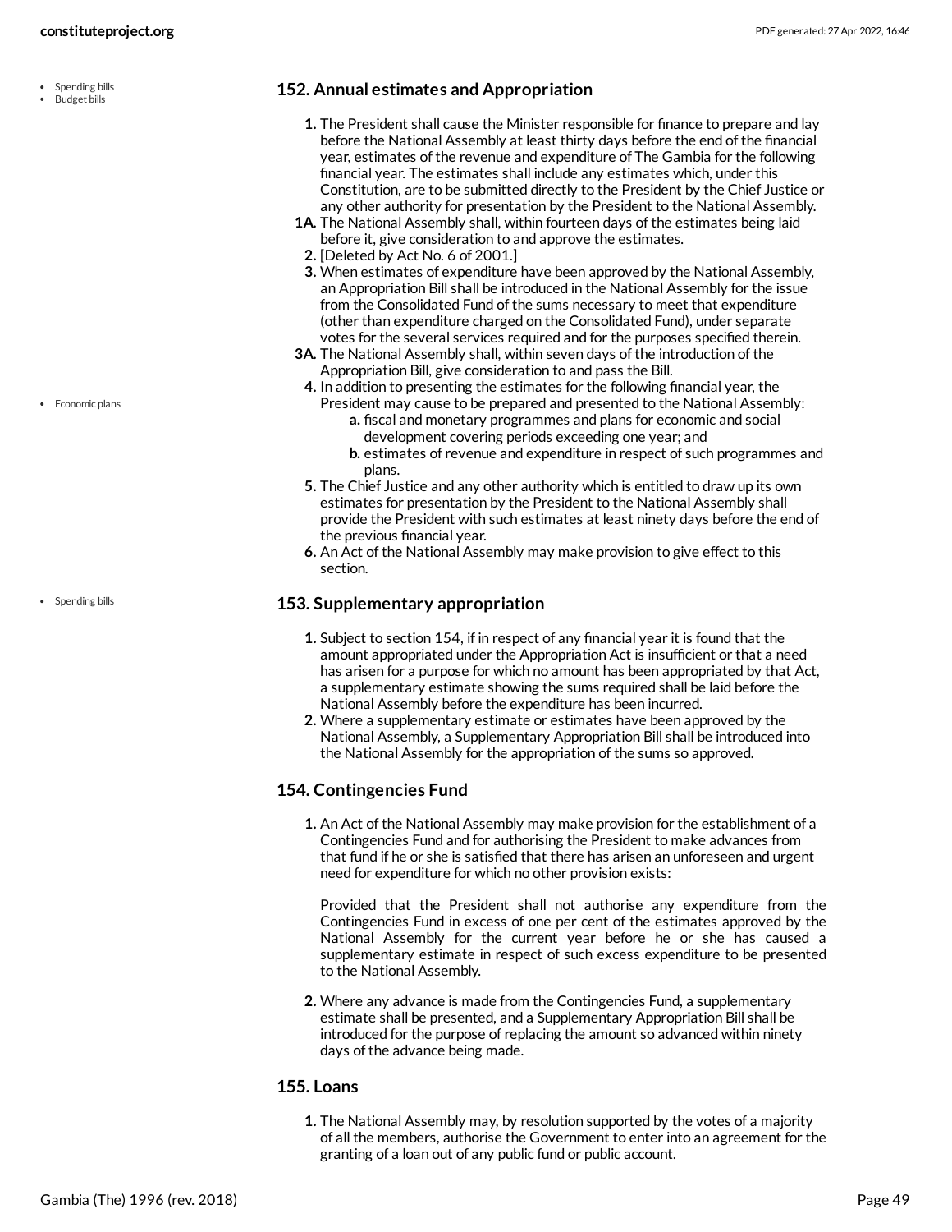- Spending bills
- Budget bills

### 152. Annual estimates and Appropriation

1. The President shall cause the Minister responsible for finance to prepare and lay before the National Assembly at least thirty days before the end of the financial year, estimates of the revenue and expenditure of The Gambia for the following financial year. The estimates shall include any estimates which, under this Constitution, are to be submitted directly to the President by the Chief Justice or any other authority for presentation by the President to the National Assembly.

1A. The National Assembly shall, within fourteen days of the estimates being laid before it, give consideration to and approve the estimates.

2. [Deleted by Act No. 6 of 2001.]

3. When estimates of expenditure have been approved by the National Assembly, an Appropriation Bill shall be introduced in the National Assembly for the issue from the Consolidated Fund of the sums necessary to meet that expenditure (other than expenditure charged on the Consolidated Fund), under separate votes for the several services required and for the purposes specified therein.

3A. The National Assembly shall, within seven days of the introduction of the Appropriation Bill, give consideration to and pass the Bill.

- Economic plans

4. In addition to presenting the estimates for the following financial year, the President may cause to be prepared and presented to the National Assembly:
   a. fiscal and monetary programmes and plans for economic and social development covering periods exceeding one year; and
   b. estimates of revenue and expenditure in respect of such programmes and plans.

5. The Chief Justice and any other authority which is entitled to draw up its own estimates for presentation by the President to the National Assembly shall provide the President with such estimates at least ninety days before the end of the previous financial year.

6. An Act of the National Assembly may make provision to give effect to this section.

- Spending bills

### 153. Supplementary appropriation

1. Subject to section 154, if in respect of any financial year it is found that the amount appropriated under the Appropriation Act is insufficient or that a need has arisen for a purpose for which no amount has been appropriated by that Act, a supplementary estimate showing the sums required shall be laid before the National Assembly before the expenditure has been incurred.
2. Where a supplementary estimate or estimates have been approved by the National Assembly, a Supplementary Appropriation Bill shall be introduced into the National Assembly for the appropriation of the sums so approved.

### 154. Contingencies Fund

1. An Act of the National Assembly may make provision for the establishment of a Contingencies Fund and for authorising the President to make advances from that fund if he or she is satisfied that there has arisen an unforeseen and urgent need for expenditure for which no other provision exists:

   Provided that the President shall not authorise any expenditure from the Contingencies Fund in excess of one per cent of the estimates approved by the National Assembly for the current year before he or she has caused a supplementary estimate in respect of such excess expenditure to be presented to the National Assembly.

2. Where any advance is made from the Contingencies Fund, a supplementary estimate shall be presented, and a Supplementary Appropriation Bill shall be introduced for the purpose of replacing the amount so advanced within ninety days of the advance being made.

### 155. Loans

1. The National Assembly may, by resolution supported by the votes of a majority of all the members, authorise the Government to enter into an agreement for the granting of a loan out of any public fund or public account.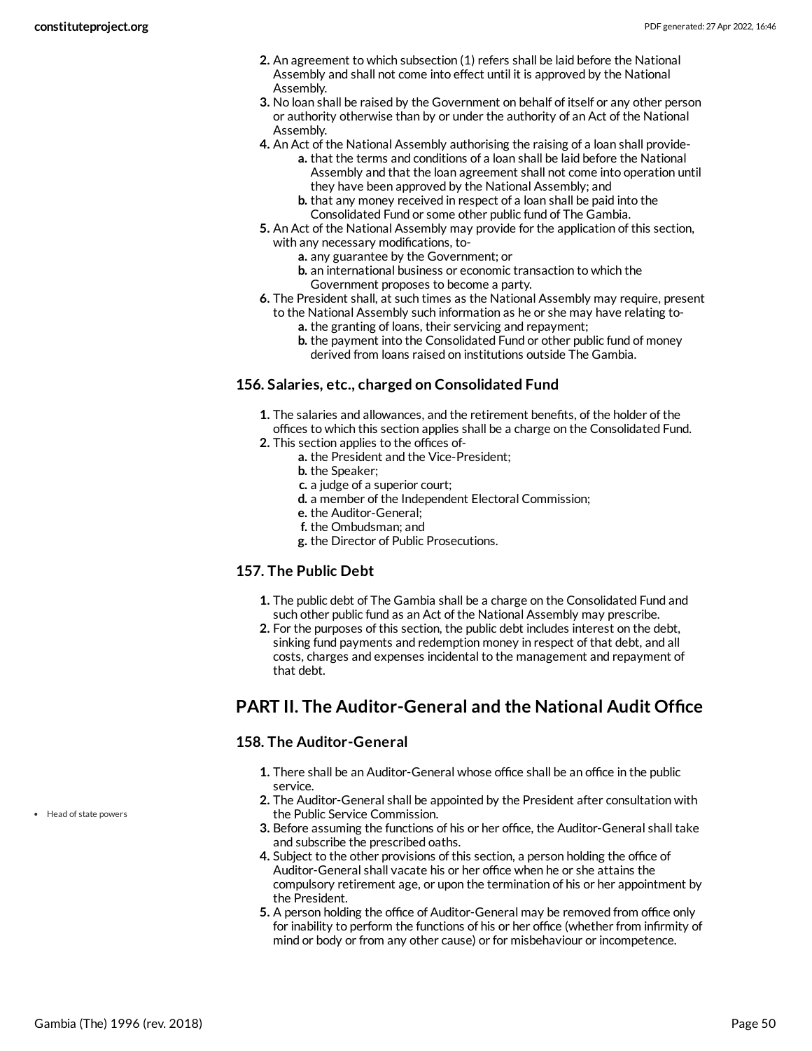2. An agreement to which subsection (1) refers shall be laid before the National Assembly and shall not come into effect until it is approved by the National Assembly.
3. No loan shall be raised by the Government on behalf of itself or any other person or authority otherwise than by or under the authority of an Act of the National Assembly.
4. An Act of the National Assembly authorising the raising of a loan shall provide-
    a. that the terms and conditions of a loan shall be laid before the National Assembly and that the loan agreement shall not come into operation until they have been approved by the National Assembly; and
    b. that any money received in respect of a loan shall be paid into the Consolidated Fund or some other public fund of The Gambia.
5. An Act of the National Assembly may provide for the application of this section, with any necessary modifications, to-
    a. any guarantee by the Government; or
    b. an international business or economic transaction to which the Government proposes to become a party.
6. The President shall, at such times as the National Assembly may require, present to the National Assembly such information as he or she may have relating to-
    a. the granting of loans, their servicing and repayment;
    b. the payment into the Consolidated Fund or other public fund of money derived from loans raised on institutions outside The Gambia.

### 156. Salaries, etc., charged on Consolidated Fund

1. The salaries and allowances, and the retirement benefits, of the holder of the offices to which this section applies shall be a charge on the Consolidated Fund.
2. This section applies to the offices of-
    a. the President and the Vice-President;
    b. the Speaker;
    c. a judge of a superior court;
    d. a member of the Independent Electoral Commission;
    e. the Auditor-General;
    f. the Ombudsman; and
    g. the Director of Public Prosecutions.

### 157. The Public Debt

1. The public debt of The Gambia shall be a charge on the Consolidated Fund and such other public fund as an Act of the National Assembly may prescribe.
2. For the purposes of this section, the public debt includes interest on the debt, sinking fund payments and redemption money in respect of that debt, and all costs, charges and expenses incidental to the management and repayment of that debt.

## PART II. The Auditor-General and the National Audit Office

### 158. The Auditor-General

- Head of state powers

1. There shall be an Auditor-General whose office shall be an office in the public service.
2. The Auditor-General shall be appointed by the President after consultation with the Public Service Commission.
3. Before assuming the functions of his or her office, the Auditor-General shall take and subscribe the prescribed oaths.
4. Subject to the other provisions of this section, a person holding the office of Auditor-General shall vacate his or her office when he or she attains the compulsory retirement age, or upon the termination of his or her appointment by the President.
5. A person holding the office of Auditor-General may be removed from office only for inability to perform the functions of his or her office (whether from infirmity of mind or body or from any other cause) or for misbehaviour or incompetence.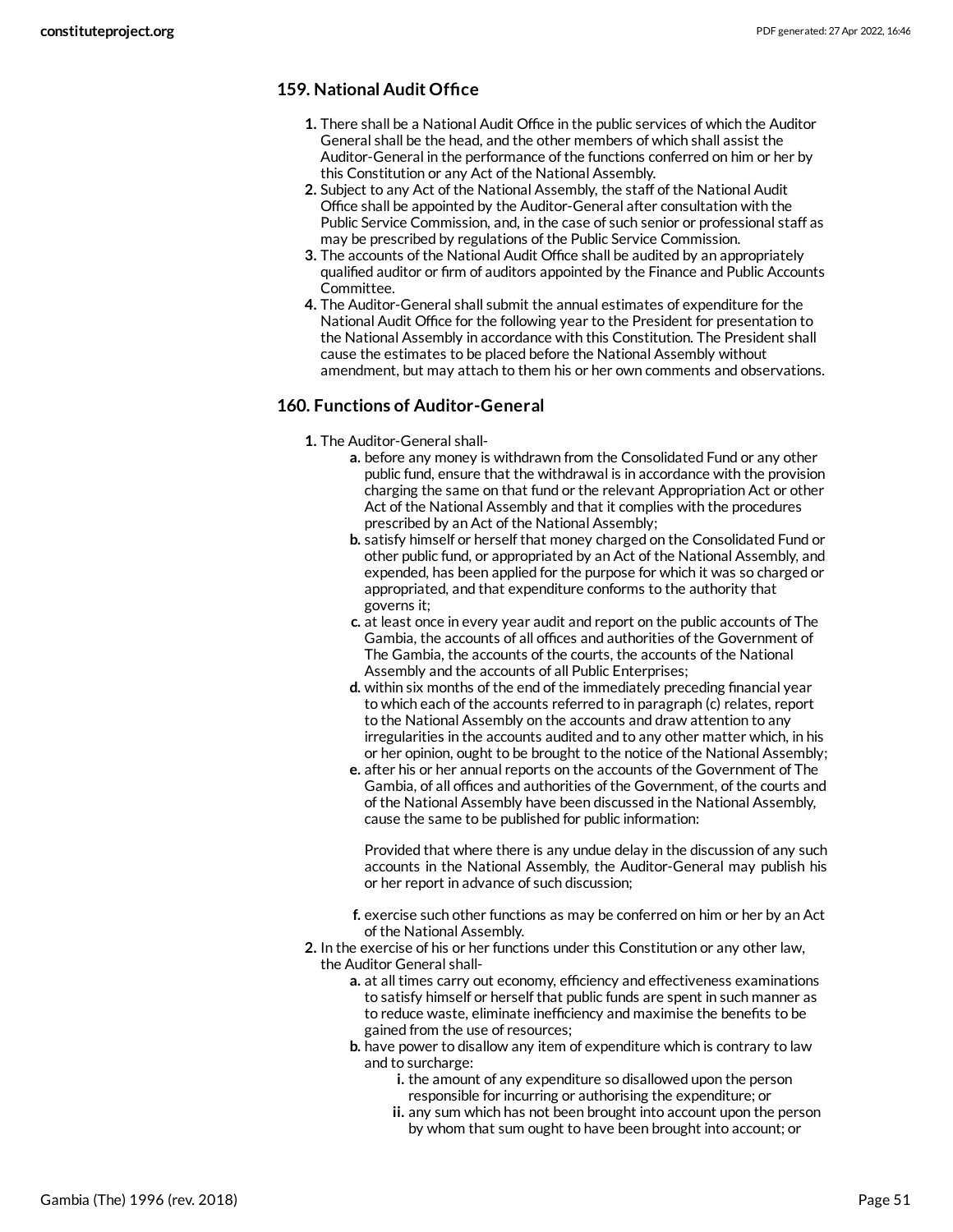### 159. National Audit Office

1. There shall be a National Audit Office in the public services of which the Auditor General shall be the head, and the other members of which shall assist the Auditor-General in the performance of the functions conferred on him or her by this Constitution or any Act of the National Assembly.
2. Subject to any Act of the National Assembly, the staff of the National Audit Office shall be appointed by the Auditor-General after consultation with the Public Service Commission, and, in the case of such senior or professional staff as may be prescribed by regulations of the Public Service Commission.
3. The accounts of the National Audit Office shall be audited by an appropriately qualified auditor or firm of auditors appointed by the Finance and Public Accounts Committee.
4. The Auditor-General shall submit the annual estimates of expenditure for the National Audit Office for the following year to the President for presentation to the National Assembly in accordance with this Constitution. The President shall cause the estimates to be placed before the National Assembly without amendment, but may attach to them his or her own comments and observations.

### 160. Functions of Auditor-General

1. The Auditor-General shall-
   a. before any money is withdrawn from the Consolidated Fund or any other public fund, ensure that the withdrawal is in accordance with the provision charging the same on that fund or the relevant Appropriation Act or other Act of the National Assembly and that it complies with the procedures prescribed by an Act of the National Assembly;
   b. satisfy himself or herself that money charged on the Consolidated Fund or other public fund, or appropriated by an Act of the National Assembly, and expended, has been applied for the purpose for which it was so charged or appropriated, and that expenditure conforms to the authority that governs it;
   c. at least once in every year audit and report on the public accounts of The Gambia, the accounts of all offices and authorities of the Government of The Gambia, the accounts of the courts, the accounts of the National Assembly and the accounts of all Public Enterprises;
   d. within six months of the end of the immediately preceding financial year to which each of the accounts referred to in paragraph (c) relates, report to the National Assembly on the accounts and draw attention to any irregularities in the accounts audited and to any other matter which, in his or her opinion, ought to be brought to the notice of the National Assembly;
   e. after his or her annual reports on the accounts of the Government of The Gambia, of all offices and authorities of the Government, of the courts and of the National Assembly have been discussed in the National Assembly, cause the same to be published for public information:

      Provided that where there is any undue delay in the discussion of any such accounts in the National Assembly, the Auditor-General may publish his or her report in advance of such discussion;

   f. exercise such other functions as may be conferred on him or her by an Act of the National Assembly.
2. In the exercise of his or her functions under this Constitution or any other law, the Auditor General shall-
   a. at all times carry out economy, efficiency and effectiveness examinations to satisfy himself or herself that public funds are spent in such manner as to reduce waste, eliminate inefficiency and maximise the benefits to be gained from the use of resources;
   b. have power to disallow any item of expenditure which is contrary to law and to surcharge:
      i. the amount of any expenditure so disallowed upon the person responsible for incurring or authorising the expenditure; or
      ii. any sum which has not been brought into account upon the person by whom that sum ought to have been brought into account; or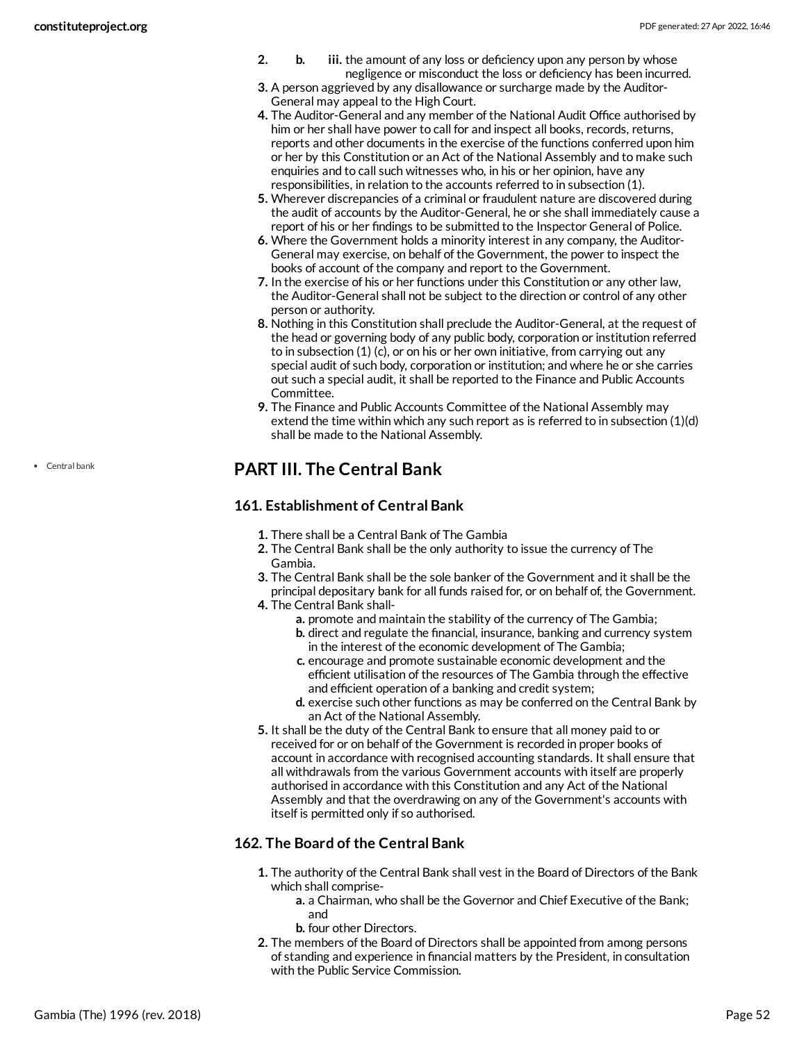2. b. iii. the amount of any loss or deficiency upon any person by whose negligence or misconduct the loss or deficiency has been incurred.

3. A person aggrieved by any disallowance or surcharge made by the Auditor-General may appeal to the High Court.
4. The Auditor-General and any member of the National Audit Office authorised by him or her shall have power to call for and inspect all books, records, returns, reports and other documents in the exercise of the functions conferred upon him or her by this Constitution or an Act of the National Assembly and to make such enquiries and to call such witnesses who, in his or her opinion, have any responsibilities, in relation to the accounts referred to in subsection (1).
5. Wherever discrepancies of a criminal or fraudulent nature are discovered during the audit of accounts by the Auditor-General, he or she shall immediately cause a report of his or her findings to be submitted to the Inspector General of Police.
6. Where the Government holds a minority interest in any company, the Auditor-General may exercise, on behalf of the Government, the power to inspect the books of account of the company and report to the Government.
7. In the exercise of his or her functions under this Constitution or any other law, the Auditor-General shall not be subject to the direction or control of any other person or authority.
8. Nothing in this Constitution shall preclude the Auditor-General, at the request of the head or governing body of any public body, corporation or institution referred to in subsection (1) (c), or on his or her own initiative, from carrying out any special audit of such body, corporation or institution; and where he or she carries out such a special audit, it shall be reported to the Finance and Public Accounts Committee.
9. The Finance and Public Accounts Committee of the National Assembly may extend the time within which any such report as is referred to in subsection (1)(d) shall be made to the National Assembly.

- Central bank

## PART III. The Central Bank

### 161. Establishment of Central Bank

1. There shall be a Central Bank of The Gambia
2. The Central Bank shall be the only authority to issue the currency of The Gambia.
3. The Central Bank shall be the sole banker of the Government and it shall be the principal depositary bank for all funds raised for, or on behalf of, the Government.
4. The Central Bank shall-
    a. promote and maintain the stability of the currency of The Gambia;
    b. direct and regulate the financial, insurance, banking and currency system in the interest of the economic development of The Gambia;
    c. encourage and promote sustainable economic development and the efficient utilisation of the resources of The Gambia through the effective and efficient operation of a banking and credit system;
    d. exercise such other functions as may be conferred on the Central Bank by an Act of the National Assembly.
5. It shall be the duty of the Central Bank to ensure that all money paid to or received for or on behalf of the Government is recorded in proper books of account in accordance with recognised accounting standards. It shall ensure that all withdrawals from the various Government accounts with itself are properly authorised in accordance with this Constitution and any Act of the National Assembly and that the overdrawing on any of the Government's accounts with itself is permitted only if so authorised.

### 162. The Board of the Central Bank

1. The authority of the Central Bank shall vest in the Board of Directors of the Bank which shall comprise-
    a. a Chairman, who shall be the Governor and Chief Executive of the Bank; and
    b. four other Directors.
2. The members of the Board of Directors shall be appointed from among persons of standing and experience in financial matters by the President, in consultation with the Public Service Commission.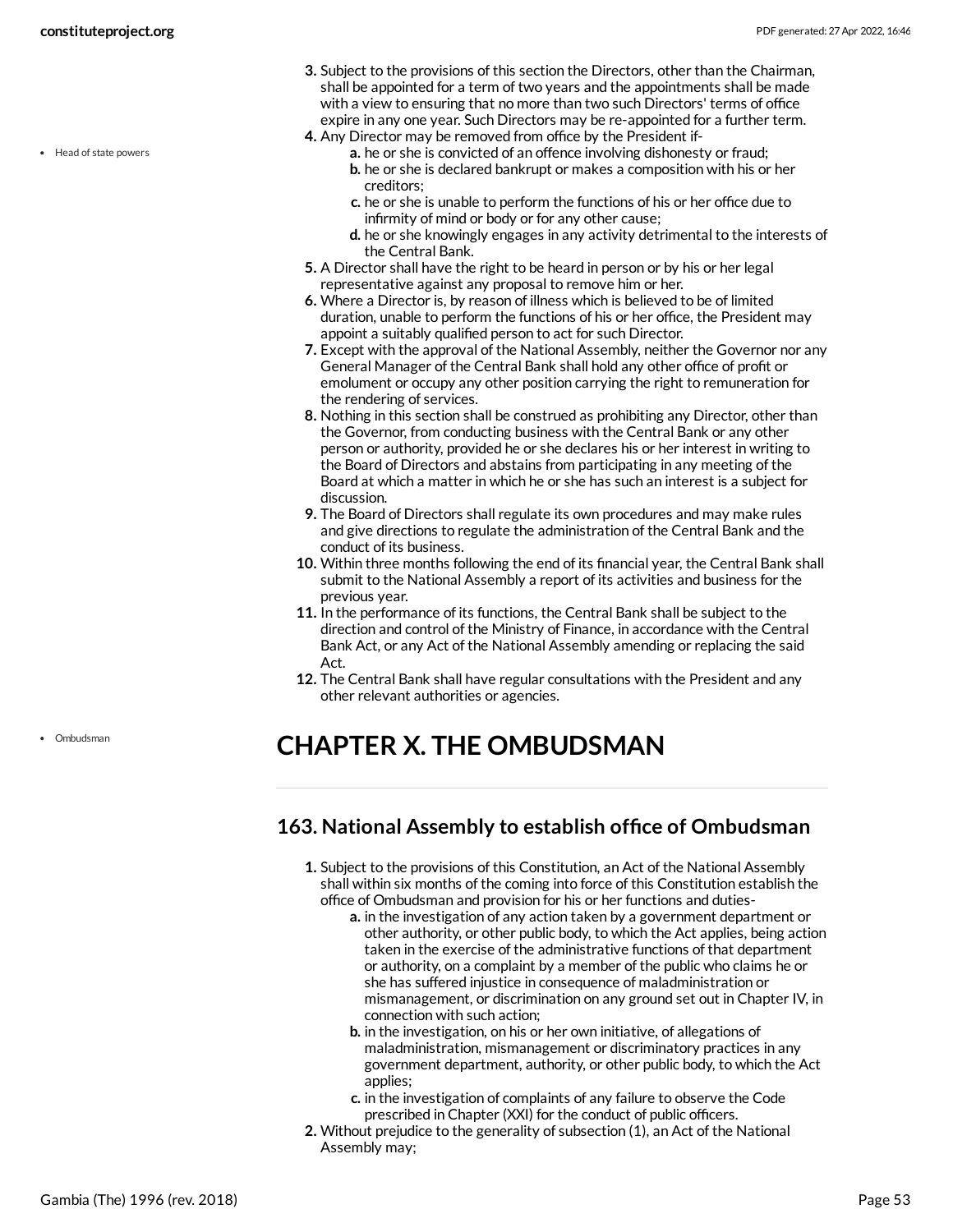3. Subject to the provisions of this section the Directors, other than the Chairman, shall be appointed for a term of two years and the appointments shall be made with a view to ensuring that no more than two such Directors' terms of office expire in any one year. Such Directors may be re-appointed for a further term.
4. Any Director may be removed from office by the President if-
    a. he or she is convicted of an offence involving dishonesty or fraud;
    b. he or she is declared bankrupt or makes a composition with his or her creditors;
    c. he or she is unable to perform the functions of his or her office due to infirmity of mind or body or for any other cause;
    d. he or she knowingly engages in any activity detrimental to the interests of the Central Bank.
5. A Director shall have the right to be heard in person or by his or her legal representative against any proposal to remove him or her.
6. Where a Director is, by reason of illness which is believed to be of limited duration, unable to perform the functions of his or her office, the President may appoint a suitably qualified person to act for such Director.
7. Except with the approval of the National Assembly, neither the Governor nor any General Manager of the Central Bank shall hold any other office of profit or emolument or occupy any other position carrying the right to remuneration for the rendering of services.
8. Nothing in this section shall be construed as prohibiting any Director, other than the Governor, from conducting business with the Central Bank or any other person or authority, provided he or she declares his or her interest in writing to the Board of Directors and abstains from participating in any meeting of the Board at which a matter in which he or she has such an interest is a subject for discussion.
9. The Board of Directors shall regulate its own procedures and may make rules and give directions to regulate the administration of the Central Bank and the conduct of its business.
10. Within three months following the end of its financial year, the Central Bank shall submit to the National Assembly a report of its activities and business for the previous year.
11. In the performance of its functions, the Central Bank shall be subject to the direction and control of the Ministry of Finance, in accordance with the Central Bank Act, or any Act of the National Assembly amending or replacing the said Act.
12. The Central Bank shall have regular consultations with the President and any other relevant authorities or agencies.

# CHAPTER X. THE OMBUDSMAN

## 163. National Assembly to establish office of Ombudsman

1. Subject to the provisions of this Constitution, an Act of the National Assembly shall within six months of the coming into force of this Constitution establish the office of Ombudsman and provision for his or her functions and duties-
    a. in the investigation of any action taken by a government department or other authority, or other public body, to which the Act applies, being action taken in the exercise of the administrative functions of that department or authority, on a complaint by a member of the public who claims he or she has suffered injustice in consequence of maladministration or mismanagement, or discrimination on any ground set out in Chapter IV, in connection with such action;
    b. in the investigation, on his or her own initiative, of allegations of maladministration, mismanagement or discriminatory practices in any government department, authority, or other public body, to which the Act applies;
    c. in the investigation of complaints of any failure to observe the Code prescribed in Chapter (XXI) for the conduct of public officers.
2. Without prejudice to the generality of subsection (1), an Act of the National Assembly may;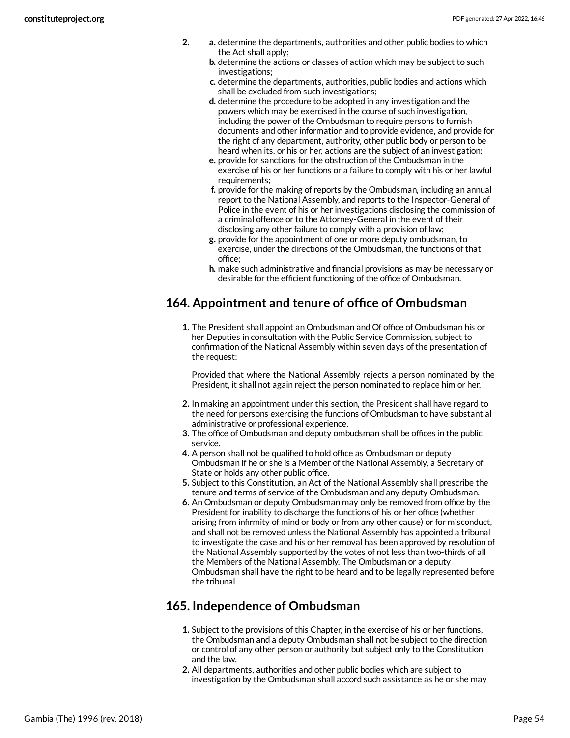2. a. determine the departments, authorities and other public bodies to which the Act shall apply;
   b. determine the actions or classes of action which may be subject to such investigations;
   c. determine the departments, authorities, public bodies and actions which shall be excluded from such investigations;
   d. determine the procedure to be adopted in any investigation and the powers which may be exercised in the course of such investigation, including the power of the Ombudsman to require persons to furnish documents and other information and to provide evidence, and provide for the right of any department, authority, other public body or person to be heard when its, or his or her, actions are the subject of an investigation;
   e. provide for sanctions for the obstruction of the Ombudsman in the exercise of his or her functions or a failure to comply with his or her lawful requirements;
   f. provide for the making of reports by the Ombudsman, including an annual report to the National Assembly, and reports to the Inspector-General of Police in the event of his or her investigations disclosing the commission of a criminal offence or to the Attorney-General in the event of their disclosing any other failure to comply with a provision of law;
   g. provide for the appointment of one or more deputy ombudsman, to exercise, under the directions of the Ombudsman, the functions of that office;
   h. make such administrative and financial provisions as may be necessary or desirable for the efficient functioning of the office of Ombudsman.

## 164. Appointment and tenure of office of Ombudsman

1. The President shall appoint an Ombudsman and Of office of Ombudsman his or her Deputies in consultation with the Public Service Commission, subject to confirmation of the National Assembly within seven days of the presentation of the request:

   Provided that where the National Assembly rejects a person nominated by the President, it shall not again reject the person nominated to replace him or her.

2. In making an appointment under this section, the President shall have regard to the need for persons exercising the functions of Ombudsman to have substantial administrative or professional experience.
3. The office of Ombudsman and deputy ombudsman shall be offices in the public service.
4. A person shall not be qualified to hold office as Ombudsman or deputy Ombudsman if he or she is a Member of the National Assembly, a Secretary of State or holds any other public office.
5. Subject to this Constitution, an Act of the National Assembly shall prescribe the tenure and terms of service of the Ombudsman and any deputy Ombudsman.
6. An Ombudsman or deputy Ombudsman may only be removed from office by the President for inability to discharge the functions of his or her office (whether arising from infirmity of mind or body or from any other cause) or for misconduct, and shall not be removed unless the National Assembly has appointed a tribunal to investigate the case and his or her removal has been approved by resolution of the National Assembly supported by the votes of not less than two-thirds of all the Members of the National Assembly. The Ombudsman or a deputy Ombudsman shall have the right to be heard and to be legally represented before the tribunal.

## 165. Independence of Ombudsman

1. Subject to the provisions of this Chapter, in the exercise of his or her functions, the Ombudsman and a deputy Ombudsman shall not be subject to the direction or control of any other person or authority but subject only to the Constitution and the law.
2. All departments, authorities and other public bodies which are subject to investigation by the Ombudsman shall accord such assistance as he or she may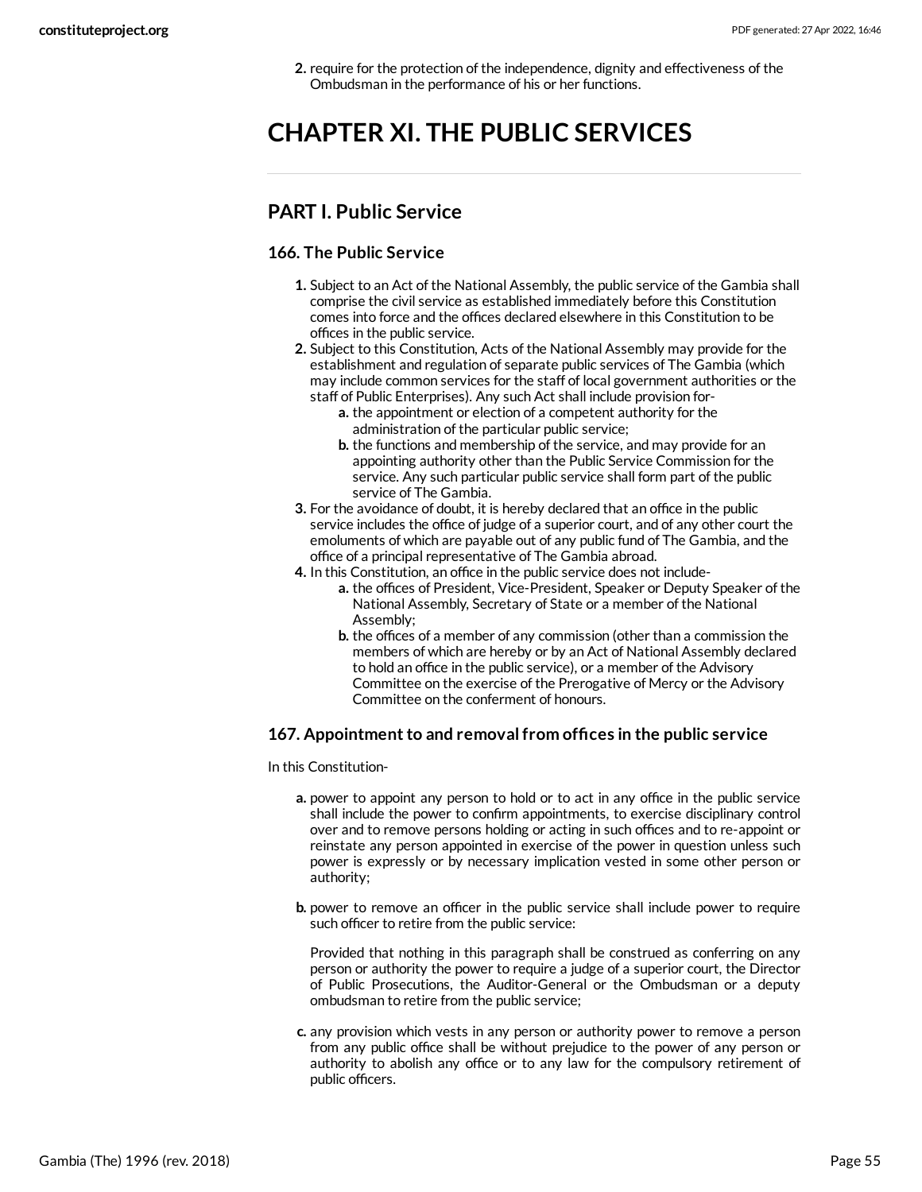2. require for the protection of the independence, dignity and effectiveness of the Ombudsman in the performance of his or her functions.

# CHAPTER XI. THE PUBLIC SERVICES

## PART I. Public Service

### 166. The Public Service

1. Subject to an Act of the National Assembly, the public service of the Gambia shall comprise the civil service as established immediately before this Constitution comes into force and the offices declared elsewhere in this Constitution to be offices in the public service.
2. Subject to this Constitution, Acts of the National Assembly may provide for the establishment and regulation of separate public services of The Gambia (which may include common services for the staff of local government authorities or the staff of Public Enterprises). Any such Act shall include provision for-
    a. the appointment or election of a competent authority for the administration of the particular public service;
    b. the functions and membership of the service, and may provide for an appointing authority other than the Public Service Commission for the service. Any such particular public service shall form part of the public service of The Gambia.
3. For the avoidance of doubt, it is hereby declared that an office in the public service includes the office of judge of a superior court, and of any other court the emoluments of which are payable out of any public fund of The Gambia, and the office of a principal representative of The Gambia abroad.
4. In this Constitution, an office in the public service does not include-
    a. the offices of President, Vice-President, Speaker or Deputy Speaker of the National Assembly, Secretary of State or a member of the National Assembly;
    b. the offices of a member of any commission (other than a commission the members of which are hereby or by an Act of National Assembly declared to hold an office in the public service), or a member of the Advisory Committee on the exercise of the Prerogative of Mercy or the Advisory Committee on the conferment of honours.

### 167. Appointment to and removal from offices in the public service

In this Constitution-

a. power to appoint any person to hold or to act in any office in the public service shall include the power to confirm appointments, to exercise disciplinary control over and to remove persons holding or acting in such offices and to re-appoint or reinstate any person appointed in exercise of the power in question unless such power is expressly or by necessary implication vested in some other person or authority;

b. power to remove an officer in the public service shall include power to require such officer to retire from the public service:

   Provided that nothing in this paragraph shall be construed as conferring on any person or authority the power to require a judge of a superior court, the Director of Public Prosecutions, the Auditor-General or the Ombudsman or a deputy ombudsman to retire from the public service;

c. any provision which vests in any person or authority power to remove a person from any public office shall be without prejudice to the power of any person or authority to abolish any office or to any law for the compulsory retirement of public officers.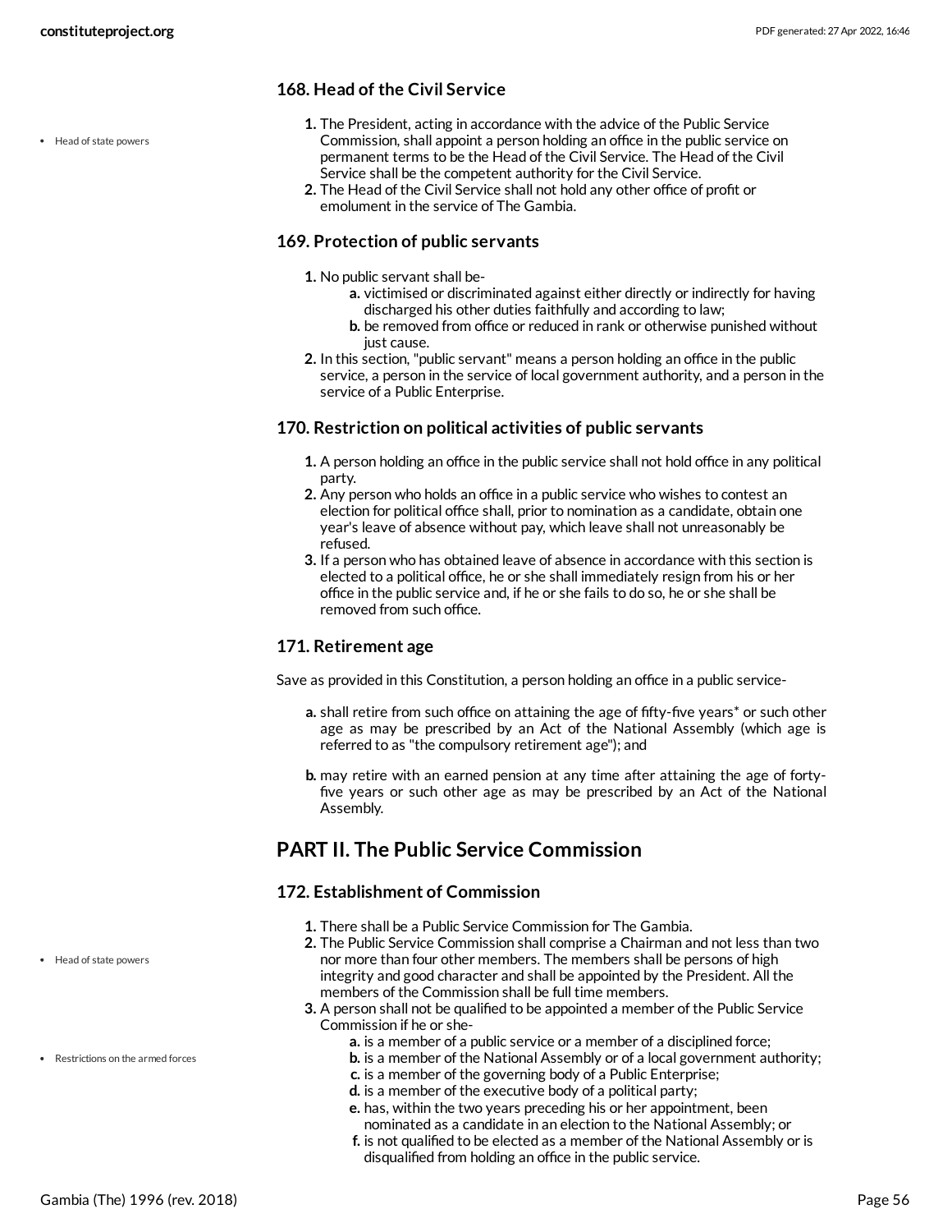### 168. Head of the Civil Service

1. The President, acting in accordance with the advice of the Public Service Commission, shall appoint a person holding an office in the public service on permanent terms to be the Head of the Civil Service. The Head of the Civil Service shall be the competent authority for the Civil Service.
2. The Head of the Civil Service shall not hold any other office of profit or emolument in the service of The Gambia.

### 169. Protection of public servants

1. No public servant shall be-
   a. victimised or discriminated against either directly or indirectly for having discharged his other duties faithfully and according to law;
   b. be removed from office or reduced in rank or otherwise punished without just cause.
2. In this section, "public servant" means a person holding an office in the public service, a person in the service of local government authority, and a person in the service of a Public Enterprise.

### 170. Restriction on political activities of public servants

1. A person holding an office in the public service shall not hold office in any political party.
2. Any person who holds an office in a public service who wishes to contest an election for political office shall, prior to nomination as a candidate, obtain one year's leave of absence without pay, which leave shall not unreasonably be refused.
3. If a person who has obtained leave of absence in accordance with this section is elected to a political office, he or she shall immediately resign from his or her office in the public service and, if he or she fails to do so, he or she shall be removed from such office.

### 171. Retirement age

Save as provided in this Constitution, a person holding an office in a public service-

a. shall retire from such office on attaining the age of fifty-five years* or such other age as may be prescribed by an Act of the National Assembly (which age is referred to as "the compulsory retirement age"); and

b. may retire with an earned pension at any time after attaining the age of forty-five years or such other age as may be prescribed by an Act of the National Assembly.

## PART II. The Public Service Commission

### 172. Establishment of Commission

1. There shall be a Public Service Commission for The Gambia.
2. The Public Service Commission shall comprise a Chairman and not less than two nor more than four other members. The members shall be persons of high integrity and good character and shall be appointed by the President. All the members of the Commission shall be full time members.
3. A person shall not be qualified to be appointed a member of the Public Service Commission if he or she-
   a. is a member of a public service or a member of a disciplined force;
   b. is a member of the National Assembly or of a local government authority;
   c. is a member of the governing body of a Public Enterprise;
   d. is a member of the executive body of a political party;
   e. has, within the two years preceding his or her appointment, been nominated as a candidate in an election to the National Assembly; or
   f. is not qualified to be elected as a member of the National Assembly or is disqualified from holding an office in the public service.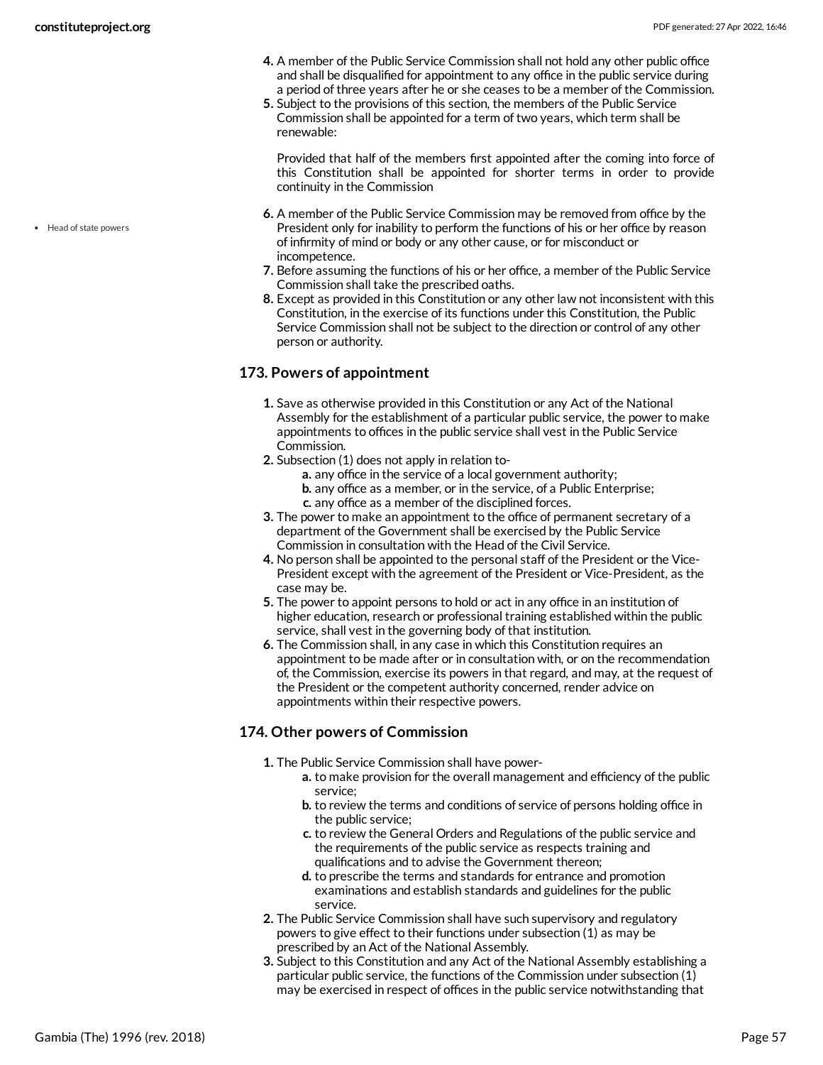4. A member of the Public Service Commission shall not hold any other public office and shall be disqualified for appointment to any office in the public service during a period of three years after he or she ceases to be a member of the Commission.
5. Subject to the provisions of this section, the members of the Public Service Commission shall be appointed for a term of two years, which term shall be renewable:

   Provided that half of the members first appointed after the coming into force of this Constitution shall be appointed for shorter terms in order to provide continuity in the Commission

6. A member of the Public Service Commission may be removed from office by the President only for inability to perform the functions of his or her office by reason of infirmity of mind or body or any other cause, or for misconduct or incompetence.
7. Before assuming the functions of his or her office, a member of the Public Service Commission shall take the prescribed oaths.
8. Except as provided in this Constitution or any other law not inconsistent with this Constitution, in the exercise of its functions under this Constitution, the Public Service Commission shall not be subject to the direction or control of any other person or authority.

- Head of state powers

## 173. Powers of appointment

1. Save as otherwise provided in this Constitution or any Act of the National Assembly for the establishment of a particular public service, the power to make appointments to offices in the public service shall vest in the Public Service Commission.
2. Subsection (1) does not apply in relation to-
   a. any office in the service of a local government authority;
   b. any office as a member, or in the service, of a Public Enterprise;
   c. any office as a member of the disciplined forces.
3. The power to make an appointment to the office of permanent secretary of a department of the Government shall be exercised by the Public Service Commission in consultation with the Head of the Civil Service.
4. No person shall be appointed to the personal staff of the President or the Vice-President except with the agreement of the President or Vice-President, as the case may be.
5. The power to appoint persons to hold or act in any office in an institution of higher education, research or professional training established within the public service, shall vest in the governing body of that institution.
6. The Commission shall, in any case in which this Constitution requires an appointment to be made after or in consultation with, or on the recommendation of, the Commission, exercise its powers in that regard, and may, at the request of the President or the competent authority concerned, render advice on appointments within their respective powers.

## 174. Other powers of Commission

1. The Public Service Commission shall have power-
   a. to make provision for the overall management and efficiency of the public service;
   b. to review the terms and conditions of service of persons holding office in the public service;
   c. to review the General Orders and Regulations of the public service and the requirements of the public service as respects training and qualifications and to advise the Government thereon;
   d. to prescribe the terms and standards for entrance and promotion examinations and establish standards and guidelines for the public service.
2. The Public Service Commission shall have such supervisory and regulatory powers to give effect to their functions under subsection (1) as may be prescribed by an Act of the National Assembly.
3. Subject to this Constitution and any Act of the National Assembly establishing a particular public service, the functions of the Commission under subsection (1) may be exercised in respect of offices in the public service notwithstanding that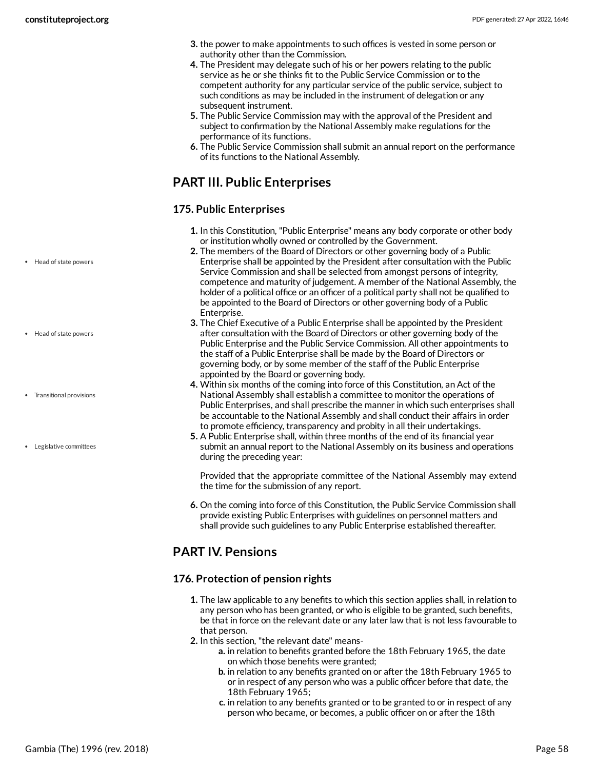3. the power to make appointments to such offices is vested in some person or authority other than the Commission.
4. The President may delegate such of his or her powers relating to the public service as he or she thinks fit to the Public Service Commission or to the competent authority for any particular service of the public service, subject to such conditions as may be included in the instrument of delegation or any subsequent instrument.
5. The Public Service Commission may with the approval of the President and subject to confirmation by the National Assembly make regulations for the performance of its functions.
6. The Public Service Commission shall submit an annual report on the performance of its functions to the National Assembly.

## PART III. Public Enterprises

### 175. Public Enterprises

1. In this Constitution, "Public Enterprise" means any body corporate or other body or institution wholly owned or controlled by the Government.
2. The members of the Board of Directors or other governing body of a Public Enterprise shall be appointed by the President after consultation with the Public Service Commission and shall be selected from amongst persons of integrity, competence and maturity of judgement. A member of the National Assembly, the holder of a political office or an officer of a political party shall not be qualified to be appointed to the Board of Directors or other governing body of a Public Enterprise.
3. The Chief Executive of a Public Enterprise shall be appointed by the President after consultation with the Board of Directors or other governing body of the Public Enterprise and the Public Service Commission. All other appointments to the staff of a Public Enterprise shall be made by the Board of Directors or governing body, or by some member of the staff of the Public Enterprise appointed by the Board or governing body.
4. Within six months of the coming into force of this Constitution, an Act of the National Assembly shall establish a committee to monitor the operations of Public Enterprises, and shall prescribe the manner in which such enterprises shall be accountable to the National Assembly and shall conduct their affairs in order to promote efficiency, transparency and probity in all their undertakings.
5. A Public Enterprise shall, within three months of the end of its financial year submit an annual report to the National Assembly on its business and operations during the preceding year:

   Provided that the appropriate committee of the National Assembly may extend the time for the submission of any report.

6. On the coming into force of this Constitution, the Public Service Commission shall provide existing Public Enterprises with guidelines on personnel matters and shall provide such guidelines to any Public Enterprise established thereafter.

## PART IV. Pensions

### 176. Protection of pension rights

1. The law applicable to any benefits to which this section applies shall, in relation to any person who has been granted, or who is eligible to be granted, such benefits, be that in force on the relevant date or any later law that is not less favourable to that person.
2. In this section, "the relevant date" means-
   a. in relation to benefits granted before the 18th February 1965, the date on which those benefits were granted;
   b. in relation to any benefits granted on or after the 18th February 1965 to or in respect of any person who was a public officer before that date, the 18th February 1965;
   c. in relation to any benefits granted or to be granted to or in respect of any person who became, or becomes, a public officer on or after the 18th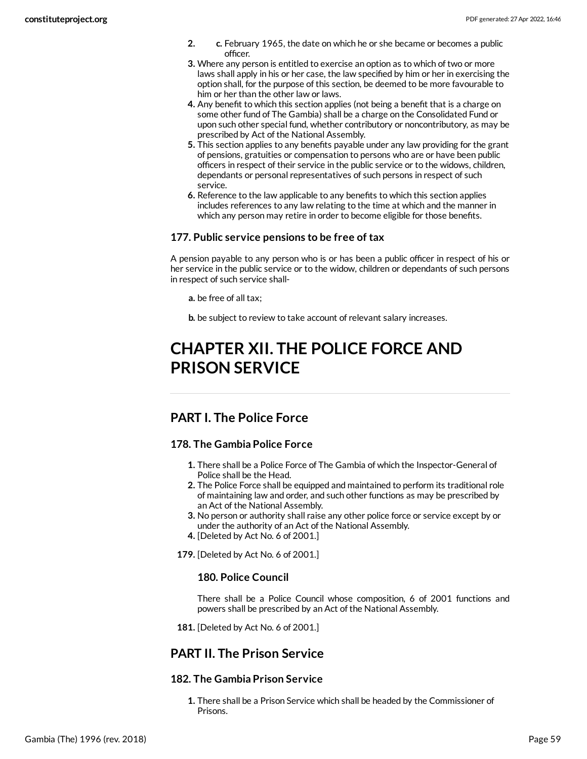2. c. February 1965, the date on which he or she became or becomes a public officer.
3. Where any person is entitled to exercise an option as to which of two or more laws shall apply in his or her case, the law specified by him or her in exercising the option shall, for the purpose of this section, be deemed to be more favourable to him or her than the other law or laws.
4. Any benefit to which this section applies (not being a benefit that is a charge on some other fund of The Gambia) shall be a charge on the Consolidated Fund or upon such other special fund, whether contributory or noncontributory, as may be prescribed by Act of the National Assembly.
5. This section applies to any benefits payable under any law providing for the grant of pensions, gratuities or compensation to persons who are or have been public officers in respect of their service in the public service or to the widows, children, dependants or personal representatives of such persons in respect of such service.
6. Reference to the law applicable to any benefits to which this section applies includes references to any law relating to the time at which and the manner in which any person may retire in order to become eligible for those benefits.

### 177. Public service pensions to be free of tax

A pension payable to any person who is or has been a public officer in respect of his or her service in the public service or to the widow, children or dependants of such persons in respect of such service shall-

a. be free of all tax;

b. be subject to review to take account of relevant salary increases.

# CHAPTER XII. THE POLICE FORCE AND PRISON SERVICE

## PART I. The Police Force

### 178. The Gambia Police Force

1. There shall be a Police Force of The Gambia of which the Inspector-General of Police shall be the Head.
2. The Police Force shall be equipped and maintained to perform its traditional role of maintaining law and order, and such other functions as may be prescribed by an Act of the National Assembly.
3. No person or authority shall raise any other police force or service except by or under the authority of an Act of the National Assembly.
4. [Deleted by Act No. 6 of 2001.]

179. [Deleted by Act No. 6 of 2001.]

### 180. Police Council

There shall be a Police Council whose composition, 6 of 2001 functions and powers shall be prescribed by an Act of the National Assembly.

181. [Deleted by Act No. 6 of 2001.]

## PART II. The Prison Service

### 182. The Gambia Prison Service

1. There shall be a Prison Service which shall be headed by the Commissioner of Prisons.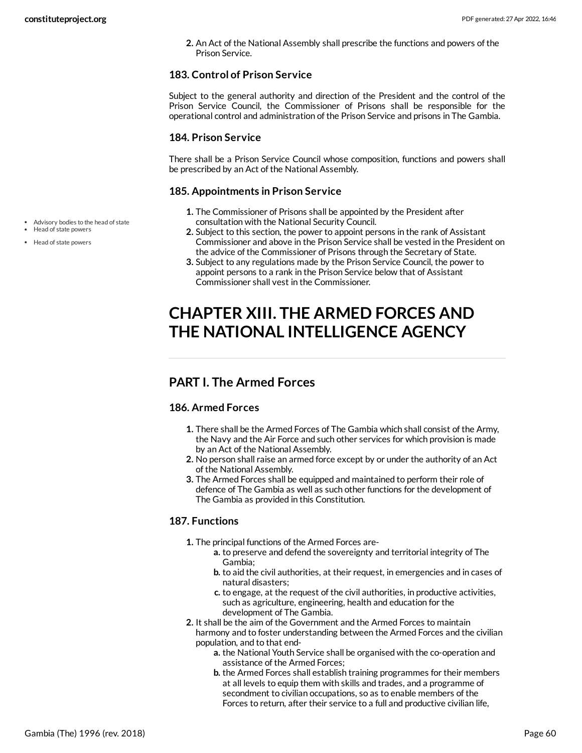2. An Act of the National Assembly shall prescribe the functions and powers of the Prison Service.

### 183. Control of Prison Service

Subject to the general authority and direction of the President and the control of the Prison Service Council, the Commissioner of Prisons shall be responsible for the operational control and administration of the Prison Service and prisons in The Gambia.

### 184. Prison Service

There shall be a Prison Service Council whose composition, functions and powers shall be prescribed by an Act of the National Assembly.

### 185. Appointments in Prison Service

- Advisory bodies to the head of state
- Head of state powers
- Head of state powers

1. The Commissioner of Prisons shall be appointed by the President after consultation with the National Security Council.
2. Subject to this section, the power to appoint persons in the rank of Assistant Commissioner and above in the Prison Service shall be vested in the President on the advice of the Commissioner of Prisons through the Secretary of State.
3. Subject to any regulations made by the Prison Service Council, the power to appoint persons to a rank in the Prison Service below that of Assistant Commissioner shall vest in the Commissioner.

# CHAPTER XIII. THE ARMED FORCES AND THE NATIONAL INTELLIGENCE AGENCY

## PART I. The Armed Forces

### 186. Armed Forces

1. There shall be the Armed Forces of The Gambia which shall consist of the Army, the Navy and the Air Force and such other services for which provision is made by an Act of the National Assembly.
2. No person shall raise an armed force except by or under the authority of an Act of the National Assembly.
3. The Armed Forces shall be equipped and maintained to perform their role of defence of The Gambia as well as such other functions for the development of The Gambia as provided in this Constitution.

### 187. Functions

1. The principal functions of the Armed Forces are-
   - a. to preserve and defend the sovereignty and territorial integrity of The Gambia;
   - b. to aid the civil authorities, at their request, in emergencies and in cases of natural disasters;
   - c. to engage, at the request of the civil authorities, in productive activities, such as agriculture, engineering, health and education for the development of The Gambia.
2. It shall be the aim of the Government and the Armed Forces to maintain harmony and to foster understanding between the Armed Forces and the civilian population, and to that end-
   - a. the National Youth Service shall be organised with the co-operation and assistance of the Armed Forces;
   - b. the Armed Forces shall establish training programmes for their members at all levels to equip them with skills and trades, and a programme of secondment to civilian occupations, so as to enable members of the Forces to return, after their service to a full and productive civilian life,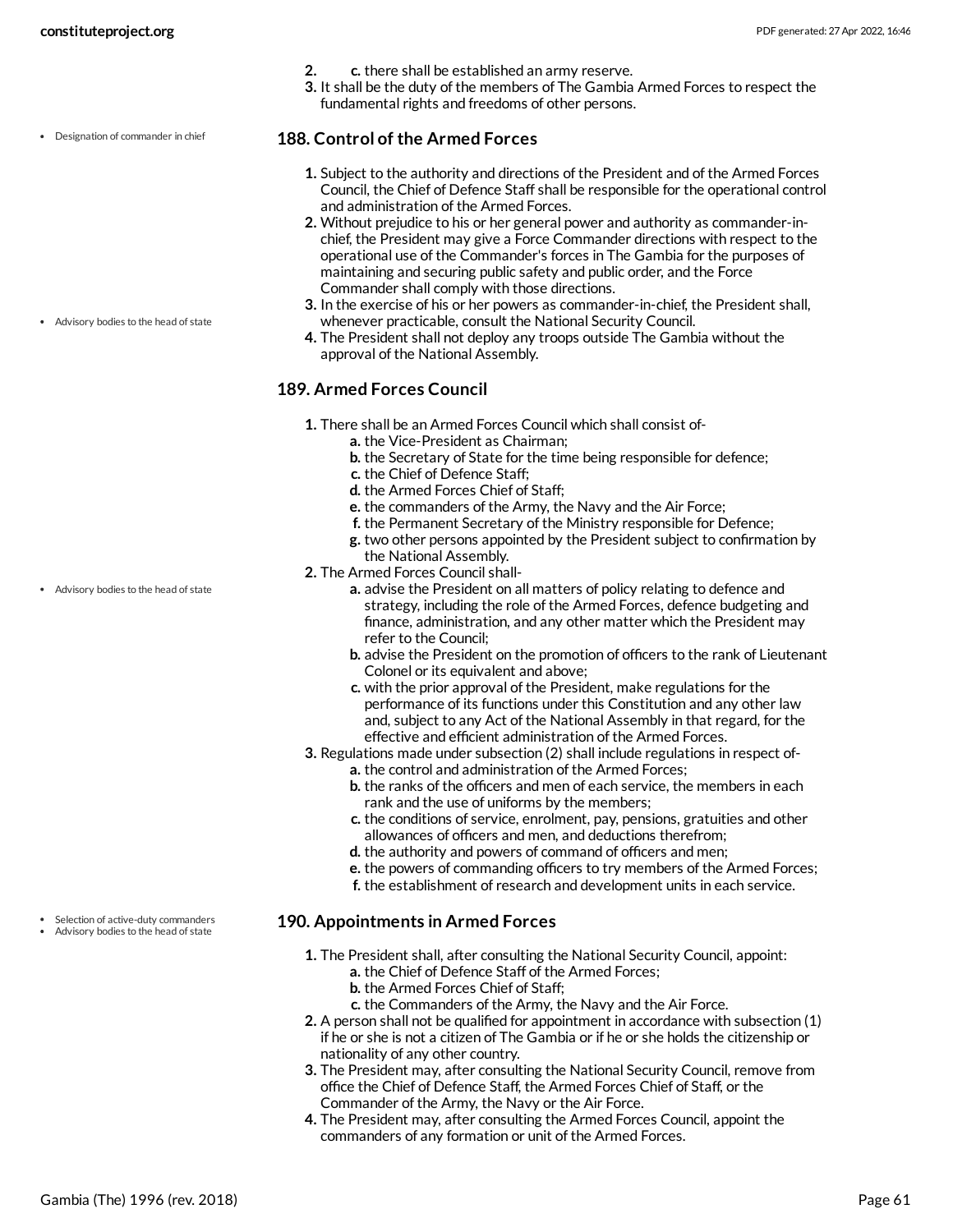2. c. there shall be established an army reserve.
3. It shall be the duty of the members of The Gambia Armed Forces to respect the fundamental rights and freedoms of other persons.

- Designation of commander in chief

## 188. Control of the Armed Forces

1. Subject to the authority and directions of the President and of the Armed Forces Council, the Chief of Defence Staff shall be responsible for the operational control and administration of the Armed Forces.
2. Without prejudice to his or her general power and authority as commander-in-chief, the President may give a Force Commander directions with respect to the operational use of the Commander's forces in The Gambia for the purposes of maintaining and securing public safety and public order, and the Force Commander shall comply with those directions.
3. In the exercise of his or her powers as commander-in-chief, the President shall, whenever practicable, consult the National Security Council.
4. The President shall not deploy any troops outside The Gambia without the approval of the National Assembly.

- Advisory bodies to the head of state

## 189. Armed Forces Council

1. There shall be an Armed Forces Council which shall consist of-
   a. the Vice-President as Chairman;
   b. the Secretary of State for the time being responsible for defence;
   c. the Chief of Defence Staff;
   d. the Armed Forces Chief of Staff;
   e. the commanders of the Army, the Navy and the Air Force;
   f. the Permanent Secretary of the Ministry responsible for Defence;
   g. two other persons appointed by the President subject to confirmation by the National Assembly.
2. The Armed Forces Council shall-
   a. advise the President on all matters of policy relating to defence and strategy, including the role of the Armed Forces, defence budgeting and finance, administration, and any other matter which the President may refer to the Council;
   b. advise the President on the promotion of officers to the rank of Lieutenant Colonel or its equivalent and above;
   c. with the prior approval of the President, make regulations for the performance of its functions under this Constitution and any other law and, subject to any Act of the National Assembly in that regard, for the effective and efficient administration of the Armed Forces.
3. Regulations made under subsection (2) shall include regulations in respect of-
   a. the control and administration of the Armed Forces;
   b. the ranks of the officers and men of each service, the members in each rank and the use of uniforms by the members;
   c. the conditions of service, enrolment, pay, pensions, gratuities and other allowances of officers and men, and deductions therefrom;
   d. the authority and powers of command of officers and men;
   e. the powers of commanding officers to try members of the Armed Forces;
   f. the establishment of research and development units in each service.

- Advisory bodies to the head of state

## 190. Appointments in Armed Forces

- Selection of active-duty commanders
- Advisory bodies to the head of state

1. The President shall, after consulting the National Security Council, appoint:
   a. the Chief of Defence Staff of the Armed Forces;
   b. the Armed Forces Chief of Staff;
   c. the Commanders of the Army, the Navy and the Air Force.
2. A person shall not be qualified for appointment in accordance with subsection (1) if he or she is not a citizen of The Gambia or if he or she holds the citizenship or nationality of any other country.
3. The President may, after consulting the National Security Council, remove from office the Chief of Defence Staff, the Armed Forces Chief of Staff, or the Commander of the Army, the Navy or the Air Force.
4. The President may, after consulting the Armed Forces Council, appoint the commanders of any formation or unit of the Armed Forces.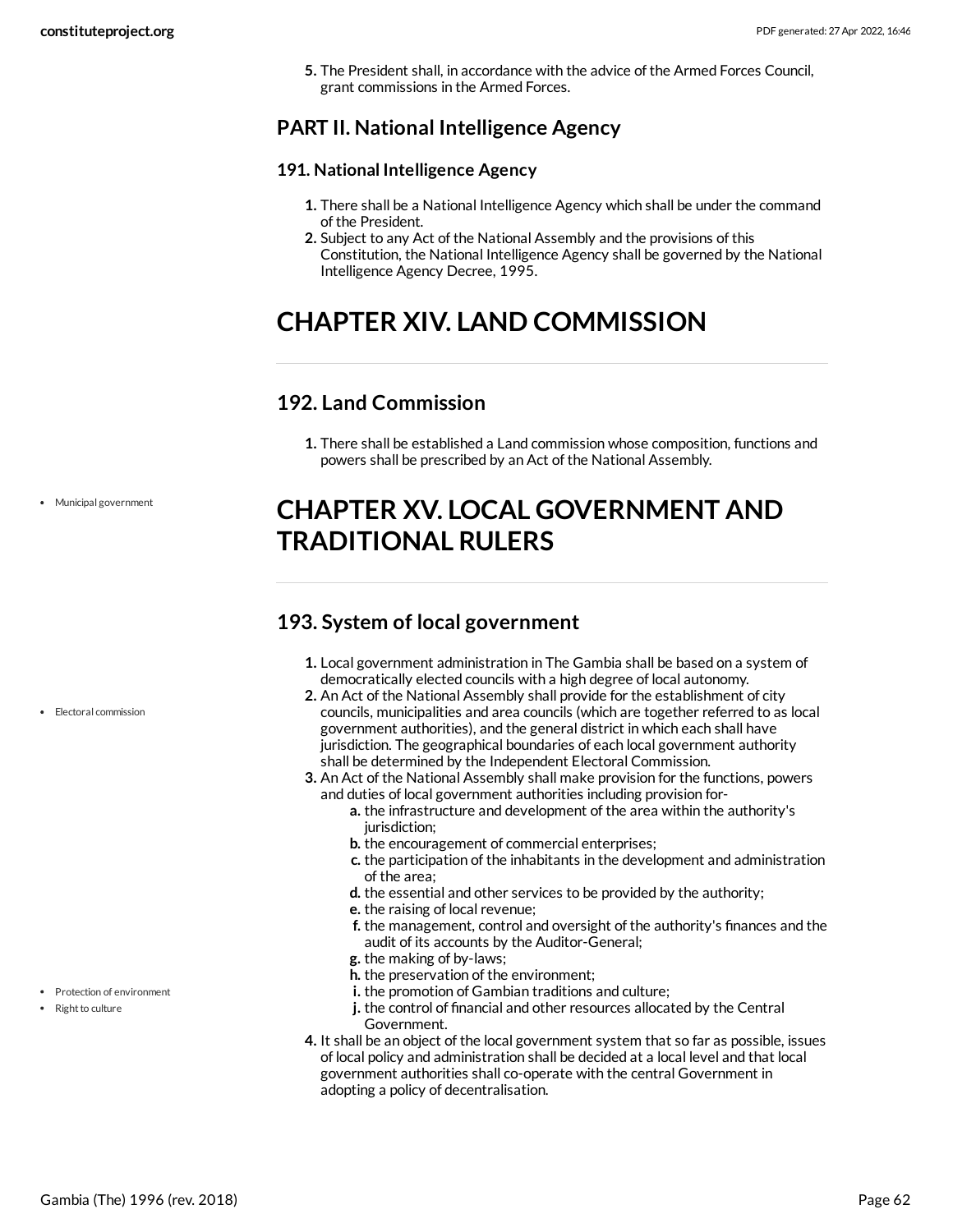5. The President shall, in accordance with the advice of the Armed Forces Council, grant commissions in the Armed Forces.

### PART II. National Intelligence Agency

#### 191. National Intelligence Agency

1. There shall be a National Intelligence Agency which shall be under the command of the President.
2. Subject to any Act of the National Assembly and the provisions of this Constitution, the National Intelligence Agency shall be governed by the National Intelligence Agency Decree, 1995.

# CHAPTER XIV. LAND COMMISSION

## 192. Land Commission

1. There shall be established a Land commission whose composition, functions and powers shall be prescribed by an Act of the National Assembly.

# CHAPTER XV. LOCAL GOVERNMENT AND TRADITIONAL RULERS

- Municipal government

## 193. System of local government

1. Local government administration in The Gambia shall be based on a system of democratically elected councils with a high degree of local autonomy.
2. An Act of the National Assembly shall provide for the establishment of city councils, municipalities and area councils (which are together referred to as local government authorities), and the general district in which each shall have jurisdiction. The geographical boundaries of each local government authority shall be determined by the Independent Electoral Commission.
   - Electoral commission
3. An Act of the National Assembly shall make provision for the functions, powers and duties of local government authorities including provision for-
   a. the infrastructure and development of the area within the authority's jurisdiction;
   b. the encouragement of commercial enterprises;
   c. the participation of the inhabitants in the development and administration of the area;
   d. the essential and other services to be provided by the authority;
   e. the raising of local revenue;
   f. the management, control and oversight of the authority's finances and the audit of its accounts by the Auditor-General;
   g. the making of by-laws;
   h. the preservation of the environment;
   i. the promotion of Gambian traditions and culture;
   j. the control of financial and other resources allocated by the Central Government.
   - Protection of environment
   - Right to culture
4. It shall be an object of the local government system that so far as possible, issues of local policy and administration shall be decided at a local level and that local government authorities shall co-operate with the central Government in adopting a policy of decentralisation.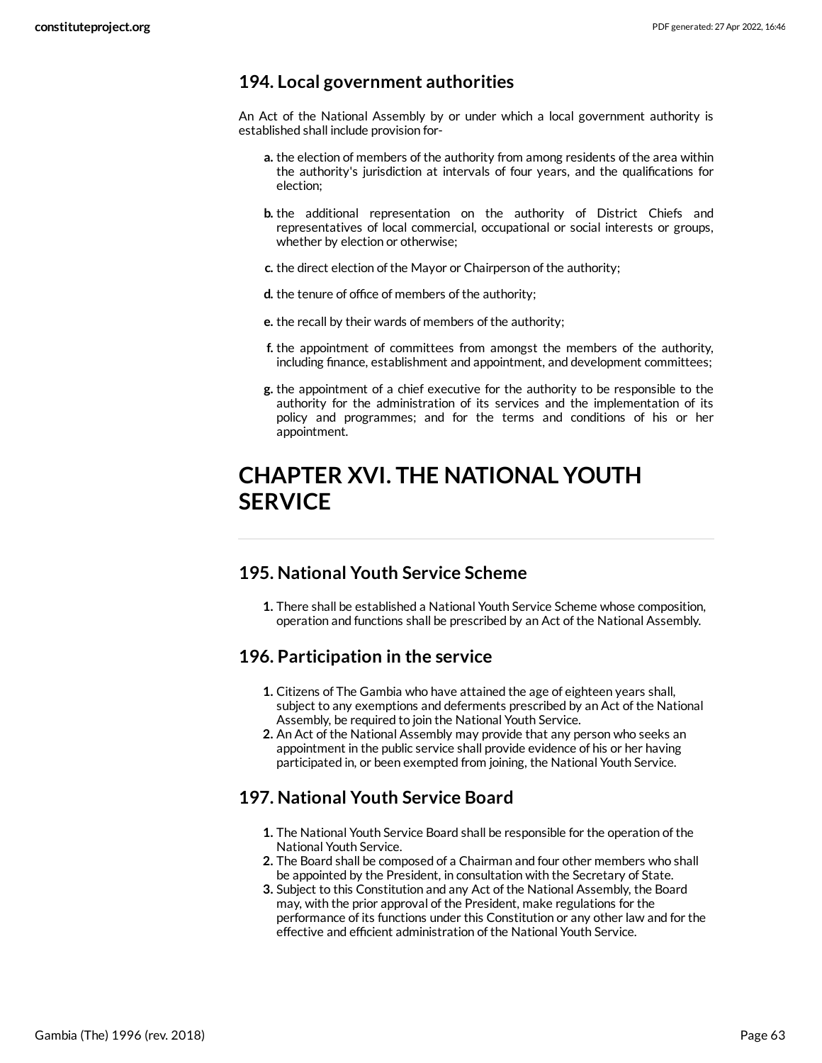### 194. Local government authorities

An Act of the National Assembly by or under which a local government authority is established shall include provision for-

- **a.** the election of members of the authority from among residents of the area within the authority's jurisdiction at intervals of four years, and the qualifications for election;
- **b.** the additional representation on the authority of District Chiefs and representatives of local commercial, occupational or social interests or groups, whether by election or otherwise;
- **c.** the direct election of the Mayor or Chairperson of the authority;
- **d.** the tenure of office of members of the authority;
- **e.** the recall by their wards of members of the authority;
- **f.** the appointment of committees from amongst the members of the authority, including finance, establishment and appointment, and development committees;
- **g.** the appointment of a chief executive for the authority to be responsible to the authority for the administration of its services and the implementation of its policy and programmes; and for the terms and conditions of his or her appointment.

# CHAPTER XVI. THE NATIONAL YOUTH SERVICE

### 195. National Youth Service Scheme

1. There shall be established a National Youth Service Scheme whose composition, operation and functions shall be prescribed by an Act of the National Assembly.

### 196. Participation in the service

1. Citizens of The Gambia who have attained the age of eighteen years shall, subject to any exemptions and deferments prescribed by an Act of the National Assembly, be required to join the National Youth Service.
2. An Act of the National Assembly may provide that any person who seeks an appointment in the public service shall provide evidence of his or her having participated in, or been exempted from joining, the National Youth Service.

### 197. National Youth Service Board

1. The National Youth Service Board shall be responsible for the operation of the National Youth Service.
2. The Board shall be composed of a Chairman and four other members who shall be appointed by the President, in consultation with the Secretary of State.
3. Subject to this Constitution and any Act of the National Assembly, the Board may, with the prior approval of the President, make regulations for the performance of its functions under this Constitution or any other law and for the effective and efficient administration of the National Youth Service.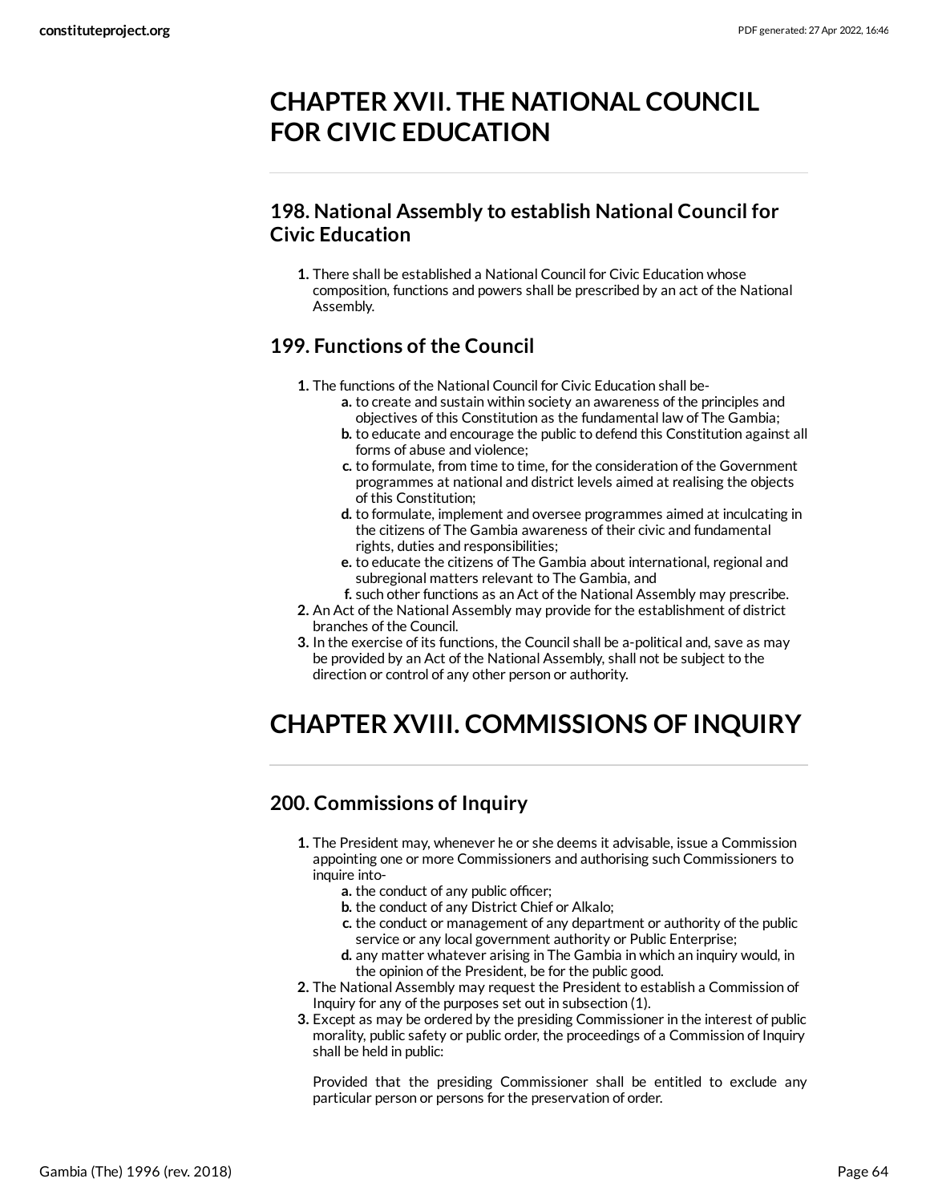# CHAPTER XVII. THE NATIONAL COUNCIL FOR CIVIC EDUCATION

## 198. National Assembly to establish National Council for Civic Education

1. There shall be established a National Council for Civic Education whose composition, functions and powers shall be prescribed by an act of the National Assembly.

## 199. Functions of the Council

1. The functions of the National Council for Civic Education shall be-
   a. to create and sustain within society an awareness of the principles and objectives of this Constitution as the fundamental law of The Gambia;
   b. to educate and encourage the public to defend this Constitution against all forms of abuse and violence;
   c. to formulate, from time to time, for the consideration of the Government programmes at national and district levels aimed at realising the objects of this Constitution;
   d. to formulate, implement and oversee programmes aimed at inculcating in the citizens of The Gambia awareness of their civic and fundamental rights, duties and responsibilities;
   e. to educate the citizens of The Gambia about international, regional and subregional matters relevant to The Gambia, and
   f. such other functions as an Act of the National Assembly may prescribe.
2. An Act of the National Assembly may provide for the establishment of district branches of the Council.
3. In the exercise of its functions, the Council shall be a-political and, save as may be provided by an Act of the National Assembly, shall not be subject to the direction or control of any other person or authority.

# CHAPTER XVIII. COMMISSIONS OF INQUIRY

## 200. Commissions of Inquiry

1. The President may, whenever he or she deems it advisable, issue a Commission appointing one or more Commissioners and authorising such Commissioners to inquire into-
   a. the conduct of any public officer;
   b. the conduct of any District Chief or Alkalo;
   c. the conduct or management of any department or authority of the public service or any local government authority or Public Enterprise;
   d. any matter whatever arising in The Gambia in which an inquiry would, in the opinion of the President, be for the public good.
2. The National Assembly may request the President to establish a Commission of Inquiry for any of the purposes set out in subsection (1).
3. Except as may be ordered by the presiding Commissioner in the interest of public morality, public safety or public order, the proceedings of a Commission of Inquiry shall be held in public:

   Provided that the presiding Commissioner shall be entitled to exclude any particular person or persons for the preservation of order.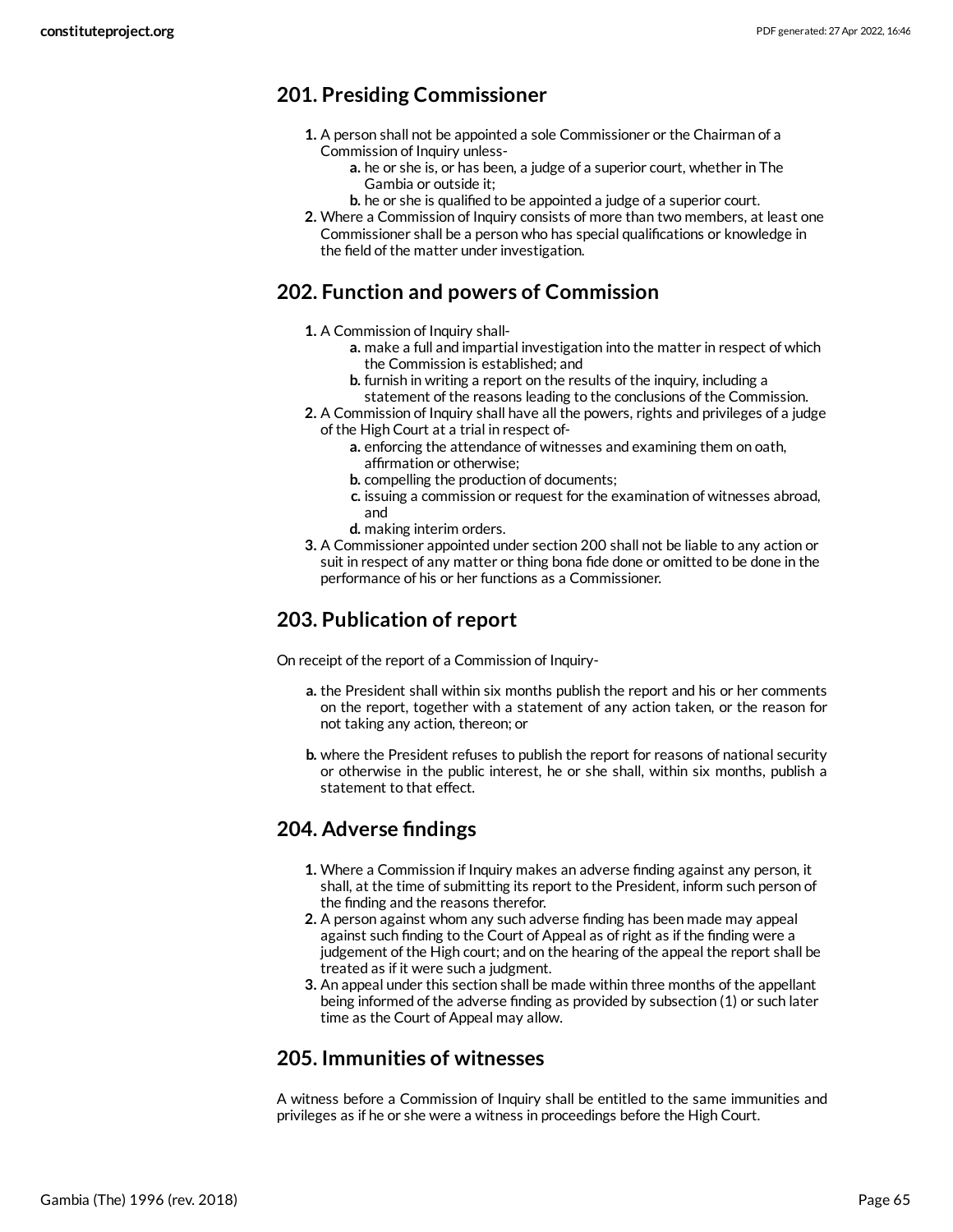## 201. Presiding Commissioner

1. A person shall not be appointed a sole Commissioner or the Chairman of a Commission of Inquiry unless-
   a. he or she is, or has been, a judge of a superior court, whether in The Gambia or outside it;
   b. he or she is qualified to be appointed a judge of a superior court.
2. Where a Commission of Inquiry consists of more than two members, at least one Commissioner shall be a person who has special qualifications or knowledge in the field of the matter under investigation.

## 202. Function and powers of Commission

1. A Commission of Inquiry shall-
   a. make a full and impartial investigation into the matter in respect of which the Commission is established; and
   b. furnish in writing a report on the results of the inquiry, including a statement of the reasons leading to the conclusions of the Commission.
2. A Commission of Inquiry shall have all the powers, rights and privileges of a judge of the High Court at a trial in respect of-
   a. enforcing the attendance of witnesses and examining them on oath, affirmation or otherwise;
   b. compelling the production of documents;
   c. issuing a commission or request for the examination of witnesses abroad, and
   d. making interim orders.
3. A Commissioner appointed under section 200 shall not be liable to any action or suit in respect of any matter or thing bona fide done or omitted to be done in the performance of his or her functions as a Commissioner.

## 203. Publication of report

On receipt of the report of a Commission of Inquiry-

a. the President shall within six months publish the report and his or her comments on the report, together with a statement of any action taken, or the reason for not taking any action, thereon; or

b. where the President refuses to publish the report for reasons of national security or otherwise in the public interest, he or she shall, within six months, publish a statement to that effect.

## 204. Adverse findings

1. Where a Commission if Inquiry makes an adverse finding against any person, it shall, at the time of submitting its report to the President, inform such person of the finding and the reasons therefor.
2. A person against whom any such adverse finding has been made may appeal against such finding to the Court of Appeal as of right as if the finding were a judgement of the High court; and on the hearing of the appeal the report shall be treated as if it were such a judgment.
3. An appeal under this section shall be made within three months of the appellant being informed of the adverse finding as provided by subsection (1) or such later time as the Court of Appeal may allow.

## 205. Immunities of witnesses

A witness before a Commission of Inquiry shall be entitled to the same immunities and privileges as if he or she were a witness in proceedings before the High Court.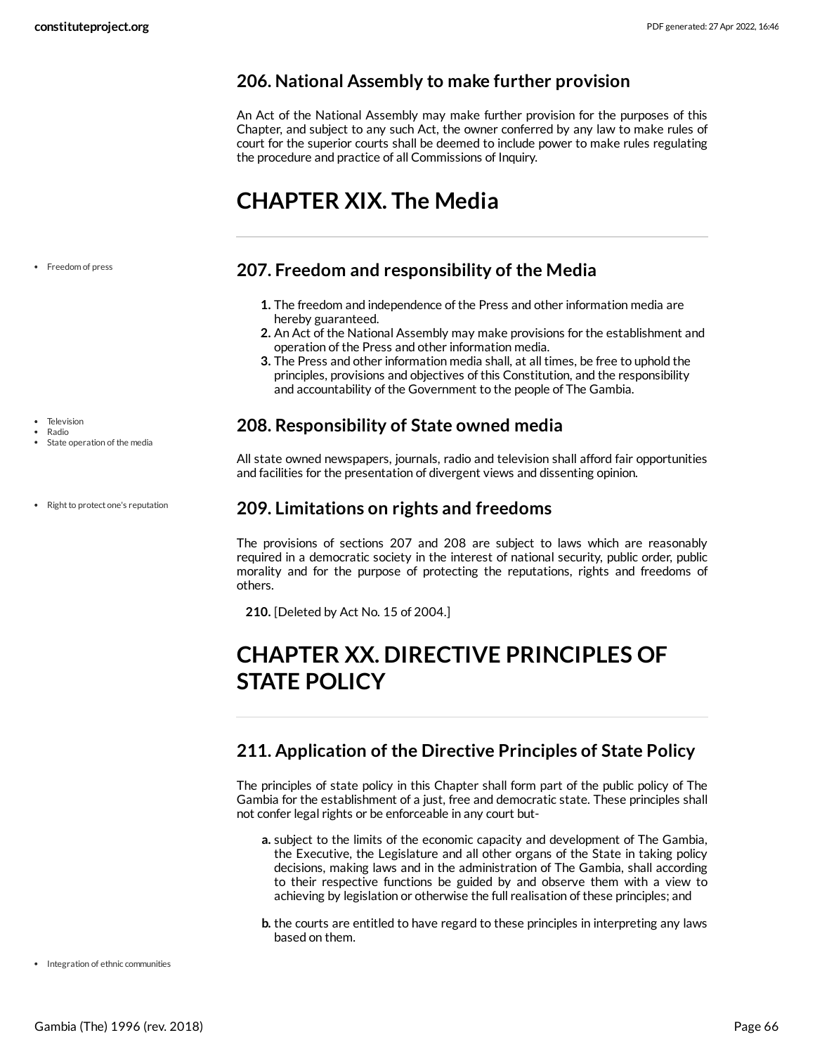### 206. National Assembly to make further provision

An Act of the National Assembly may make further provision for the purposes of this Chapter, and subject to any such Act, the owner conferred by any law to make rules of court for the superior courts shall be deemed to include power to make rules regulating the procedure and practice of all Commissions of Inquiry.

## CHAPTER XIX. The Media

- Freedom of press

### 207. Freedom and responsibility of the Media

1. The freedom and independence of the Press and other information media are hereby guaranteed.
2. An Act of the National Assembly may make provisions for the establishment and operation of the Press and other information media.
3. The Press and other information media shall, at all times, be free to uphold the principles, provisions and objectives of this Constitution, and the responsibility and accountability of the Government to the people of The Gambia.

- Television
- Radio
- State operation of the media

### 208. Responsibility of State owned media

All state owned newspapers, journals, radio and television shall afford fair opportunities and facilities for the presentation of divergent views and dissenting opinion.

- Right to protect one's reputation

### 209. Limitations on rights and freedoms

The provisions of sections 207 and 208 are subject to laws which are reasonably required in a democratic society in the interest of national security, public order, public morality and for the purpose of protecting the reputations, rights and freedoms of others.

**210.** [Deleted by Act No. 15 of 2004.]

## CHAPTER XX. DIRECTIVE PRINCIPLES OF STATE POLICY

### 211. Application of the Directive Principles of State Policy

The principles of state policy in this Chapter shall form part of the public policy of The Gambia for the establishment of a just, free and democratic state. These principles shall not confer legal rights or be enforceable in any court but-

a. subject to the limits of the economic capacity and development of The Gambia, the Executive, the Legislature and all other organs of the State in taking policy decisions, making laws and in the administration of The Gambia, shall according to their respective functions be guided by and observe them with a view to achieving by legislation or otherwise the full realisation of these principles; and

b. the courts are entitled to have regard to these principles in interpreting any laws based on them.

- Integration of ethnic communities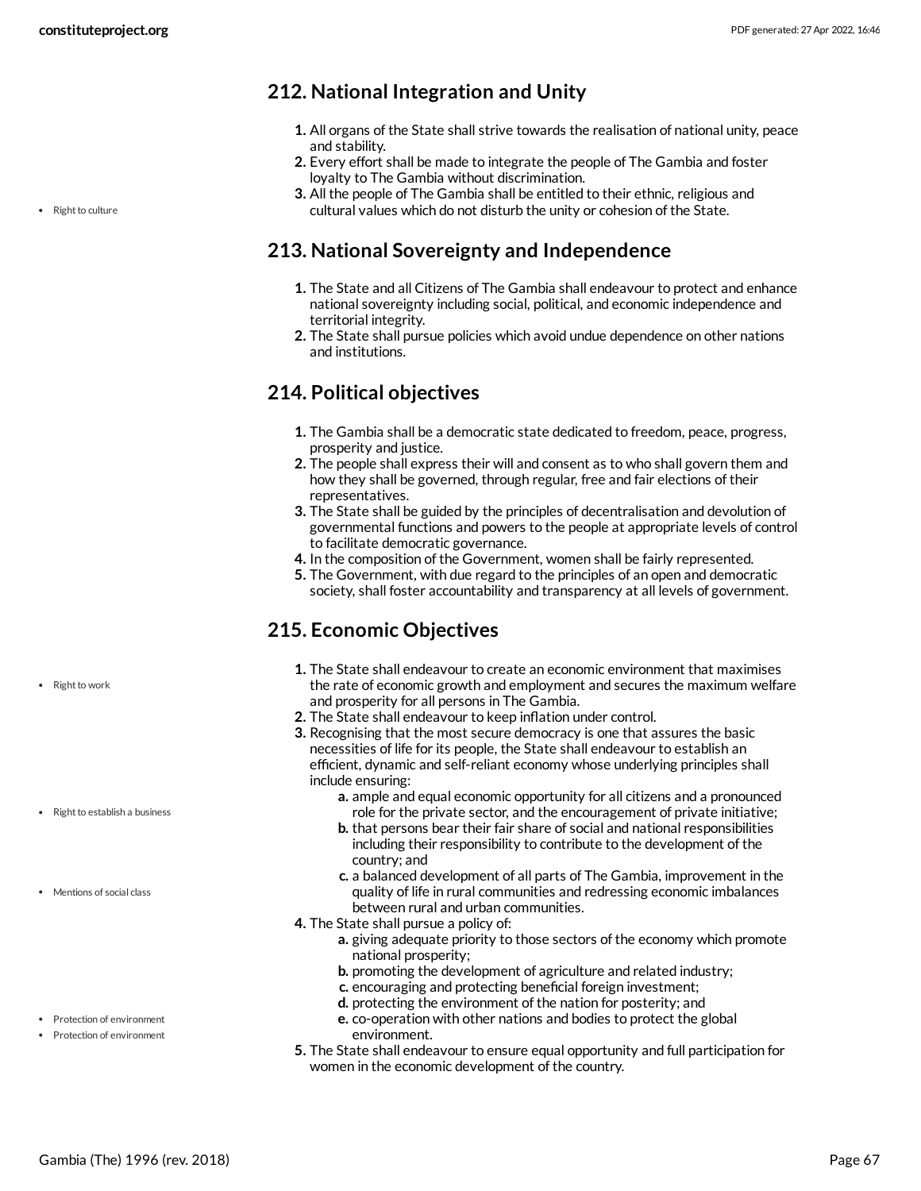## 212. National Integration and Unity

1. All organs of the State shall strive towards the realisation of national unity, peace and stability.
2. Every effort shall be made to integrate the people of The Gambia and foster loyalty to The Gambia without discrimination.
3. All the people of The Gambia shall be entitled to their ethnic, religious and cultural values which do not disturb the unity or cohesion of the State.

- Right to culture

## 213. National Sovereignty and Independence

1. The State and all Citizens of The Gambia shall endeavour to protect and enhance national sovereignty including social, political, and economic independence and territorial integrity.
2. The State shall pursue policies which avoid undue dependence on other nations and institutions.

## 214. Political objectives

1. The Gambia shall be a democratic state dedicated to freedom, peace, progress, prosperity and justice.
2. The people shall express their will and consent as to who shall govern them and how they shall be governed, through regular, free and fair elections of their representatives.
3. The State shall be guided by the principles of decentralisation and devolution of governmental functions and powers to the people at appropriate levels of control to facilitate democratic governance.
4. In the composition of the Government, women shall be fairly represented.
5. The Government, with due regard to the principles of an open and democratic society, shall foster accountability and transparency at all levels of government.

## 215. Economic Objectives

- Right to work
- Right to establish a business
- Mentions of social class
- Protection of environment
- Protection of environment

1. The State shall endeavour to create an economic environment that maximises the rate of economic growth and employment and secures the maximum welfare and prosperity for all persons in The Gambia.
2. The State shall endeavour to keep inflation under control.
3. Recognising that the most secure democracy is one that assures the basic necessities of life for its people, the State shall endeavour to establish an efficient, dynamic and self-reliant economy whose underlying principles shall include ensuring:
   a. ample and equal economic opportunity for all citizens and a pronounced role for the private sector, and the encouragement of private initiative;
   b. that persons bear their fair share of social and national responsibilities including their responsibility to contribute to the development of the country; and
   c. a balanced development of all parts of The Gambia, improvement in the quality of life in rural communities and redressing economic imbalances between rural and urban communities.
4. The State shall pursue a policy of:
   a. giving adequate priority to those sectors of the economy which promote national prosperity;
   b. promoting the development of agriculture and related industry;
   c. encouraging and protecting beneficial foreign investment;
   d. protecting the environment of the nation for posterity; and
   e. co-operation with other nations and bodies to protect the global environment.
5. The State shall endeavour to ensure equal opportunity and full participation for women in the economic development of the country.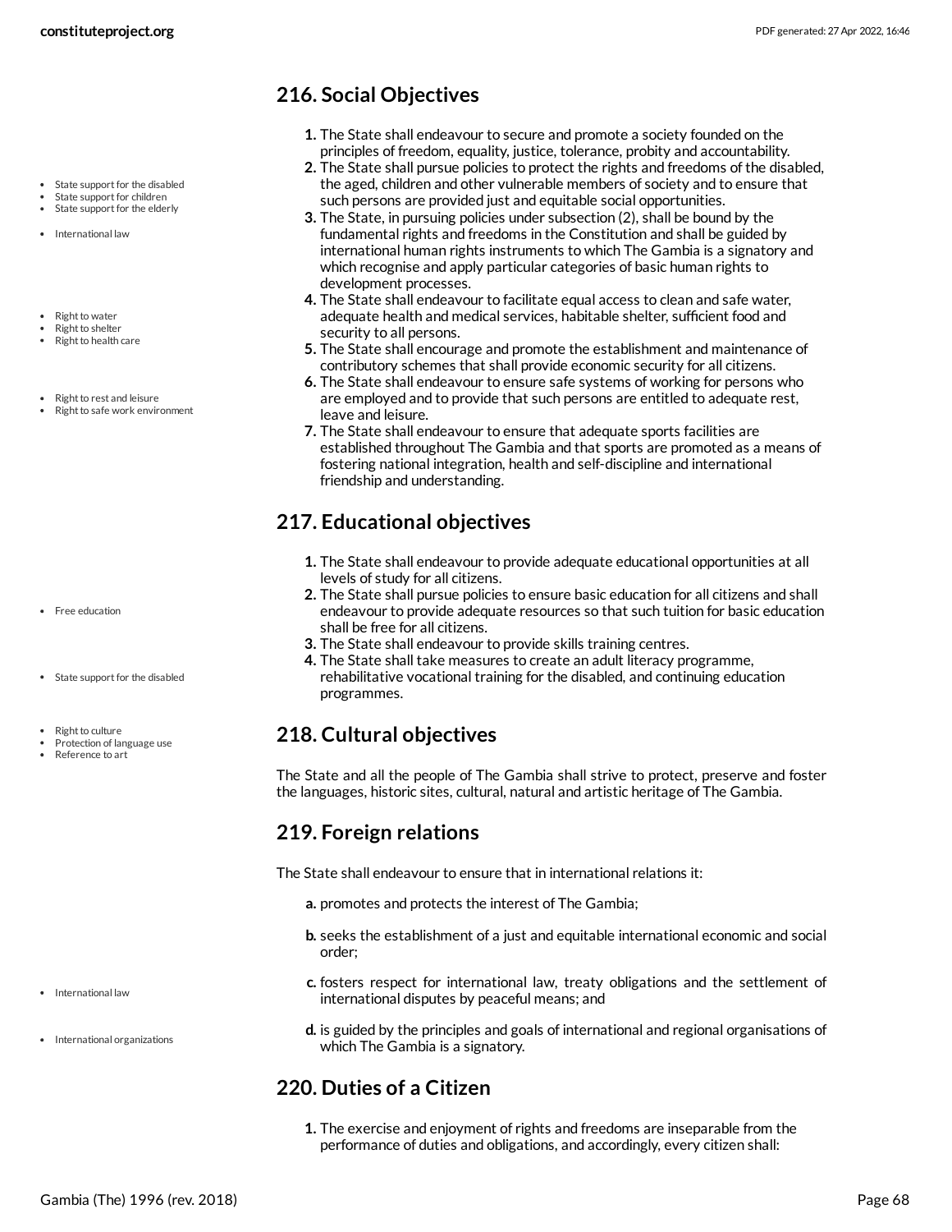## 216. Social Objectives

1. The State shall endeavour to secure and promote a society founded on the principles of freedom, equality, justice, tolerance, probity and accountability.
2. The State shall pursue policies to protect the rights and freedoms of the disabled, the aged, children and other vulnerable members of society and to ensure that such persons are provided just and equitable social opportunities.
3. The State, in pursuing policies under subsection (2), shall be bound by the fundamental rights and freedoms in the Constitution and shall be guided by international human rights instruments to which The Gambia is a signatory and which recognise and apply particular categories of basic human rights to development processes.
4. The State shall endeavour to facilitate equal access to clean and safe water, adequate health and medical services, habitable shelter, sufficient food and security to all persons.
5. The State shall encourage and promote the establishment and maintenance of contributory schemes that shall provide economic security for all citizens.
6. The State shall endeavour to ensure safe systems of working for persons who are employed and to provide that such persons are entitled to adequate rest, leave and leisure.
7. The State shall endeavour to ensure that adequate sports facilities are established throughout The Gambia and that sports are promoted as a means of fostering national integration, health and self-discipline and international friendship and understanding.

## 217. Educational objectives

1. The State shall endeavour to provide adequate educational opportunities at all levels of study for all citizens.
2. The State shall pursue policies to ensure basic education for all citizens and shall endeavour to provide adequate resources so that such tuition for basic education shall be free for all citizens.
3. The State shall endeavour to provide skills training centres.
4. The State shall take measures to create an adult literacy programme, rehabilitative vocational training for the disabled, and continuing education programmes.

## 218. Cultural objectives

The State and all the people of The Gambia shall strive to protect, preserve and foster the languages, historic sites, cultural, natural and artistic heritage of The Gambia.

## 219. Foreign relations

The State shall endeavour to ensure that in international relations it:

a. promotes and protects the interest of The Gambia;

b. seeks the establishment of a just and equitable international economic and social order;

c. fosters respect for international law, treaty obligations and the settlement of international disputes by peaceful means; and

d. is guided by the principles and goals of international and regional organisations of which The Gambia is a signatory.

## 220. Duties of a Citizen

1. The exercise and enjoyment of rights and freedoms are inseparable from the performance of duties and obligations, and accordingly, every citizen shall: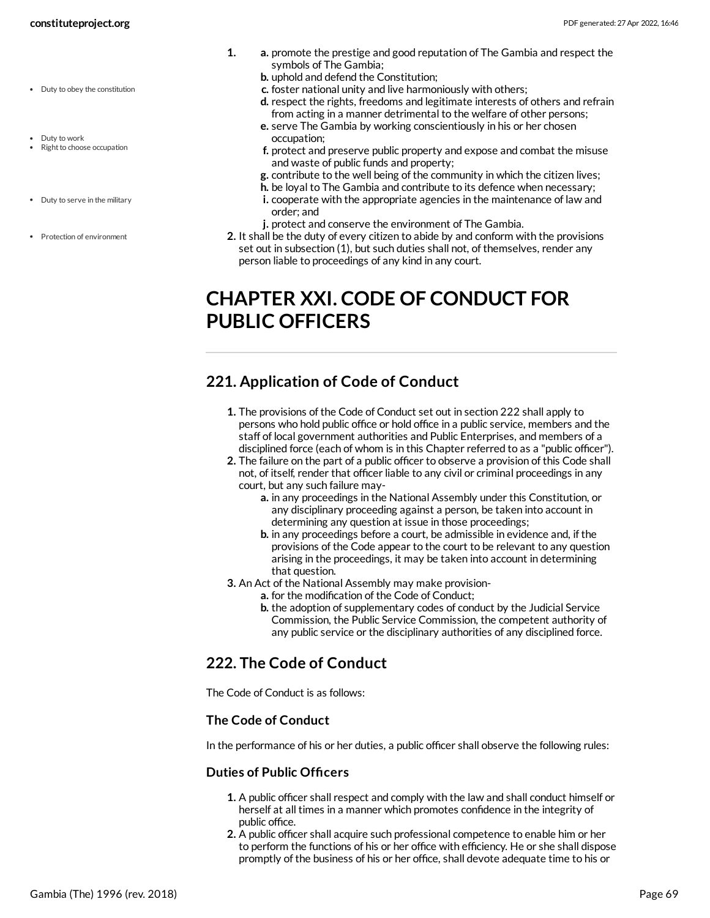1. 
    a. promote the prestige and good reputation of The Gambia and respect the symbols of The Gambia;
    b. uphold and defend the Constitution;
    c. foster national unity and live harmoniously with others;
    d. respect the rights, freedoms and legitimate interests of others and refrain from acting in a manner detrimental to the welfare of other persons;
    e. serve The Gambia by working conscientiously in his or her chosen occupation;
    f. protect and preserve public property and expose and combat the misuse and waste of public funds and property;
    g. contribute to the well being of the community in which the citizen lives;
    h. be loyal to The Gambia and contribute to its defence when necessary;
    i. cooperate with the appropriate agencies in the maintenance of law and order; and
    j. protect and conserve the environment of The Gambia.
2. It shall be the duty of every citizen to abide by and conform with the provisions set out in subsection (1), but such duties shall not, of themselves, render any person liable to proceedings of any kind in any court.

# CHAPTER XXI. CODE OF CONDUCT FOR PUBLIC OFFICERS

## 221. Application of Code of Conduct

1. The provisions of the Code of Conduct set out in section 222 shall apply to persons who hold public office or hold office in a public service, members and the staff of local government authorities and Public Enterprises, and members of a disciplined force (each of whom is in this Chapter referred to as a "public officer").
2. The failure on the part of a public officer to observe a provision of this Code shall not, of itself, render that officer liable to any civil or criminal proceedings in any court, but any such failure may-
    a. in any proceedings in the National Assembly under this Constitution, or any disciplinary proceeding against a person, be taken into account in determining any question at issue in those proceedings;
    b. in any proceedings before a court, be admissible in evidence and, if the provisions of the Code appear to the court to be relevant to any question arising in the proceedings, it may be taken into account in determining that question.
3. An Act of the National Assembly may make provision-
    a. for the modification of the Code of Conduct;
    b. the adoption of supplementary codes of conduct by the Judicial Service Commission, the Public Service Commission, the competent authority of any public service or the disciplinary authorities of any disciplined force.

## 222. The Code of Conduct

The Code of Conduct is as follows:

### The Code of Conduct

In the performance of his or her duties, a public officer shall observe the following rules:

### Duties of Public Officers

1. A public officer shall respect and comply with the law and shall conduct himself or herself at all times in a manner which promotes confidence in the integrity of public office.
2. A public officer shall acquire such professional competence to enable him or her to perform the functions of his or her office with efficiency. He or she shall dispose promptly of the business of his or her office, shall devote adequate time to his or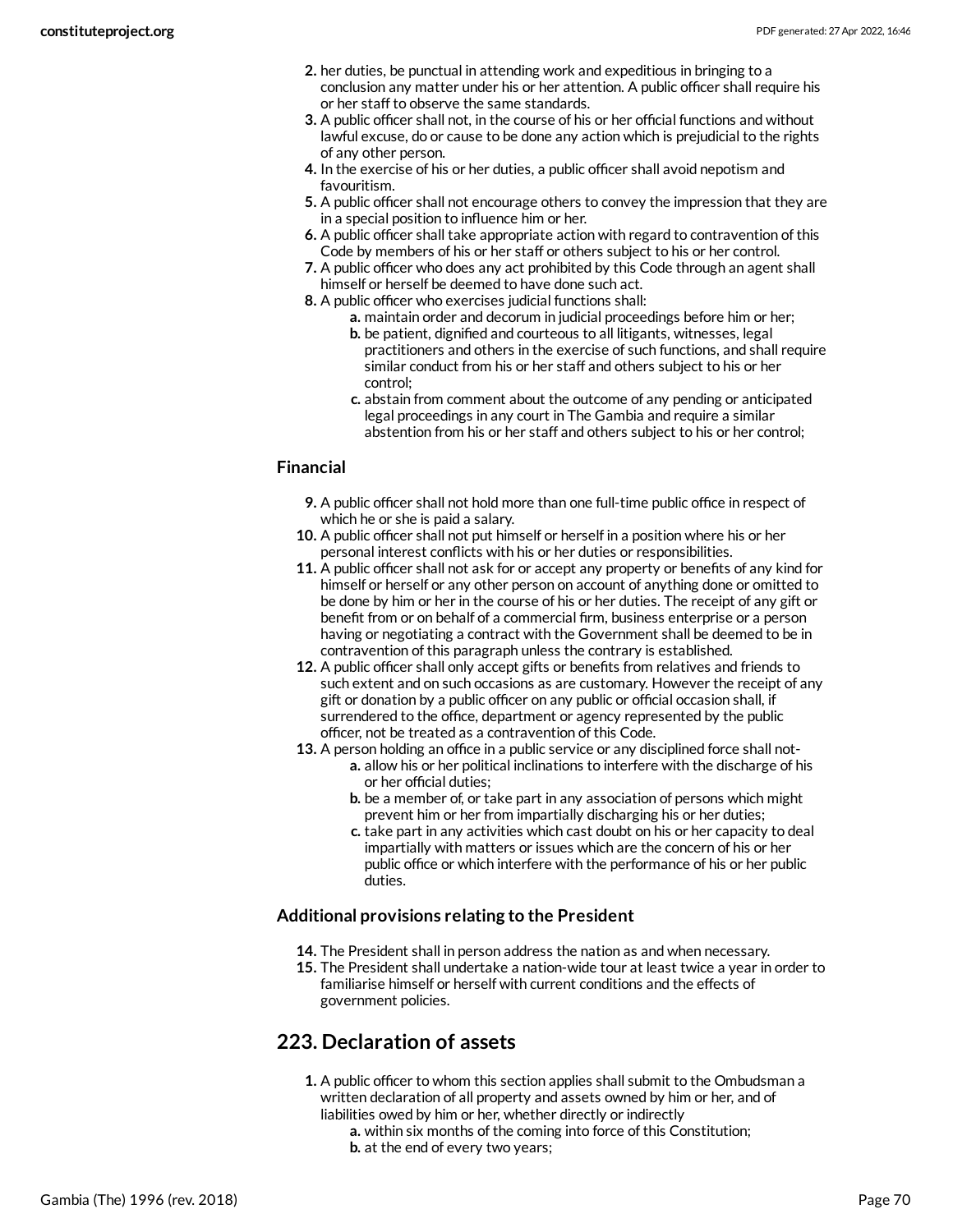2. her duties, be punctual in attending work and expeditious in bringing to a conclusion any matter under his or her attention. A public officer shall require his or her staff to observe the same standards.
3. A public officer shall not, in the course of his or her official functions and without lawful excuse, do or cause to be done any action which is prejudicial to the rights of any other person.
4. In the exercise of his or her duties, a public officer shall avoid nepotism and favouritism.
5. A public officer shall not encourage others to convey the impression that they are in a special position to influence him or her.
6. A public officer shall take appropriate action with regard to contravention of this Code by members of his or her staff or others subject to his or her control.
7. A public officer who does any act prohibited by this Code through an agent shall himself or herself be deemed to have done such act.
8. A public officer who exercises judicial functions shall:
    a. maintain order and decorum in judicial proceedings before him or her;
    b. be patient, dignified and courteous to all litigants, witnesses, legal practitioners and others in the exercise of such functions, and shall require similar conduct from his or her staff and others subject to his or her control;
    c. abstain from comment about the outcome of any pending or anticipated legal proceedings in any court in The Gambia and require a similar abstention from his or her staff and others subject to his or her control;

### Financial

9. A public officer shall not hold more than one full-time public office in respect of which he or she is paid a salary.
10. A public officer shall not put himself or herself in a position where his or her personal interest conflicts with his or her duties or responsibilities.
11. A public officer shall not ask for or accept any property or benefits of any kind for himself or herself or any other person on account of anything done or omitted to be done by him or her in the course of his or her duties. The receipt of any gift or benefit from or on behalf of a commercial firm, business enterprise or a person having or negotiating a contract with the Government shall be deemed to be in contravention of this paragraph unless the contrary is established.
12. A public officer shall only accept gifts or benefits from relatives and friends to such extent and on such occasions as are customary. However the receipt of any gift or donation by a public officer on any public or official occasion shall, if surrendered to the office, department or agency represented by the public officer, not be treated as a contravention of this Code.
13. A person holding an office in a public service or any disciplined force shall not-
    a. allow his or her political inclinations to interfere with the discharge of his or her official duties;
    b. be a member of, or take part in any association of persons which might prevent him or her from impartially discharging his or her duties;
    c. take part in any activities which cast doubt on his or her capacity to deal impartially with matters or issues which are the concern of his or her public office or which interfere with the performance of his or her public duties.

### Additional provisions relating to the President

14. The President shall in person address the nation as and when necessary.
15. The President shall undertake a nation-wide tour at least twice a year in order to familiarise himself or herself with current conditions and the effects of government policies.

## 223. Declaration of assets

1. A public officer to whom this section applies shall submit to the Ombudsman a written declaration of all property and assets owned by him or her, and of liabilities owed by him or her, whether directly or indirectly
    a. within six months of the coming into force of this Constitution;
    b. at the end of every two years;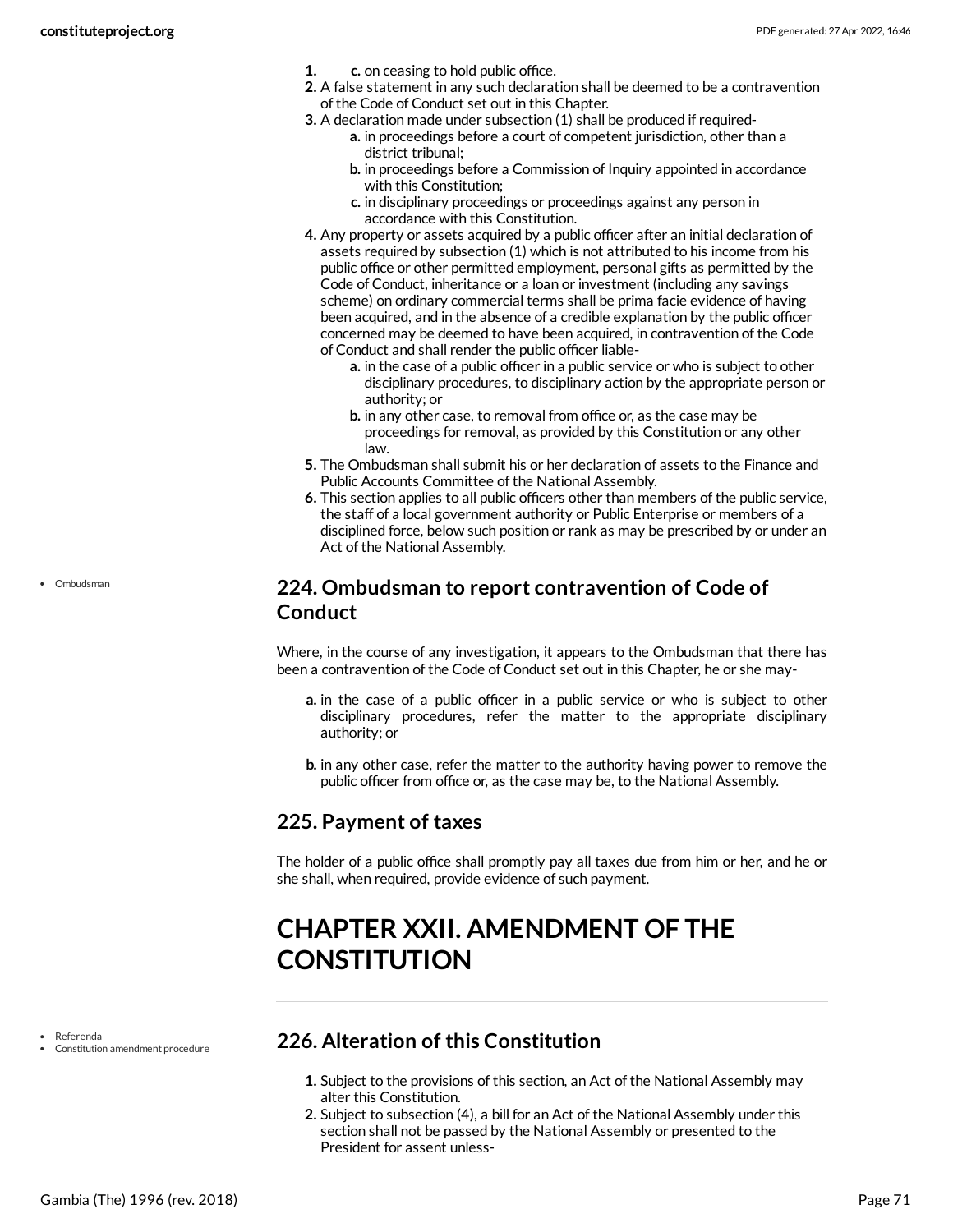1. c. on ceasing to hold public office.
2. A false statement in any such declaration shall be deemed to be a contravention of the Code of Conduct set out in this Chapter.
3. A declaration made under subsection (1) shall be produced if required-
   a. in proceedings before a court of competent jurisdiction, other than a district tribunal;
   b. in proceedings before a Commission of Inquiry appointed in accordance with this Constitution;
   c. in disciplinary proceedings or proceedings against any person in accordance with this Constitution.
4. Any property or assets acquired by a public officer after an initial declaration of assets required by subsection (1) which is not attributed to his income from his public office or other permitted employment, personal gifts as permitted by the Code of Conduct, inheritance or a loan or investment (including any savings scheme) on ordinary commercial terms shall be prima facie evidence of having been acquired, and in the absence of a credible explanation by the public officer concerned may be deemed to have been acquired, in contravention of the Code of Conduct and shall render the public officer liable-
   a. in the case of a public officer in a public service or who is subject to other disciplinary procedures, to disciplinary action by the appropriate person or authority; or
   b. in any other case, to removal from office or, as the case may be proceedings for removal, as provided by this Constitution or any other law.
5. The Ombudsman shall submit his or her declaration of assets to the Finance and Public Accounts Committee of the National Assembly.
6. This section applies to all public officers other than members of the public service, the staff of a local government authority or Public Enterprise or members of a disciplined force, below such position or rank as may be prescribed by or under an Act of the National Assembly.

- Ombudsman

## 224. Ombudsman to report contravention of Code of Conduct

Where, in the course of any investigation, it appears to the Ombudsman that there has been a contravention of the Code of Conduct set out in this Chapter, he or she may-

a. in the case of a public officer in a public service or who is subject to other disciplinary procedures, refer the matter to the appropriate disciplinary authority; or

b. in any other case, refer the matter to the authority having power to remove the public officer from office or, as the case may be, to the National Assembly.

## 225. Payment of taxes

The holder of a public office shall promptly pay all taxes due from him or her, and he or she shall, when required, provide evidence of such payment.

# CHAPTER XXII. AMENDMENT OF THE CONSTITUTION

- Referenda
- Constitution amendment procedure

## 226. Alteration of this Constitution

1. Subject to the provisions of this section, an Act of the National Assembly may alter this Constitution.
2. Subject to subsection (4), a bill for an Act of the National Assembly under this section shall not be passed by the National Assembly or presented to the President for assent unless-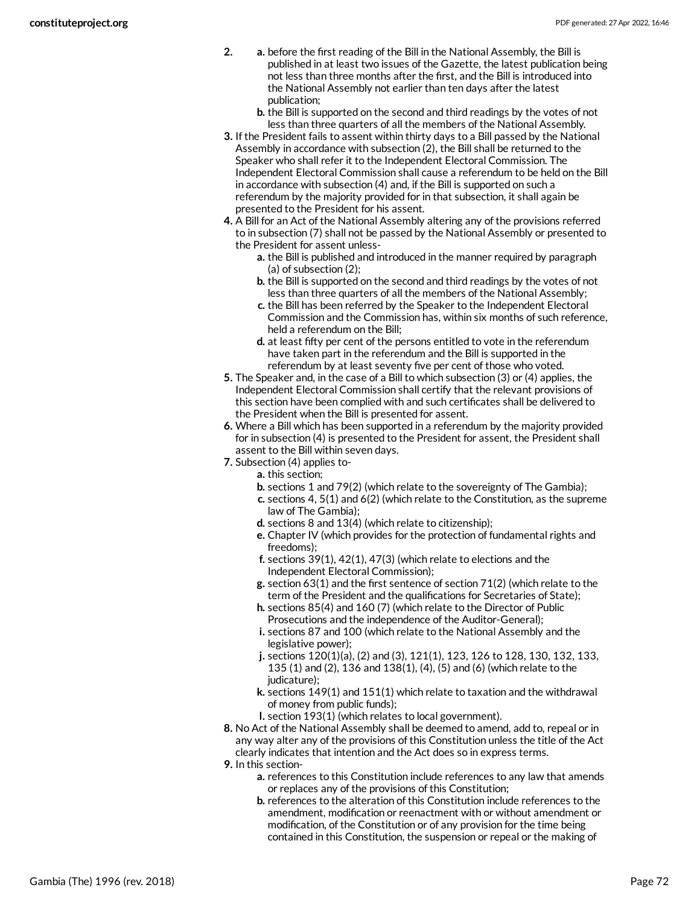2. 
   a. before the first reading of the Bill in the National Assembly, the Bill is published in at least two issues of the Gazette, the latest publication being not less than three months after the first, and the Bill is introduced into the National Assembly not earlier than ten days after the latest publication;
   b. the Bill is supported on the second and third readings by the votes of not less than three quarters of all the members of the National Assembly.
3. If the President fails to assent within thirty days to a Bill passed by the National Assembly in accordance with subsection (2), the Bill shall be returned to the Speaker who shall refer it to the Independent Electoral Commission. The Independent Electoral Commission shall cause a referendum to be held on the Bill in accordance with subsection (4) and, if the Bill is supported on such a referendum by the majority provided for in that subsection, it shall again be presented to the President for his assent.
4. A Bill for an Act of the National Assembly altering any of the provisions referred to in subsection (7) shall not be passed by the National Assembly or presented to the President for assent unless-
   a. the Bill is published and introduced in the manner required by paragraph (a) of subsection (2);
   b. the Bill is supported on the second and third readings by the votes of not less than three quarters of all the members of the National Assembly;
   c. the Bill has been referred by the Speaker to the Independent Electoral Commission and the Commission has, within six months of such reference, held a referendum on the Bill;
   d. at least fifty per cent of the persons entitled to vote in the referendum have taken part in the referendum and the Bill is supported in the referendum by at least seventy five per cent of those who voted.
5. The Speaker and, in the case of a Bill to which subsection (3) or (4) applies, the Independent Electoral Commission shall certify that the relevant provisions of this section have been complied with and such certificates shall be delivered to the President when the Bill is presented for assent.
6. Where a Bill which has been supported in a referendum by the majority provided for in subsection (4) is presented to the President for assent, the President shall assent to the Bill within seven days.
7. Subsection (4) applies to-
   a. this section;
   b. sections 1 and 79(2) (which relate to the sovereignty of The Gambia);
   c. sections 4, 5(1) and 6(2) (which relate to the Constitution, as the supreme law of The Gambia);
   d. sections 8 and 13(4) (which relate to citizenship);
   e. Chapter IV (which provides for the protection of fundamental rights and freedoms);
   f. sections 39(1), 42(1), 47(3) (which relate to elections and the Independent Electoral Commission);
   g. section 63(1) and the first sentence of section 71(2) (which relate to the term of the President and the qualifications for Secretaries of State);
   h. sections 85(4) and 160 (7) (which relate to the Director of Public Prosecutions and the independence of the Auditor-General);
   i. sections 87 and 100 (which relate to the National Assembly and the legislative power);
   j. sections 120(1)(a), (2) and (3), 121(1), 123, 126 to 128, 130, 132, 133, 135 (1) and (2), 136 and 138(1), (4), (5) and (6) (which relate to the judicature);
   k. sections 149(1) and 151(1) which relate to taxation and the withdrawal of money from public funds);
   l. section 193(1) (which relates to local government).
8. No Act of the National Assembly shall be deemed to amend, add to, repeal or in any way alter any of the provisions of this Constitution unless the title of the Act clearly indicates that intention and the Act does so in express terms.
9. In this section-
   a. references to this Constitution include references to any law that amends or replaces any of the provisions of this Constitution;
   b. references to the alteration of this Constitution include references to the amendment, modification or reenactment with or without amendment or modification, of the Constitution or of any provision for the time being contained in this Constitution, the suspension or repeal or the making of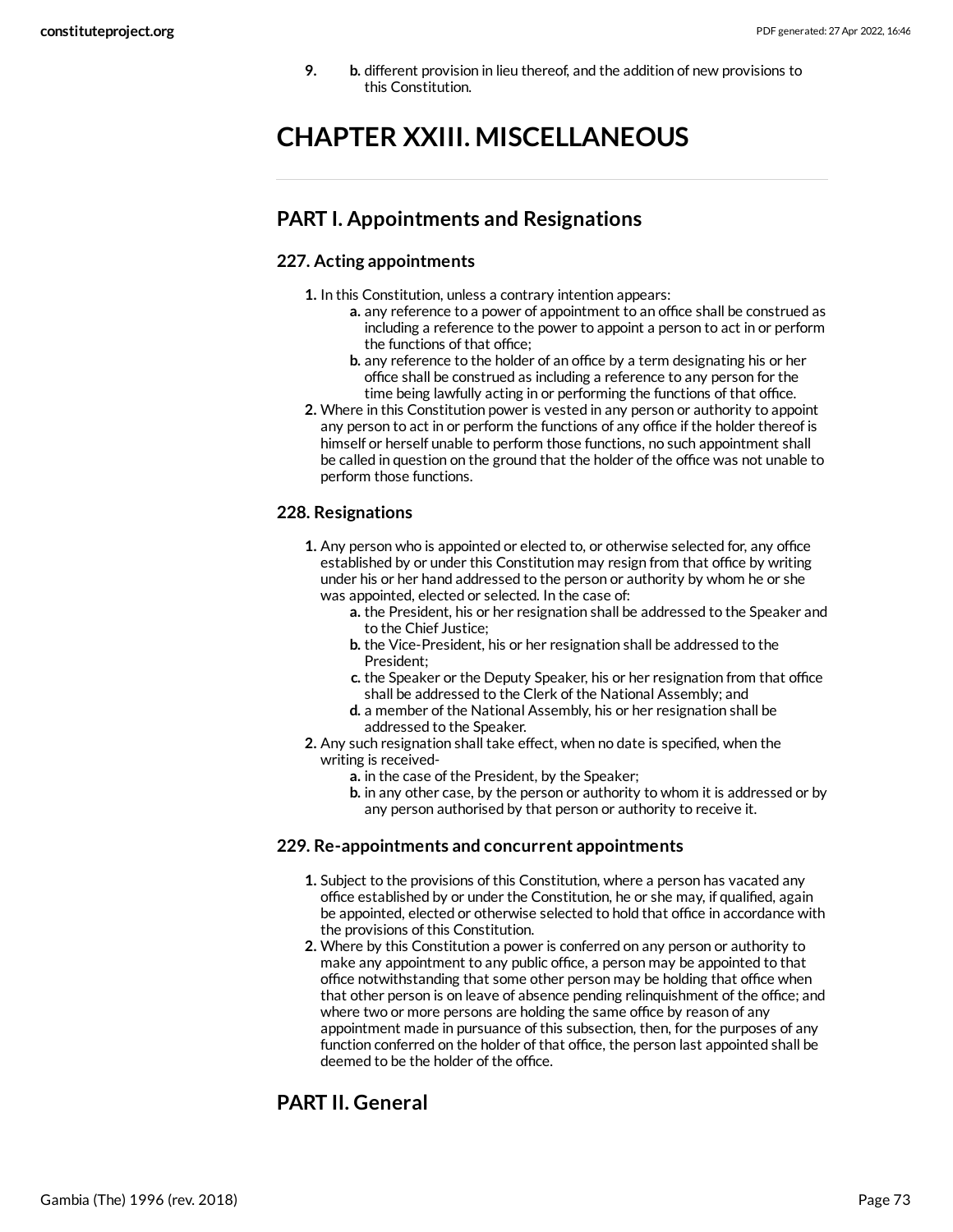9. b. different provision in lieu thereof, and the addition of new provisions to this Constitution.

# CHAPTER XXIII. MISCELLANEOUS

## PART I. Appointments and Resignations

### 227. Acting appointments

1. In this Constitution, unless a contrary intention appears:
    a. any reference to a power of appointment to an office shall be construed as including a reference to the power to appoint a person to act in or perform the functions of that office;
    b. any reference to the holder of an office by a term designating his or her office shall be construed as including a reference to any person for the time being lawfully acting in or performing the functions of that office.
2. Where in this Constitution power is vested in any person or authority to appoint any person to act in or perform the functions of any office if the holder thereof is himself or herself unable to perform those functions, no such appointment shall be called in question on the ground that the holder of the office was not unable to perform those functions.

### 228. Resignations

1. Any person who is appointed or elected to, or otherwise selected for, any office established by or under this Constitution may resign from that office by writing under his or her hand addressed to the person or authority by whom he or she was appointed, elected or selected. In the case of:
    a. the President, his or her resignation shall be addressed to the Speaker and to the Chief Justice;
    b. the Vice-President, his or her resignation shall be addressed to the President;
    c. the Speaker or the Deputy Speaker, his or her resignation from that office shall be addressed to the Clerk of the National Assembly; and
    d. a member of the National Assembly, his or her resignation shall be addressed to the Speaker.
2. Any such resignation shall take effect, when no date is specified, when the writing is received-
    a. in the case of the President, by the Speaker;
    b. in any other case, by the person or authority to whom it is addressed or by any person authorised by that person or authority to receive it.

### 229. Re-appointments and concurrent appointments

1. Subject to the provisions of this Constitution, where a person has vacated any office established by or under the Constitution, he or she may, if qualified, again be appointed, elected or otherwise selected to hold that office in accordance with the provisions of this Constitution.
2. Where by this Constitution a power is conferred on any person or authority to make any appointment to any public office, a person may be appointed to that office notwithstanding that some other person may be holding that office when that other person is on leave of absence pending relinquishment of the office; and where two or more persons are holding the same office by reason of any appointment made in pursuance of this subsection, then, for the purposes of any function conferred on the holder of that office, the person last appointed shall be deemed to be the holder of the office.

## PART II. General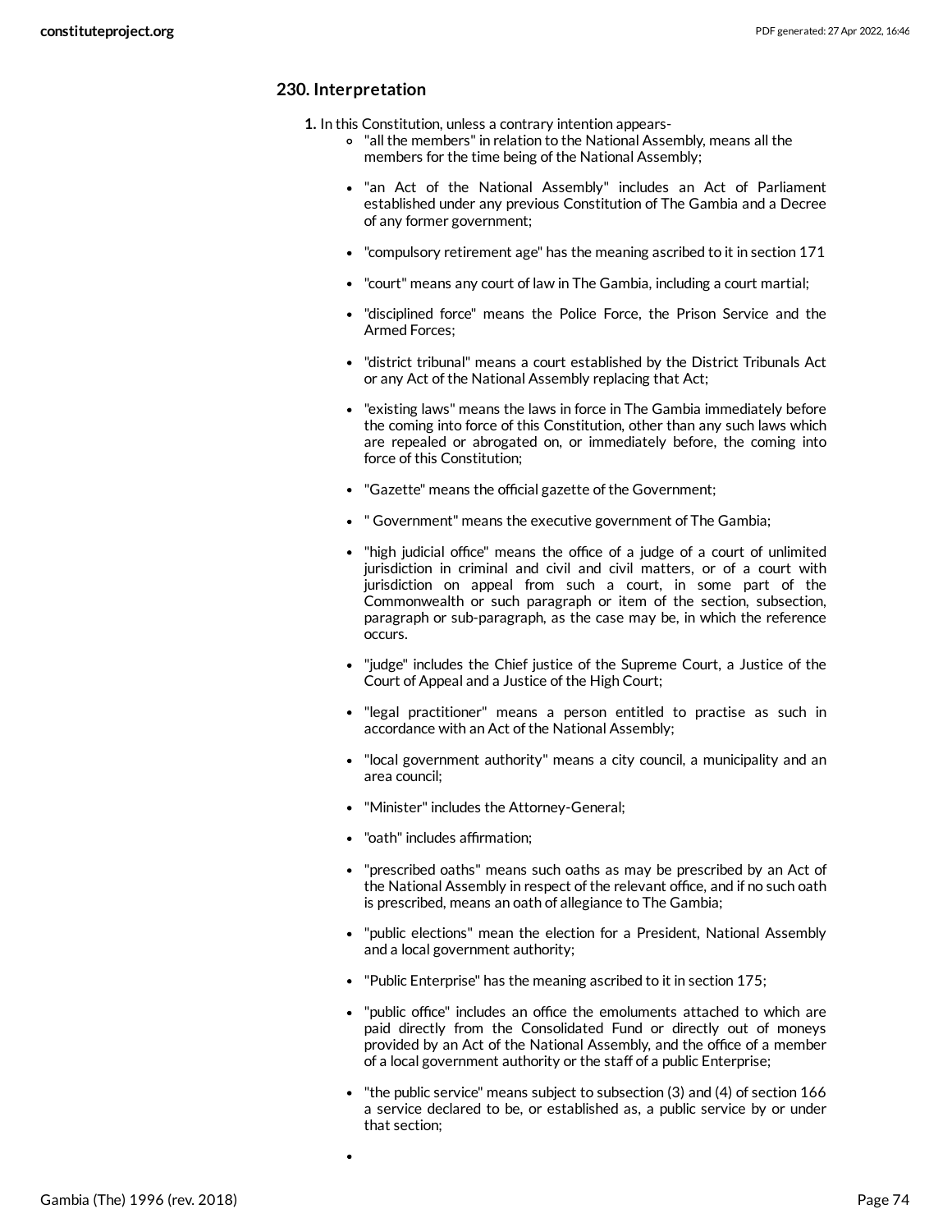## 230. Interpretation

**1.** In this Constitution, unless a contrary intention appears-

- "all the members" in relation to the National Assembly, means all the members for the time being of the National Assembly;

- "an Act of the National Assembly" includes an Act of Parliament established under any previous Constitution of The Gambia and a Decree of any former government;

- "compulsory retirement age" has the meaning ascribed to it in section 171

- "court" means any court of law in The Gambia, including a court martial;

- "disciplined force" means the Police Force, the Prison Service and the Armed Forces;

- "district tribunal" means a court established by the District Tribunals Act or any Act of the National Assembly replacing that Act;

- "existing laws" means the laws in force in The Gambia immediately before the coming into force of this Constitution, other than any such laws which are repealed or abrogated on, or immediately before, the coming into force of this Constitution;

- "Gazette" means the official gazette of the Government;

- " Government" means the executive government of The Gambia;

- "high judicial office" means the office of a judge of a court of unlimited jurisdiction in criminal and civil and civil matters, or of a court with jurisdiction on appeal from such a court, in some part of the Commonwealth or such paragraph or item of the section, subsection, paragraph or sub-paragraph, as the case may be, in which the reference occurs.

- "judge" includes the Chief justice of the Supreme Court, a Justice of the Court of Appeal and a Justice of the High Court;

- "legal practitioner" means a person entitled to practise as such in accordance with an Act of the National Assembly;

- "local government authority" means a city council, a municipality and an area council;

- "Minister" includes the Attorney-General;

- "oath" includes affirmation;

- "prescribed oaths" means such oaths as may be prescribed by an Act of the National Assembly in respect of the relevant office, and if no such oath is prescribed, means an oath of allegiance to The Gambia;

- "public elections" mean the election for a President, National Assembly and a local government authority;

- "Public Enterprise" has the meaning ascribed to it in section 175;

- "public office" includes an office the emoluments attached to which are paid directly from the Consolidated Fund or directly out of moneys provided by an Act of the National Assembly, and the office of a member of a local government authority or the staff of a public Enterprise;

- "the public service" means subject to subsection (3) and (4) of section 166 a service declared to be, or established as, a public service by or under that section;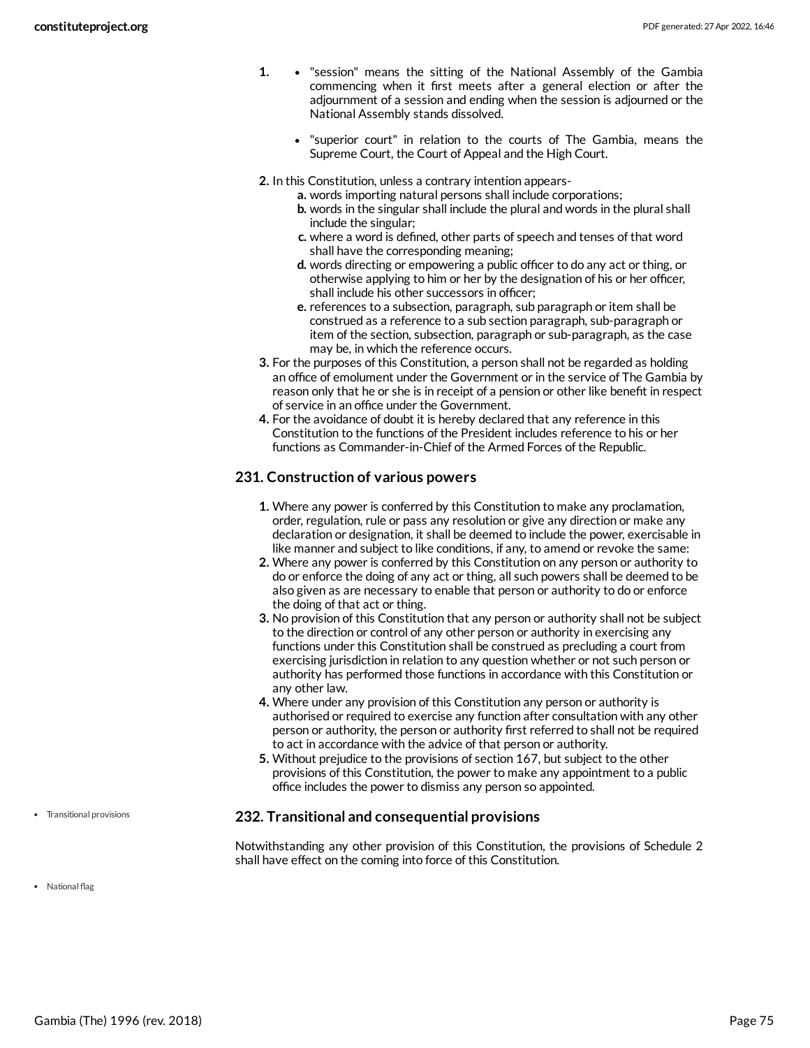1.
    - "session" means the sitting of the National Assembly of the Gambia commencing when it first meets after a general election or after the adjournment of a session and ending when the session is adjourned or the National Assembly stands dissolved.
    - "superior court" in relation to the courts of The Gambia, means the Supreme Court, the Court of Appeal and the High Court.
2. In this Constitution, unless a contrary intention appears-
    a. words importing natural persons shall include corporations;
    b. words in the singular shall include the plural and words in the plural shall include the singular;
    c. where a word is defined, other parts of speech and tenses of that word shall have the corresponding meaning;
    d. words directing or empowering a public officer to do any act or thing, or otherwise applying to him or her by the designation of his or her officer, shall include his other successors in officer;
    e. references to a subsection, paragraph, sub paragraph or item shall be construed as a reference to a sub section paragraph, sub-paragraph or item of the section, subsection, paragraph or sub-paragraph, as the case may be, in which the reference occurs.
3. For the purposes of this Constitution, a person shall not be regarded as holding an office of emolument under the Government or in the service of The Gambia by reason only that he or she is in receipt of a pension or other like benefit in respect of service in an office under the Government.
4. For the avoidance of doubt it is hereby declared that any reference in this Constitution to the functions of the President includes reference to his or her functions as Commander-in-Chief of the Armed Forces of the Republic.

### 231. Construction of various powers

1. Where any power is conferred by this Constitution to make any proclamation, order, regulation, rule or pass any resolution or give any direction or make any declaration or designation, it shall be deemed to include the power, exercisable in like manner and subject to like conditions, if any, to amend or revoke the same:
2. Where any power is conferred by this Constitution on any person or authority to do or enforce the doing of any act or thing, all such powers shall be deemed to be also given as are necessary to enable that person or authority to do or enforce the doing of that act or thing.
3. No provision of this Constitution that any person or authority shall not be subject to the direction or control of any other person or authority in exercising any functions under this Constitution shall be construed as precluding a court from exercising jurisdiction in relation to any question whether or not such person or authority has performed those functions in accordance with this Constitution or any other law.
4. Where under any provision of this Constitution any person or authority is authorised or required to exercise any function after consultation with any other person or authority, the person or authority first referred to shall not be required to act in accordance with the advice of that person or authority.
5. Without prejudice to the provisions of section 167, but subject to the other provisions of this Constitution, the power to make any appointment to a public office includes the power to dismiss any person so appointed.

- Transitional provisions

### 232. Transitional and consequential provisions

Notwithstanding any other provision of this Constitution, the provisions of Schedule 2 shall have effect on the coming into force of this Constitution.

- National flag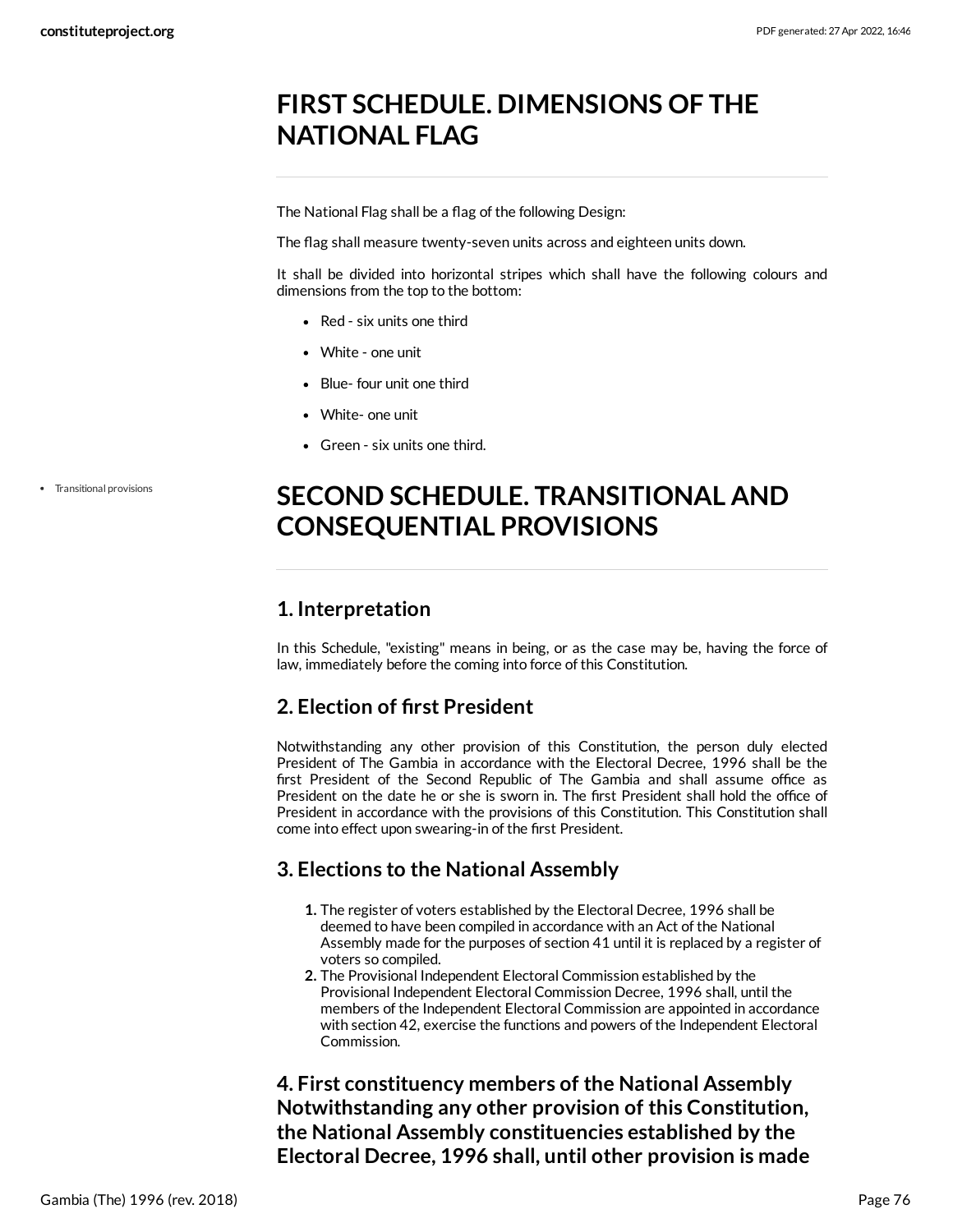# FIRST SCHEDULE. DIMENSIONS OF THE NATIONAL FLAG

The National Flag shall be a flag of the following Design:

The flag shall measure twenty-seven units across and eighteen units down.

It shall be divided into horizontal stripes which shall have the following colours and dimensions from the top to the bottom:

- Red - six units one third
- White - one unit
- Blue- four unit one third
- White- one unit
- Green - six units one third.

# SECOND SCHEDULE. TRANSITIONAL AND CONSEQUENTIAL PROVISIONS

## 1. Interpretation

In this Schedule, "existing" means in being, or as the case may be, having the force of law, immediately before the coming into force of this Constitution.

## 2. Election of first President

Notwithstanding any other provision of this Constitution, the person duly elected President of The Gambia in accordance with the Electoral Decree, 1996 shall be the first President of the Second Republic of The Gambia and shall assume office as President on the date he or she is sworn in. The first President shall hold the office of President in accordance with the provisions of this Constitution. This Constitution shall come into effect upon swearing-in of the first President.

## 3. Elections to the National Assembly

1. The register of voters established by the Electoral Decree, 1996 shall be deemed to have been compiled in accordance with an Act of the National Assembly made for the purposes of section 41 until it is replaced by a register of voters so compiled.
2. The Provisional Independent Electoral Commission established by the Provisional Independent Electoral Commission Decree, 1996 shall, until the members of the Independent Electoral Commission are appointed in accordance with section 42, exercise the functions and powers of the Independent Electoral Commission.

## 4. First constituency members of the National Assembly Notwithstanding any other provision of this Constitution, the National Assembly constituencies established by the Electoral Decree, 1996 shall, until other provision is made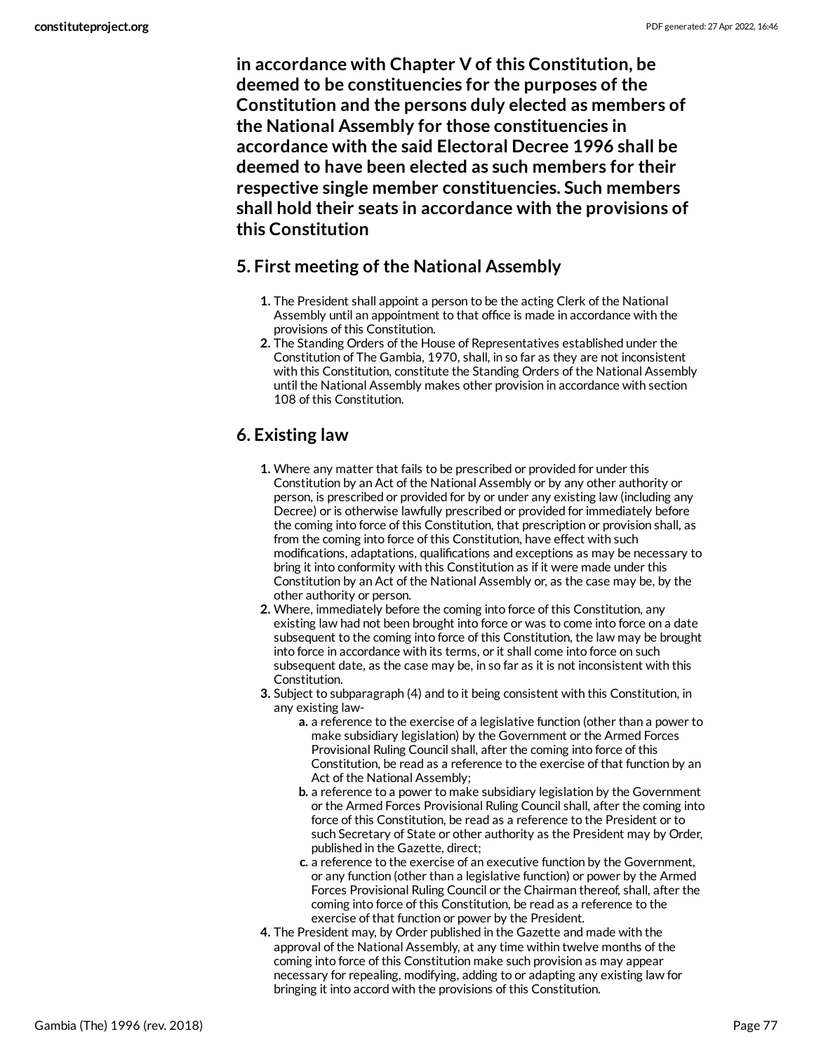**in accordance with Chapter V of this Constitution, be deemed to be constituencies for the purposes of the Constitution and the persons duly elected as members of the National Assembly for those constituencies in accordance with the said Electoral Decree 1996 shall be deemed to have been elected as such members for their respective single member constituencies. Such members shall hold their seats in accordance with the provisions of this Constitution**

## 5. First meeting of the National Assembly

1. The President shall appoint a person to be the acting Clerk of the National Assembly until an appointment to that office is made in accordance with the provisions of this Constitution.
2. The Standing Orders of the House of Representatives established under the Constitution of The Gambia, 1970, shall, in so far as they are not inconsistent with this Constitution, constitute the Standing Orders of the National Assembly until the National Assembly makes other provision in accordance with section 108 of this Constitution.

## 6. Existing law

1. Where any matter that fails to be prescribed or provided for under this Constitution by an Act of the National Assembly or by any other authority or person, is prescribed or provided for by or under any existing law (including any Decree) or is otherwise lawfully prescribed or provided for immediately before the coming into force of this Constitution, that prescription or provision shall, as from the coming into force of this Constitution, have effect with such modifications, adaptations, qualifications and exceptions as may be necessary to bring it into conformity with this Constitution as if it were made under this Constitution by an Act of the National Assembly or, as the case may be, by the other authority or person.
2. Where, immediately before the coming into force of this Constitution, any existing law had not been brought into force or was to come into force on a date subsequent to the coming into force of this Constitution, the law may be brought into force in accordance with its terms, or it shall come into force on such subsequent date, as the case may be, in so far as it is not inconsistent with this Constitution.
3. Subject to subparagraph (4) and to it being consistent with this Constitution, in any existing law-
   a. a reference to the exercise of a legislative function (other than a power to make subsidiary legislation) by the Government or the Armed Forces Provisional Ruling Council shall, after the coming into force of this Constitution, be read as a reference to the exercise of that function by an Act of the National Assembly;
   b. a reference to a power to make subsidiary legislation by the Government or the Armed Forces Provisional Ruling Council shall, after the coming into force of this Constitution, be read as a reference to the President or to such Secretary of State or other authority as the President may by Order, published in the Gazette, direct;
   c. a reference to the exercise of an executive function by the Government, or any function (other than a legislative function) or power by the Armed Forces Provisional Ruling Council or the Chairman thereof, shall, after the coming into force of this Constitution, be read as a reference to the exercise of that function or power by the President.
4. The President may, by Order published in the Gazette and made with the approval of the National Assembly, at any time within twelve months of the coming into force of this Constitution make such provision as may appear necessary for repealing, modifying, adding to or adapting any existing law for bringing it into accord with the provisions of this Constitution.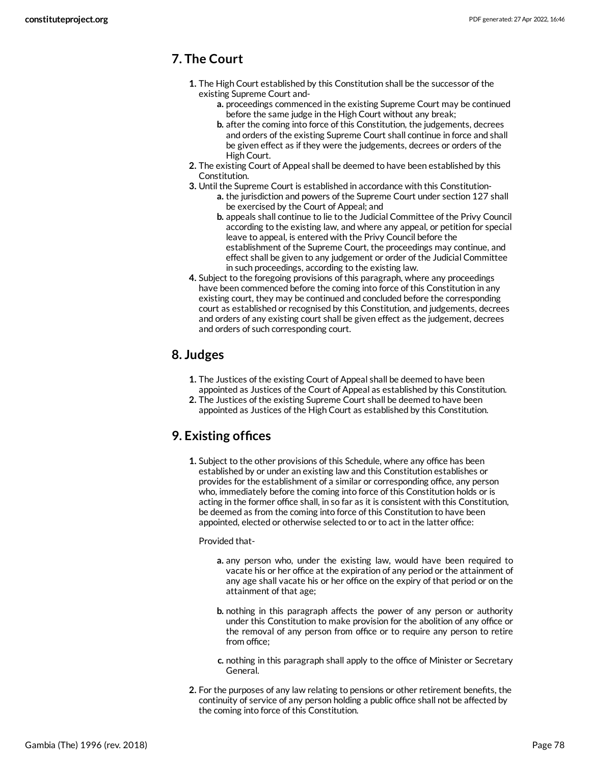## 7. The Court

1. The High Court established by this Constitution shall be the successor of the existing Supreme Court and-
   a. proceedings commenced in the existing Supreme Court may be continued before the same judge in the High Court without any break;
   b. after the coming into force of this Constitution, the judgements, decrees and orders of the existing Supreme Court shall continue in force and shall be given effect as if they were the judgements, decrees or orders of the High Court.
2. The existing Court of Appeal shall be deemed to have been established by this Constitution.
3. Until the Supreme Court is established in accordance with this Constitution-
   a. the jurisdiction and powers of the Supreme Court under section 127 shall be exercised by the Court of Appeal; and
   b. appeals shall continue to lie to the Judicial Committee of the Privy Council according to the existing law, and where any appeal, or petition for special leave to appeal, is entered with the Privy Council before the establishment of the Supreme Court, the proceedings may continue, and effect shall be given to any judgement or order of the Judicial Committee in such proceedings, according to the existing law.
4. Subject to the foregoing provisions of this paragraph, where any proceedings have been commenced before the coming into force of this Constitution in any existing court, they may be continued and concluded before the corresponding court as established or recognised by this Constitution, and judgements, decrees and orders of any existing court shall be given effect as the judgement, decrees and orders of such corresponding court.

## 8. Judges

1. The Justices of the existing Court of Appeal shall be deemed to have been appointed as Justices of the Court of Appeal as established by this Constitution.
2. The Justices of the existing Supreme Court shall be deemed to have been appointed as Justices of the High Court as established by this Constitution.

## 9. Existing offices

1. Subject to the other provisions of this Schedule, where any office has been established by or under an existing law and this Constitution establishes or provides for the establishment of a similar or corresponding office, any person who, immediately before the coming into force of this Constitution holds or is acting in the former office shall, in so far as it is consistent with this Constitution, be deemed as from the coming into force of this Constitution to have been appointed, elected or otherwise selected to or to act in the latter office:

   Provided that-

   a. any person who, under the existing law, would have been required to vacate his or her office at the expiration of any period or the attainment of any age shall vacate his or her office on the expiry of that period or on the attainment of that age;

   b. nothing in this paragraph affects the power of any person or authority under this Constitution to make provision for the abolition of any office or the removal of any person from office or to require any person to retire from office;

   c. nothing in this paragraph shall apply to the office of Minister or Secretary General.

2. For the purposes of any law relating to pensions or other retirement benefits, the continuity of service of any person holding a public office shall not be affected by the coming into force of this Constitution.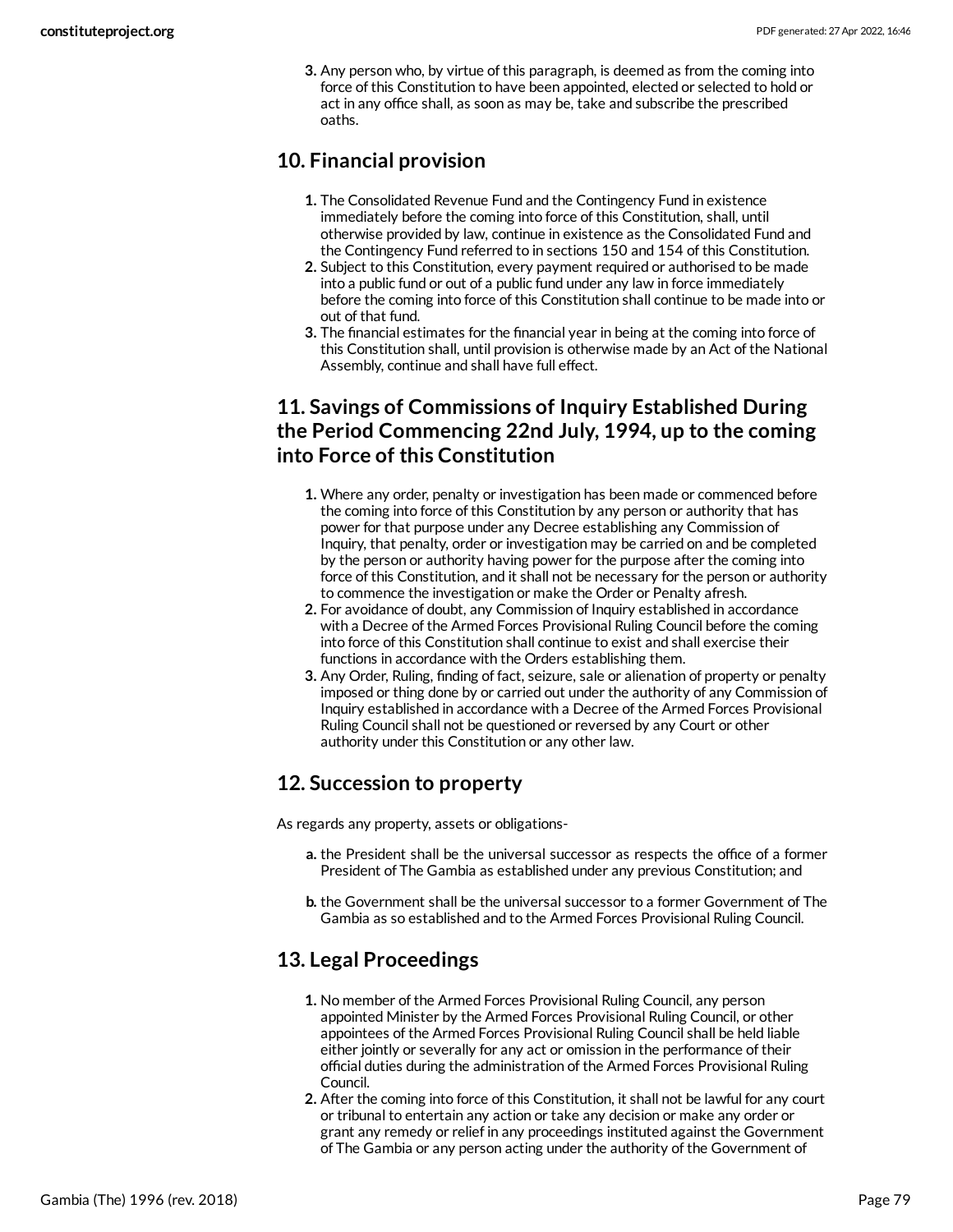3. Any person who, by virtue of this paragraph, is deemed as from the coming into force of this Constitution to have been appointed, elected or selected to hold or act in any office shall, as soon as may be, take and subscribe the prescribed oaths.

## 10. Financial provision

1. The Consolidated Revenue Fund and the Contingency Fund in existence immediately before the coming into force of this Constitution, shall, until otherwise provided by law, continue in existence as the Consolidated Fund and the Contingency Fund referred to in sections 150 and 154 of this Constitution.
2. Subject to this Constitution, every payment required or authorised to be made into a public fund or out of a public fund under any law in force immediately before the coming into force of this Constitution shall continue to be made into or out of that fund.
3. The financial estimates for the financial year in being at the coming into force of this Constitution shall, until provision is otherwise made by an Act of the National Assembly, continue and shall have full effect.

## 11. Savings of Commissions of Inquiry Established During the Period Commencing 22nd July, 1994, up to the coming into Force of this Constitution

1. Where any order, penalty or investigation has been made or commenced before the coming into force of this Constitution by any person or authority that has power for that purpose under any Decree establishing any Commission of Inquiry, that penalty, order or investigation may be carried on and be completed by the person or authority having power for the purpose after the coming into force of this Constitution, and it shall not be necessary for the person or authority to commence the investigation or make the Order or Penalty afresh.
2. For avoidance of doubt, any Commission of Inquiry established in accordance with a Decree of the Armed Forces Provisional Ruling Council before the coming into force of this Constitution shall continue to exist and shall exercise their functions in accordance with the Orders establishing them.
3. Any Order, Ruling, finding of fact, seizure, sale or alienation of property or penalty imposed or thing done by or carried out under the authority of any Commission of Inquiry established in accordance with a Decree of the Armed Forces Provisional Ruling Council shall not be questioned or reversed by any Court or other authority under this Constitution or any other law.

## 12. Succession to property

As regards any property, assets or obligations-

a. the President shall be the universal successor as respects the office of a former President of The Gambia as established under any previous Constitution; and

b. the Government shall be the universal successor to a former Government of The Gambia as so established and to the Armed Forces Provisional Ruling Council.

## 13. Legal Proceedings

1. No member of the Armed Forces Provisional Ruling Council, any person appointed Minister by the Armed Forces Provisional Ruling Council, or other appointees of the Armed Forces Provisional Ruling Council shall be held liable either jointly or severally for any act or omission in the performance of their official duties during the administration of the Armed Forces Provisional Ruling Council.
2. After the coming into force of this Constitution, it shall not be lawful for any court or tribunal to entertain any action or take any decision or make any order or grant any remedy or relief in any proceedings instituted against the Government of The Gambia or any person acting under the authority of the Government of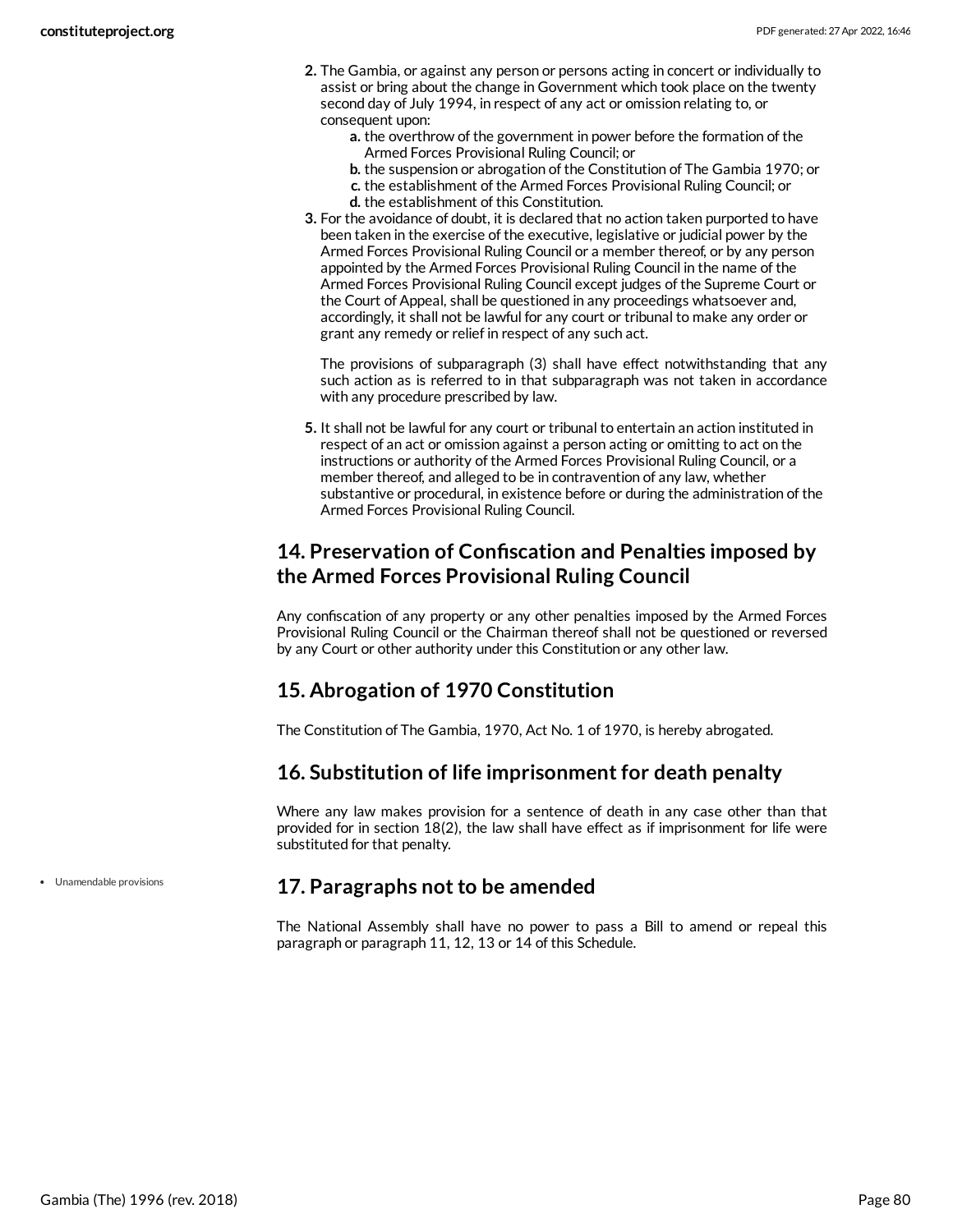2. The Gambia, or against any person or persons acting in concert or individually to assist or bring about the change in Government which took place on the twenty second day of July 1994, in respect of any act or omission relating to, or consequent upon:
   a. the overthrow of the government in power before the formation of the Armed Forces Provisional Ruling Council; or
   b. the suspension or abrogation of the Constitution of The Gambia 1970; or
   c. the establishment of the Armed Forces Provisional Ruling Council; or
   d. the establishment of this Constitution.
3. For the avoidance of doubt, it is declared that no action taken purported to have been taken in the exercise of the executive, legislative or judicial power by the Armed Forces Provisional Ruling Council or a member thereof, or by any person appointed by the Armed Forces Provisional Ruling Council in the name of the Armed Forces Provisional Ruling Council except judges of the Supreme Court or the Court of Appeal, shall be questioned in any proceedings whatsoever and, accordingly, it shall not be lawful for any court or tribunal to make any order or grant any remedy or relief in respect of any such act.

   The provisions of subparagraph (3) shall have effect notwithstanding that any such action as is referred to in that subparagraph was not taken in accordance with any procedure prescribed by law.

5. It shall not be lawful for any court or tribunal to entertain an action instituted in respect of an act or omission against a person acting or omitting to act on the instructions or authority of the Armed Forces Provisional Ruling Council, or a member thereof, and alleged to be in contravention of any law, whether substantive or procedural, in existence before or during the administration of the Armed Forces Provisional Ruling Council.

## 14. Preservation of Confiscation and Penalties imposed by the Armed Forces Provisional Ruling Council

Any confiscation of any property or any other penalties imposed by the Armed Forces Provisional Ruling Council or the Chairman thereof shall not be questioned or reversed by any Court or other authority under this Constitution or any other law.

## 15. Abrogation of 1970 Constitution

The Constitution of The Gambia, 1970, Act No. 1 of 1970, is hereby abrogated.

## 16. Substitution of life imprisonment for death penalty

Where any law makes provision for a sentence of death in any case other than that provided for in section 18(2), the law shall have effect as if imprisonment for life were substituted for that penalty.

- Unamendable provisions

## 17. Paragraphs not to be amended

The National Assembly shall have no power to pass a Bill to amend or repeal this paragraph or paragraph 11, 12, 13 or 14 of this Schedule.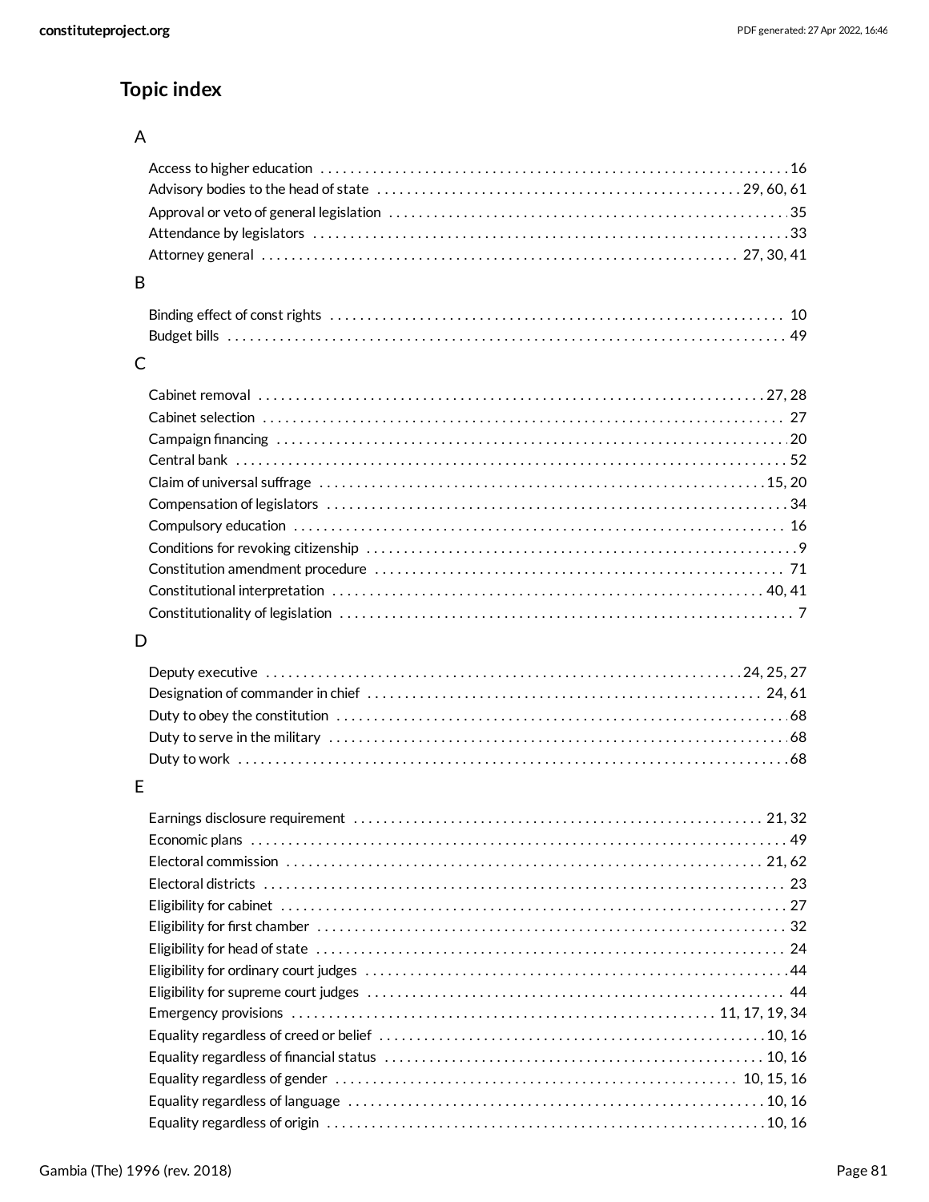## Topic index

### A

- Access to higher education . . . 16
- Advisory bodies to the head of state . . . 29, 60, 61
- Approval or veto of general legislation . . . 35
- Attendance by legislators . . . 33
- Attorney general . . . 27, 30, 41

### B

- Binding effect of const rights . . . 10
- Budget bills . . . 49

### C

- Cabinet removal . . . 27, 28
- Cabinet selection . . . 27
- Campaign financing . . . 20
- Central bank . . . 52
- Claim of universal suffrage . . . 15, 20
- Compensation of legislators . . . 34
- Compulsory education . . . 16
- Conditions for revoking citizenship . . . 9
- Constitution amendment procedure . . . 71
- Constitutional interpretation . . . 40, 41
- Constitutionality of legislation . . . 7

### D

- Deputy executive . . . 24, 25, 27
- Designation of commander in chief . . . 24, 61
- Duty to obey the constitution . . . 68
- Duty to serve in the military . . . 68
- Duty to work . . . 68

### E

- Earnings disclosure requirement . . . 21, 32
- Economic plans . . . 49
- Electoral commission . . . 21, 62
- Electoral districts . . . 23
- Eligibility for cabinet . . . 27
- Eligibility for first chamber . . . 32
- Eligibility for head of state . . . 24
- Eligibility for ordinary court judges . . . 44
- Eligibility for supreme court judges . . . 44
- Emergency provisions . . . 11, 17, 19, 34
- Equality regardless of creed or belief . . . 10, 16
- Equality regardless of financial status . . . 10, 16
- Equality regardless of gender . . . 10, 15, 16
- Equality regardless of language . . . 10, 16
- Equality regardless of origin . . . 10, 16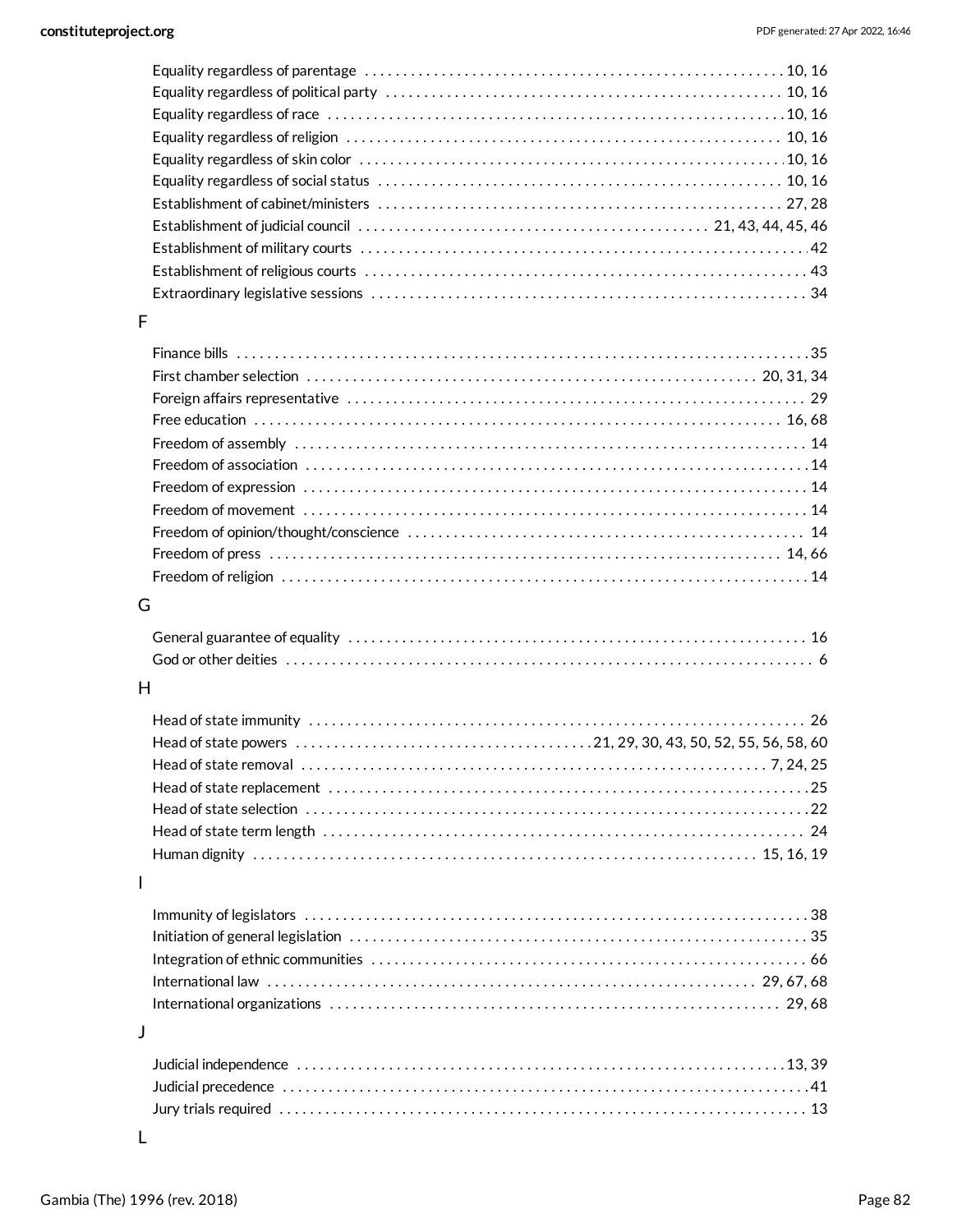Equality regardless of parentage . . . . . . . . . . 10, 16
Equality regardless of political party . . . . . . . . . . 10, 16
Equality regardless of race . . . . . . . . . . 10, 16
Equality regardless of religion . . . . . . . . . . 10, 16
Equality regardless of skin color . . . . . . . . . . 10, 16
Equality regardless of social status . . . . . . . . . . 10, 16
Establishment of cabinet/ministers . . . . . . . . . . 27, 28
Establishment of judicial council . . . . . . . . . . 21, 43, 44, 45, 46
Establishment of military courts . . . . . . . . . . 42
Establishment of religious courts . . . . . . . . . . 43
Extraordinary legislative sessions . . . . . . . . . . 34

## F

Finance bills . . . . . . . . . . 35
First chamber selection . . . . . . . . . . 20, 31, 34
Foreign affairs representative . . . . . . . . . . 29
Free education . . . . . . . . . . 16, 68
Freedom of assembly . . . . . . . . . . 14
Freedom of association . . . . . . . . . . 14
Freedom of expression . . . . . . . . . . 14
Freedom of movement . . . . . . . . . . 14
Freedom of opinion/thought/conscience . . . . . . . . . . 14
Freedom of press . . . . . . . . . . 14, 66
Freedom of religion . . . . . . . . . . 14

## G

General guarantee of equality . . . . . . . . . . 16
God or other deities . . . . . . . . . . 6

## H

Head of state immunity . . . . . . . . . . 26
Head of state powers . . . . . . . . . . 21, 29, 30, 43, 50, 52, 55, 56, 58, 60
Head of state removal . . . . . . . . . . 7, 24, 25
Head of state replacement . . . . . . . . . . 25
Head of state selection . . . . . . . . . . 22
Head of state term length . . . . . . . . . . 24
Human dignity . . . . . . . . . . 15, 16, 19

## I

Immunity of legislators . . . . . . . . . . 38
Initiation of general legislation . . . . . . . . . . 35
Integration of ethnic communities . . . . . . . . . . 66
International law . . . . . . . . . . 29, 67, 68
International organizations . . . . . . . . . . 29, 68

## J

Judicial independence . . . . . . . . . . 13, 39
Judicial precedence . . . . . . . . . . 41
Jury trials required . . . . . . . . . . 13

## L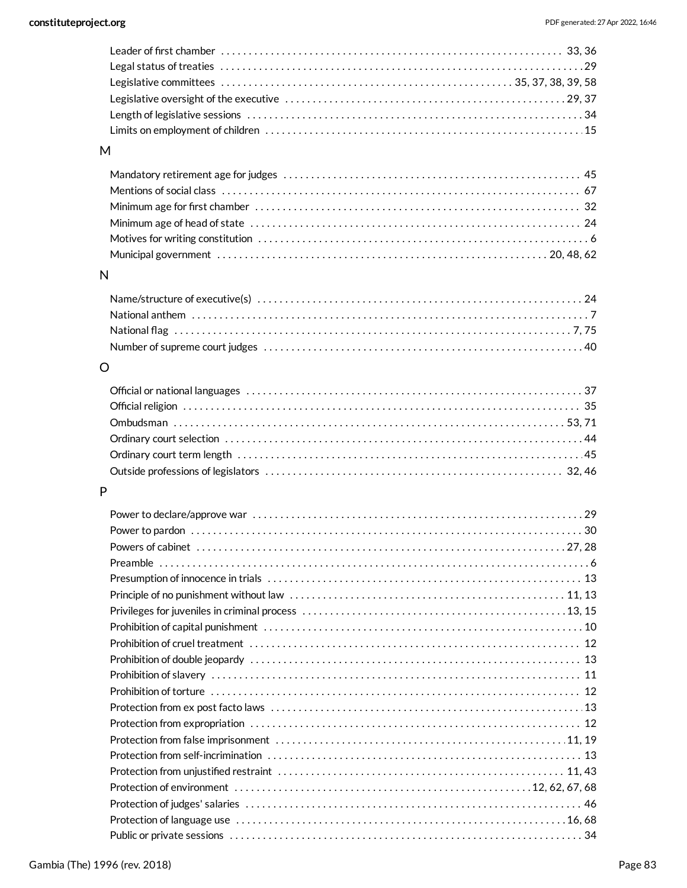Leader of first chamber . . . . . . . . . . . . . . . . . . . . . . . . . . . . . . . . . . . . . . . . . . . . . . . . . . . . . . . . . . . . . . 33, 36
Legal status of treaties . . . . . . . . . . . . . . . . . . . . . . . . . . . . . . . . . . . . . . . . . . . . . . . . . . . . . . . . . . . . . . . . 29
Legislative committees . . . . . . . . . . . . . . . . . . . . . . . . . . . . . . . . . . . . . . . . . . . . . . . . . . . 35, 37, 38, 39, 58
Legislative oversight of the executive . . . . . . . . . . . . . . . . . . . . . . . . . . . . . . . . . . . . . . . . . . . . . . . . . . 29, 37
Length of legislative sessions . . . . . . . . . . . . . . . . . . . . . . . . . . . . . . . . . . . . . . . . . . . . . . . . . . . . . . . . . . . 34
Limits on employment of children . . . . . . . . . . . . . . . . . . . . . . . . . . . . . . . . . . . . . . . . . . . . . . . . . . . . . . . 15

## M

Mandatory retirement age for judges . . . . . . . . . . . . . . . . . . . . . . . . . . . . . . . . . . . . . . . . . . . . . . . . . . . . 45
Mentions of social class . . . . . . . . . . . . . . . . . . . . . . . . . . . . . . . . . . . . . . . . . . . . . . . . . . . . . . . . . . . . . . 67
Minimum age for first chamber . . . . . . . . . . . . . . . . . . . . . . . . . . . . . . . . . . . . . . . . . . . . . . . . . . . . . . . . . 32
Minimum age of head of state . . . . . . . . . . . . . . . . . . . . . . . . . . . . . . . . . . . . . . . . . . . . . . . . . . . . . . . . . . 24
Motives for writing constitution . . . . . . . . . . . . . . . . . . . . . . . . . . . . . . . . . . . . . . . . . . . . . . . . . . . . . . . . . . 6
Municipal government . . . . . . . . . . . . . . . . . . . . . . . . . . . . . . . . . . . . . . . . . . . . . . . . . . . . . . . . . 20, 48, 62

## N

Name/structure of executive(s) . . . . . . . . . . . . . . . . . . . . . . . . . . . . . . . . . . . . . . . . . . . . . . . . . . . . . . . . . 24
National anthem . . . . . . . . . . . . . . . . . . . . . . . . . . . . . . . . . . . . . . . . . . . . . . . . . . . . . . . . . . . . . . . . . . . . . 7
National flag . . . . . . . . . . . . . . . . . . . . . . . . . . . . . . . . . . . . . . . . . . . . . . . . . . . . . . . . . . . . . . . . . . . . 7, 75
Number of supreme court judges . . . . . . . . . . . . . . . . . . . . . . . . . . . . . . . . . . . . . . . . . . . . . . . . . . . . . . . . 40

## O

Official or national languages . . . . . . . . . . . . . . . . . . . . . . . . . . . . . . . . . . . . . . . . . . . . . . . . . . . . . . . . . . 37
Official religion . . . . . . . . . . . . . . . . . . . . . . . . . . . . . . . . . . . . . . . . . . . . . . . . . . . . . . . . . . . . . . . . . . . . . 35
Ombudsman . . . . . . . . . . . . . . . . . . . . . . . . . . . . . . . . . . . . . . . . . . . . . . . . . . . . . . . . . . . . . . . . . . . 53, 71
Ordinary court selection . . . . . . . . . . . . . . . . . . . . . . . . . . . . . . . . . . . . . . . . . . . . . . . . . . . . . . . . . . . . . . 44
Ordinary court term length . . . . . . . . . . . . . . . . . . . . . . . . . . . . . . . . . . . . . . . . . . . . . . . . . . . . . . . . . . . . 45
Outside professions of legislators . . . . . . . . . . . . . . . . . . . . . . . . . . . . . . . . . . . . . . . . . . . . . . . . . . . . 32, 46

## P

Power to declare/approve war . . . . . . . . . . . . . . . . . . . . . . . . . . . . . . . . . . . . . . . . . . . . . . . . . . . . . . . . . . 29
Power to pardon . . . . . . . . . . . . . . . . . . . . . . . . . . . . . . . . . . . . . . . . . . . . . . . . . . . . . . . . . . . . . . . . . . . . 30
Powers of cabinet . . . . . . . . . . . . . . . . . . . . . . . . . . . . . . . . . . . . . . . . . . . . . . . . . . . . . . . . . . . . . . . . 27, 28
Preamble . . . . . . . . . . . . . . . . . . . . . . . . . . . . . . . . . . . . . . . . . . . . . . . . . . . . . . . . . . . . . . . . . . . . . . . . . . . 6
Presumption of innocence in trials . . . . . . . . . . . . . . . . . . . . . . . . . . . . . . . . . . . . . . . . . . . . . . . . . . . . . . . 13
Principle of no punishment without law . . . . . . . . . . . . . . . . . . . . . . . . . . . . . . . . . . . . . . . . . . . . . . . . 11, 13
Privileges for juveniles in criminal process . . . . . . . . . . . . . . . . . . . . . . . . . . . . . . . . . . . . . . . . . . . . . . 13, 15
Prohibition of capital punishment . . . . . . . . . . . . . . . . . . . . . . . . . . . . . . . . . . . . . . . . . . . . . . . . . . . . . . . 10
Prohibition of cruel treatment . . . . . . . . . . . . . . . . . . . . . . . . . . . . . . . . . . . . . . . . . . . . . . . . . . . . . . . . . . 12
Prohibition of double jeopardy . . . . . . . . . . . . . . . . . . . . . . . . . . . . . . . . . . . . . . . . . . . . . . . . . . . . . . . . . 13
Prohibition of slavery . . . . . . . . . . . . . . . . . . . . . . . . . . . . . . . . . . . . . . . . . . . . . . . . . . . . . . . . . . . . . . . . 11
Prohibition of torture . . . . . . . . . . . . . . . . . . . . . . . . . . . . . . . . . . . . . . . . . . . . . . . . . . . . . . . . . . . . . . . . 12
Protection from ex post facto laws . . . . . . . . . . . . . . . . . . . . . . . . . . . . . . . . . . . . . . . . . . . . . . . . . . . . . . 13
Protection from expropriation . . . . . . . . . . . . . . . . . . . . . . . . . . . . . . . . . . . . . . . . . . . . . . . . . . . . . . . . . . 12
Protection from false imprisonment . . . . . . . . . . . . . . . . . . . . . . . . . . . . . . . . . . . . . . . . . . . . . . . . . . . 11, 19
Protection from self-incrimination . . . . . . . . . . . . . . . . . . . . . . . . . . . . . . . . . . . . . . . . . . . . . . . . . . . . . . . 13
Protection from unjustified restraint . . . . . . . . . . . . . . . . . . . . . . . . . . . . . . . . . . . . . . . . . . . . . . . . . . . 11, 43
Protection of environment . . . . . . . . . . . . . . . . . . . . . . . . . . . . . . . . . . . . . . . . . . . . . . . . . . . . 12, 62, 67, 68
Protection of judges' salaries . . . . . . . . . . . . . . . . . . . . . . . . . . . . . . . . . . . . . . . . . . . . . . . . . . . . . . . . . . 46
Protection of language use . . . . . . . . . . . . . . . . . . . . . . . . . . . . . . . . . . . . . . . . . . . . . . . . . . . . . . . . . 16, 68
Public or private sessions . . . . . . . . . . . . . . . . . . . . . . . . . . . . . . . . . . . . . . . . . . . . . . . . . . . . . . . . . . . . . 34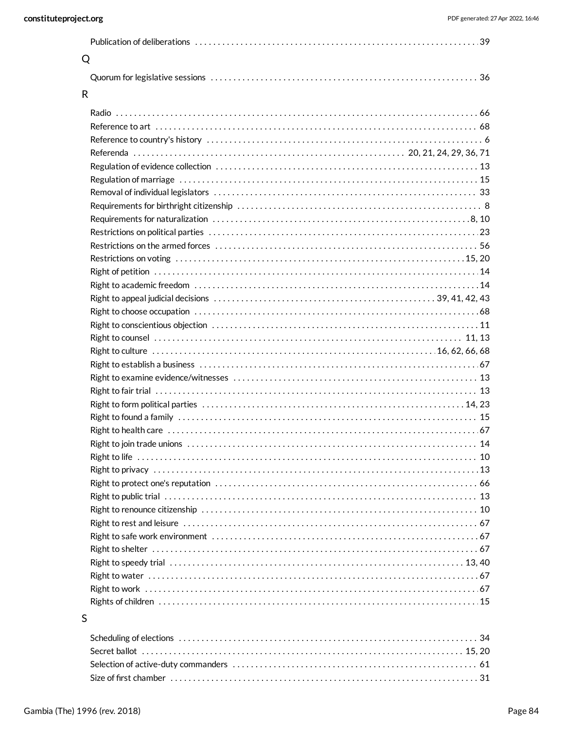Publication of deliberations . . . . . . . . . . 39

Q

Quorum for legislative sessions . . . . . . . . . . 36

R

Radio . . . . . . . . . . 66

Reference to art . . . . . . . . . . 68

Reference to country's history . . . . . . . . . . 6

Referenda . . . . . . . . . . 20, 21, 24, 29, 36, 71

Regulation of evidence collection . . . . . . . . . . 13

Regulation of marriage . . . . . . . . . . 15

Removal of individual legislators . . . . . . . . . . 33

Requirements for birthright citizenship . . . . . . . . . . 8

Requirements for naturalization . . . . . . . . . . 8, 10

Restrictions on political parties . . . . . . . . . . 23

Restrictions on the armed forces . . . . . . . . . . 56

Restrictions on voting . . . . . . . . . . 15, 20

Right of petition . . . . . . . . . . 14

Right to academic freedom . . . . . . . . . . 14

Right to appeal judicial decisions . . . . . . . . . . 39, 41, 42, 43

Right to choose occupation . . . . . . . . . . 68

Right to conscientious objection . . . . . . . . . . 11

Right to counsel . . . . . . . . . . 11, 13

Right to culture . . . . . . . . . . 16, 62, 66, 68

Right to establish a business . . . . . . . . . . 67

Right to examine evidence/witnesses . . . . . . . . . . 13

Right to fair trial . . . . . . . . . . 13

Right to form political parties . . . . . . . . . . 14, 23

Right to found a family . . . . . . . . . . 15

Right to health care . . . . . . . . . . 67

Right to join trade unions . . . . . . . . . . 14

Right to life . . . . . . . . . . 10

Right to privacy . . . . . . . . . . 13

Right to protect one's reputation . . . . . . . . . . 66

Right to public trial . . . . . . . . . . 13

Right to renounce citizenship . . . . . . . . . . 10

Right to rest and leisure . . . . . . . . . . 67

Right to safe work environment . . . . . . . . . . 67

Right to shelter . . . . . . . . . . 67

Right to speedy trial . . . . . . . . . . 13, 40

Right to water . . . . . . . . . . 67

Right to work . . . . . . . . . . 67

Rights of children . . . . . . . . . . 15

S

Scheduling of elections . . . . . . . . . . 34

Secret ballot . . . . . . . . . . 15, 20

Selection of active-duty commanders . . . . . . . . . . 61

Size of first chamber . . . . . . . . . . 31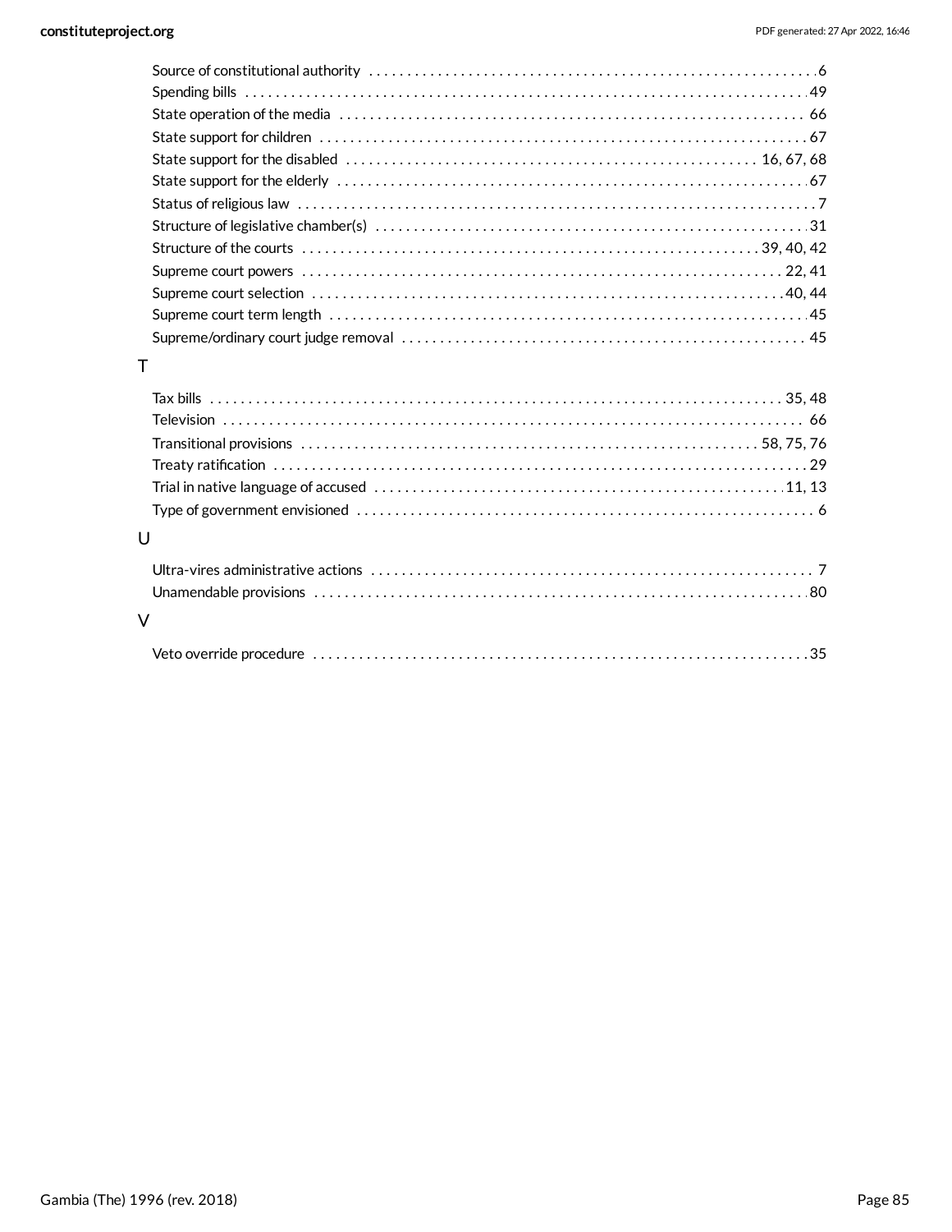Source of constitutional authority . . . . . . . . . . 6
Spending bills . . . . . . . . . . 49
State operation of the media . . . . . . . . . . 66
State support for children . . . . . . . . . . 67
State support for the disabled . . . . . . . . . . 16, 67, 68
State support for the elderly . . . . . . . . . . 67
Status of religious law . . . . . . . . . . 7
Structure of legislative chamber(s) . . . . . . . . . . 31
Structure of the courts . . . . . . . . . . 39, 40, 42
Supreme court powers . . . . . . . . . . 22, 41
Supreme court selection . . . . . . . . . . 40, 44
Supreme court term length . . . . . . . . . . 45
Supreme/ordinary court judge removal . . . . . . . . . . 45

## T

Tax bills . . . . . . . . . . 35, 48
Television . . . . . . . . . . 66
Transitional provisions . . . . . . . . . . 58, 75, 76
Treaty ratification . . . . . . . . . . 29
Trial in native language of accused . . . . . . . . . . 11, 13
Type of government envisioned . . . . . . . . . . 6

## U

Ultra-vires administrative actions . . . . . . . . . . 7
Unamendable provisions . . . . . . . . . . 80

## V

Veto override procedure . . . . . . . . . . 35